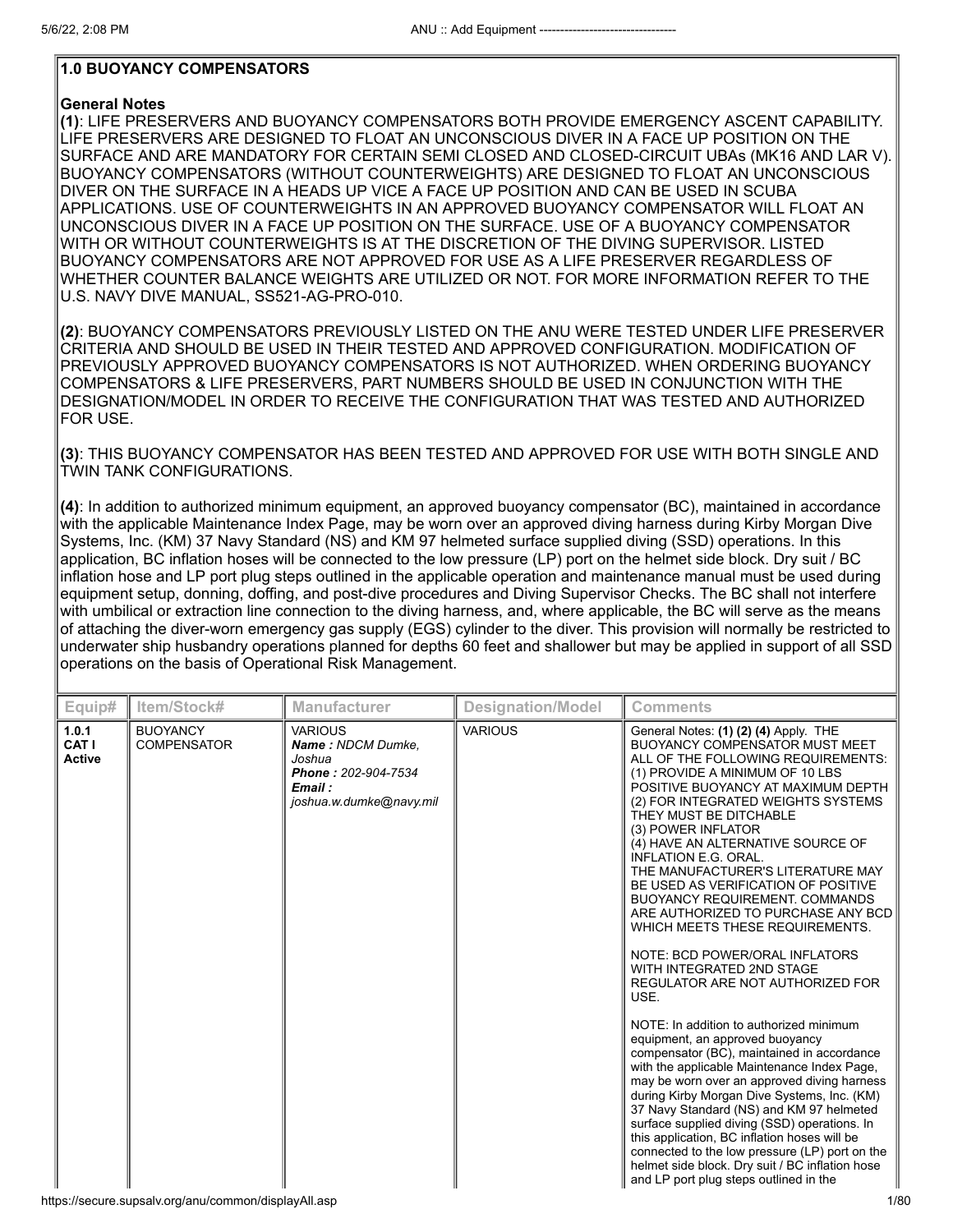## 1.0 BUOYANCY COMPENSATORS

**General Notes**

**(1)**: LIFE PRESERVERS AND BUOYANCY COMPENSATORS BOTH PROVIDE EMERGENCY ASCENT CAPABILITY. LIFE PRESERVERS ARE DESIGNED TO FLOAT AN UNCONSCIOUS DIVER IN A FACE UP POSITION ON THE SURFACE AND ARE MANDATORY FOR CERTAIN SEMI CLOSED AND CLOSED-CIRCUIT UBAs (MK16 AND LAR V). BUOYANCY COMPENSATORS (WITHOUT COUNTERWEIGHTS) ARE DESIGNED TO FLOAT AN UNCONSCIOUS DIVER ON THE SURFACE IN A HEADS UP VICE A FACE UP POSITION AND CAN BE USED IN SCUBA APPLICATIONS. USE OF COUNTERWEIGHTS IN AN APPROVED BUOYANCY COMPENSATOR WILL FLOAT AN UNCONSCIOUS DIVER IN A FACE UP POSITION ON THE SURFACE. USE OF A BUOYANCY COMPENSATOR WITH OR WITHOUT COUNTERWEIGHTS IS AT THE DISCRETION OF THE DIVING SUPERVISOR. LISTED BUOYANCY COMPENSATORS ARE NOT APPROVED FOR USE AS A LIFE PRESERVER REGARDLESS OF WHETHER COUNTER BALANCE WEIGHTS ARE UTILIZED OR NOT. FOR MORE INFORMATION REFER TO THE U.S. NAVY DIVE MANUAL, SS521-AG-PRO-010.

**(2)**: BUOYANCY COMPENSATORS PREVIOUSLY LISTED ON THE ANU WERE TESTED UNDER LIFE PRESERVER CRITERIA AND SHOULD BE USED IN THEIR TESTED AND APPROVED CONFIGURATION. MODIFICATION OF PREVIOUSLY APPROVED BUOYANCY COMPENSATORS IS NOT AUTHORIZED. WHEN ORDERING BUOYANCY COMPENSATORS & LIFE PRESERVERS, PART NUMBERS SHOULD BE USED IN CONJUNCTION WITH THE DESIGNATION/MODEL IN ORDER TO RECEIVE THE CONFIGURATION THAT WAS TESTED AND AUTHORIZED FOR USE.

**(3)**: THIS BUOYANCY COMPENSATOR HAS BEEN TESTED AND APPROVED FOR USE WITH BOTH SINGLE AND TWIN TANK CONFIGURATIONS.

**(4)**: In addition to authorized minimum equipment, an approved buoyancy compensator (BC), maintained in accordance with the applicable Maintenance Index Page, may be worn over an approved diving harness during Kirby Morgan Dive Systems, Inc. (KM) 37 Navy Standard (NS) and KM 97 helmeted surface supplied diving (SSD) operations. In this application, BC inflation hoses will be connected to the low pressure (LP) port on the helmet side block. Dry suit / BC inflation hose and LP port plug steps outlined in the applicable operation and maintenance manual must be used during equipment setup, donning, doffing, and post-dive procedures and Diving Supervisor Checks. The BC shall not interfere with umbilical or extraction line connection to the diving harness, and, where applicable, the BC will serve as the means of attaching the diver-worn emergency gas supply (EGS) cylinder to the diver. This provision will normally be restricted to underwater ship husbandry operations planned for depths 60 feet and shallower but may be applied in support of all SSD operations on the basis of Operational Risk Management.

| Equip# | Item/Stock# | Manufacturer | Designation/Model | Comments |
|---|---|---|---|---|
| **1.0.1 CAT I Active** | BUOYANCY COMPENSATOR | VARIOUS *Name : NDCM Dumke, Joshua* *Phone : 202-904-7534* *Email : joshua.w.dumke@navy.mil* | VARIOUS | General Notes: **(1) (2) (4)** Apply. THE BUOYANCY COMPENSATOR MUST MEET ALL OF THE FOLLOWING REQUIREMENTS: (1) PROVIDE A MINIMUM OF 10 LBS POSITIVE BUOYANCY AT MAXIMUM DEPTH (2) FOR INTEGRATED WEIGHTS SYSTEMS THEY MUST BE DITCHABLE (3) POWER INFLATOR (4) HAVE AN ALTERNATIVE SOURCE OF INFLATION E.G. ORAL. THE MANUFACTURER'S LITERATURE MAY BE USED AS VERIFICATION OF POSITIVE BUOYANCY REQUIREMENT. COMMANDS ARE AUTHORIZED TO PURCHASE ANY BCD WHICH MEETS THESE REQUIREMENTS. <br><br> NOTE: BCD POWER/ORAL INFLATORS WITH INTEGRATED 2ND STAGE REGULATOR ARE NOT AUTHORIZED FOR USE. <br><br> NOTE: In addition to authorized minimum equipment, an approved buoyancy compensator (BC), maintained in accordance with the applicable Maintenance Index Page, may be worn over an approved diving harness during Kirby Morgan Dive Systems, Inc. (KM) 37 Navy Standard (NS) and KM 97 helmeted surface supplied diving (SSD) operations. In this application, BC inflation hoses will be connected to the low pressure (LP) port on the helmet side block. Dry suit / BC inflation hose and LP port plug steps outlined in the |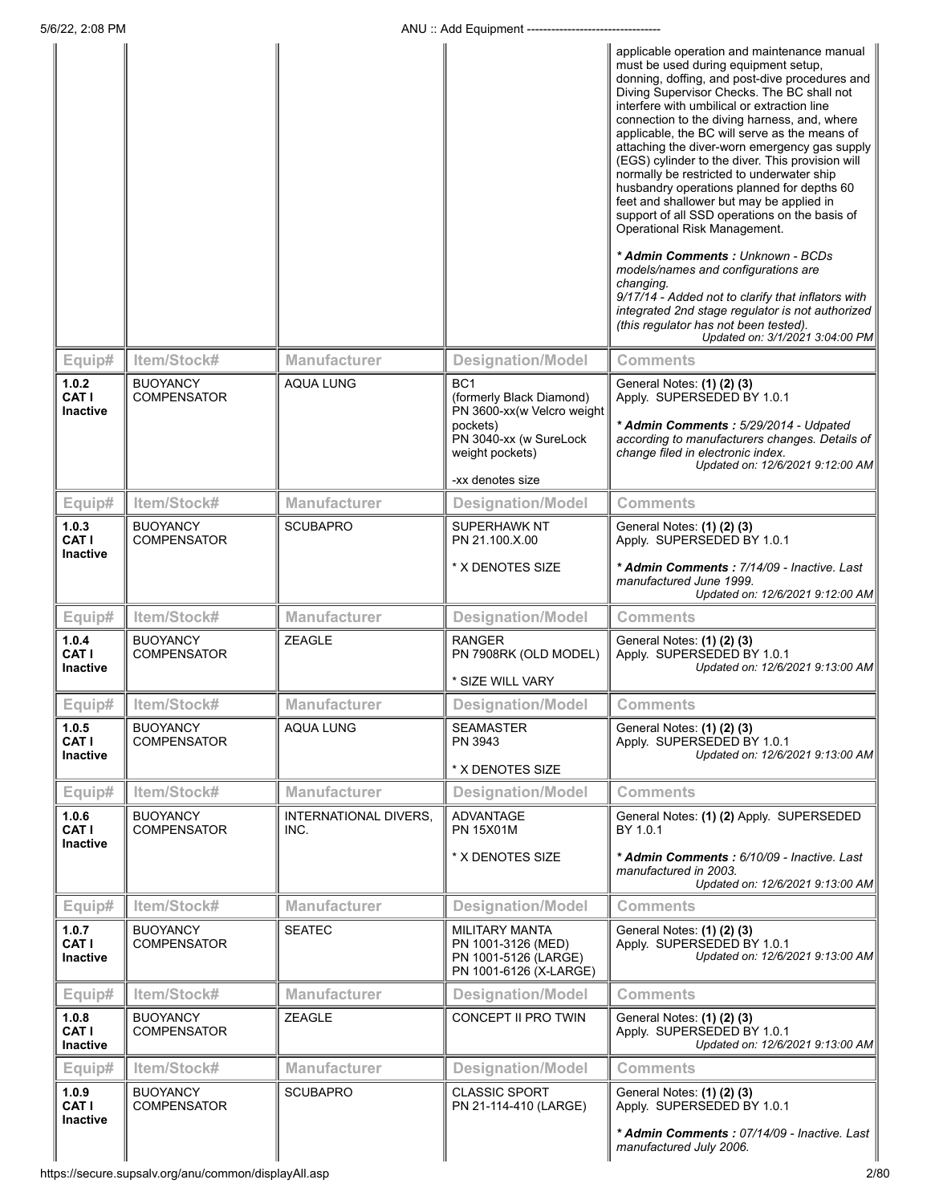| | | | | applicable operation and maintenance manual must be used during equipment setup, donning, doffing, and post-dive procedures and Diving Supervisor Checks. The BC shall not interfere with umbilical or extraction line connection to the diving harness, and, where applicable, the BC will serve as the means of attaching the diver-worn emergency gas supply (EGS) cylinder to the diver. This provision will normally be restricted to underwater ship husbandry operations planned for depths 60 feet and shallower but may be applied in support of all SSD operations on the basis of Operational Risk Management.<br><br>*** Admin Comments :** *Unknown - BCDs models/names and configurations are changing.*<br>*9/17/14 - Added not to clarify that inflators with integrated 2nd stage regulator is not authorized (this regulator has not been tested).*<br>*Updated on: 3/1/2021 3:04:00 PM* |
|---|---|---|---|---|
| **Equip#** | **Item/Stock#** | **Manufacturer** | **Designation/Model** | **Comments** |
| **1.0.2 CAT I Inactive** | BUOYANCY COMPENSATOR | AQUA LUNG | BC1<br>(formerly Black Diamond)<br>PN 3600-xx(w Velcro weight pockets)<br>PN 3040-xx (w SureLock weight pockets)<br><br>-xx denotes size | General Notes: **(1) (2) (3)** Apply. SUPERSEDED BY 1.0.1<br><br>*** Admin Comments :** *5/29/2014 - Udpated according to manufacturers changes. Details of change filed in electronic index.*<br>*Updated on: 12/6/2021 9:12:00 AM* |
| **Equip#** | **Item/Stock#** | **Manufacturer** | **Designation/Model** | **Comments** |
| **1.0.3 CAT I Inactive** | BUOYANCY COMPENSATOR | SCUBAPRO | SUPERHAWK NT<br>PN 21.100.X.00<br><br>* X DENOTES SIZE | General Notes: **(1) (2) (3)** Apply. SUPERSEDED BY 1.0.1<br><br>*** Admin Comments :** *7/14/09 - Inactive. Last manufactured June 1999.*<br>*Updated on: 12/6/2021 9:12:00 AM* |
| **Equip#** | **Item/Stock#** | **Manufacturer** | **Designation/Model** | **Comments** |
| **1.0.4 CAT I Inactive** | BUOYANCY COMPENSATOR | ZEAGLE | RANGER<br>PN 7908RK (OLD MODEL)<br><br>* SIZE WILL VARY | General Notes: **(1) (2) (3)** Apply. SUPERSEDED BY 1.0.1<br>*Updated on: 12/6/2021 9:13:00 AM* |
| **Equip#** | **Item/Stock#** | **Manufacturer** | **Designation/Model** | **Comments** |
| **1.0.5 CAT I Inactive** | BUOYANCY COMPENSATOR | AQUA LUNG | SEAMASTER<br>PN 3943<br><br>* X DENOTES SIZE | General Notes: **(1) (2) (3)** Apply. SUPERSEDED BY 1.0.1<br>*Updated on: 12/6/2021 9:13:00 AM* |
| **Equip#** | **Item/Stock#** | **Manufacturer** | **Designation/Model** | **Comments** |
| **1.0.6 CAT I Inactive** | BUOYANCY COMPENSATOR | INTERNATIONAL DIVERS, INC. | ADVANTAGE<br>PN 15X01M<br><br>* X DENOTES SIZE | General Notes: **(1) (2)** Apply. SUPERSEDED BY 1.0.1<br><br>*** Admin Comments :** *6/10/09 - Inactive. Last manufactured in 2003.*<br>*Updated on: 12/6/2021 9:13:00 AM* |
| **Equip#** | **Item/Stock#** | **Manufacturer** | **Designation/Model** | **Comments** |
| **1.0.7 CAT I Inactive** | BUOYANCY COMPENSATOR | SEATEC | MILITARY MANTA<br>PN 1001-3126 (MED)<br>PN 1001-5126 (LARGE)<br>PN 1001-6126 (X-LARGE) | General Notes: **(1) (2) (3)** Apply. SUPERSEDED BY 1.0.1<br>*Updated on: 12/6/2021 9:13:00 AM* |
| **Equip#** | **Item/Stock#** | **Manufacturer** | **Designation/Model** | **Comments** |
| **1.0.8 CAT I Inactive** | BUOYANCY COMPENSATOR | ZEAGLE | CONCEPT II PRO TWIN | General Notes: **(1) (2) (3)** Apply. SUPERSEDED BY 1.0.1<br>*Updated on: 12/6/2021 9:13:00 AM* |
| **Equip#** | **Item/Stock#** | **Manufacturer** | **Designation/Model** | **Comments** |
| **1.0.9 CAT I Inactive** | BUOYANCY COMPENSATOR | SCUBAPRO | CLASSIC SPORT<br>PN 21-114-410 (LARGE) | General Notes: **(1) (2) (3)** Apply. SUPERSEDED BY 1.0.1<br><br>*** Admin Comments :** *07/14/09 - Inactive. Last manufactured July 2006.* |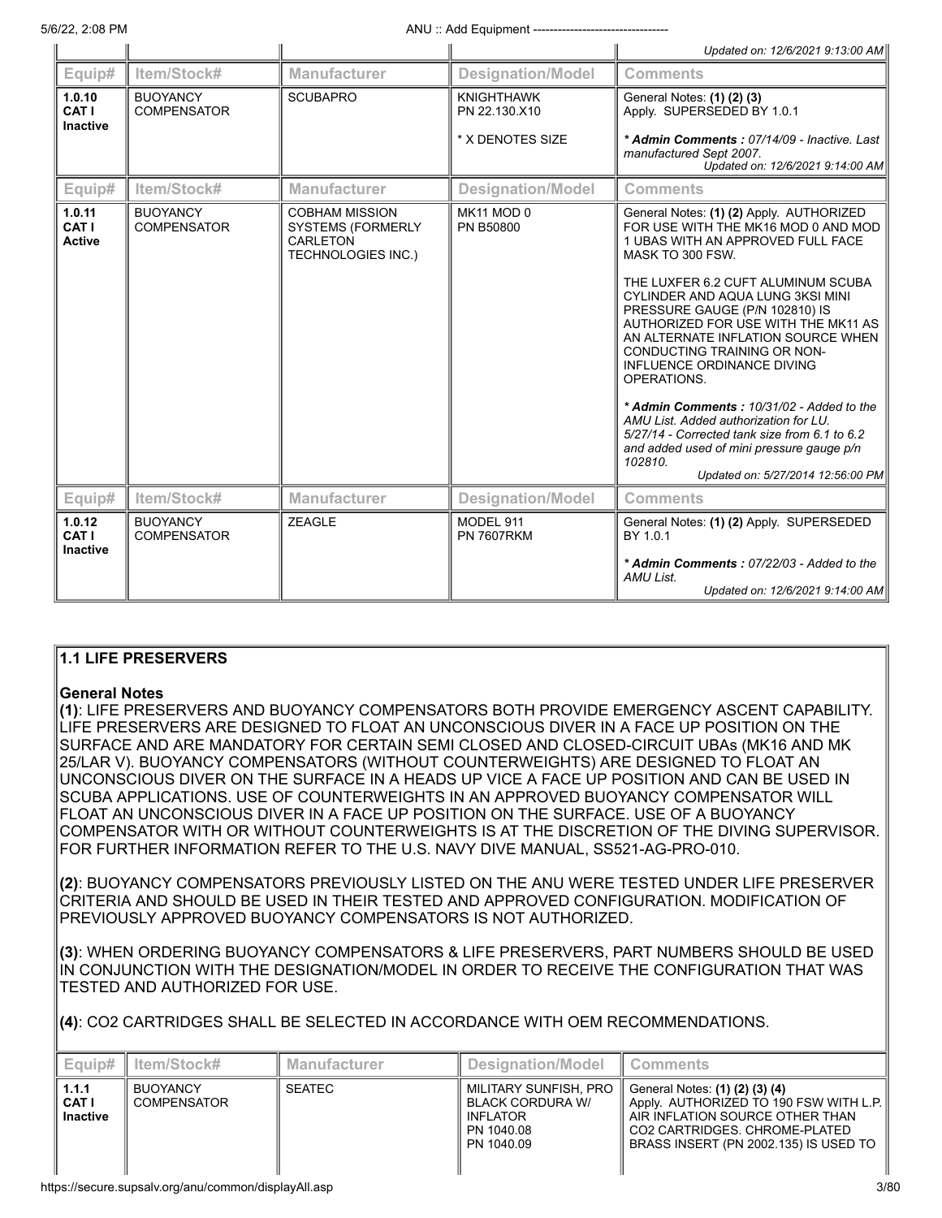| Equip# | Item/Stock# | Manufacturer | Designation/Model | Comments |
| --- | --- | --- | --- | --- |
| | | | | *Updated on: 12/6/2021 9:13:00 AM* |
| **1.0.10 CAT I Inactive** | BUOYANCY COMPENSATOR | SCUBAPRO | KNIGHTHAWK PN 22.130.X10<br><br>* X DENOTES SIZE | General Notes: **(1) (2) (3)** Apply. SUPERSEDED BY 1.0.1<br><br>*** Admin Comments :** *07/14/09 - Inactive. Last manufactured Sept 2007.*<br>*Updated on: 12/6/2021 9:14:00 AM* |

| Equip# | Item/Stock# | Manufacturer | Designation/Model | Comments |
| --- | --- | --- | --- | --- |
| **1.0.11 CAT I Active** | BUOYANCY COMPENSATOR | COBHAM MISSION SYSTEMS (FORMERLY CARLETON TECHNOLOGIES INC.) | MK11 MOD 0 PN B50800 | General Notes: **(1) (2)** Apply. AUTHORIZED FOR USE WITH THE MK16 MOD 0 AND MOD 1 UBAS WITH AN APPROVED FULL FACE MASK TO 300 FSW.<br><br>THE LUXFER 6.2 CUFT ALUMINUM SCUBA CYLINDER AND AQUA LUNG 3KSI MINI PRESSURE GAUGE (P/N 102810) IS AUTHORIZED FOR USE WITH THE MK11 AS AN ALTERNATE INFLATION SOURCE WHEN CONDUCTING TRAINING OR NON-INFLUENCE ORDINANCE DIVING OPERATIONS.<br><br>*** Admin Comments :** *10/31/02 - Added to the AMU List. Added authorization for LU. 5/27/14 - Corrected tank size from 6.1 to 6.2 and added used of mini pressure gauge p/n 102810.*<br>*Updated on: 5/27/2014 12:56:00 PM* |

| Equip# | Item/Stock# | Manufacturer | Designation/Model | Comments |
| --- | --- | --- | --- | --- |
| **1.0.12 CAT I Inactive** | BUOYANCY COMPENSATOR | ZEAGLE | MODEL 911 PN 7607RKM | General Notes: **(1) (2)** Apply. SUPERSEDED BY 1.0.1<br><br>*** Admin Comments :** *07/22/03 - Added to the AMU List.*<br>*Updated on: 12/6/2021 9:14:00 AM* |

## 1.1 LIFE PRESERVERS

**General Notes**

**(1)**: LIFE PRESERVERS AND BUOYANCY COMPENSATORS BOTH PROVIDE EMERGENCY ASCENT CAPABILITY. LIFE PRESERVERS ARE DESIGNED TO FLOAT AN UNCONSCIOUS DIVER IN A FACE UP POSITION ON THE SURFACE AND ARE MANDATORY FOR CERTAIN SEMI CLOSED AND CLOSED-CIRCUIT UBAs (MK16 AND MK 25/LAR V). BUOYANCY COMPENSATORS (WITHOUT COUNTERWEIGHTS) ARE DESIGNED TO FLOAT AN UNCONSCIOUS DIVER ON THE SURFACE IN A HEADS UP VICE A FACE UP POSITION AND CAN BE USED IN SCUBA APPLICATIONS. USE OF COUNTERWEIGHTS IN AN APPROVED BUOYANCY COMPENSATOR WILL FLOAT AN UNCONSCIOUS DIVER IN A FACE UP POSITION ON THE SURFACE. USE OF A BUOYANCY COMPENSATOR WITH OR WITHOUT COUNTERWEIGHTS IS AT THE DISCRETION OF THE DIVING SUPERVISOR. FOR FURTHER INFORMATION REFER TO THE U.S. NAVY DIVE MANUAL, SS521-AG-PRO-010.

**(2)**: BUOYANCY COMPENSATORS PREVIOUSLY LISTED ON THE ANU WERE TESTED UNDER LIFE PRESERVER CRITERIA AND SHOULD BE USED IN THEIR TESTED AND APPROVED CONFIGURATION. MODIFICATION OF PREVIOUSLY APPROVED BUOYANCY COMPENSATORS IS NOT AUTHORIZED.

**(3)**: WHEN ORDERING BUOYANCY COMPENSATORS & LIFE PRESERVERS, PART NUMBERS SHOULD BE USED IN CONJUNCTION WITH THE DESIGNATION/MODEL IN ORDER TO RECEIVE THE CONFIGURATION THAT WAS TESTED AND AUTHORIZED FOR USE.

**(4)**: CO2 CARTRIDGES SHALL BE SELECTED IN ACCORDANCE WITH OEM RECOMMENDATIONS.

| Equip# | Item/Stock# | Manufacturer | Designation/Model | Comments |
| --- | --- | --- | --- | --- |
| **1.1.1 CAT I Inactive** | BUOYANCY COMPENSATOR | SEATEC | MILITARY SUNFISH, PRO BLACK CORDURA W/ INFLATOR PN 1040.08 PN 1040.09 | General Notes: **(1) (2) (3) (4)** Apply. AUTHORIZED TO 190 FSW WITH L.P. AIR INFLATION SOURCE OTHER THAN CO2 CARTRIDGES. CHROME-PLATED BRASS INSERT (PN 2002.135) IS USED TO |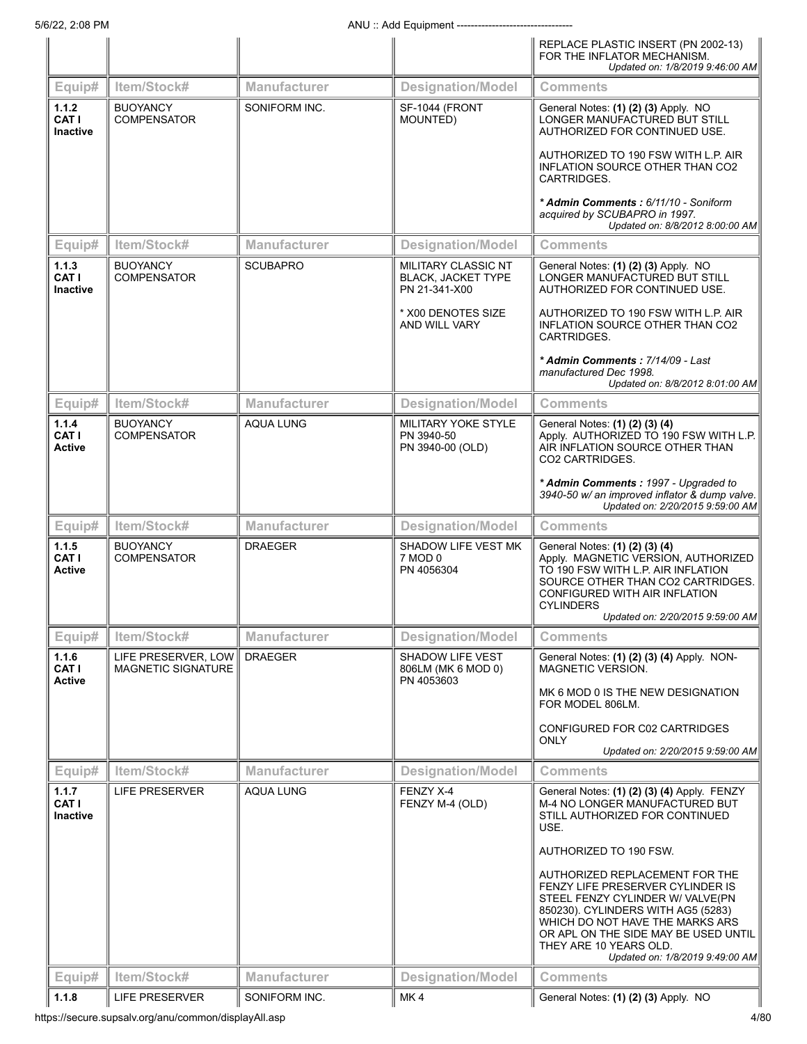| Equip# | Item/Stock# | Manufacturer | Designation/Model | Comments |
|---|---|---|---|---|
| | | | | REPLACE PLASTIC INSERT (PN 2002-13) FOR THE INFLATOR MECHANISM. *Updated on: 1/8/2019 9:46:00 AM* |
| **1.1.2 CAT I Inactive** | BUOYANCY COMPENSATOR | SONIFORM INC. | SF-1044 (FRONT MOUNTED) | General Notes: **(1) (2) (3)** Apply. NO LONGER MANUFACTURED BUT STILL AUTHORIZED FOR CONTINUED USE. <br><br> AUTHORIZED TO 190 FSW WITH L.P. AIR INFLATION SOURCE OTHER THAN CO2 CARTRIDGES. <br><br> ***\* Admin Comments :** 6/11/10 - Soniform acquired by SCUBAPRO in 1997.* <br> *Updated on: 8/8/2012 8:00:00 AM* |
| **1.1.3 CAT I Inactive** | BUOYANCY COMPENSATOR | SCUBAPRO | MILITARY CLASSIC NT BLACK, JACKET TYPE PN 21-341-X00 <br><br> * X00 DENOTES SIZE AND WILL VARY | General Notes: **(1) (2) (3)** Apply. NO LONGER MANUFACTURED BUT STILL AUTHORIZED FOR CONTINUED USE. <br><br> AUTHORIZED TO 190 FSW WITH L.P. AIR INFLATION SOURCE OTHER THAN CO2 CARTRIDGES. <br><br> ***\* Admin Comments :** 7/14/09 - Last manufactured Dec 1998.* <br> *Updated on: 8/8/2012 8:01:00 AM* |
| **1.1.4 CAT I Active** | BUOYANCY COMPENSATOR | AQUA LUNG | MILITARY YOKE STYLE PN 3940-50 PN 3940-00 (OLD) | General Notes: **(1) (2) (3) (4)** Apply. AUTHORIZED TO 190 FSW WITH L.P. AIR INFLATION SOURCE OTHER THAN CO2 CARTRIDGES. <br><br> ***\* Admin Comments :** 1997 - Upgraded to 3940-50 w/ an improved inflator & dump valve.* <br> *Updated on: 2/20/2015 9:59:00 AM* |
| **1.1.5 CAT I Active** | BUOYANCY COMPENSATOR | DRAEGER | SHADOW LIFE VEST MK 7 MOD 0 PN 4056304 | General Notes: **(1) (2) (3) (4)** Apply. MAGNETIC VERSION, AUTHORIZED TO 190 FSW WITH L.P. AIR INFLATION SOURCE OTHER THAN CO2 CARTRIDGES. CONFIGURED WITH AIR INFLATION CYLINDERS <br> *Updated on: 2/20/2015 9:59:00 AM* |
| **1.1.6 CAT I Active** | LIFE PRESERVER, LOW MAGNETIC SIGNATURE | DRAEGER | SHADOW LIFE VEST 806LM (MK 6 MOD 0) PN 4053603 | General Notes: **(1) (2) (3) (4)** Apply. NON-MAGNETIC VERSION. <br><br> MK 6 MOD 0 IS THE NEW DESIGNATION FOR MODEL 806LM. <br><br> CONFIGURED FOR C02 CARTRIDGES ONLY <br> *Updated on: 2/20/2015 9:59:00 AM* |
| **1.1.7 CAT I Inactive** | LIFE PRESERVER | AQUA LUNG | FENZY X-4 FENZY M-4 (OLD) | General Notes: **(1) (2) (3) (4)** Apply. FENZY M-4 NO LONGER MANUFACTURED BUT STILL AUTHORIZED FOR CONTINUED USE. <br><br> AUTHORIZED TO 190 FSW. <br><br> AUTHORIZED REPLACEMENT FOR THE FENZY LIFE PRESERVER CYLINDER IS STEEL FENZY CYLINDER W/ VALVE(PN 850230). CYLINDERS WITH AG5 (5283) WHICH DO NOT HAVE THE MARKS ARS OR APL ON THE SIDE MAY BE USED UNTIL THEY ARE 10 YEARS OLD. <br> *Updated on: 1/8/2019 9:49:00 AM* |
| **1.1.8** | LIFE PRESERVER | SONIFORM INC. | MK 4 | General Notes: **(1) (2) (3)** Apply. NO |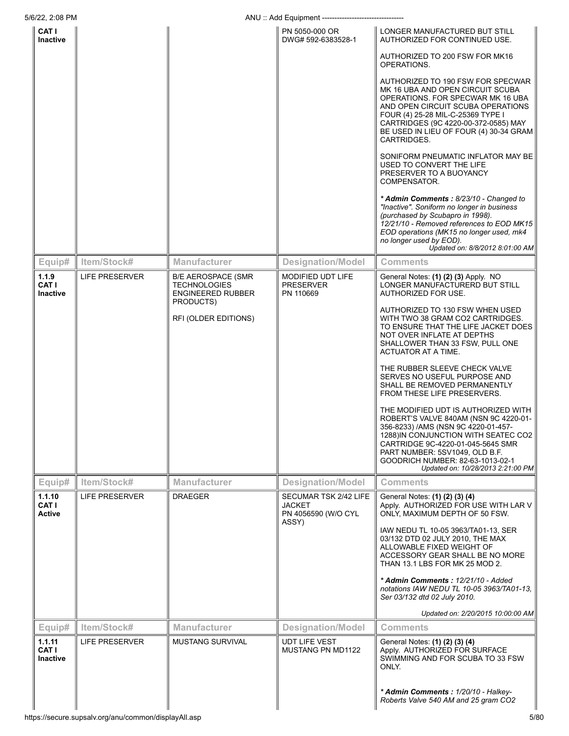| Equip# | Item/Stock# | Manufacturer | Designation/Model | Comments |
|---|---|---|---|---|
| CAT I Inactive | | | PN 5050-000 OR DWG# 592-6383528-1 | LONGER MANUFACTURED BUT STILL AUTHORIZED FOR CONTINUED USE.<br><br>AUTHORIZED TO 200 FSW FOR MK16 OPERATIONS.<br><br>AUTHORIZED TO 190 FSW FOR SPECWAR MK 16 UBA AND OPEN CIRCUIT SCUBA OPERATIONS. FOR SPECWAR MK 16 UBA AND OPEN CIRCUIT SCUBA OPERATIONS FOUR (4) 25-28 MIL-C-25369 TYPE I CARTRIDGES (9C 4220-00-372-0585) MAY BE USED IN LIEU OF FOUR (4) 30-34 GRAM CARTRIDGES.<br><br>SONIFORM PNEUMATIC INFLATOR MAY BE USED TO CONVERT THE LIFE PRESERVER TO A BUOYANCY COMPENSATOR.<br><br>*** Admin Comments :** *8/23/10 - Changed to "Inactive". Soniform no longer in business (purchased by Scubapro in 1998). 12/21/10 - Removed references to EOD MK15 EOD operations (MK15 no longer used, mk4 no longer used by EOD).*<br>*Updated on: 8/8/2012 8:01:00 AM* |

| Equip# | Item/Stock# | Manufacturer | Designation/Model | Comments |
|---|---|---|---|---|
| 1.1.9 CAT I Inactive | LIFE PRESERVER | B/E AEROSPACE (SMR TECHNOLOGIES ENGINEERED RUBBER PRODUCTS)<br><br>RFI (OLDER EDITIONS) | MODIFIED UDT LIFE PRESERVER PN 110669 | General Notes: **(1) (2) (3)** Apply. NO LONGER MANUFACTURERD BUT STILL AUTHORIZED FOR USE.<br><br>AUTHORIZED TO 130 FSW WHEN USED WITH TWO 38 GRAM CO2 CARTRIDGES. TO ENSURE THAT THE LIFE JACKET DOES NOT OVER INFLATE AT DEPTHS SHALLOWER THAN 33 FSW, PULL ONE ACTUATOR AT A TIME.<br><br>THE RUBBER SLEEVE CHECK VALVE SERVES NO USEFUL PURPOSE AND SHALL BE REMOVED PERMANENTLY FROM THESE LIFE PRESERVERS.<br><br>THE MODIFIED UDT IS AUTHORIZED WITH ROBERT'S VALVE 840AM (NSN 9C 4220-01-356-8233) /AMS (NSN 9C 4220-01-457-1288)IN CONJUNCTION WITH SEATEC CO2 CARTRIDGE 9C-4220-01-045-5645 SMR PART NUMBER: 5SV1049, OLD B.F. GOODRICH NUMBER: 82-63-1013-02-1<br>*Updated on: 10/28/2013 2:21:00 PM* |

| Equip# | Item/Stock# | Manufacturer | Designation/Model | Comments |
|---|---|---|---|---|
| 1.1.10 CAT I Active | LIFE PRESERVER | DRAEGER | SECUMAR TSK 2/42 LIFE JACKET PN 4056590 (W/O CYL ASSY) | General Notes: **(1) (2) (3) (4)** Apply. AUTHORIZED FOR USE WITH LAR V ONLY, MAXIMUM DEPTH OF 50 FSW.<br><br>IAW NEDU TL 10-05 3963/TA01-13, SER 03/132 DTD 02 JULY 2010, THE MAX ALLOWABLE FIXED WEIGHT OF ACCESSORY GEAR SHALL BE NO MORE THAN 13.1 LBS FOR MK 25 MOD 2.<br><br>*** Admin Comments :** *12/21/10 - Added notations IAW NEDU TL 10-05 3963/TA01-13, Ser 03/132 dtd 02 July 2010.*<br><br>*Updated on: 2/20/2015 10:00:00 AM* |

| Equip# | Item/Stock# | Manufacturer | Designation/Model | Comments |
|---|---|---|---|---|
| 1.1.11 CAT I Inactive | LIFE PRESERVER | MUSTANG SURVIVAL | UDT LIFE VEST MUSTANG PN MD1122 | General Notes: **(1) (2) (3) (4)** Apply. AUTHORIZED FOR SURFACE SWIMMING AND FOR SCUBA TO 33 FSW ONLY.<br><br>*** Admin Comments :** *1/20/10 - Halkey-Roberts Valve 540 AM and 25 gram CO2* |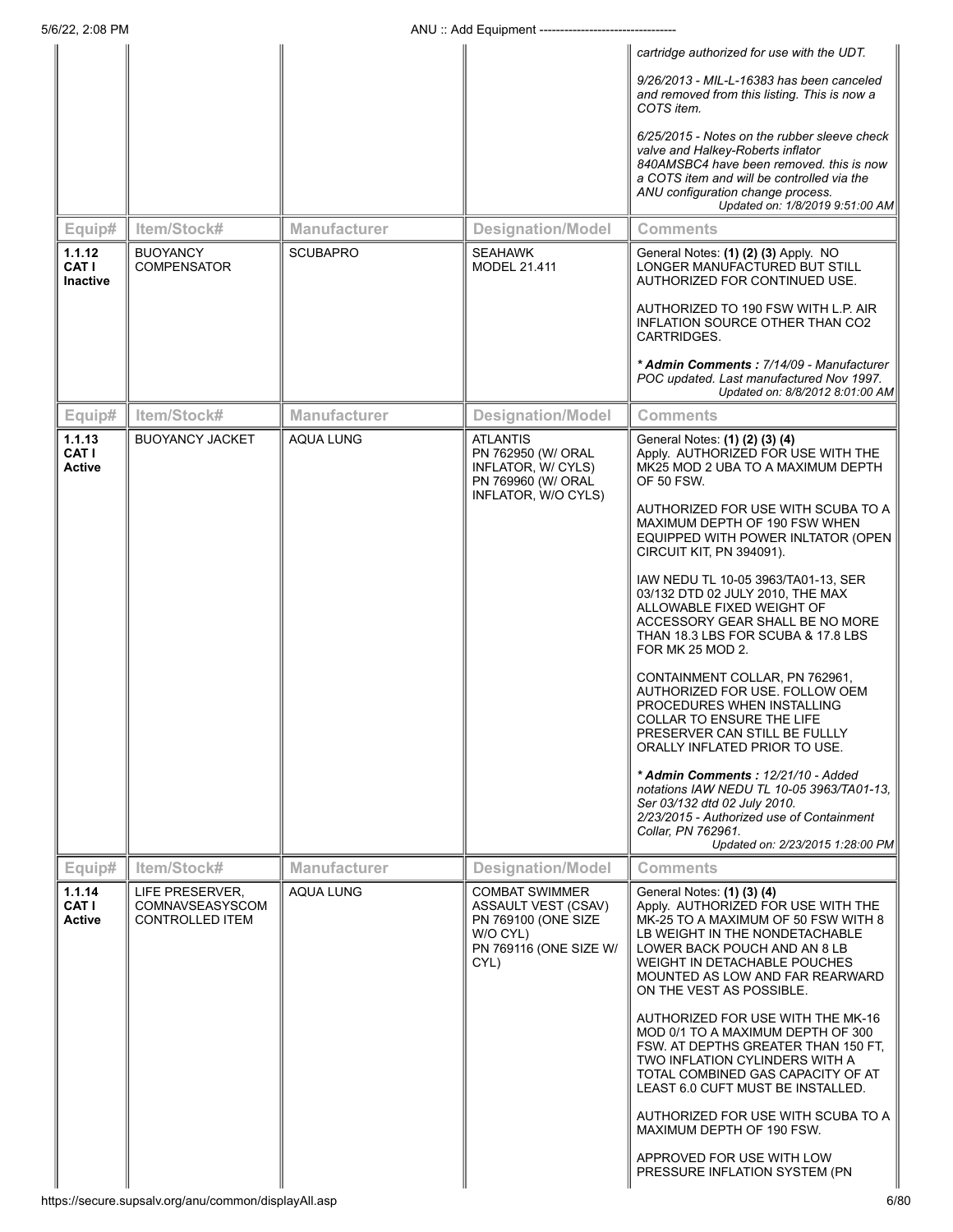| Equip# | Item/Stock# | Manufacturer | Designation/Model | Comments |
|---|---|---|---|---|
| | | | | *cartridge authorized for use with the UDT.*<br><br>*9/26/2013 - MIL-L-16383 has been canceled and removed from this listing. This is now a COTS item.*<br><br>*6/25/2015 - Notes on the rubber sleeve check valve and Halkey-Roberts inflator 840AMSBC4 have been removed. this is now a COTS item and will be controlled via the ANU configuration change process.*<br>*Updated on: 1/8/2019 9:51:00 AM* |
| **1.1.12 CAT I Inactive** | BUOYANCY COMPENSATOR | SCUBAPRO | SEAHAWK MODEL 21.411 | General Notes: **(1) (2) (3)** Apply. NO LONGER MANUFACTURED BUT STILL AUTHORIZED FOR CONTINUED USE.<br><br>AUTHORIZED TO 190 FSW WITH L.P. AIR INFLATION SOURCE OTHER THAN CO2 CARTRIDGES.<br><br>***Admin Comments :** 7/14/09 - Manufacturer POC updated. Last manufactured Nov 1997.*<br>*Updated on: 8/8/2012 8:01:00 AM* |
| **1.1.13 CAT I Active** | BUOYANCY JACKET | AQUA LUNG | ATLANTIS PN 762950 (W/ ORAL INFLATOR, W/ CYLS) PN 769960 (W/ ORAL INFLATOR, W/O CYLS) | General Notes: **(1) (2) (3) (4)** Apply. AUTHORIZED FOR USE WITH THE MK25 MOD 2 UBA TO A MAXIMUM DEPTH OF 50 FSW.<br><br>AUTHORIZED FOR USE WITH SCUBA TO A MAXIMUM DEPTH OF 190 FSW WHEN EQUIPPED WITH POWER INLTATOR (OPEN CIRCUIT KIT, PN 394091).<br><br>IAW NEDU TL 10-05 3963/TA01-13, SER 03/132 DTD 02 JULY 2010, THE MAX ALLOWABLE FIXED WEIGHT OF ACCESSORY GEAR SHALL BE NO MORE THAN 18.3 LBS FOR SCUBA & 17.8 LBS FOR MK 25 MOD 2.<br><br>CONTAINMENT COLLAR, PN 762961, AUTHORIZED FOR USE. FOLLOW OEM PROCEDURES WHEN INSTALLING COLLAR TO ENSURE THE LIFE PRESERVER CAN STILL BE FULLLY ORALLY INFLATED PRIOR TO USE.<br><br>***Admin Comments :** 12/21/10 - Added notations IAW NEDU TL 10-05 3963/TA01-13, Ser 03/132 dtd 02 July 2010.*<br>*2/23/2015 - Authorized use of Containment Collar, PN 762961.*<br>*Updated on: 2/23/2015 1:28:00 PM* |
| **1.1.14 CAT I Active** | LIFE PRESERVER, COMNAVSEASYSCOM CONTROLLED ITEM | AQUA LUNG | COMBAT SWIMMER ASSAULT VEST (CSAV) PN 769100 (ONE SIZE W/O CYL) PN 769116 (ONE SIZE W/ CYL) | General Notes: **(1) (3) (4)** Apply. AUTHORIZED FOR USE WITH THE MK-25 TO A MAXIMUM OF 50 FSW WITH 8 LB WEIGHT IN THE NONDETACHABLE LOWER BACK POUCH AND AN 8 LB WEIGHT IN DETACHABLE POUCHES MOUNTED AS LOW AND FAR REARWARD ON THE VEST AS POSSIBLE.<br><br>AUTHORIZED FOR USE WITH THE MK-16 MOD 0/1 TO A MAXIMUM DEPTH OF 300 FSW. AT DEPTHS GREATER THAN 150 FT, TWO INFLATION CYLINDERS WITH A TOTAL COMBINED GAS CAPACITY OF AT LEAST 6.0 CUFT MUST BE INSTALLED.<br><br>AUTHORIZED FOR USE WITH SCUBA TO A MAXIMUM DEPTH OF 190 FSW.<br><br>APPROVED FOR USE WITH LOW PRESSURE INFLATION SYSTEM (PN |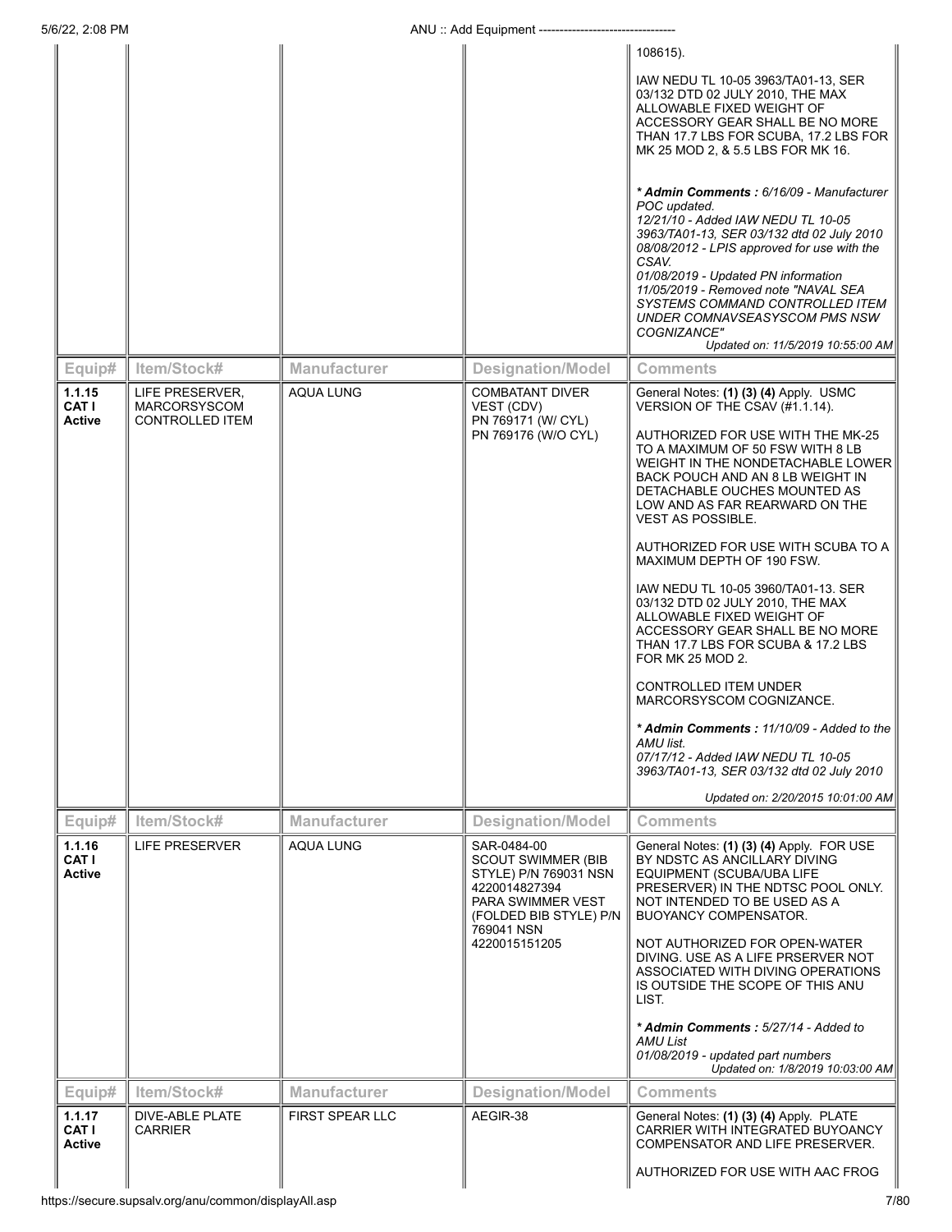| Equip# | Item/Stock# | Manufacturer | Designation/Model | Comments |
|---|---|---|---|---|
| | | | | 108615).<br><br>IAW NEDU TL 10-05 3963/TA01-13, SER 03/132 DTD 02 JULY 2010, THE MAX ALLOWABLE FIXED WEIGHT OF ACCESSORY GEAR SHALL BE NO MORE THAN 17.7 LBS FOR SCUBA, 17.2 LBS FOR MK 25 MOD 2, & 5.5 LBS FOR MK 16.<br><br>***Admin Comments :** 6/16/09 - Manufacturer POC updated.*<br>*12/21/10 - Added IAW NEDU TL 10-05 3963/TA01-13, SER 03/132 dtd 02 July 2010*<br>*08/08/2012 - LPIS approved for use with the CSAV.*<br>*01/08/2019 - Updated PN information*<br>*11/05/2019 - Removed note "NAVAL SEA SYSTEMS COMMAND CONTROLLED ITEM UNDER COMNAVSEASYSCOM PMS NSW COGNIZANCE"*<br>*Updated on: 11/5/2019 10:55:00 AM* |
| Equip# | Item/Stock# | Manufacturer | Designation/Model | Comments |
| **1.1.15 CAT I Active** | LIFE PRESERVER, MARCORSYSCOM CONTROLLED ITEM | AQUA LUNG | COMBATANT DIVER VEST (CDV)<br>PN 769171 (W/ CYL)<br>PN 769176 (W/O CYL) | General Notes: **(1) (3) (4)** Apply. USMC VERSION OF THE CSAV (#1.1.14).<br><br>AUTHORIZED FOR USE WITH THE MK-25 TO A MAXIMUM OF 50 FSW WITH 8 LB WEIGHT IN THE NONDETACHABLE LOWER BACK POUCH AND AN 8 LB WEIGHT IN DETACHABLE OUCHES MOUNTED AS LOW AND AS FAR REARWARD ON THE VEST AS POSSIBLE.<br><br>AUTHORIZED FOR USE WITH SCUBA TO A MAXIMUM DEPTH OF 190 FSW.<br><br>IAW NEDU TL 10-05 3960/TA01-13. SER 03/132 DTD 02 JULY 2010, THE MAX ALLOWABLE FIXED WEIGHT OF ACCESSORY GEAR SHALL BE NO MORE THAN 17.7 LBS FOR SCUBA & 17.2 LBS FOR MK 25 MOD 2.<br><br>CONTROLLED ITEM UNDER MARCORSYSCOM COGNIZANCE.<br><br>***Admin Comments :** 11/10/09 - Added to the AMU list.*<br>*07/17/12 - Added IAW NEDU TL 10-05 3963/TA01-13, SER 03/132 dtd 02 July 2010*<br><br>*Updated on: 2/20/2015 10:01:00 AM* |
| Equip# | Item/Stock# | Manufacturer | Designation/Model | Comments |
| **1.1.16 CAT I Active** | LIFE PRESERVER | AQUA LUNG | SAR-0484-00<br>SCOUT SWIMMER (BIB STYLE) P/N 769031 NSN 4220014827394<br>PARA SWIMMER VEST (FOLDED BIB STYLE) P/N 769041 NSN 4220015151205 | General Notes: **(1) (3) (4)** Apply. FOR USE BY NDSTC AS ANCILLARY DIVING EQUIPMENT (SCUBA/UBA LIFE PRESERVER) IN THE NDTSC POOL ONLY. NOT INTENDED TO BE USED AS A BUOYANCY COMPENSATOR.<br><br>NOT AUTHORIZED FOR OPEN-WATER DIVING. USE AS A LIFE PRSERVER NOT ASSOCIATED WITH DIVING OPERATIONS IS OUTSIDE THE SCOPE OF THIS ANU LIST.<br><br>***Admin Comments :** 5/27/14 - Added to AMU List*<br>*01/08/2019 - updated part numbers*<br>*Updated on: 1/8/2019 10:03:00 AM* |
| Equip# | Item/Stock# | Manufacturer | Designation/Model | Comments |
| **1.1.17 CAT I Active** | DIVE-ABLE PLATE CARRIER | FIRST SPEAR LLC | AEGIR-38 | General Notes: **(1) (3) (4)** Apply. PLATE CARRIER WITH INTEGRATED BUOYANCY COMPENSATOR AND LIFE PRESERVER.<br><br>AUTHORIZED FOR USE WITH AAC FROG |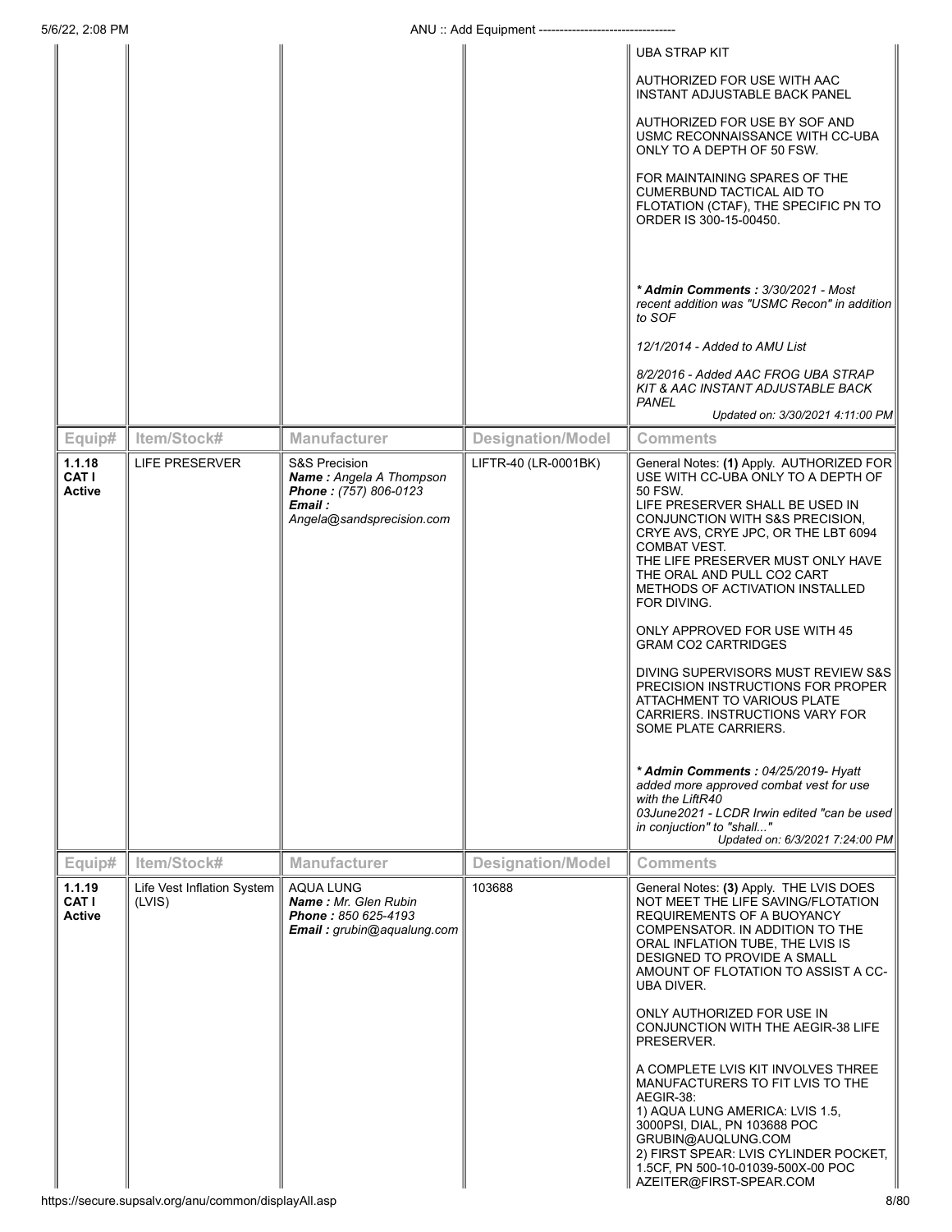| Equip# | Item/Stock# | Manufacturer | Designation/Model | Comments |
|---|---|---|---|---|
| | | | | UBA STRAP KIT<br><br>AUTHORIZED FOR USE WITH AAC INSTANT ADJUSTABLE BACK PANEL<br><br>AUTHORIZED FOR USE BY SOF AND USMC RECONNAISSANCE WITH CC-UBA ONLY TO A DEPTH OF 50 FSW.<br><br>FOR MAINTAINING SPARES OF THE CUMERBUND TACTICAL AID TO FLOTATION (CTAF), THE SPECIFIC PN TO ORDER IS 300-15-00450.<br><br>***Admin Comments :** 3/30/2021 - Most recent addition was "USMC Recon" in addition to SOF*<br><br>*12/1/2014 - Added to AMU List*<br><br>*8/2/2016 - Added AAC FROG UBA STRAP KIT & AAC INSTANT ADJUSTABLE BACK PANEL*<br>*Updated on: 3/30/2021 4:11:00 PM* |
| **Equip#** | **Item/Stock#** | **Manufacturer** | **Designation/Model** | **Comments** |
| **1.1.18 CAT I Active** | LIFE PRESERVER | S&S Precision<br>***Name :** Angela A Thompson*<br>***Phone :** (757) 806-0123*<br>***Email :** Angela@sandsprecision.com* | LIFTR-40 (LR-0001BK) | General Notes: **(1)** Apply. AUTHORIZED FOR USE WITH CC-UBA ONLY TO A DEPTH OF 50 FSW.<br>LIFE PRESERVER SHALL BE USED IN CONJUNCTION WITH S&S PRECISION, CRYE AVS, CRYE JPC, OR THE LBT 6094 COMBAT VEST.<br>THE LIFE PRESERVER MUST ONLY HAVE THE ORAL AND PULL CO2 CART METHODS OF ACTIVATION INSTALLED FOR DIVING.<br><br>ONLY APPROVED FOR USE WITH 45 GRAM CO2 CARTRIDGES<br><br>DIVING SUPERVISORS MUST REVIEW S&S PRECISION INSTRUCTIONS FOR PROPER ATTACHMENT TO VARIOUS PLATE CARRIERS. INSTRUCTIONS VARY FOR SOME PLATE CARRIERS.<br><br>***Admin Comments :** 04/25/2019- Hyatt added more approved combat vest for use with the LiftR40*<br>*03June2021 - LCDR Irwin edited "can be used in conjuction" to "shall..."*<br>*Updated on: 6/3/2021 7:24:00 PM* |
| **Equip#** | **Item/Stock#** | **Manufacturer** | **Designation/Model** | **Comments** |
| **1.1.19 CAT I Active** | Life Vest Inflation System (LVIS) | AQUA LUNG<br>***Name :** Mr. Glen Rubin*<br>***Phone :** 850 625-4193*<br>***Email :** grubin@aqualung.com* | 103688 | General Notes: **(3)** Apply. THE LVIS DOES NOT MEET THE LIFE SAVING/FLOTATION REQUIREMENTS OF A BUOYANCY COMPENSATOR. IN ADDITION TO THE ORAL INFLATION TUBE, THE LVIS IS DESIGNED TO PROVIDE A SMALL AMOUNT OF FLOTATION TO ASSIST A CC-UBA DIVER.<br><br>ONLY AUTHORIZED FOR USE IN CONJUNCTION WITH THE AEGIR-38 LIFE PRESERVER.<br><br>A COMPLETE LVIS KIT INVOLVES THREE MANUFACTURERS TO FIT LVIS TO THE AEGIR-38:<br>1) AQUA LUNG AMERICA: LVIS 1.5, 3000PSI, DIAL, PN 103688 POC GRUBIN@AUQLUNG.COM<br>2) FIRST SPEAR: LVIS CYLINDER POCKET, 1.5CF, PN 500-10-01039-500X-00 POC AZEITER@FIRST-SPEAR.COM |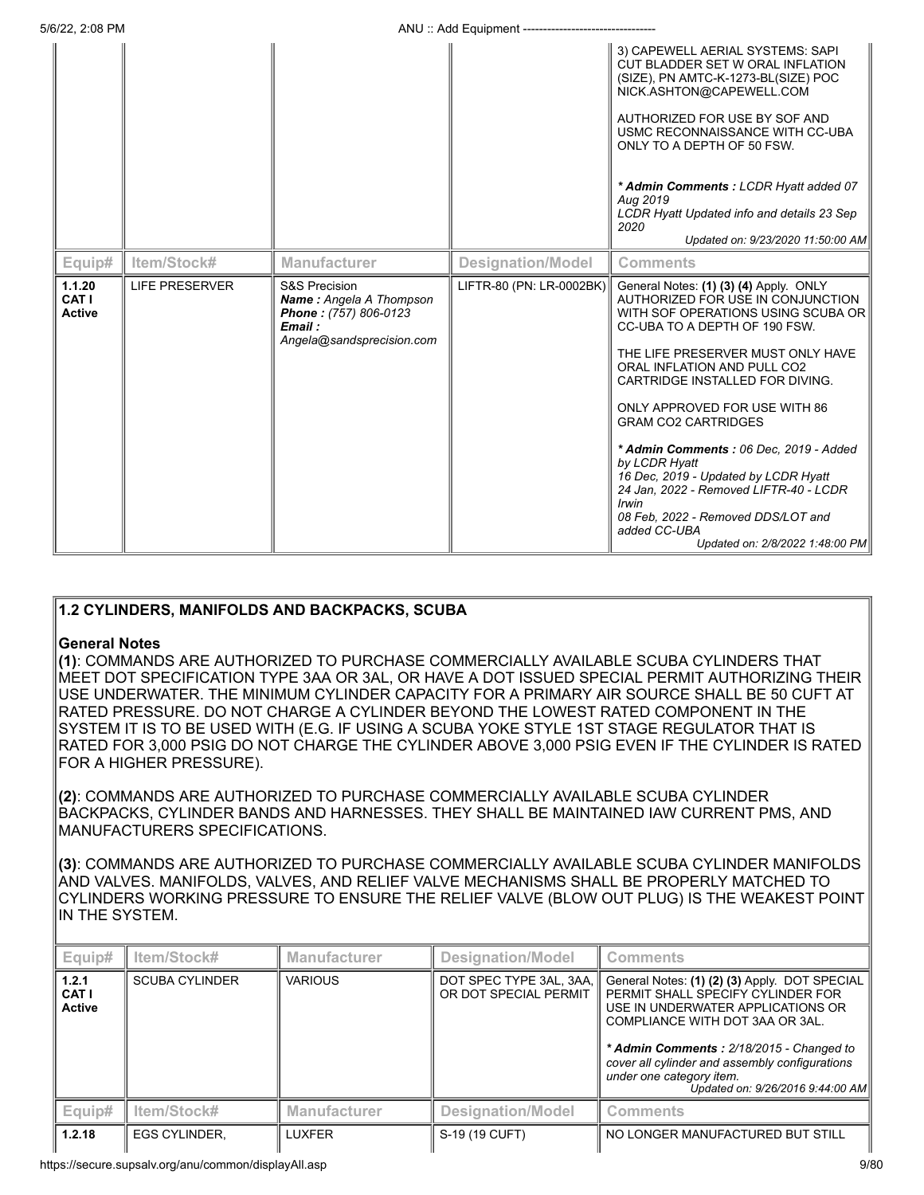| Equip# | Item/Stock# | Manufacturer | Designation/Model | Comments |
|---|---|---|---|---|
| | | | | 3) CAPEWELL AERIAL SYSTEMS: SAPI CUT BLADDER SET W ORAL INFLATION (SIZE), PN AMTC-K-1273-BL(SIZE) POC NICK.ASHTON@CAPEWELL.COM<br><br>AUTHORIZED FOR USE BY SOF AND USMC RECONNAISSANCE WITH CC-UBA ONLY TO A DEPTH OF 50 FSW.<br><br>*** Admin Comments :** *LCDR Hyatt added 07 Aug 2019*<br>*LCDR Hyatt Updated info and details 23 Sep 2020*<br>*Updated on: 9/23/2020 11:50:00 AM* |
| **1.1.20 CAT I Active** | LIFE PRESERVER | S&S Precision<br>***Name :** Angela A Thompson*<br>***Phone :** (757) 806-0123*<br>***Email :** Angela@sandsprecision.com* | LIFTR-80 (PN: LR-0002BK) | General Notes: **(1) (3) (4)** Apply. ONLY AUTHORIZED FOR USE IN CONJUNCTION WITH SOF OPERATIONS USING SCUBA OR CC-UBA TO A DEPTH OF 190 FSW.<br><br>THE LIFE PRESERVER MUST ONLY HAVE ORAL INFLATION AND PULL CO2 CARTRIDGE INSTALLED FOR DIVING.<br><br>ONLY APPROVED FOR USE WITH 86 GRAM CO2 CARTRIDGES<br><br>*** Admin Comments :** *06 Dec, 2019 - Added by LCDR Hyatt*<br>*16 Dec, 2019 - Updated by LCDR Hyatt*<br>*24 Jan, 2022 - Removed LIFTR-40 - LCDR Irwin*<br>*08 Feb, 2022 - Removed DDS/LOT and added CC-UBA*<br>*Updated on: 2/8/2022 1:48:00 PM* |

## 1.2 CYLINDERS, MANIFOLDS AND BACKPACKS, SCUBA

**General Notes**

**(1)**: COMMANDS ARE AUTHORIZED TO PURCHASE COMMERCIALLY AVAILABLE SCUBA CYLINDERS THAT MEET DOT SPECIFICATION TYPE 3AA OR 3AL, OR HAVE A DOT ISSUED SPECIAL PERMIT AUTHORIZING THEIR USE UNDERWATER. THE MINIMUM CYLINDER CAPACITY FOR A PRIMARY AIR SOURCE SHALL BE 50 CUFT AT RATED PRESSURE. DO NOT CHARGE A CYLINDER BEYOND THE LOWEST RATED COMPONENT IN THE SYSTEM IT IS TO BE USED WITH (E.G. IF USING A SCUBA YOKE STYLE 1ST STAGE REGULATOR THAT IS RATED FOR 3,000 PSIG DO NOT CHARGE THE CYLINDER ABOVE 3,000 PSIG EVEN IF THE CYLINDER IS RATED FOR A HIGHER PRESSURE).

**(2)**: COMMANDS ARE AUTHORIZED TO PURCHASE COMMERCIALLY AVAILABLE SCUBA CYLINDER BACKPACKS, CYLINDER BANDS AND HARNESSES. THEY SHALL BE MAINTAINED IAW CURRENT PMS, AND MANUFACTURERS SPECIFICATIONS.

**(3)**: COMMANDS ARE AUTHORIZED TO PURCHASE COMMERCIALLY AVAILABLE SCUBA CYLINDER MANIFOLDS AND VALVES. MANIFOLDS, VALVES, AND RELIEF VALVE MECHANISMS SHALL BE PROPERLY MATCHED TO CYLINDERS WORKING PRESSURE TO ENSURE THE RELIEF VALVE (BLOW OUT PLUG) IS THE WEAKEST POINT IN THE SYSTEM.

| Equip# | Item/Stock# | Manufacturer | Designation/Model | Comments |
|---|---|---|---|---|
| **1.2.1 CAT I Active** | SCUBA CYLINDER | VARIOUS | DOT SPEC TYPE 3AL, 3AA, OR DOT SPECIAL PERMIT | General Notes: **(1) (2) (3)** Apply. DOT SPECIAL PERMIT SHALL SPECIFY CYLINDER FOR USE IN UNDERWATER APPLICATIONS OR COMPLIANCE WITH DOT 3AA OR 3AL.<br><br>*** Admin Comments :** *2/18/2015 - Changed to cover all cylinder and assembly configurations under one category item.*<br>*Updated on: 9/26/2016 9:44:00 AM* |
| **1.2.18** | EGS CYLINDER, | LUXFER | S-19 (19 CUFT) | NO LONGER MANUFACTURED BUT STILL |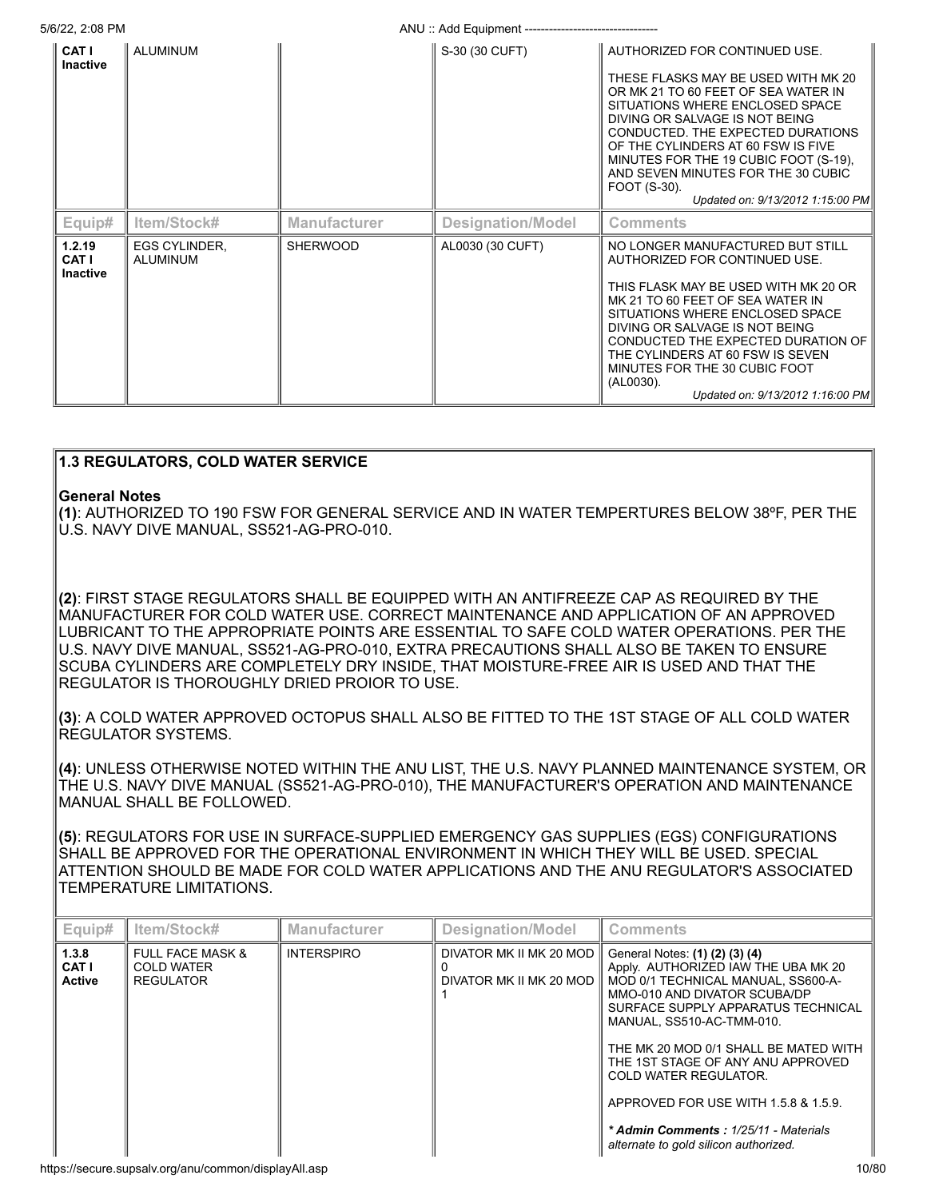| Equip# | Item/Stock# | Manufacturer | Designation/Model | Comments |
|---|---|---|---|---|
| CAT I Inactive | ALUMINUM | | S-30 (30 CUFT) | AUTHORIZED FOR CONTINUED USE.<br><br>THESE FLASKS MAY BE USED WITH MK 20 OR MK 21 TO 60 FEET OF SEA WATER IN SITUATIONS WHERE ENCLOSED SPACE DIVING OR SALVAGE IS NOT BEING CONDUCTED. THE EXPECTED DURATIONS OF THE CYLINDERS AT 60 FSW IS FIVE MINUTES FOR THE 19 CUBIC FOOT (S-19), AND SEVEN MINUTES FOR THE 30 CUBIC FOOT (S-30).<br>*Updated on: 9/13/2012 1:15:00 PM* |

| Equip# | Item/Stock# | Manufacturer | Designation/Model | Comments |
|---|---|---|---|---|
| 1.2.19 CAT I Inactive | EGS CYLINDER, ALUMINUM | SHERWOOD | AL0030 (30 CUFT) | NO LONGER MANUFACTURED BUT STILL AUTHORIZED FOR CONTINUED USE.<br><br>THIS FLASK MAY BE USED WITH MK 20 OR MK 21 TO 60 FEET OF SEA WATER IN SITUATIONS WHERE ENCLOSED SPACE DIVING OR SALVAGE IS NOT BEING CONDUCTED THE EXPECTED DURATION OF THE CYLINDERS AT 60 FSW IS SEVEN MINUTES FOR THE 30 CUBIC FOOT (AL0030).<br>*Updated on: 9/13/2012 1:16:00 PM* |

## 1.3 REGULATORS, COLD WATER SERVICE

**General Notes**

**(1)**: AUTHORIZED TO 190 FSW FOR GENERAL SERVICE AND IN WATER TEMPERTURES BELOW 38ºF, PER THE U.S. NAVY DIVE MANUAL, SS521-AG-PRO-010.

**(2)**: FIRST STAGE REGULATORS SHALL BE EQUIPPED WITH AN ANTIFREEZE CAP AS REQUIRED BY THE MANUFACTURER FOR COLD WATER USE. CORRECT MAINTENANCE AND APPLICATION OF AN APPROVED LUBRICANT TO THE APPROPRIATE POINTS ARE ESSENTIAL TO SAFE COLD WATER OPERATIONS. PER THE U.S. NAVY DIVE MANUAL, SS521-AG-PRO-010, EXTRA PRECAUTIONS SHALL ALSO BE TAKEN TO ENSURE SCUBA CYLINDERS ARE COMPLETELY DRY INSIDE, THAT MOISTURE-FREE AIR IS USED AND THAT THE REGULATOR IS THOROUGHLY DRIED PROIOR TO USE.

**(3)**: A COLD WATER APPROVED OCTOPUS SHALL ALSO BE FITTED TO THE 1ST STAGE OF ALL COLD WATER REGULATOR SYSTEMS.

**(4)**: UNLESS OTHERWISE NOTED WITHIN THE ANU LIST, THE U.S. NAVY PLANNED MAINTENANCE SYSTEM, OR THE U.S. NAVY DIVE MANUAL (SS521-AG-PRO-010), THE MANUFACTURER'S OPERATION AND MAINTENANCE MANUAL SHALL BE FOLLOWED.

**(5)**: REGULATORS FOR USE IN SURFACE-SUPPLIED EMERGENCY GAS SUPPLIES (EGS) CONFIGURATIONS SHALL BE APPROVED FOR THE OPERATIONAL ENVIRONMENT IN WHICH THEY WILL BE USED. SPECIAL ATTENTION SHOULD BE MADE FOR COLD WATER APPLICATIONS AND THE ANU REGULATOR'S ASSOCIATED TEMPERATURE LIMITATIONS.

| Equip# | Item/Stock# | Manufacturer | Designation/Model | Comments |
|---|---|---|---|---|
| 1.3.8 CAT I Active | FULL FACE MASK & COLD WATER REGULATOR | INTERSPIRO | DIVATOR MK II MK 20 MOD 0<br>DIVATOR MK II MK 20 MOD 1 | General Notes: **(1) (2) (3) (4)** Apply. AUTHORIZED IAW THE UBA MK 20 MOD 0/1 TECHNICAL MANUAL, SS600-A-MMO-010 AND DIVATOR SCUBA/DP SURFACE SUPPLY APPARATUS TECHNICAL MANUAL, SS510-AC-TMM-010.<br><br>THE MK 20 MOD 0/1 SHALL BE MATED WITH THE 1ST STAGE OF ANY ANU APPROVED COLD WATER REGULATOR.<br><br>APPROVED FOR USE WITH 1.5.8 & 1.5.9.<br><br>***\* Admin Comments :** 1/25/11 - Materials alternate to gold silicon authorized.* |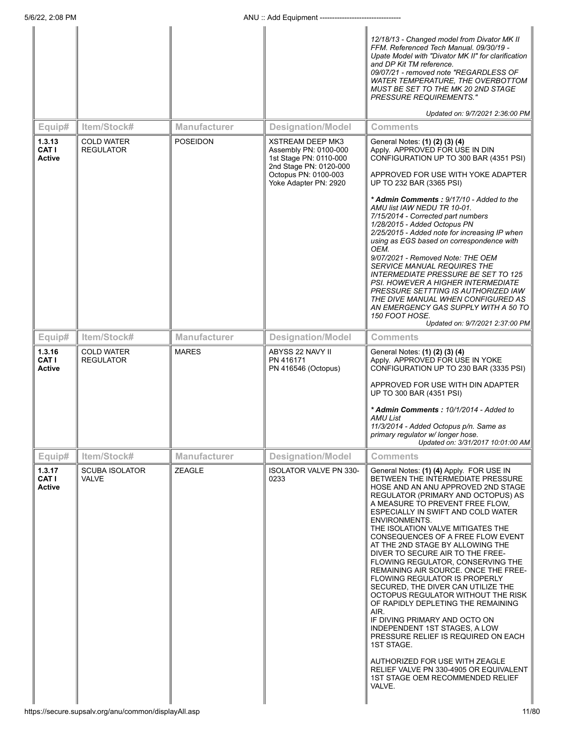| Equip# | Item/Stock# | Manufacturer | Designation/Model | Comments |
|---|---|---|---|---|
| | | | | *12/18/13 - Changed model from Divator MK II FFM. Referenced Tech Manual. 09/30/19 - Upate Model with "Divator MK II" for clarification and DP Kit TM reference.<br>09/07/21 - removed note "REGARDLESS OF WATER TEMPERATURE, THE OVERBOTTOM MUST BE SET TO THE MK 20 2ND STAGE PRESSURE REQUIREMENTS."*<br>*Updated on: 9/7/2021 2:36:00 PM* |

| Equip# | Item/Stock# | Manufacturer | Designation/Model | Comments |
|---|---|---|---|---|
| **1.3.13**<br>**CAT I**<br>**Active** | COLD WATER REGULATOR | POSEIDON | XSTREAM DEEP MK3<br>Assembly PN: 0100-000<br>1st Stage PN: 0110-000<br>2nd Stage PN: 0120-000<br>Octopus PN: 0100-003<br>Yoke Adapter PN: 2920 | General Notes: **(1) (2) (3) (4)** Apply. APPROVED FOR USE IN DIN CONFIGURATION UP TO 300 BAR (4351 PSI)<br><br>APPROVED FOR USE WITH YOKE ADAPTER UP TO 232 BAR (3365 PSI)<br><br>***\* Admin Comments :*** *9/17/10 - Added to the AMU list IAW NEDU TR 10-01.<br>7/15/2014 - Corrected part numbers<br>1/28/2015 - Added Octopus PN<br>2/25/2015 - Added note for increasing IP when using as EGS based on correspondence with OEM.<br>9/07/2021 - Removed Note: THE OEM SERVICE MANUAL REQUIRES THE INTERMEDIATE PRESSURE BE SET TO 125 PSI. HOWEVER A HIGHER INTERMEDIATE PRESSURE SETTTING IS AUTHORIZED IAW THE DIVE MANUAL WHEN CONFIGURED AS AN EMERGENCY GAS SUPPLY WITH A 50 TO 150 FOOT HOSE.*<br>*Updated on: 9/7/2021 2:37:00 PM* |

| Equip# | Item/Stock# | Manufacturer | Designation/Model | Comments |
|---|---|---|---|---|
| **1.3.16**<br>**CAT I**<br>**Active** | COLD WATER REGULATOR | MARES | ABYSS 22 NAVY II<br>PN 416171<br>PN 416546 (Octopus) | General Notes: **(1) (2) (3) (4)** Apply. APPROVED FOR USE IN YOKE CONFIGURATION UP TO 230 BAR (3335 PSI)<br><br>APPROVED FOR USE WITH DIN ADAPTER UP TO 300 BAR (4351 PSI)<br><br>***\* Admin Comments :*** *10/1/2014 - Added to AMU List<br>11/3/2014 - Added Octopus p/n. Same as primary regulator w/ longer hose.*<br>*Updated on: 3/31/2017 10:01:00 AM* |

| Equip# | Item/Stock# | Manufacturer | Designation/Model | Comments |
|---|---|---|---|---|
| **1.3.17**<br>**CAT I**<br>**Active** | SCUBA ISOLATOR VALVE | ZEAGLE | ISOLATOR VALVE PN 330-0233 | General Notes: **(1) (4)** Apply. FOR USE IN BETWEEN THE INTERMEDIATE PRESSURE HOSE AND AN ANU APPROVED 2ND STAGE REGULATOR (PRIMARY AND OCTOPUS) AS A MEASURE TO PREVENT FREE FLOW, ESPECIALLY IN SWIFT AND COLD WATER ENVIRONMENTS.<br>THE ISOLATION VALVE MITIGATES THE CONSEQUENCES OF A FREE FLOW EVENT AT THE 2ND STAGE BY ALLOWING THE DIVER TO SECURE AIR TO THE FREE-FLOWING REGULATOR, CONSERVING THE REMAINING AIR SOURCE. ONCE THE FREE-FLOWING REGULATOR IS PROPERLY SECURED, THE DIVER CAN UTILIZE THE OCTOPUS REGULATOR WITHOUT THE RISK OF RAPIDLY DEPLETING THE REMAINING AIR.<br>IF DIVING PRIMARY AND OCTO ON INDEPENDENT 1ST STAGES, A LOW PRESSURE RELIEF IS REQUIRED ON EACH 1ST STAGE.<br><br>AUTHORIZED FOR USE WITH ZEAGLE RELIEF VALVE PN 330-4905 OR EQUIVALENT 1ST STAGE OEM RECOMMENDED RELIEF VALVE. |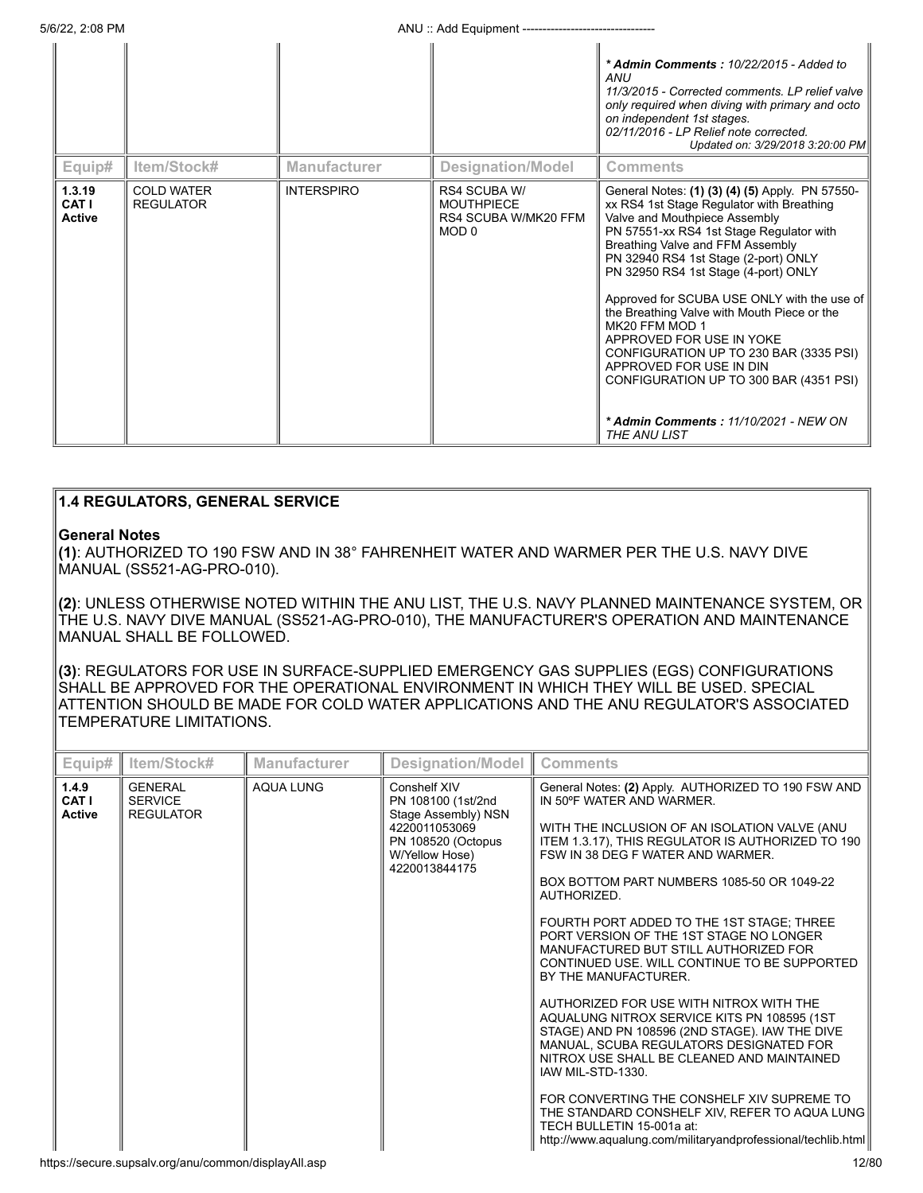| | | | | *** Admin Comments :** *10/22/2015 - Added to ANU*<br>*11/3/2015 - Corrected comments. LP relief valve only required when diving with primary and octo on independent 1st stages.*<br>*02/11/2016 - LP Relief note corrected.*<br>*Updated on: 3/29/2018 3:20:00 PM* |
|---|---|---|---|---|

| Equip# | Item/Stock# | Manufacturer | Designation/Model | Comments |
|---|---|---|---|---|
| **1.3.19**<br>**CAT I**<br>**Active** | COLD WATER REGULATOR | INTERSPIRO | RS4 SCUBA W/ MOUTHPIECE<br>RS4 SCUBA W/MK20 FFM MOD 0 | General Notes: **(1) (3) (4) (5)** Apply. PN 57550-xx RS4 1st Stage Regulator with Breathing Valve and Mouthpiece Assembly<br>PN 57551-xx RS4 1st Stage Regulator with Breathing Valve and FFM Assembly<br>PN 32940 RS4 1st Stage (2-port) ONLY<br>PN 32950 RS4 1st Stage (4-port) ONLY<br><br>Approved for SCUBA USE ONLY with the use of the Breathing Valve with Mouth Piece or the MK20 FFM MOD 1<br>APPROVED FOR USE IN YOKE CONFIGURATION UP TO 230 BAR (3335 PSI)<br>APPROVED FOR USE IN DIN CONFIGURATION UP TO 300 BAR (4351 PSI)<br><br>*** Admin Comments :** *11/10/2021 - NEW ON THE ANU LIST* |

## 1.4 REGULATORS, GENERAL SERVICE

**General Notes**

**(1)**: AUTHORIZED TO 190 FSW AND IN 38° FAHRENHEIT WATER AND WARMER PER THE U.S. NAVY DIVE MANUAL (SS521-AG-PRO-010).

**(2)**: UNLESS OTHERWISE NOTED WITHIN THE ANU LIST, THE U.S. NAVY PLANNED MAINTENANCE SYSTEM, OR THE U.S. NAVY DIVE MANUAL (SS521-AG-PRO-010), THE MANUFACTURER'S OPERATION AND MAINTENANCE MANUAL SHALL BE FOLLOWED.

**(3)**: REGULATORS FOR USE IN SURFACE-SUPPLIED EMERGENCY GAS SUPPLIES (EGS) CONFIGURATIONS SHALL BE APPROVED FOR THE OPERATIONAL ENVIRONMENT IN WHICH THEY WILL BE USED. SPECIAL ATTENTION SHOULD BE MADE FOR COLD WATER APPLICATIONS AND THE ANU REGULATOR'S ASSOCIATED TEMPERATURE LIMITATIONS.

| Equip# | Item/Stock# | Manufacturer | Designation/Model | Comments |
|---|---|---|---|---|
| **1.4.9**<br>**CAT I**<br>**Active** | GENERAL SERVICE REGULATOR | AQUA LUNG | Conshelf XIV<br>PN 108100 (1st/2nd Stage Assembly) NSN 4220011053069<br>PN 108520 (Octopus W/Yellow Hose) 4220013844175 | General Notes: **(2)** Apply. AUTHORIZED TO 190 FSW AND IN 50°F WATER AND WARMER.<br><br>WITH THE INCLUSION OF AN ISOLATION VALVE (ANU ITEM 1.3.17), THIS REGULATOR IS AUTHORIZED TO 190 FSW IN 38 DEG F WATER AND WARMER.<br><br>BOX BOTTOM PART NUMBERS 1085-50 OR 1049-22 AUTHORIZED.<br><br>FOURTH PORT ADDED TO THE 1ST STAGE; THREE PORT VERSION OF THE 1ST STAGE NO LONGER MANUFACTURED BUT STILL AUTHORIZED FOR CONTINUED USE. WILL CONTINUE TO BE SUPPORTED BY THE MANUFACTURER.<br><br>AUTHORIZED FOR USE WITH NITROX WITH THE AQUALUNG NITROX SERVICE KITS PN 108595 (1ST STAGE) AND PN 108596 (2ND STAGE). IAW THE DIVE MANUAL, SCUBA REGULATORS DESIGNATED FOR NITROX USE SHALL BE CLEANED AND MAINTAINED IAW MIL-STD-1330.<br><br>FOR CONVERTING THE CONSHELF XIV SUPREME TO THE STANDARD CONSHELF XIV, REFER TO AQUA LUNG TECH BULLETIN 15-001a at:<br>http://www.aqualung.com/militaryandprofessional/techlib.html |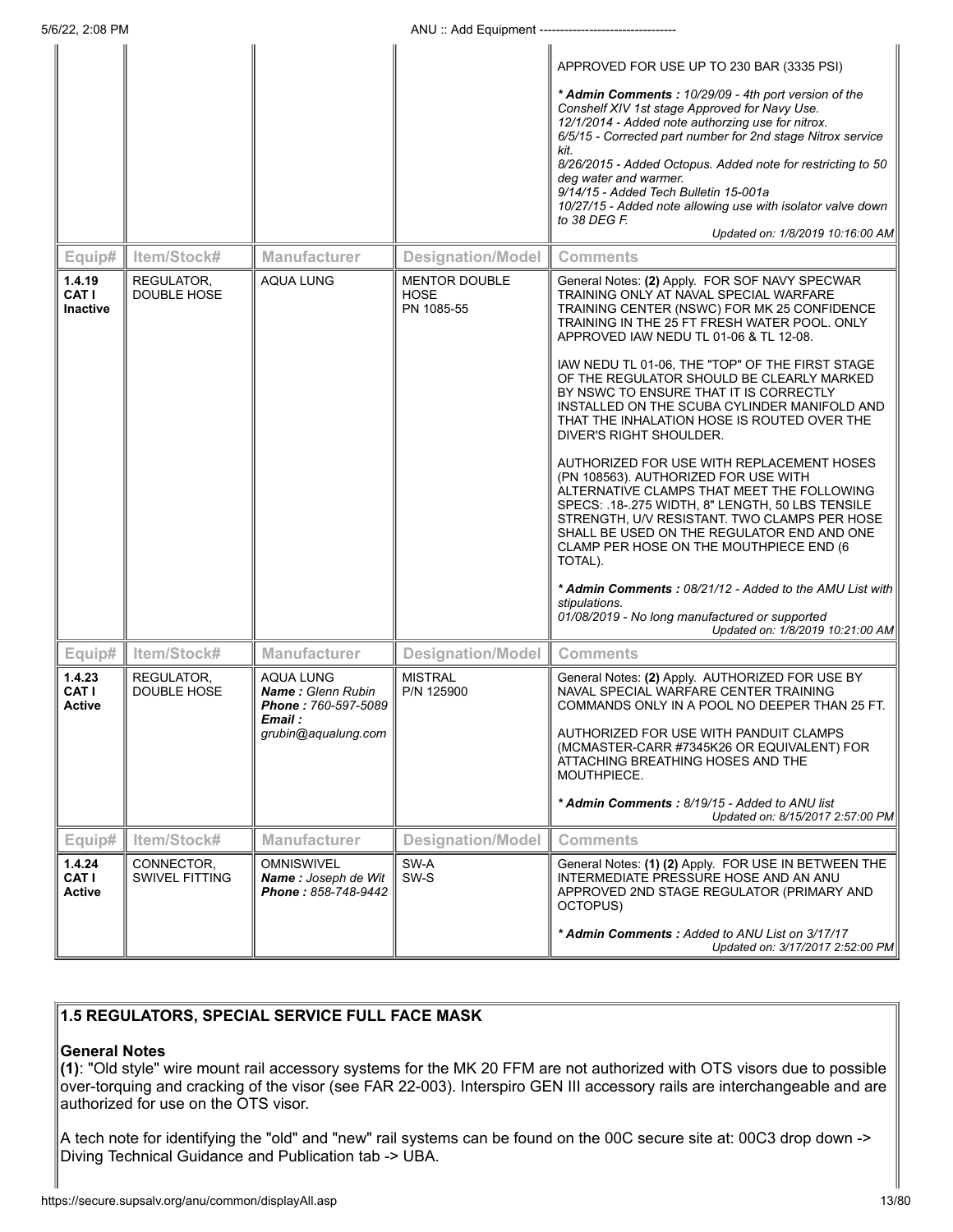| Equip# | Item/Stock# | Manufacturer | Designation/Model | Comments |
|---|---|---|---|---|
| | | | | APPROVED FOR USE UP TO 230 BAR (3335 PSI)<br><br>***Admin Comments :** 10/29/09 - 4th port version of the Conshelf XIV 1st stage Approved for Navy Use. 12/1/2014 - Added note authorzing use for nitrox. 6/5/15 - Corrected part number for 2nd stage Nitrox service kit. 8/26/2015 - Added Octopus. Added note for restricting to 50 deg water and warmer. 9/14/15 - Added Tech Bulletin 15-001a 10/27/15 - Added note allowing use with isolator valve down to 38 DEG F.*<br>*Updated on: 1/8/2019 10:16:00 AM* |

| Equip# | Item/Stock# | Manufacturer | Designation/Model | Comments |
|---|---|---|---|---|
| **1.4.19 CAT I Inactive** | REGULATOR, DOUBLE HOSE | AQUA LUNG | MENTOR DOUBLE HOSE PN 1085-55 | General Notes: **(2)** Apply. FOR SOF NAVY SPECWAR TRAINING ONLY AT NAVAL SPECIAL WARFARE TRAINING CENTER (NSWC) FOR MK 25 CONFIDENCE TRAINING IN THE 25 FT FRESH WATER POOL. ONLY APPROVED IAW NEDU TL 01-06 & TL 12-08.<br><br>IAW NEDU TL 01-06, THE "TOP" OF THE FIRST STAGE OF THE REGULATOR SHOULD BE CLEARLY MARKED BY NSWC TO ENSURE THAT IT IS CORRECTLY INSTALLED ON THE SCUBA CYLINDER MANIFOLD AND THAT THE INHALATION HOSE IS ROUTED OVER THE DIVER'S RIGHT SHOULDER.<br><br>AUTHORIZED FOR USE WITH REPLACEMENT HOSES (PN 108563). AUTHORIZED FOR USE WITH ALTERNATIVE CLAMPS THAT MEET THE FOLLOWING SPECS: .18-.275 WIDTH, 8" LENGTH, 50 LBS TENSILE STRENGTH, U/V RESISTANT. TWO CLAMPS PER HOSE SHALL BE USED ON THE REGULATOR END AND ONE CLAMP PER HOSE ON THE MOUTHPIECE END (6 TOTAL).<br><br>***Admin Comments :** 08/21/12 - Added to the AMU List with stipulations. 01/08/2019 - No long manufactured or supported*<br>*Updated on: 1/8/2019 10:21:00 AM* |

| Equip# | Item/Stock# | Manufacturer | Designation/Model | Comments |
|---|---|---|---|---|
| **1.4.23 CAT I Active** | REGULATOR, DOUBLE HOSE | AQUA LUNG<br>***Name :** Glenn Rubin*<br>***Phone :** 760-597-5089*<br>***Email :** grubin@aqualung.com* | MISTRAL P/N 125900 | General Notes: **(2)** Apply. AUTHORIZED FOR USE BY NAVAL SPECIAL WARFARE CENTER TRAINING COMMANDS ONLY IN A POOL NO DEEPER THAN 25 FT.<br><br>AUTHORIZED FOR USE WITH PANDUIT CLAMPS (MCMASTER-CARR #7345K26 OR EQUIVALENT) FOR ATTACHING BREATHING HOSES AND THE MOUTHPIECE.<br><br>***Admin Comments :** 8/19/15 - Added to ANU list*<br>*Updated on: 8/15/2017 2:57:00 PM* |

| Equip# | Item/Stock# | Manufacturer | Designation/Model | Comments |
|---|---|---|---|---|
| **1.4.24 CAT I Active** | CONNECTOR, SWIVEL FITTING | OMNISWIVEL<br>***Name :** Joseph de Wit*<br>***Phone :** 858-748-9442* | SW-A<br>SW-S | General Notes: **(1) (2)** Apply. FOR USE IN BETWEEN THE INTERMEDIATE PRESSURE HOSE AND AN ANU APPROVED 2ND STAGE REGULATOR (PRIMARY AND OCTOPUS)<br><br>***Admin Comments :** Added to ANU List on 3/17/17*<br>*Updated on: 3/17/2017 2:52:00 PM* |

## 1.5 REGULATORS, SPECIAL SERVICE FULL FACE MASK

**General Notes**

**(1)**: "Old style" wire mount rail accessory systems for the MK 20 FFM are not authorized with OTS visors due to possible over-torquing and cracking of the visor (see FAR 22-003). Interspiro GEN III accessory rails are interchangeable and are authorized for use on the OTS visor.

A tech note for identifying the "old" and "new" rail systems can be found on the 00C secure site at: 00C3 drop down -> Diving Technical Guidance and Publication tab -> UBA.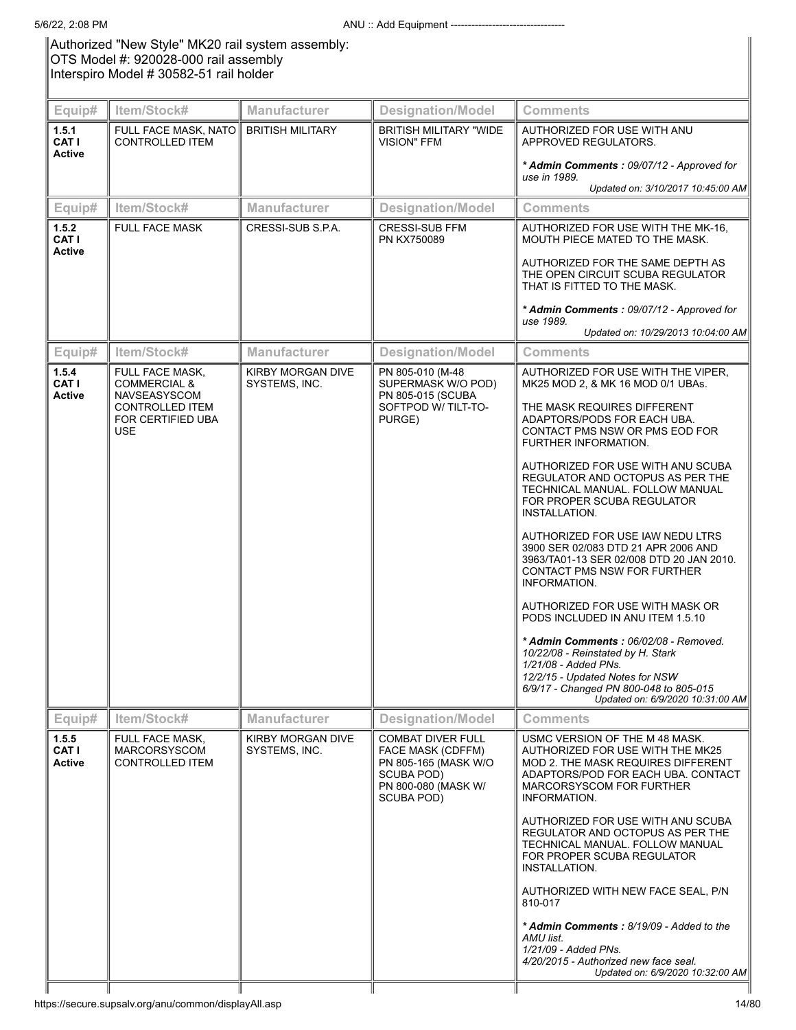Authorized "New Style" MK20 rail system assembly:
OTS Model #: 920028-000 rail assembly
Interspiro Model # 30582-51 rail holder

| Equip# | Item/Stock# | Manufacturer | Designation/Model | Comments |
|---|---|---|---|---|
| **1.5.1 CAT I Active** | FULL FACE MASK, NATO CONTROLLED ITEM | BRITISH MILITARY | BRITISH MILITARY "WIDE VISION" FFM | AUTHORIZED FOR USE WITH ANU APPROVED REGULATORS.<br><br>*** Admin Comments :** *09/07/12 - Approved for use in 1989.*<br>*Updated on: 3/10/2017 10:45:00 AM* |
| **1.5.2 CAT I Active** | FULL FACE MASK | CRESSI-SUB S.P.A. | CRESSI-SUB FFM PN KX750089 | AUTHORIZED FOR USE WITH THE MK-16, MOUTH PIECE MATED TO THE MASK.<br><br>AUTHORIZED FOR THE SAME DEPTH AS THE OPEN CIRCUIT SCUBA REGULATOR THAT IS FITTED TO THE MASK.<br><br>*** Admin Comments :** *09/07/12 - Approved for use 1989.*<br>*Updated on: 10/29/2013 10:04:00 AM* |
| **1.5.4 CAT I Active** | FULL FACE MASK, COMMERCIAL & NAVSEASYSCOM CONTROLLED ITEM FOR CERTIFIED UBA USE | KIRBY MORGAN DIVE SYSTEMS, INC. | PN 805-010 (M-48 SUPERMASK W/O POD) PN 805-015 (SCUBA SOFTPOD W/ TILT-TO-PURGE) | AUTHORIZED FOR USE WITH THE VIPER, MK25 MOD 2, & MK 16 MOD 0/1 UBAs.<br><br>THE MASK REQUIRES DIFFERENT ADAPTORS/PODS FOR EACH UBA. CONTACT PMS NSW OR PMS EOD FOR FURTHER INFORMATION.<br><br>AUTHORIZED FOR USE WITH ANU SCUBA REGULATOR AND OCTOPUS AS PER THE TECHNICAL MANUAL. FOLLOW MANUAL FOR PROPER SCUBA REGULATOR INSTALLATION.<br><br>AUTHORIZED FOR USE IAW NEDU LTRS 3900 SER 02/083 DTD 21 APR 2006 AND 3963/TA01-13 SER 02/008 DTD 20 JAN 2010. CONTACT PMS NSW FOR FURTHER INFORMATION.<br><br>AUTHORIZED FOR USE WITH MASK OR PODS INCLUDED IN ANU ITEM 1.5.10<br><br>*** Admin Comments :** *06/02/08 - Removed.*<br>*10/22/08 - Reinstated by H. Stark*<br>*1/21/08 - Added PNs.*<br>*12/2/15 - Updated Notes for NSW*<br>*6/9/17 - Changed PN 800-048 to 805-015*<br>*Updated on: 6/9/2020 10:31:00 AM* |
| **1.5.5 CAT I Active** | FULL FACE MASK, MARCORSYSCOM CONTROLLED ITEM | KIRBY MORGAN DIVE SYSTEMS, INC. | COMBAT DIVER FULL FACE MASK (CDFFM) PN 805-165 (MASK W/O SCUBA POD) PN 800-080 (MASK W/ SCUBA POD) | USMC VERSION OF THE M 48 MASK. AUTHORIZED FOR USE WITH THE MK25 MOD 2. THE MASK REQUIRES DIFFERENT ADAPTORS/POD FOR EACH UBA. CONTACT MARCORSYSCOM FOR FURTHER INFORMATION.<br><br>AUTHORIZED FOR USE WITH ANU SCUBA REGULATOR AND OCTOPUS AS PER THE TECHNICAL MANUAL. FOLLOW MANUAL FOR PROPER SCUBA REGULATOR INSTALLATION.<br><br>AUTHORIZED WITH NEW FACE SEAL, P/N 810-017<br><br>*** Admin Comments :** *8/19/09 - Added to the AMU list.*<br>*1/21/09 - Added PNs.*<br>*4/20/2015 - Authorized new face seal.*<br>*Updated on: 6/9/2020 10:32:00 AM* |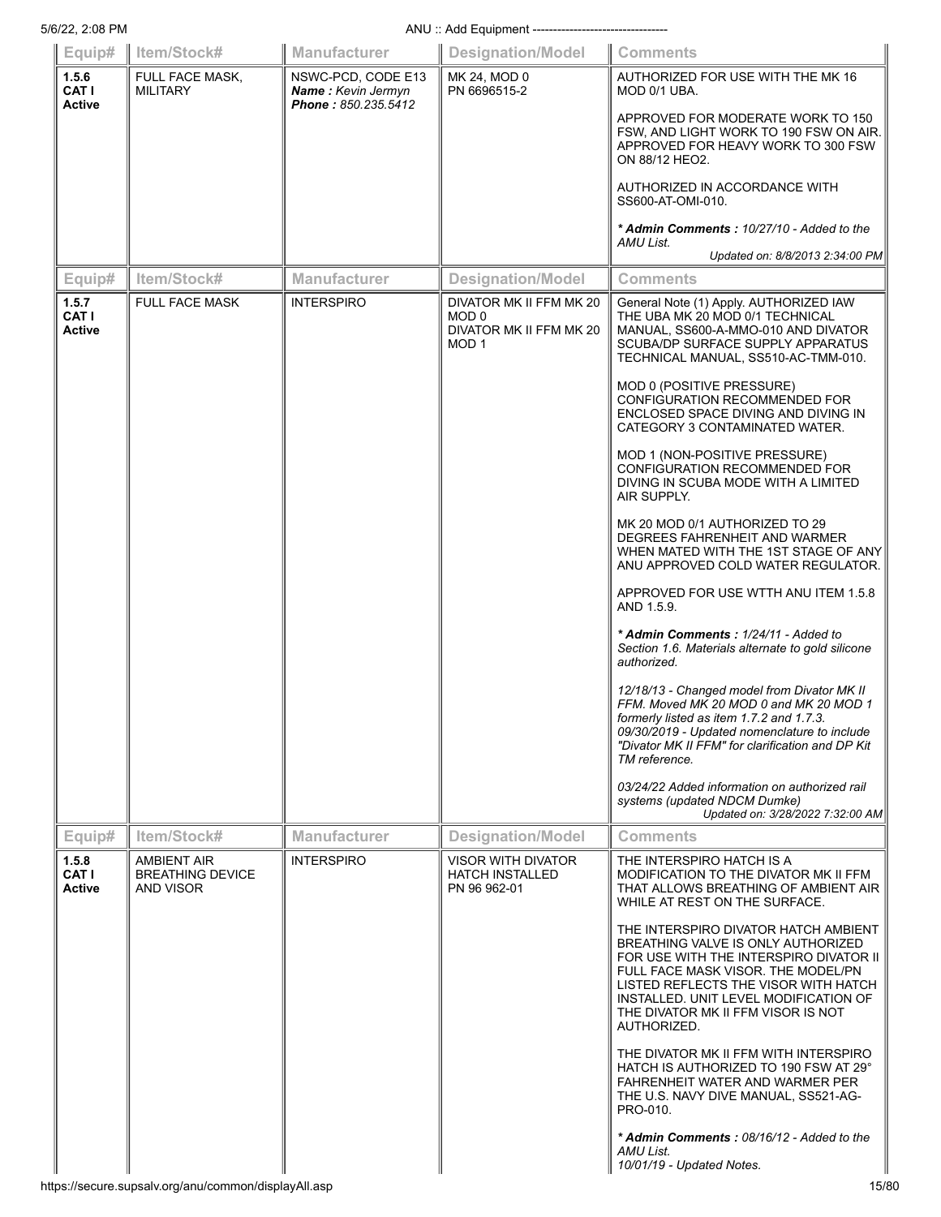| Equip# | Item/Stock# | Manufacturer | Designation/Model | Comments |
|---|---|---|---|---|
| 1.5.6<br>CAT I<br>Active | FULL FACE MASK, MILITARY | NSWC-PCD, CODE E13<br>***Name :*** *Kevin Jermyn*<br>***Phone :*** *850.235.5412* | MK 24, MOD 0<br>PN 6696515-2 | AUTHORIZED FOR USE WITH THE MK 16 MOD 0/1 UBA.<br><br>APPROVED FOR MODERATE WORK TO 150 FSW, AND LIGHT WORK TO 190 FSW ON AIR. APPROVED FOR HEAVY WORK TO 300 FSW ON 88/12 HEO2.<br><br>AUTHORIZED IN ACCORDANCE WITH SS600-AT-OMI-010.<br><br>*** Admin Comments :*** *10/27/10 - Added to the AMU List.*<br>*Updated on: 8/8/2013 2:34:00 PM* |

| Equip# | Item/Stock# | Manufacturer | Designation/Model | Comments |
|---|---|---|---|---|
| 1.5.7<br>CAT I<br>Active | FULL FACE MASK | INTERSPIRO | DIVATOR MK II FFM MK 20 MOD 0<br>DIVATOR MK II FFM MK 20 MOD 1 | General Note (1) Apply. AUTHORIZED IAW THE UBA MK 20 MOD 0/1 TECHNICAL MANUAL, SS600-A-MMO-010 AND DIVATOR SCUBA/DP SURFACE SUPPLY APPARATUS TECHNICAL MANUAL, SS510-AC-TMM-010.<br><br>MOD 0 (POSITIVE PRESSURE) CONFIGURATION RECOMMENDED FOR ENCLOSED SPACE DIVING AND DIVING IN CATEGORY 3 CONTAMINATED WATER.<br><br>MOD 1 (NON-POSITIVE PRESSURE) CONFIGURATION RECOMMENDED FOR DIVING IN SCUBA MODE WITH A LIMITED AIR SUPPLY.<br><br>MK 20 MOD 0/1 AUTHORIZED TO 29 DEGREES FAHRENHEIT AND WARMER WHEN MATED WITH THE 1ST STAGE OF ANY ANU APPROVED COLD WATER REGULATOR.<br><br>APPROVED FOR USE WTTH ANU ITEM 1.5.8 AND 1.5.9.<br><br>*** Admin Comments :*** *1/24/11 - Added to Section 1.6. Materials alternate to gold silicone authorized.*<br><br>*12/18/13 - Changed model from Divator MK II FFM. Moved MK 20 MOD 0 and MK 20 MOD 1 formerly listed as item 1.7.2 and 1.7.3.*<br>*09/30/2019 - Updated nomenclature to include "Divator MK II FFM" for clarification and DP Kit TM reference.*<br><br>*03/24/22 Added information on authorized rail systems (updated NDCM Dumke)*<br>*Updated on: 3/28/2022 7:32:00 AM* |

| Equip# | Item/Stock# | Manufacturer | Designation/Model | Comments |
|---|---|---|---|---|
| 1.5.8<br>CAT I<br>Active | AMBIENT AIR BREATHING DEVICE AND VISOR | INTERSPIRO | VISOR WITH DIVATOR HATCH INSTALLED<br>PN 96 962-01 | THE INTERSPIRO HATCH IS A MODIFICATION TO THE DIVATOR MK II FFM THAT ALLOWS BREATHING OF AMBIENT AIR WHILE AT REST ON THE SURFACE.<br><br>THE INTERSPIRO DIVATOR HATCH AMBIENT BREATHING VALVE IS ONLY AUTHORIZED FOR USE WITH THE INTERSPIRO DIVATOR II FULL FACE MASK VISOR. THE MODEL/PN LISTED REFLECTS THE VISOR WITH HATCH INSTALLED. UNIT LEVEL MODIFICATION OF THE DIVATOR MK II FFM VISOR IS NOT AUTHORIZED.<br><br>THE DIVATOR MK II FFM WITH INTERSPIRO HATCH IS AUTHORIZED TO 190 FSW AT 29° FAHRENHEIT WATER AND WARMER PER THE U.S. NAVY DIVE MANUAL, SS521-AG-PRO-010.<br><br>*** Admin Comments :*** *08/16/12 - Added to the AMU List.*<br>*10/01/19 - Updated Notes.* |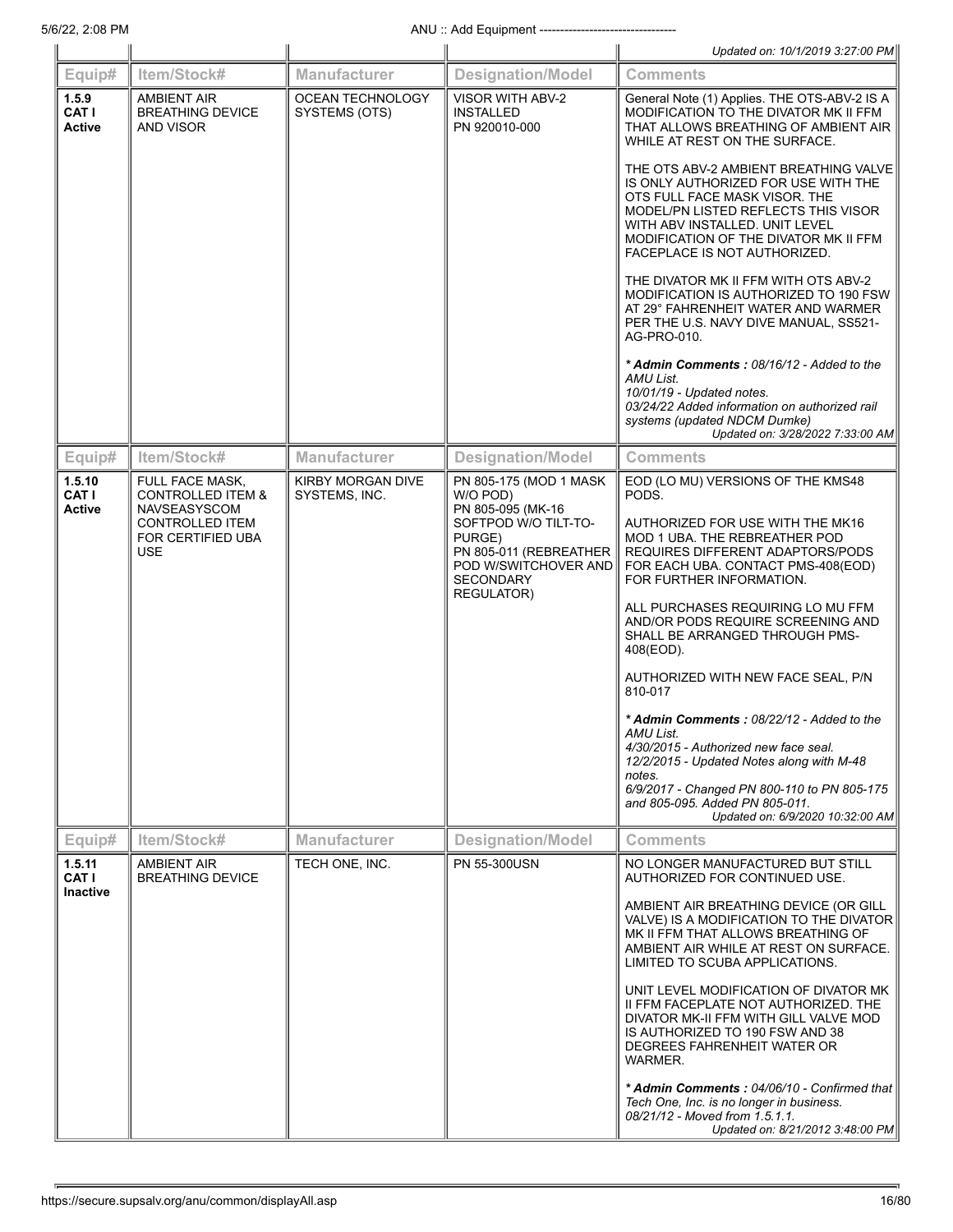| | | | | Updated on: 10/1/2019 3:27:00 PM |
|---|---|---|---|---|
| **Equip#** | **Item/Stock#** | **Manufacturer** | **Designation/Model** | **Comments** |
| **1.5.9 CAT I Active** | AMBIENT AIR BREATHING DEVICE AND VISOR | OCEAN TECHNOLOGY SYSTEMS (OTS) | VISOR WITH ABV-2 INSTALLED PN 920010-000 | General Note (1) Applies. THE OTS-ABV-2 IS A MODIFICATION TO THE DIVATOR MK II FFM THAT ALLOWS BREATHING OF AMBIENT AIR WHILE AT REST ON THE SURFACE.<br><br>THE OTS ABV-2 AMBIENT BREATHING VALVE IS ONLY AUTHORIZED FOR USE WITH THE OTS FULL FACE MASK VISOR. THE MODEL/PN LISTED REFLECTS THIS VISOR WITH ABV INSTALLED. UNIT LEVEL MODIFICATION OF THE DIVATOR MK II FFM FACEPLACE IS NOT AUTHORIZED.<br><br>THE DIVATOR MK II FFM WITH OTS ABV-2 MODIFICATION IS AUTHORIZED TO 190 FSW AT 29° FAHRENHEIT WATER AND WARMER PER THE U.S. NAVY DIVE MANUAL, SS521-AG-PRO-010.<br><br>*\* **Admin Comments :** 08/16/12 - Added to the AMU List.*<br>*10/01/19 - Updated notes.*<br>*03/24/22 Added information on authorized rail systems (updated NDCM Dumke)*<br>*Updated on: 3/28/2022 7:33:00 AM* |
| **Equip#** | **Item/Stock#** | **Manufacturer** | **Designation/Model** | **Comments** |
| **1.5.10 CAT I Active** | FULL FACE MASK, CONTROLLED ITEM & NAVSEASYSCOM CONTROLLED ITEM FOR CERTIFIED UBA USE | KIRBY MORGAN DIVE SYSTEMS, INC. | PN 805-175 (MOD 1 MASK W/O POD)<br>PN 805-095 (MK-16 SOFTPOD W/O TILT-TO-PURGE)<br>PN 805-011 (REBREATHER POD W/SWITCHOVER AND SECONDARY REGULATOR) | EOD (LO MU) VERSIONS OF THE KMS48 PODS.<br><br>AUTHORIZED FOR USE WITH THE MK16 MOD 1 UBA. THE REBREATHER POD REQUIRES DIFFERENT ADAPTORS/PODS FOR EACH UBA. CONTACT PMS-408(EOD) FOR FURTHER INFORMATION.<br><br>ALL PURCHASES REQUIRING LO MU FFM AND/OR PODS REQUIRE SCREENING AND SHALL BE ARRANGED THROUGH PMS-408(EOD).<br><br>AUTHORIZED WITH NEW FACE SEAL, P/N 810-017<br><br>*\* **Admin Comments :** 08/22/12 - Added to the AMU List.*<br>*4/30/2015 - Authorized new face seal.*<br>*12/2/2015 - Updated Notes along with M-48 notes.*<br>*6/9/2017 - Changed PN 800-110 to PN 805-175 and 805-095. Added PN 805-011.*<br>*Updated on: 6/9/2020 10:32:00 AM* |
| **Equip#** | **Item/Stock#** | **Manufacturer** | **Designation/Model** | **Comments** |
| **1.5.11 CAT I Inactive** | AMBIENT AIR BREATHING DEVICE | TECH ONE, INC. | PN 55-300USN | NO LONGER MANUFACTURED BUT STILL AUTHORIZED FOR CONTINUED USE.<br><br>AMBIENT AIR BREATHING DEVICE (OR GILL VALVE) IS A MODIFICATION TO THE DIVATOR MK II FFM THAT ALLOWS BREATHING OF AMBIENT AIR WHILE AT REST ON SURFACE. LIMITED TO SCUBA APPLICATIONS.<br><br>UNIT LEVEL MODIFICATION OF DIVATOR MK II FFM FACEPLATE NOT AUTHORIZED. THE DIVATOR MK-II FFM WITH GILL VALVE MOD IS AUTHORIZED TO 190 FSW AND 38 DEGREES FAHRENHEIT WATER OR WARMER.<br><br>*\* **Admin Comments :** 04/06/10 - Confirmed that Tech One, Inc. is no longer in business.*<br>*08/21/12 - Moved from 1.5.1.1.*<br>*Updated on: 8/21/2012 3:48:00 PM* |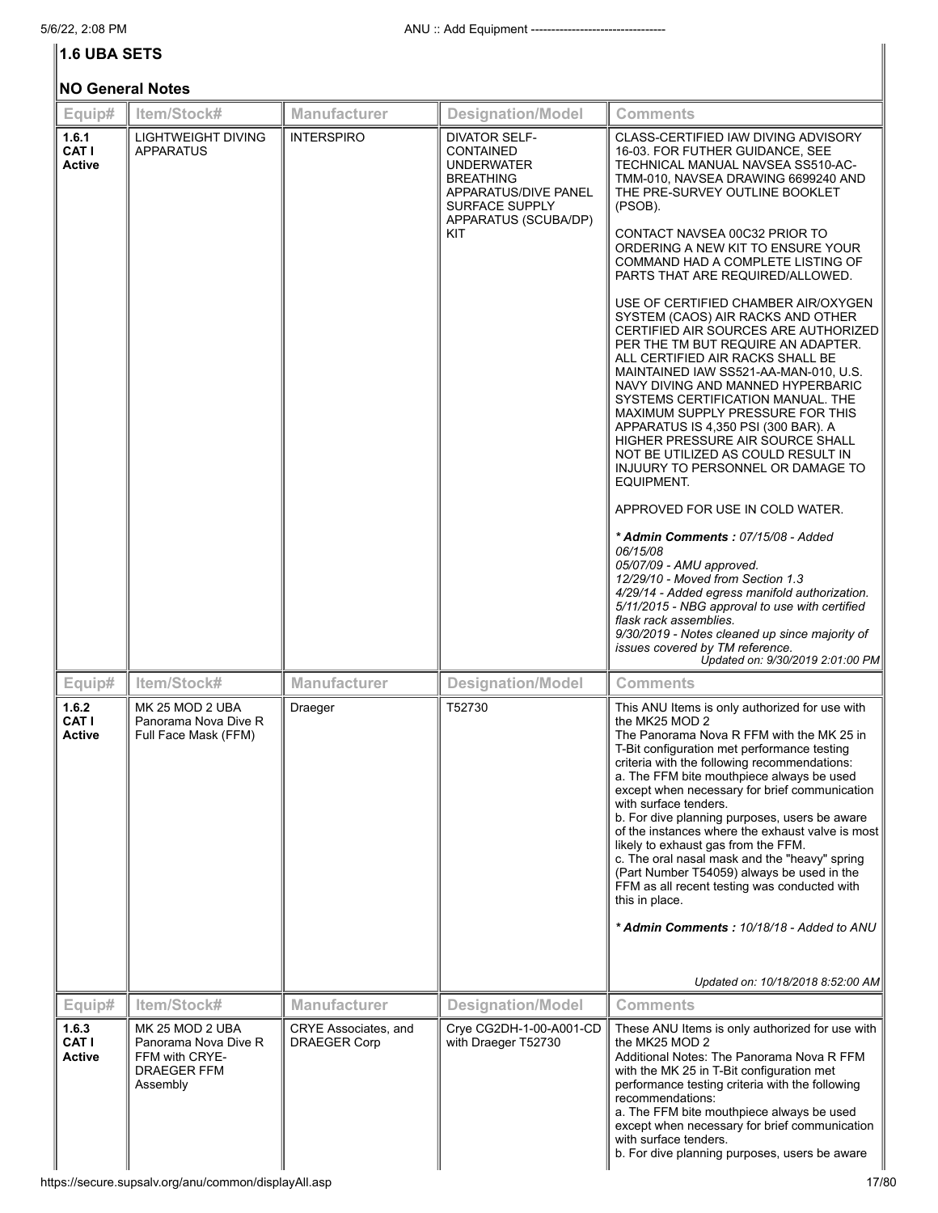## 1.6 UBA SETS

### NO General Notes

| Equip# | Item/Stock# | Manufacturer | Designation/Model | Comments |
|---|---|---|---|---|
| **1.6.1 CAT I Active** | LIGHTWEIGHT DIVING APPARATUS | INTERSPIRO | DIVATOR SELF-CONTAINED UNDERWATER BREATHING APPARATUS/DIVE PANEL SURFACE SUPPLY APPARATUS (SCUBA/DP) KIT | CLASS-CERTIFIED IAW DIVING ADVISORY 16-03. FOR FUTHER GUIDANCE, SEE TECHNICAL MANUAL NAVSEA SS510-AC-TMM-010, NAVSEA DRAWING 6699240 AND THE PRE-SURVEY OUTLINE BOOKLET (PSOB).<br><br>CONTACT NAVSEA 00C32 PRIOR TO ORDERING A NEW KIT TO ENSURE YOUR COMMAND HAD A COMPLETE LISTING OF PARTS THAT ARE REQUIRED/ALLOWED.<br><br>USE OF CERTIFIED CHAMBER AIR/OXYGEN SYSTEM (CAOS) AIR RACKS AND OTHER CERTIFIED AIR SOURCES ARE AUTHORIZED PER THE TM BUT REQUIRE AN ADAPTER. ALL CERTIFIED AIR RACKS SHALL BE MAINTAINED IAW SS521-AA-MAN-010, U.S. NAVY DIVING AND MANNED HYPERBARIC SYSTEMS CERTIFICATION MANUAL. THE MAXIMUM SUPPLY PRESSURE FOR THIS APPARATUS IS 4,350 PSI (300 BAR). A HIGHER PRESSURE AIR SOURCE SHALL NOT BE UTILIZED AS COULD RESULT IN INJUERY TO PERSONNEL OR DAMAGE TO EQUIPMENT.<br><br>APPROVED FOR USE IN COLD WATER.<br><br>*** Admin Comments :** *07/15/08 - Added 06/15/08*<br>*05/07/09 - AMU approved.*<br>*12/29/10 - Moved from Section 1.3*<br>*4/29/14 - Added egress manifold authorization.*<br>*5/11/2015 - NBG approval to use with certified flask rack assemblies.*<br>*9/30/2019 - Notes cleaned up since majority of issues covered by TM reference.*<br>*Updated on: 9/30/2019 2:01:00 PM* |
| **Equip#** | **Item/Stock#** | **Manufacturer** | **Designation/Model** | **Comments** |
| **1.6.2 CAT I Active** | MK 25 MOD 2 UBA Panorama Nova Dive R Full Face Mask (FFM) | Draeger | T52730 | This ANU Items is only authorized for use with the MK25 MOD 2<br>The Panorama Nova R FFM with the MK 25 in T-Bit configuration met performance testing criteria with the following recommendations:<br>a. The FFM bite mouthpiece always be used except when necessary for brief communication with surface tenders.<br>b. For dive planning purposes, users be aware of the instances where the exhaust valve is most likely to exhaust gas from the FFM.<br>c. The oral nasal mask and the "heavy" spring (Part Number T54059) always be used in the FFM as all recent testing was conducted with this in place.<br><br>*** Admin Comments :** *10/18/18 - Added to ANU*<br><br>*Updated on: 10/18/2018 8:52:00 AM* |
| **Equip#** | **Item/Stock#** | **Manufacturer** | **Designation/Model** | **Comments** |
| **1.6.3 CAT I Active** | MK 25 MOD 2 UBA Panorama Nova Dive R FFM with CRYE-DRAEGER FFM Assembly | CRYE Associates, and DRAEGER Corp | Crye CG2DH-1-00-A001-CD with Draeger T52730 | These ANU Items is only authorized for use with the MK25 MOD 2<br>Additional Notes: The Panorama Nova R FFM with the MK 25 in T-Bit configuration met performance testing criteria with the following recommendations:<br>a. The FFM bite mouthpiece always be used except when necessary for brief communication with surface tenders.<br>b. For dive planning purposes, users be aware |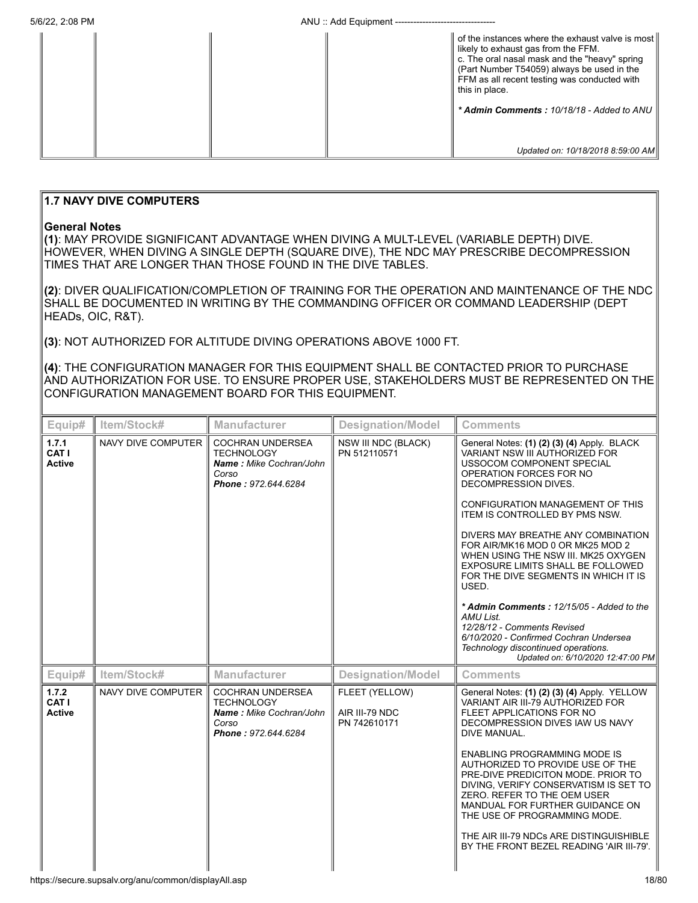| | | | | |
|---|---|---|---|---|
| | | | | of the instances where the exhaust valve is most likely to exhaust gas from the FFM.<br>c. The oral nasal mask and the "heavy" spring (Part Number T54059) always be used in the FFM as all recent testing was conducted with this in place.<br><br>***Admin Comments :** 10/18/18 - Added to ANU*<br><br>*Updated on: 10/18/2018 8:59:00 AM* |

## 1.7 NAVY DIVE COMPUTERS

**General Notes**

**(1)**: MAY PROVIDE SIGNIFICANT ADVANTAGE WHEN DIVING A MULT-LEVEL (VARIABLE DEPTH) DIVE. HOWEVER, WHEN DIVING A SINGLE DEPTH (SQUARE DIVE), THE NDC MAY PRESCRIBE DECOMPRESSION TIMES THAT ARE LONGER THAN THOSE FOUND IN THE DIVE TABLES.

**(2)**: DIVER QUALIFICATION/COMPLETION OF TRAINING FOR THE OPERATION AND MAINTENANCE OF THE NDC SHALL BE DOCUMENTED IN WRITING BY THE COMMANDING OFFICER OR COMMAND LEADERSHIP (DEPT HEADs, OIC, R&T).

**(3)**: NOT AUTHORIZED FOR ALTITUDE DIVING OPERATIONS ABOVE 1000 FT.

**(4)**: THE CONFIGURATION MANAGER FOR THIS EQUIPMENT SHALL BE CONTACTED PRIOR TO PURCHASE AND AUTHORIZATION FOR USE. TO ENSURE PROPER USE, STAKEHOLDERS MUST BE REPRESENTED ON THE CONFIGURATION MANAGEMENT BOARD FOR THIS EQUIPMENT.

| Equip# | Item/Stock# | Manufacturer | Designation/Model | Comments |
|---|---|---|---|---|
| **1.7.1**<br>**CAT I**<br>**Active** | NAVY DIVE COMPUTER | COCHRAN UNDERSEA TECHNOLOGY<br>***Name :** Mike Cochran/John Corso*<br>***Phone :** 972.644.6284* | NSW III NDC (BLACK)<br>PN 512110571 | General Notes: **(1) (2) (3) (4)** Apply. BLACK VARIANT NSW III AUTHORIZED FOR USSOCOM COMPONENT SPECIAL OPERATION FORCES FOR NO DECOMPRESSION DIVES.<br><br>CONFIGURATION MANAGEMENT OF THIS ITEM IS CONTROLLED BY PMS NSW.<br><br>DIVERS MAY BREATHE ANY COMBINATION FOR AIR/MK16 MOD 0 OR MK25 MOD 2 WHEN USING THE NSW III. MK25 OXYGEN EXPOSURE LIMITS SHALL BE FOLLOWED FOR THE DIVE SEGMENTS IN WHICH IT IS USED.<br><br>***Admin Comments :** 12/15/05 - Added to the AMU List.*<br>*12/28/12 - Comments Revised*<br>*6/10/2020 - Confirmed Cochran Undersea Technology discontinued operations.*<br>*Updated on: 6/10/2020 12:47:00 PM* |
| **1.7.2**<br>**CAT I**<br>**Active** | NAVY DIVE COMPUTER | COCHRAN UNDERSEA TECHNOLOGY<br>***Name :** Mike Cochran/John Corso*<br>***Phone :** 972.644.6284* | FLEET (YELLOW)<br><br>AIR III-79 NDC<br>PN 742610171 | General Notes: **(1) (2) (3) (4)** Apply. YELLOW VARIANT AIR III-79 AUTHORIZED FOR FLEET APPLICATIONS FOR NO DECOMPRESSION DIVES IAW US NAVY DIVE MANUAL.<br><br>ENABLING PROGRAMMING MODE IS AUTHORIZED TO PROVIDE USE OF THE PRE-DIVE PREDICITON MODE. PRIOR TO DIVING, VERIFY CONSERVATISM IS SET TO ZERO. REFER TO THE OEM USER MANDUAL FOR FURTHER GUIDANCE ON THE USE OF PROGRAMMING MODE.<br><br>THE AIR III-79 NDCs ARE DISTINGUISHIBLE BY THE FRONT BEZEL READING 'AIR III-79'. |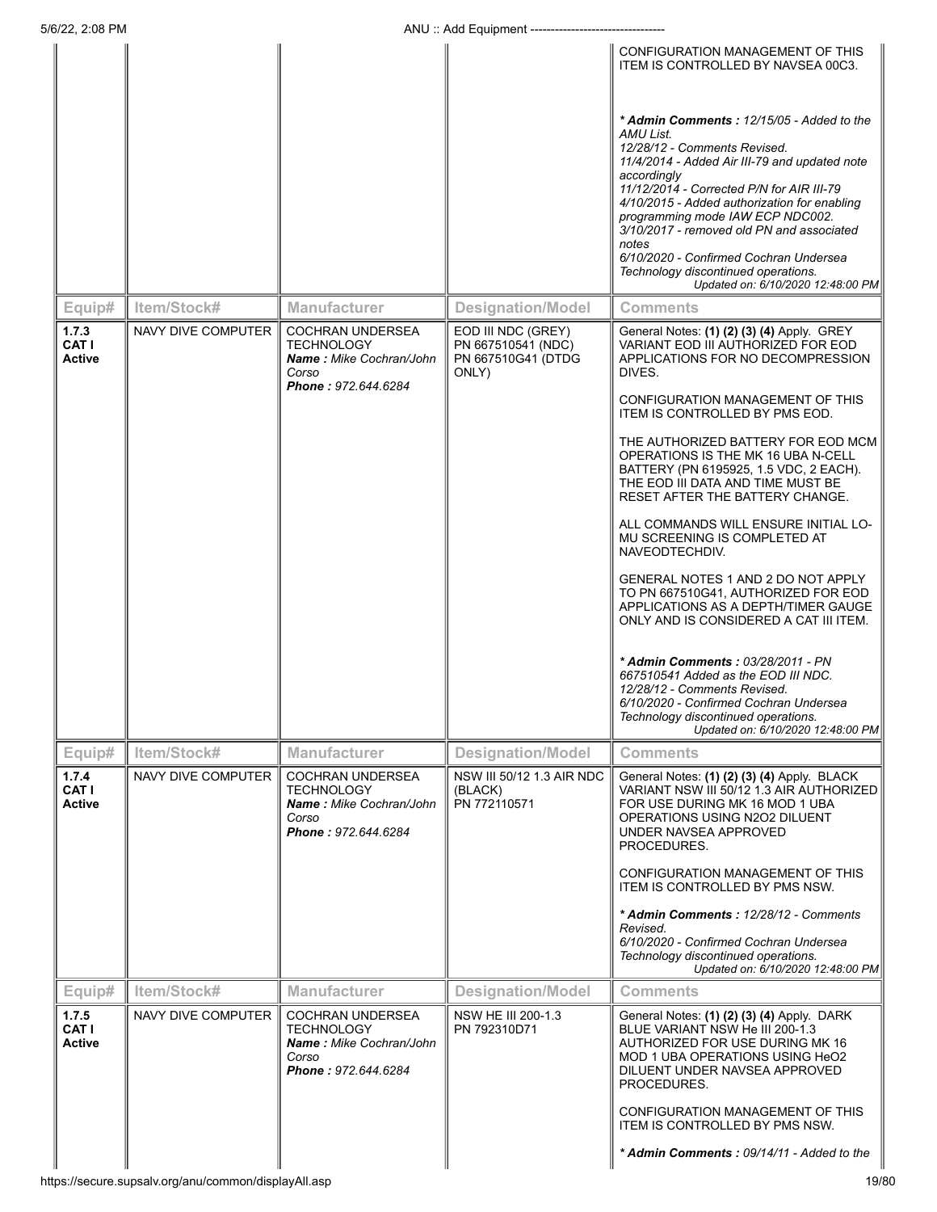| Equip# | Item/Stock# | Manufacturer | Designation/Model | Comments |
|---|---|---|---|---|
| | | | | CONFIGURATION MANAGEMENT OF THIS ITEM IS CONTROLLED BY NAVSEA 00C3.<br><br>*** Admin Comments :** *12/15/05 - Added to the AMU List. 12/28/12 - Comments Revised. 11/4/2014 - Added Air III-79 and updated note accordingly 11/12/2014 - Corrected P/N for AIR III-79 4/10/2015 - Added authorization for enabling programming mode IAW ECP NDC002. 3/10/2017 - removed old PN and associated notes 6/10/2020 - Confirmed Cochran Undersea Technology discontinued operations. Updated on: 6/10/2020 12:48:00 PM* |

| Equip# | Item/Stock# | Manufacturer | Designation/Model | Comments |
|---|---|---|---|---|
| **1.7.3 CAT I Active** | NAVY DIVE COMPUTER | COCHRAN UNDERSEA TECHNOLOGY ***Name :*** *Mike Cochran/John Corso* ***Phone :*** *972.644.6284* | EOD III NDC (GREY) PN 667510541 (NDC) PN 667510G41 (DTDG ONLY) | General Notes: **(1) (2) (3) (4)** Apply. GREY VARIANT EOD III AUTHORIZED FOR EOD APPLICATIONS FOR NO DECOMPRESSION DIVES.<br><br>CONFIGURATION MANAGEMENT OF THIS ITEM IS CONTROLLED BY PMS EOD.<br><br>THE AUTHORIZED BATTERY FOR EOD MCM OPERATIONS IS THE MK 16 UBA N-CELL BATTERY (PN 6195925, 1.5 VDC, 2 EACH). THE EOD III DATA AND TIME MUST BE RESET AFTER THE BATTERY CHANGE.<br><br>ALL COMMANDS WILL ENSURE INITIAL LO-MU SCREENING IS COMPLETED AT NAVEODTECHDIV.<br><br>GENERAL NOTES 1 AND 2 DO NOT APPLY TO PN 667510G41, AUTHORIZED FOR EOD APPLICATIONS AS A DEPTH/TIMER GAUGE ONLY AND IS CONSIDERED A CAT III ITEM.<br><br>*** Admin Comments :** *03/28/2011 - PN 667510541 Added as the EOD III NDC. 12/28/12 - Comments Revised. 6/10/2020 - Confirmed Cochran Undersea Technology discontinued operations. Updated on: 6/10/2020 12:48:00 PM* |

| Equip# | Item/Stock# | Manufacturer | Designation/Model | Comments |
|---|---|---|---|---|
| **1.7.4 CAT I Active** | NAVY DIVE COMPUTER | COCHRAN UNDERSEA TECHNOLOGY ***Name :*** *Mike Cochran/John Corso* ***Phone :*** *972.644.6284* | NSW III 50/12 1.3 AIR NDC (BLACK) PN 772110571 | General Notes: **(1) (2) (3) (4)** Apply. BLACK VARIANT NSW III 50/12 1.3 AIR AUTHORIZED FOR USE DURING MK 16 MOD 1 UBA OPERATIONS USING N2O2 DILUENT UNDER NAVSEA APPROVED PROCEDURES.<br><br>CONFIGURATION MANAGEMENT OF THIS ITEM IS CONTROLLED BY PMS NSW.<br><br>*** Admin Comments :** *12/28/12 - Comments Revised. 6/10/2020 - Confirmed Cochran Undersea Technology discontinued operations. Updated on: 6/10/2020 12:48:00 PM* |

| Equip# | Item/Stock# | Manufacturer | Designation/Model | Comments |
|---|---|---|---|---|
| **1.7.5 CAT I Active** | NAVY DIVE COMPUTER | COCHRAN UNDERSEA TECHNOLOGY ***Name :*** *Mike Cochran/John Corso* ***Phone :*** *972.644.6284* | NSW HE III 200-1.3 PN 792310D71 | General Notes: **(1) (2) (3) (4)** Apply. DARK BLUE VARIANT NSW He III 200-1.3 AUTHORIZED FOR USE DURING MK 16 MOD 1 UBA OPERATIONS USING HeO2 DILUENT UNDER NAVSEA APPROVED PROCEDURES.<br><br>CONFIGURATION MANAGEMENT OF THIS ITEM IS CONTROLLED BY PMS NSW.<br><br>*** Admin Comments :** *09/14/11 - Added to the* |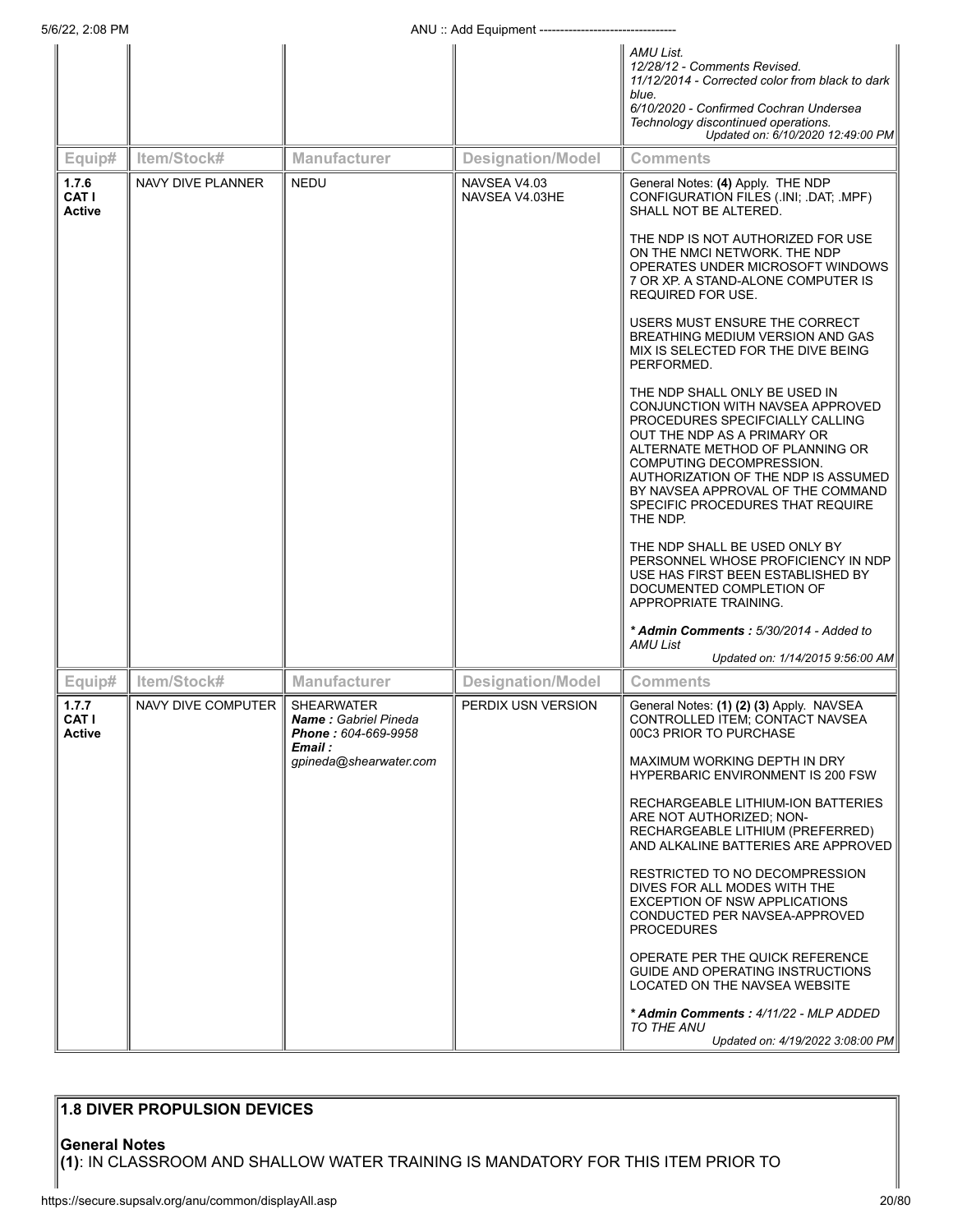| Equip# | Item/Stock# | Manufacturer | Designation/Model | Comments |
|---|---|---|---|---|
| | | | | *AMU List.* <br> *12/28/12 - Comments Revised.* <br> *11/12/2014 - Corrected color from black to dark blue.* <br> *6/10/2020 - Confirmed Cochran Undersea Technology discontinued operations.* <br> *Updated on: 6/10/2020 12:49:00 PM* |

| Equip# | Item/Stock# | Manufacturer | Designation/Model | Comments |
|---|---|---|---|---|
| **1.7.6** <br> **CAT I** <br> **Active** | NAVY DIVE PLANNER | NEDU | NAVSEA V4.03 <br> NAVSEA V4.03HE | General Notes: **(4)** Apply. THE NDP CONFIGURATION FILES (.INI; .DAT; .MPF) SHALL NOT BE ALTERED. <br><br> THE NDP IS NOT AUTHORIZED FOR USE ON THE NMCI NETWORK. THE NDP OPERATES UNDER MICROSOFT WINDOWS 7 OR XP. A STAND-ALONE COMPUTER IS REQUIRED FOR USE. <br><br> USERS MUST ENSURE THE CORRECT BREATHING MEDIUM VERSION AND GAS MIX IS SELECTED FOR THE DIVE BEING PERFORMED. <br><br> THE NDP SHALL ONLY BE USED IN CONJUNCTION WITH NAVSEA APPROVED PROCEDURES SPECIFCIALLY CALLING OUT THE NDP AS A PRIMARY OR ALTERNATE METHOD OF PLANNING OR COMPUTING DECOMPRESSION. AUTHORIZATION OF THE NDP IS ASSUMED BY NAVSEA APPROVAL OF THE COMMAND SPECIFIC PROCEDURES THAT REQUIRE THE NDP. <br><br> THE NDP SHALL BE USED ONLY BY PERSONNEL WHOSE PROFICIENCY IN NDP USE HAS FIRST BEEN ESTABLISHED BY DOCUMENTED COMPLETION OF APPROPRIATE TRAINING. <br><br> ***Admin Comments :** 5/30/2014 - Added to AMU List* <br> *Updated on: 1/14/2015 9:56:00 AM* |

| Equip# | Item/Stock# | Manufacturer | Designation/Model | Comments |
|---|---|---|---|---|
| **1.7.7** <br> **CAT I** <br> **Active** | NAVY DIVE COMPUTER | SHEARWATER <br> ***Name :** Gabriel Pineda* <br> ***Phone :** 604-669-9958* <br> ***Email :** gpineda@shearwater.com* | PERDIX USN VERSION | General Notes: **(1) (2) (3)** Apply. NAVSEA CONTROLLED ITEM; CONTACT NAVSEA 00C3 PRIOR TO PURCHASE <br><br> MAXIMUM WORKING DEPTH IN DRY HYPERBARIC ENVIRONMENT IS 200 FSW <br><br> RECHARGEABLE LITHIUM-ION BATTERIES ARE NOT AUTHORIZED; NON-RECHARGEABLE LITHIUM (PREFERRED) AND ALKALINE BATTERIES ARE APPROVED <br><br> RESTRICTED TO NO DECOMPRESSION DIVES FOR ALL MODES WITH THE EXCEPTION OF NSW APPLICATIONS CONDUCTED PER NAVSEA-APPROVED PROCEDURES <br><br> OPERATE PER THE QUICK REFERENCE GUIDE AND OPERATING INSTRUCTIONS LOCATED ON THE NAVSEA WEBSITE <br><br> ***Admin Comments :** 4/11/22 - MLP ADDED TO THE ANU* <br> *Updated on: 4/19/2022 3:08:00 PM* |

## 1.8 DIVER PROPULSION DEVICES

**General Notes**

**(1)**: IN CLASSROOM AND SHALLOW WATER TRAINING IS MANDATORY FOR THIS ITEM PRIOR TO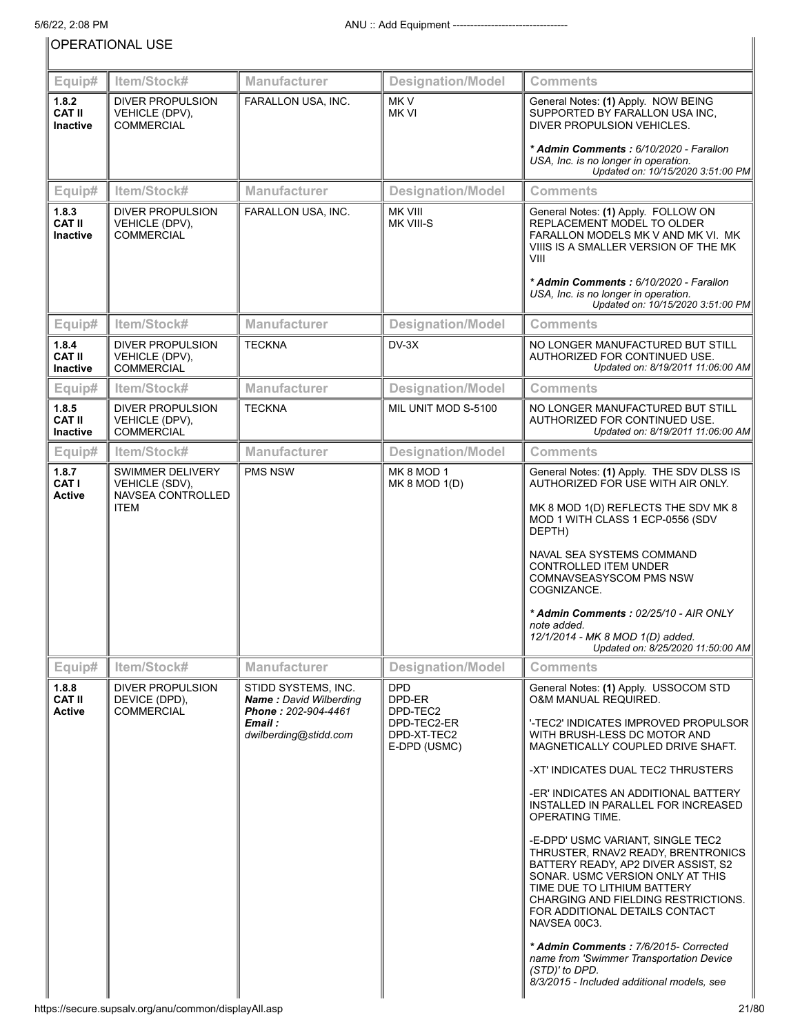OPERATIONAL USE

| Equip# | Item/Stock# | Manufacturer | Designation/Model | Comments |
|---|---|---|---|---|
| **1.8.2 CAT II Inactive** | DIVER PROPULSION VEHICLE (DPV), COMMERCIAL | FARALLON USA, INC. | MK V<br>MK VI | General Notes: **(1)** Apply. NOW BEING SUPPORTED BY FARALLON USA INC, DIVER PROPULSION VEHICLES.<br><br>*** Admin Comments :** *6/10/2020 - Farallon USA, Inc. is no longer in operation.*<br>*Updated on: 10/15/2020 3:51:00 PM* |
| **Equip#** | **Item/Stock#** | **Manufacturer** | **Designation/Model** | **Comments** |
| **1.8.3 CAT II Inactive** | DIVER PROPULSION VEHICLE (DPV), COMMERCIAL | FARALLON USA, INC. | MK VIII<br>MK VIII-S | General Notes: **(1)** Apply. FOLLOW ON REPLACEMENT MODEL TO OLDER FARALLON MODELS MK V AND MK VI. MK VIIIS IS A SMALLER VERSION OF THE MK VIII<br><br>*** Admin Comments :** *6/10/2020 - Farallon USA, Inc. is no longer in operation.*<br>*Updated on: 10/15/2020 3:51:00 PM* |
| **Equip#** | **Item/Stock#** | **Manufacturer** | **Designation/Model** | **Comments** |
| **1.8.4 CAT II Inactive** | DIVER PROPULSION VEHICLE (DPV), COMMERCIAL | TECKNA | DV-3X | NO LONGER MANUFACTURED BUT STILL AUTHORIZED FOR CONTINUED USE.<br>*Updated on: 8/19/2011 11:06:00 AM* |
| **Equip#** | **Item/Stock#** | **Manufacturer** | **Designation/Model** | **Comments** |
| **1.8.5 CAT II Inactive** | DIVER PROPULSION VEHICLE (DPV), COMMERCIAL | TECKNA | MIL UNIT MOD S-5100 | NO LONGER MANUFACTURED BUT STILL AUTHORIZED FOR CONTINUED USE.<br>*Updated on: 8/19/2011 11:06:00 AM* |
| **Equip#** | **Item/Stock#** | **Manufacturer** | **Designation/Model** | **Comments** |
| **1.8.7 CAT I Active** | SWIMMER DELIVERY VEHICLE (SDV), NAVSEA CONTROLLED ITEM | PMS NSW | MK 8 MOD 1<br>MK 8 MOD 1(D) | General Notes: **(1)** Apply. THE SDV DLSS IS AUTHORIZED FOR USE WITH AIR ONLY.<br><br>MK 8 MOD 1(D) REFLECTS THE SDV MK 8 MOD 1 WITH CLASS 1 ECP-0556 (SDV DEPTH)<br><br>NAVAL SEA SYSTEMS COMMAND CONTROLLED ITEM UNDER COMNAVSEASYSCOM PMS NSW COGNIZANCE.<br><br>*** Admin Comments :** *02/25/10 - AIR ONLY note added.*<br>*12/1/2014 - MK 8 MOD 1(D) added.*<br>*Updated on: 8/25/2020 11:50:00 AM* |
| **Equip#** | **Item/Stock#** | **Manufacturer** | **Designation/Model** | **Comments** |
| **1.8.8 CAT II Active** | DIVER PROPULSION DEVICE (DPD), COMMERCIAL | STIDD SYSTEMS, INC.<br>***Name :*** *David Wilberding*<br>***Phone :*** *202-904-4461*<br>***Email :*** *dwilberding@stidd.com* | DPD<br>DPD-ER<br>DPD-TEC2<br>DPD-TEC2-ER<br>DPD-XT-TEC2<br>E-DPD (USMC) | General Notes: **(1)** Apply. USSOCOM STD O&M MANUAL REQUIRED.<br><br>'-TEC2' INDICATES IMPROVED PROPULSOR WITH BRUSH-LESS DC MOTOR AND MAGNETICALLY COUPLED DRIVE SHAFT.<br><br>-XT' INDICATES DUAL TEC2 THRUSTERS<br><br>-ER' INDICATES AN ADDITIONAL BATTERY INSTALLED IN PARALLEL FOR INCREASED OPERATING TIME.<br><br>-E-DPD' USMC VARIANT, SINGLE TEC2 THRUSTER, RNAV2 READY, BRENTRONICS BATTERY READY, AP2 DIVER ASSIST, S2 SONAR. USMC VERSION ONLY AT THIS TIME DUE TO LITHIUM BATTERY CHARGING AND FIELDING RESTRICTIONS. FOR ADDITIONAL DETAILS CONTACT NAVSEA 00C3.<br><br>*** Admin Comments :** *7/6/2015- Corrected name from 'Swimmer Transportation Device (STD)' to DPD.*<br>*8/3/2015 - Included additional models, see* |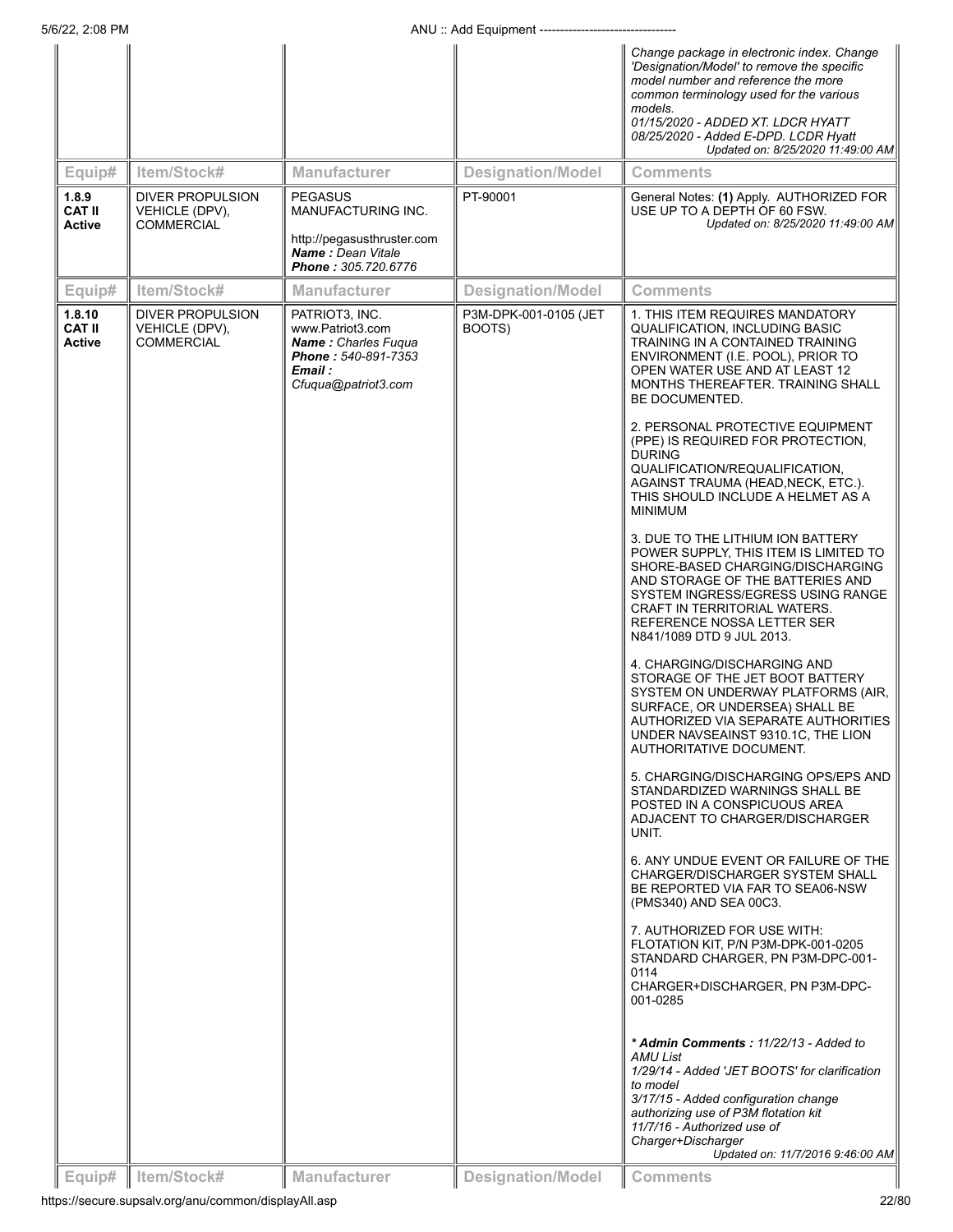| Equip# | Item/Stock# | Manufacturer | Designation/Model | Comments |
|---|---|---|---|---|
| | | | | *Change package in electronic index. Change 'Designation/Model' to remove the specific model number and reference the more common terminology used for the various models.*<br>*01/15/2020 - ADDED XT. LDCR HYATT*<br>*08/25/2020 - Added E-DPD. LCDR Hyatt*<br>*Updated on: 8/25/2020 11:49:00 AM* |
| **1.8.9**<br>**CAT II**<br>**Active** | DIVER PROPULSION VEHICLE (DPV), COMMERCIAL | PEGASUS MANUFACTURING INC.<br><br>http://pegasusthruster.com<br>***Name :*** *Dean Vitale*<br>***Phone :*** *305.720.6776* | PT-90001 | General Notes: **(1)** Apply. AUTHORIZED FOR USE UP TO A DEPTH OF 60 FSW.<br>*Updated on: 8/25/2020 11:49:00 AM* |
| **1.8.10**<br>**CAT II**<br>**Active** | DIVER PROPULSION VEHICLE (DPV), COMMERCIAL | PATRIOT3, INC.<br>www.Patriot3.com<br>***Name :*** *Charles Fuqua*<br>***Phone :*** *540-891-7353*<br>***Email :***<br>*Cfuqua@patriot3.com* | P3M-DPK-001-0105 (JET BOOTS) | 1. THIS ITEM REQUIRES MANDATORY QUALIFICATION, INCLUDING BASIC TRAINING IN A CONTAINED TRAINING ENVIRONMENT (I.E. POOL), PRIOR TO OPEN WATER USE AND AT LEAST 12 MONTHS THEREAFTER. TRAINING SHALL BE DOCUMENTED.<br><br>2. PERSONAL PROTECTIVE EQUIPMENT (PPE) IS REQUIRED FOR PROTECTION, DURING QUALIFICATION/REQUALIFICATION, AGAINST TRAUMA (HEAD,NECK, ETC.). THIS SHOULD INCLUDE A HELMET AS A MINIMUM<br><br>3. DUE TO THE LITHIUM ION BATTERY POWER SUPPLY, THIS ITEM IS LIMITED TO SHORE-BASED CHARGING/DISCHARGING AND STORAGE OF THE BATTERIES AND SYSTEM INGRESS/EGRESS USING RANGE CRAFT IN TERRITORIAL WATERS. REFERENCE NOSSA LETTER SER N841/1089 DTD 9 JUL 2013.<br><br>4. CHARGING/DISCHARGING AND STORAGE OF THE JET BOOT BATTERY SYSTEM ON UNDERWAY PLATFORMS (AIR, SURFACE, OR UNDERSEA) SHALL BE AUTHORIZED VIA SEPARATE AUTHORITIES UNDER NAVSEAINST 9310.1C, THE LION AUTHORITATIVE DOCUMENT.<br><br>5. CHARGING/DISCHARGING OPS/EPS AND STANDARDIZED WARNINGS SHALL BE POSTED IN A CONSPICUOUS AREA ADJACENT TO CHARGER/DISCHARGER UNIT.<br><br>6. ANY UNDUE EVENT OR FAILURE OF THE CHARGER/DISCHARGER SYSTEM SHALL BE REPORTED VIA FAR TO SEA06-NSW (PMS340) AND SEA 00C3.<br><br>7. AUTHORIZED FOR USE WITH:<br>FLOTATION KIT, P/N P3M-DPK-001-0205<br>STANDARD CHARGER, PN P3M-DPC-001-0114<br>CHARGER+DISCHARGER, PN P3M-DPC-001-0285<br><br>***\* Admin Comments :*** *11/22/13 - Added to AMU List*<br>*1/29/14 - Added 'JET BOOTS' for clarification to model*<br>*3/17/15 - Added configuration change authorizing use of P3M flotation kit*<br>*11/7/16 - Authorized use of Charger+Discharger*<br>*Updated on: 11/7/2016 9:46:00 AM* |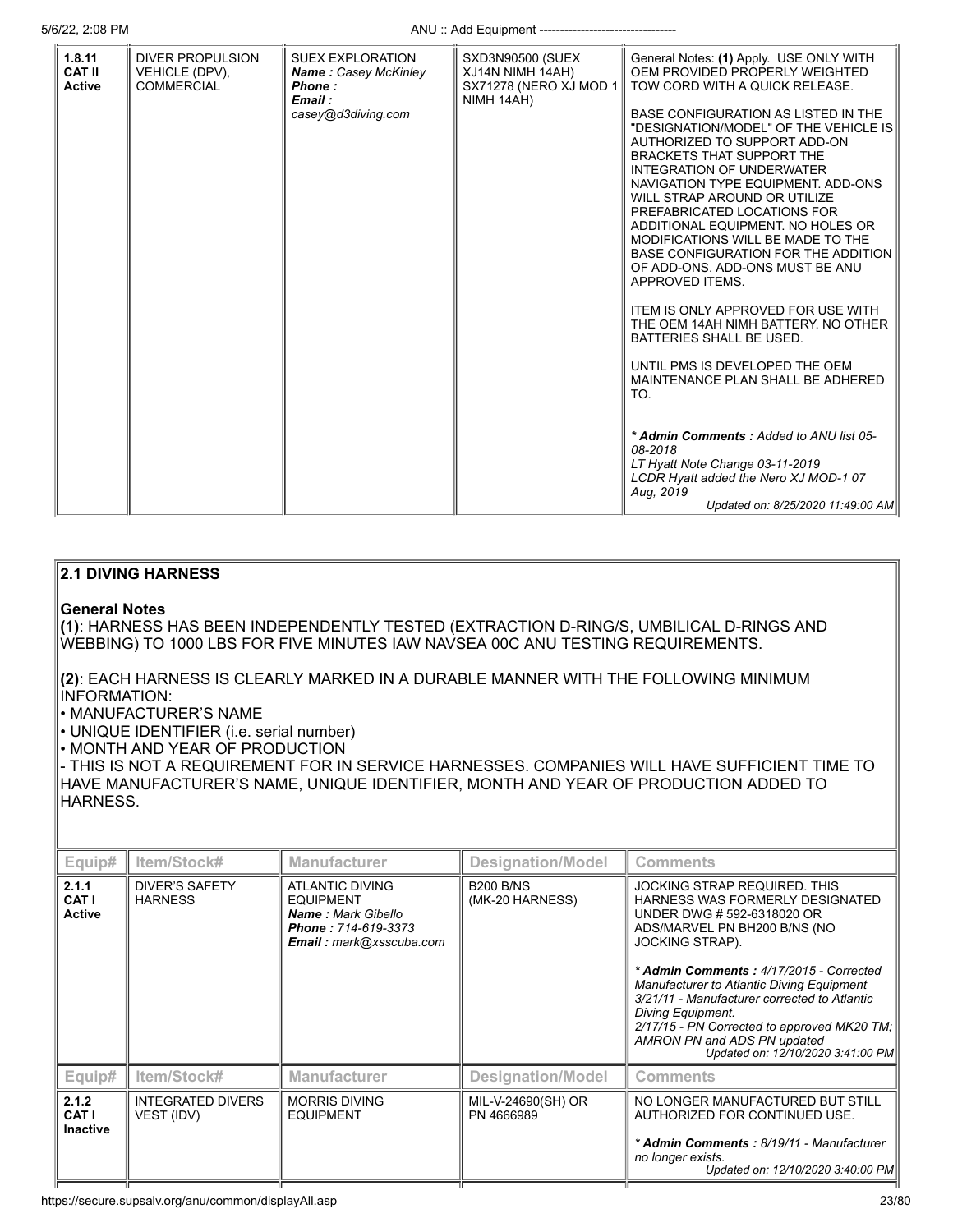| 1.8.11 CAT II Active | DIVER PROPULSION VEHICLE (DPV), COMMERCIAL | SUEX EXPLORATION *Name : Casey McKinley* *Phone :* *Email : casey@d3diving.com* | SXD3N90500 (SUEX XJ14N NIMH 14AH) SX71278 (NERO XJ MOD 1 NIMH 14AH) | General Notes: **(1)** Apply. USE ONLY WITH OEM PROVIDED PROPERLY WEIGHTED TOW CORD WITH A QUICK RELEASE.<br><br>BASE CONFIGURATION AS LISTED IN THE "DESIGNATION/MODEL" OF THE VEHICLE IS AUTHORIZED TO SUPPORT ADD-ON BRACKETS THAT SUPPORT THE INTEGRATION OF UNDERWATER NAVIGATION TYPE EQUIPMENT. ADD-ONS WILL STRAP AROUND OR UTILIZE PREFABRICATED LOCATIONS FOR ADDITIONAL EQUIPMENT. NO HOLES OR MODIFICATIONS WILL BE MADE TO THE BASE CONFIGURATION FOR THE ADDITION OF ADD-ONS. ADD-ONS MUST BE ANU APPROVED ITEMS.<br><br>ITEM IS ONLY APPROVED FOR USE WITH THE OEM 14AH NIMH BATTERY. NO OTHER BATTERIES SHALL BE USED.<br><br>UNTIL PMS IS DEVELOPED THE OEM MAINTENANCE PLAN SHALL BE ADHERED TO.<br><br>*** Admin Comments :** *Added to ANU list 05-08-2018* *LT Hyatt Note Change 03-11-2019* *LCDR Hyatt added the Nero XJ MOD-1 07 Aug, 2019* *Updated on: 8/25/2020 11:49:00 AM* |
|---|---|---|---|---|

## 2.1 DIVING HARNESS

**General Notes**

**(1)**: HARNESS HAS BEEN INDEPENDENTLY TESTED (EXTRACTION D-RING/S, UMBILICAL D-RINGS AND WEBBING) TO 1000 LBS FOR FIVE MINUTES IAW NAVSEA 00C ANU TESTING REQUIREMENTS.

**(2)**: EACH HARNESS IS CLEARLY MARKED IN A DURABLE MANNER WITH THE FOLLOWING MINIMUM INFORMATION:
• MANUFACTURER'S NAME
• UNIQUE IDENTIFIER (i.e. serial number)
• MONTH AND YEAR OF PRODUCTION
- THIS IS NOT A REQUIREMENT FOR IN SERVICE HARNESSES. COMPANIES WILL HAVE SUFFICIENT TIME TO HAVE MANUFACTURER'S NAME, UNIQUE IDENTIFIER, MONTH AND YEAR OF PRODUCTION ADDED TO HARNESS.

| Equip# | Item/Stock# | Manufacturer | Designation/Model | Comments |
|---|---|---|---|---|
| 2.1.1 CAT I Active | DIVER'S SAFETY HARNESS | ATLANTIC DIVING EQUIPMENT *Name : Mark Gibello* *Phone : 714-619-3373* *Email : mark@xsscuba.com* | B200 B/NS (MK-20 HARNESS) | JOCKING STRAP REQUIRED. THIS HARNESS WAS FORMERLY DESIGNATED UNDER DWG # 592-6318020 OR ADS/MARVEL PN BH200 B/NS (NO JOCKING STRAP).<br><br>*** Admin Comments :** *4/17/2015 - Corrected Manufacturer to Atlantic Diving Equipment 3/21/11 - Manufacturer corrected to Atlantic Diving Equipment. 2/17/15 - PN Corrected to approved MK20 TM; AMRON PN and ADS PN updated* *Updated on: 12/10/2020 3:41:00 PM* |

| Equip# | Item/Stock# | Manufacturer | Designation/Model | Comments |
|---|---|---|---|---|
| 2.1.2 CAT I Inactive | INTEGRATED DIVERS VEST (IDV) | MORRIS DIVING EQUIPMENT | MIL-V-24690(SH) OR PN 4666989 | NO LONGER MANUFACTURED BUT STILL AUTHORIZED FOR CONTINUED USE.<br><br>*** Admin Comments :** *8/19/11 - Manufacturer no longer exists.* *Updated on: 12/10/2020 3:40:00 PM* |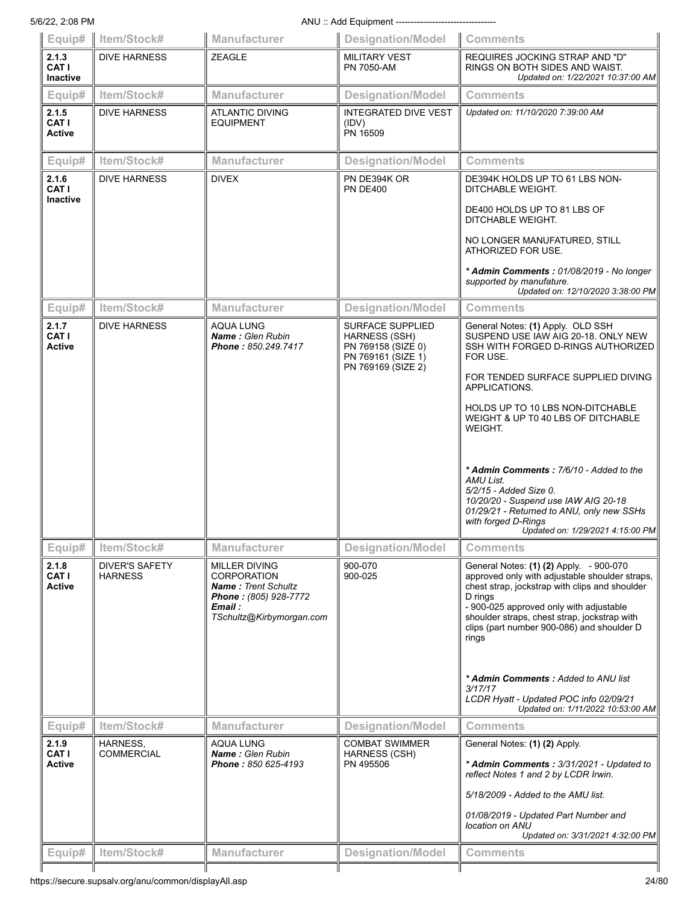| Equip# | Item/Stock# | Manufacturer | Designation/Model | Comments |
|---|---|---|---|---|
| **2.1.3 CAT I Inactive** | DIVE HARNESS | ZEAGLE | MILITARY VEST PN 7050-AM | REQUIRES JOCKING STRAP AND "D" RINGS ON BOTH SIDES AND WAIST. *Updated on: 1/22/2021 10:37:00 AM* |
| **Equip#** | **Item/Stock#** | **Manufacturer** | **Designation/Model** | **Comments** |
| **2.1.5 CAT I Active** | DIVE HARNESS | ATLANTIC DIVING EQUIPMENT | INTEGRATED DIVE VEST (IDV) PN 16509 | *Updated on: 11/10/2020 7:39:00 AM* |
| **Equip#** | **Item/Stock#** | **Manufacturer** | **Designation/Model** | **Comments** |
| **2.1.6 CAT I Inactive** | DIVE HARNESS | DIVEX | PN DE394K OR PN DE400 | DE394K HOLDS UP TO 61 LBS NON-DITCHABLE WEIGHT.<br><br>DE400 HOLDS UP TO 81 LBS OF DITCHABLE WEIGHT.<br><br>NO LONGER MANUFATURED, STILL ATHORIZED FOR USE.<br><br>***Admin Comments :** 01/08/2019 - No longer supported by manufature.*<br>*Updated on: 12/10/2020 3:38:00 PM* |
| **Equip#** | **Item/Stock#** | **Manufacturer** | **Designation/Model** | **Comments** |
| **2.1.7 CAT I Active** | DIVE HARNESS | AQUA LUNG<br>***Name :** Glen Rubin*<br>***Phone :** 850.249.7417* | SURFACE SUPPLIED HARNESS (SSH)<br>PN 769158 (SIZE 0)<br>PN 769161 (SIZE 1)<br>PN 769169 (SIZE 2) | General Notes: **(1)** Apply. OLD SSH SUSPEND USE IAW AIG 20-18. ONLY NEW SSH WITH FORGED D-RINGS AUTHORIZED FOR USE.<br><br>FOR TENDED SURFACE SUPPLIED DIVING APPLICATIONS.<br><br>HOLDS UP TO 10 LBS NON-DITCHABLE WEIGHT & UP T0 40 LBS OF DITCHABLE WEIGHT.<br><br>***Admin Comments :** 7/6/10 - Added to the AMU List.*<br>*5/2/15 - Added Size 0.*<br>*10/20/20 - Suspend use IAW AIG 20-18*<br>*01/29/21 - Returned to ANU, only new SSHs with forged D-Rings*<br>*Updated on: 1/29/2021 4:15:00 PM* |
| **Equip#** | **Item/Stock#** | **Manufacturer** | **Designation/Model** | **Comments** |
| **2.1.8 CAT I Active** | DIVER'S SAFETY HARNESS | MILLER DIVING CORPORATION<br>***Name :** Trent Schultz*<br>***Phone :** (805) 928-7772*<br>***Email :** TSchultz@Kirbymorgan.com* | 900-070<br>900-025 | General Notes: **(1) (2)** Apply. - 900-070 approved only with adjustable shoulder straps, chest strap, jockstrap with clips and shoulder D rings<br>- 900-025 approved only with adjustable shoulder straps, chest strap, jockstrap with clips (part number 900-086) and shoulder D rings<br><br>***Admin Comments :** Added to ANU list 3/17/17*<br>*LCDR Hyatt - Updated POC info 02/09/21*<br>*Updated on: 1/11/2022 10:53:00 AM* |
| **Equip#** | **Item/Stock#** | **Manufacturer** | **Designation/Model** | **Comments** |
| **2.1.9 CAT I Active** | HARNESS, COMMERCIAL | AQUA LUNG<br>***Name :** Glen Rubin*<br>***Phone :** 850 625-4193* | COMBAT SWIMMER HARNESS (CSH)<br>PN 495506 | General Notes: **(1) (2)** Apply.<br><br>***Admin Comments :** 3/31/2021 - Updated to reflect Notes 1 and 2 by LCDR Irwin.*<br><br>*5/18/2009 - Added to the AMU list.*<br><br>*01/08/2019 - Updated Part Number and location on ANU*<br>*Updated on: 3/31/2021 4:32:00 PM* |
| **Equip#** | **Item/Stock#** | **Manufacturer** | **Designation/Model** | **Comments** |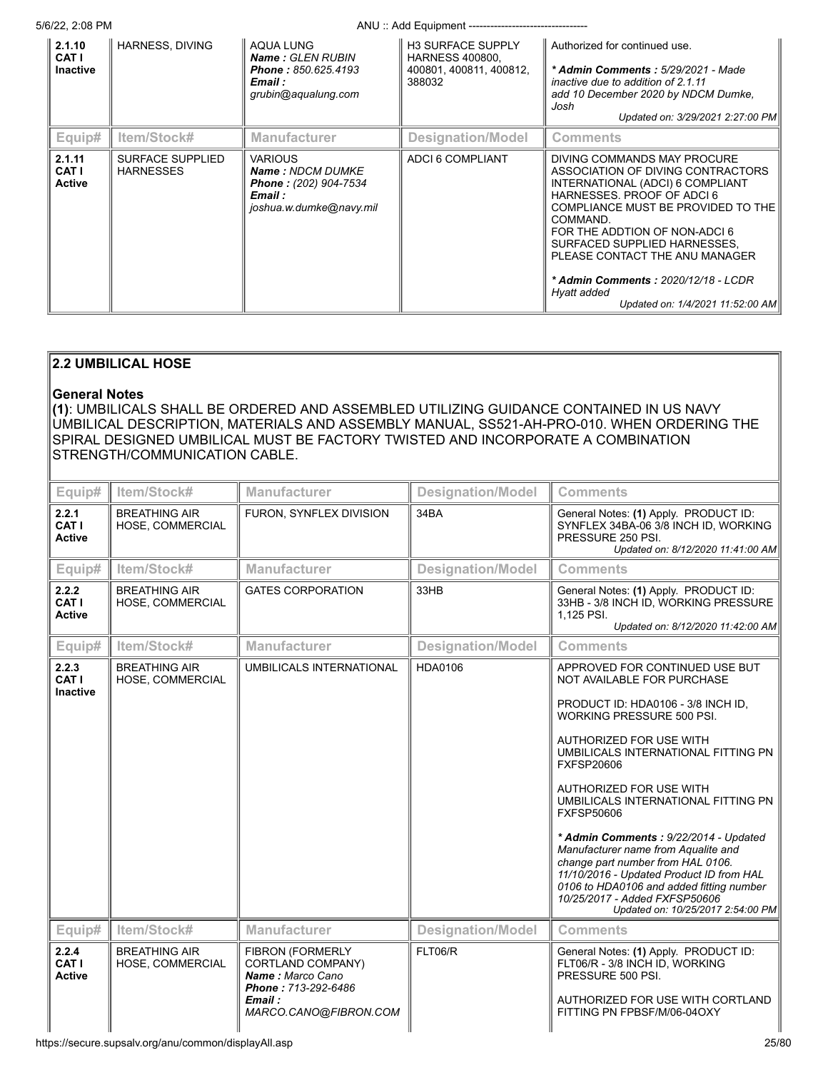| Equip# | Item/Stock# | Manufacturer | Designation/Model | Comments |
|---|---|---|---|---|
| **2.1.10 CAT I Inactive** | HARNESS, DIVING | AQUA LUNG *Name : GLEN RUBIN* *Phone : 850.625.4193* *Email : grubin@aqualung.com* | H3 SURFACE SUPPLY HARNESS 400800, 400801, 400811, 400812, 388032 | Authorized for continued use. ***Admin Comments :** 5/29/2021 - Made inactive due to addition of 2.1.11 add 10 December 2020 by NDCM Dumke, Josh* *Updated on: 3/29/2021 2:27:00 PM* |
| **2.1.11 CAT I Active** | SURFACE SUPPLIED HARNESSES | VARIOUS *Name : NDCM DUMKE* *Phone : (202) 904-7534* *Email : joshua.w.dumke@navy.mil* | ADCI 6 COMPLIANT | DIVING COMMANDS MAY PROCURE ASSOCIATION OF DIVING CONTRACTORS INTERNATIONAL (ADCI) 6 COMPLIANT HARNESSES. PROOF OF ADCI 6 COMPLIANCE MUST BE PROVIDED TO THE COMMAND. FOR THE ADDTION OF NON-ADCI 6 SURFACED SUPPLIED HARNESSES, PLEASE CONTACT THE ANU MANAGER ***Admin Comments :** 2020/12/18 - LCDR Hyatt added* *Updated on: 1/4/2021 11:52:00 AM* |

## 2.2 UMBILICAL HOSE

**General Notes**

**(1)**: UMBILICALS SHALL BE ORDERED AND ASSEMBLED UTILIZING GUIDANCE CONTAINED IN US NAVY UMBILICAL DESCRIPTION, MATERIALS AND ASSEMBLY MANUAL, SS521-AH-PRO-010. WHEN ORDERING THE SPIRAL DESIGNED UMBILICAL MUST BE FACTORY TWISTED AND INCORPORATE A COMBINATION STRENGTH/COMMUNICATION CABLE.

| Equip# | Item/Stock# | Manufacturer | Designation/Model | Comments |
|---|---|---|---|---|
| **2.2.1 CAT I Active** | BREATHING AIR HOSE, COMMERCIAL | FURON, SYNFLEX DIVISION | 34BA | General Notes: **(1)** Apply. PRODUCT ID: SYNFLEX 34BA-06 3/8 INCH ID, WORKING PRESSURE 250 PSI. *Updated on: 8/12/2020 11:41:00 AM* |
| **2.2.2 CAT I Active** | BREATHING AIR HOSE, COMMERCIAL | GATES CORPORATION | 33HB | General Notes: **(1)** Apply. PRODUCT ID: 33HB - 3/8 INCH ID, WORKING PRESSURE 1,125 PSI. *Updated on: 8/12/2020 11:42:00 AM* |
| **2.2.3 CAT I Inactive** | BREATHING AIR HOSE, COMMERCIAL | UMBILICALS INTERNATIONAL | HDA0106 | APPROVED FOR CONTINUED USE BUT NOT AVAILABLE FOR PURCHASE PRODUCT ID: HDA0106 - 3/8 INCH ID, WORKING PRESSURE 500 PSI. AUTHORIZED FOR USE WITH UMBILICALS INTERNATIONAL FITTING PN FXFSP20606 AUTHORIZED FOR USE WITH UMBILICALS INTERNATIONAL FITTING PN FXFSP50606 ***Admin Comments :** 9/22/2014 - Updated Manufacturer name from Aqualite and change part number from HAL 0106. 11/10/2016 - Updated Product ID from HAL 0106 to HDA0106 and added fitting number 10/25/2017 - Added FXFSP50606* *Updated on: 10/25/2017 2:54:00 PM* |
| **2.2.4 CAT I Active** | BREATHING AIR HOSE, COMMERCIAL | FIBRON (FORMERLY CORTLAND COMPANY) *Name : Marco Cano* *Phone : 713-292-6486* *Email : MARCO.CANO@FIBRON.COM* | FLT06/R | General Notes: **(1)** Apply. PRODUCT ID: FLT06/R - 3/8 INCH ID, WORKING PRESSURE 500 PSI. AUTHORIZED FOR USE WITH CORTLAND FITTING PN FPBSF/M/06-04OXY |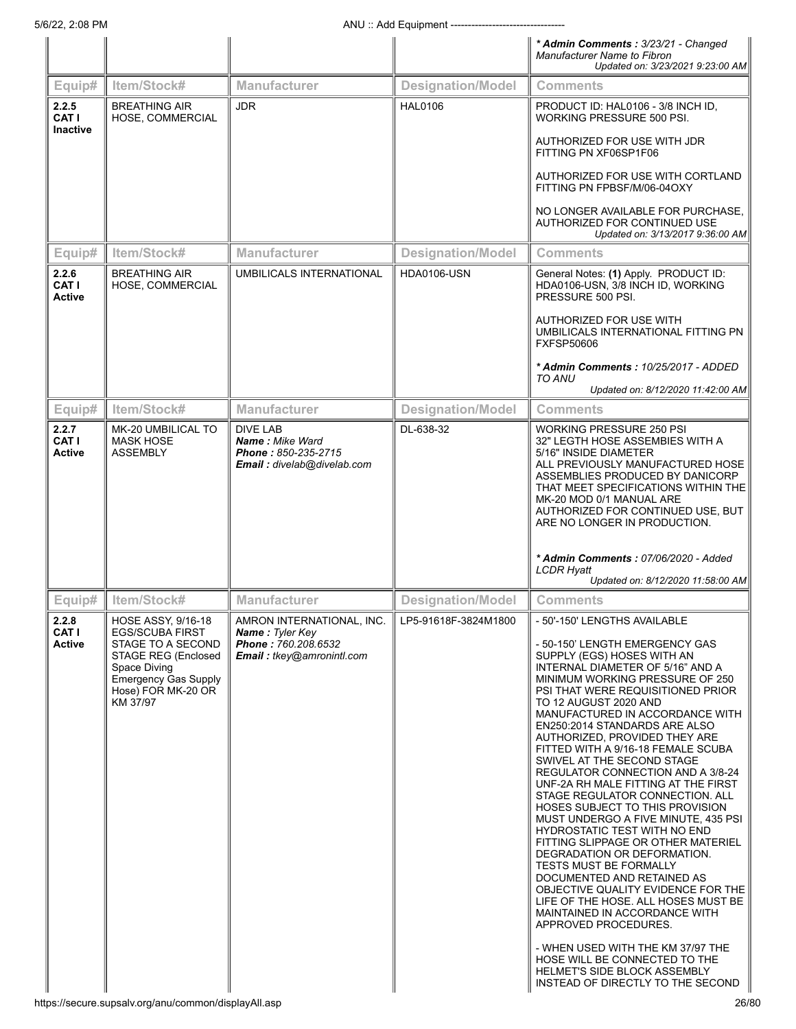| | | | | * **Admin Comments :** *3/23/21 - Changed Manufacturer Name to Fibron* <br> *Updated on: 3/23/2021 9:23:00 AM* |
|---|---|---|---|---|
| **Equip#** | **Item/Stock#** | **Manufacturer** | **Designation/Model** | **Comments** |
| **2.2.5 CAT I Inactive** | BREATHING AIR HOSE, COMMERCIAL | JDR | HAL0106 | PRODUCT ID: HAL0106 - 3/8 INCH ID, WORKING PRESSURE 500 PSI.<br><br>AUTHORIZED FOR USE WITH JDR FITTING PN XF06SP1F06<br><br>AUTHORIZED FOR USE WITH CORTLAND FITTING PN FPBSF/M/06-04OXY<br><br>NO LONGER AVAILABLE FOR PURCHASE, AUTHORIZED FOR CONTINUED USE<br>*Updated on: 3/13/2017 9:36:00 AM* |
| **Equip#** | **Item/Stock#** | **Manufacturer** | **Designation/Model** | **Comments** |
| **2.2.6 CAT I Active** | BREATHING AIR HOSE, COMMERCIAL | UMBILICALS INTERNATIONAL | HDA0106-USN | General Notes: **(1)** Apply. PRODUCT ID: HDA0106-USN, 3/8 INCH ID, WORKING PRESSURE 500 PSI.<br><br>AUTHORIZED FOR USE WITH UMBILICALS INTERNATIONAL FITTING PN FXFSP50606<br><br>* ***Admin Comments :*** *10/25/2017 - ADDED TO ANU*<br>*Updated on: 8/12/2020 11:42:00 AM* |
| **Equip#** | **Item/Stock#** | **Manufacturer** | **Designation/Model** | **Comments** |
| **2.2.7 CAT I Active** | MK-20 UMBILICAL TO MASK HOSE ASSEMBLY | DIVE LAB<br>***Name :*** *Mike Ward*<br>***Phone :*** *850-235-2715*<br>***Email :*** *divelab@divelab.com* | DL-638-32 | WORKING PRESSURE 250 PSI<br>32" LEGTH HOSE ASSEMBIES WITH A 5/16" INSIDE DIAMETER<br>ALL PREVIOUSLY MANUFACTURED HOSE ASSEMBLIES PRODUCED BY DANICORP THAT MEET SPECIFICATIONS WITHIN THE MK-20 MOD 0/1 MANUAL ARE AUTHORIZED FOR CONTINUED USE, BUT ARE NO LONGER IN PRODUCTION.<br><br>* ***Admin Comments :*** *07/06/2020 - Added LCDR Hyatt*<br>*Updated on: 8/12/2020 11:58:00 AM* |
| **Equip#** | **Item/Stock#** | **Manufacturer** | **Designation/Model** | **Comments** |
| **2.2.8 CAT I Active** | HOSE ASSY, 9/16-18 EGS/SCUBA FIRST STAGE TO A SECOND STAGE REG (Enclosed Space Diving Emergency Gas Supply Hose) FOR MK-20 OR KM 37/97 | AMRON INTERNATIONAL, INC.<br>***Name :*** *Tyler Key*<br>***Phone :*** *760.208.6532*<br>***Email :*** *tkey@amronintl.com* | LP5-91618F-3824M1800 | - 50'-150' LENGTHS AVAILABLE<br><br>- 50-150' LENGTH EMERGENCY GAS SUPPLY (EGS) HOSES WITH AN INTERNAL DIAMETER OF 5/16" AND A MINIMUM WORKING PRESSURE OF 250 PSI THAT WERE REQUISITIONED PRIOR TO 12 AUGUST 2020 AND MANUFACTURED IN ACCORDANCE WITH EN250:2014 STANDARDS ARE ALSO AUTHORIZED, PROVIDED THEY ARE FITTED WITH A 9/16-18 FEMALE SCUBA SWIVEL AT THE SECOND STAGE REGULATOR CONNECTION AND A 3/8-24 UNF-2A RH MALE FITTING AT THE FIRST STAGE REGULATOR CONNECTION. ALL HOSES SUBJECT TO THIS PROVISION MUST UNDERGO A FIVE MINUTE, 435 PSI HYDROSTATIC TEST WITH NO END FITTING SLIPPAGE OR OTHER MATERIEL DEGRADATION OR DEFORMATION. TESTS MUST BE FORMALLY DOCUMENTED AND RETAINED AS OBJECTIVE QUALITY EVIDENCE FOR THE LIFE OF THE HOSE. ALL HOSES MUST BE MAINTAINED IN ACCORDANCE WITH APPROVED PROCEDURES.<br><br>- WHEN USED WITH THE KM 37/97 THE HOSE WILL BE CONNECTED TO THE HELMET'S SIDE BLOCK ASSEMBLY INSTEAD OF DIRECTLY TO THE SECOND |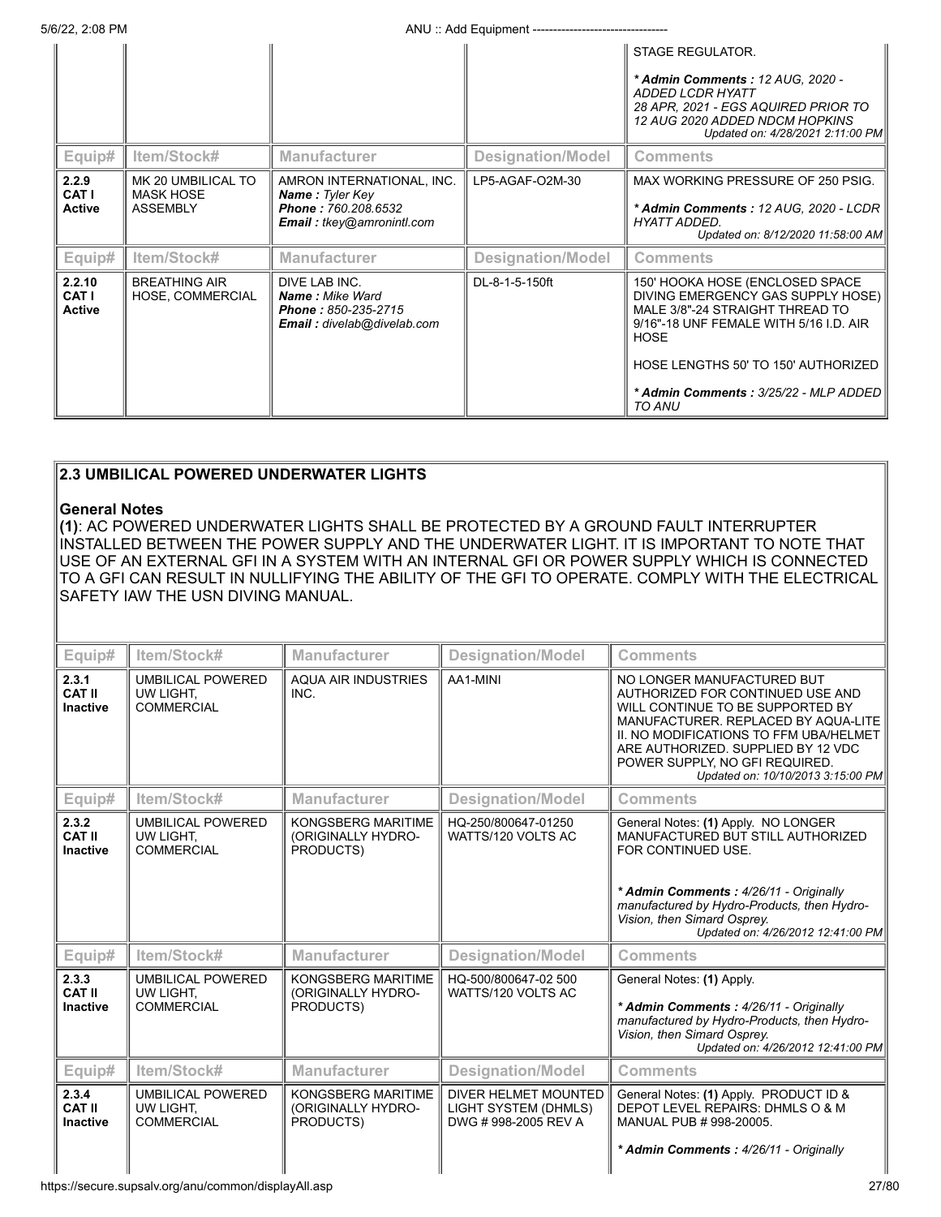| Equip# | Item/Stock# | Manufacturer | Designation/Model | Comments |
|---|---|---|---|---|
| | | | | STAGE REGULATOR.<br>*\* Admin Comments : 12 AUG, 2020 - ADDED LCDR HYATT 28 APR, 2021 - EGS AQUIRED PRIOR TO 12 AUG 2020 ADDED NDCM HOPKINS*<br>*Updated on: 4/28/2021 2:11:00 PM* |
| **2.2.9 CAT I Active** | MK 20 UMBILICAL TO MASK HOSE ASSEMBLY | AMRON INTERNATIONAL, INC.<br>***Name :*** *Tyler Key*<br>***Phone :*** *760.208.6532*<br>***Email :*** *tkey@amronintl.com* | LP5-AGAF-O2M-30 | MAX WORKING PRESSURE OF 250 PSIG.<br>*\* Admin Comments : 12 AUG, 2020 - LCDR HYATT ADDED.*<br>*Updated on: 8/12/2020 11:58:00 AM* |
| **2.2.10 CAT I Active** | BREATHING AIR HOSE, COMMERCIAL | DIVE LAB INC.<br>***Name :*** *Mike Ward*<br>***Phone :*** *850-235-2715*<br>***Email :*** *divelab@divelab.com* | DL-8-1-5-150ft | 150' HOOKA HOSE (ENCLOSED SPACE DIVING EMERGENCY GAS SUPPLY HOSE) MALE 3/8"-24 STRAIGHT THREAD TO 9/16"-18 UNF FEMALE WITH 5/16 I.D. AIR HOSE<br>HOSE LENGTHS 50' TO 150' AUTHORIZED<br>*\* Admin Comments : 3/25/22 - MLP ADDED TO ANU* |

## 2.3 UMBILICAL POWERED UNDERWATER LIGHTS

**General Notes**

**(1)**: AC POWERED UNDERWATER LIGHTS SHALL BE PROTECTED BY A GROUND FAULT INTERRUPTER INSTALLED BETWEEN THE POWER SUPPLY AND THE UNDERWATER LIGHT. IT IS IMPORTANT TO NOTE THAT USE OF AN EXTERNAL GFI IN A SYSTEM WITH AN INTERNAL GFI OR POWER SUPPLY WHICH IS CONNECTED TO A GFI CAN RESULT IN NULLIFYING THE ABILITY OF THE GFI TO OPERATE. COMPLY WITH THE ELECTRICAL SAFETY IAW THE USN DIVING MANUAL.

| Equip# | Item/Stock# | Manufacturer | Designation/Model | Comments |
|---|---|---|---|---|
| **2.3.1 CAT II Inactive** | UMBILICAL POWERED UW LIGHT, COMMERCIAL | AQUA AIR INDUSTRIES INC. | AA1-MINI | NO LONGER MANUFACTURED BUT AUTHORIZED FOR CONTINUED USE AND WILL CONTINUE TO BE SUPPORTED BY MANUFACTURER. REPLACED BY AQUA-LITE II. NO MODIFICATIONS TO FFM UBA/HELMET ARE AUTHORIZED. SUPPLIED BY 12 VDC POWER SUPPLY, NO GFI REQUIRED.<br>*Updated on: 10/10/2013 3:15:00 PM* |
| **2.3.2 CAT II Inactive** | UMBILICAL POWERED UW LIGHT, COMMERCIAL | KONGSBERG MARITIME (ORIGINALLY HYDRO-PRODUCTS) | HQ-250/800647-01250 WATTS/120 VOLTS AC | General Notes: **(1)** Apply. NO LONGER MANUFACTURED BUT STILL AUTHORIZED FOR CONTINUED USE.<br>*\* Admin Comments : 4/26/11 - Originally manufactured by Hydro-Products, then Hydro-Vision, then Simard Osprey.*<br>*Updated on: 4/26/2012 12:41:00 PM* |
| **2.3.3 CAT II Inactive** | UMBILICAL POWERED UW LIGHT, COMMERCIAL | KONGSBERG MARITIME (ORIGINALLY HYDRO-PRODUCTS) | HQ-500/800647-02 500 WATTS/120 VOLTS AC | General Notes: **(1)** Apply.<br>*\* Admin Comments : 4/26/11 - Originally manufactured by Hydro-Products, then Hydro-Vision, then Simard Osprey.*<br>*Updated on: 4/26/2012 12:41:00 PM* |
| **2.3.4 CAT II Inactive** | UMBILICAL POWERED UW LIGHT, COMMERCIAL | KONGSBERG MARITIME (ORIGINALLY HYDRO-PRODUCTS) | DIVER HELMET MOUNTED LIGHT SYSTEM (DHMLS) DWG # 998-2005 REV A | General Notes: **(1)** Apply. PRODUCT ID & DEPOT LEVEL REPAIRS: DHMLS O & M MANUAL PUB # 998-20005.<br>*\* Admin Comments : 4/26/11 - Originally* |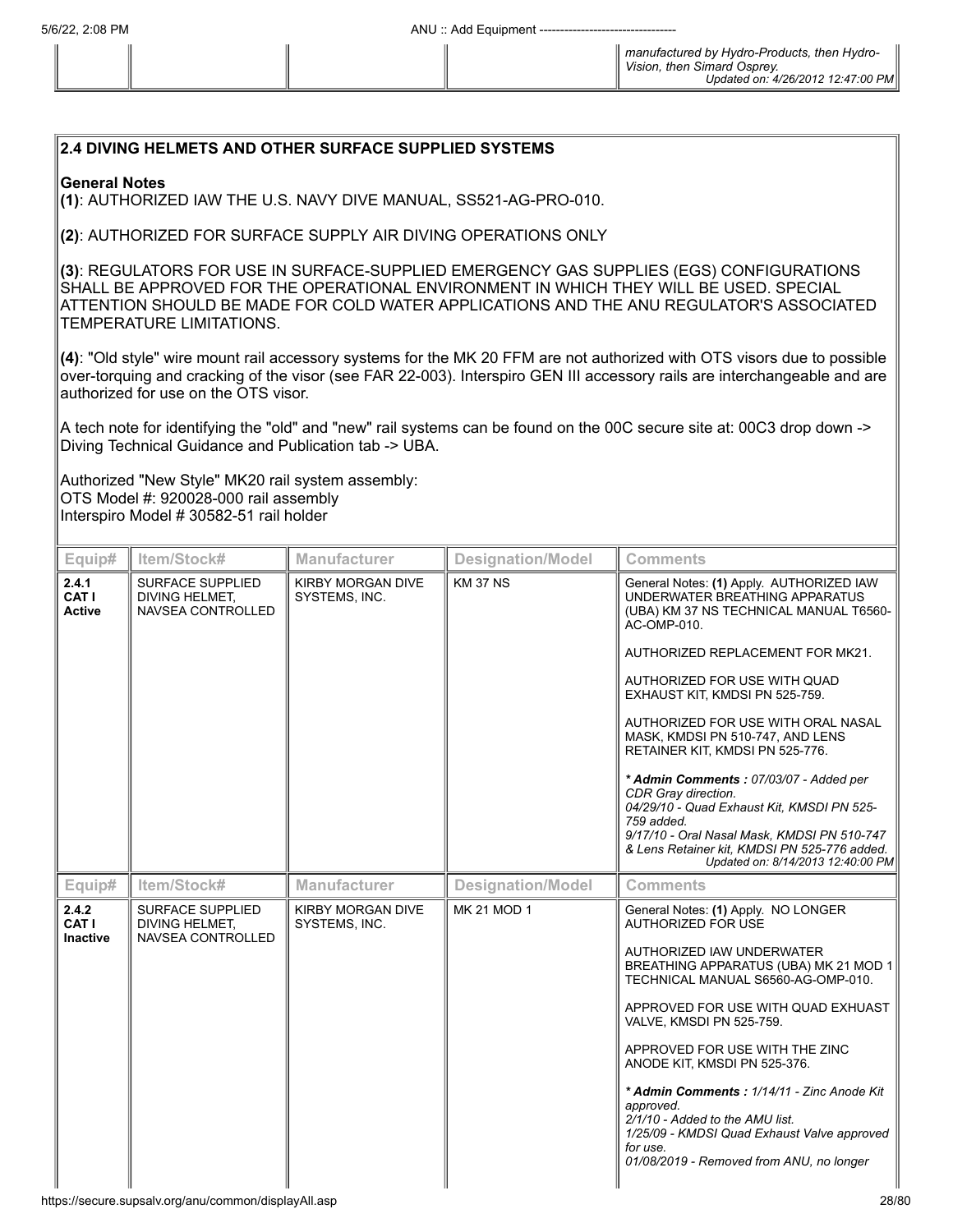| | | | | manufactured by Hydro-Products, then Hydro-Vision, then Simard Osprey. *Updated on: 4/26/2012 12:47:00 PM* |
|---|---|---|---|---|

## 2.4 DIVING HELMETS AND OTHER SURFACE SUPPLIED SYSTEMS

**General Notes**
**(1)**: AUTHORIZED IAW THE U.S. NAVY DIVE MANUAL, SS521-AG-PRO-010.

**(2)**: AUTHORIZED FOR SURFACE SUPPLY AIR DIVING OPERATIONS ONLY

**(3)**: REGULATORS FOR USE IN SURFACE-SUPPLIED EMERGENCY GAS SUPPLIES (EGS) CONFIGURATIONS SHALL BE APPROVED FOR THE OPERATIONAL ENVIRONMENT IN WHICH THEY WILL BE USED. SPECIAL ATTENTION SHOULD BE MADE FOR COLD WATER APPLICATIONS AND THE ANU REGULATOR'S ASSOCIATED TEMPERATURE LIMITATIONS.

**(4)**: "Old style" wire mount rail accessory systems for the MK 20 FFM are not authorized with OTS visors due to possible over-torquing and cracking of the visor (see FAR 22-003). Interspiro GEN III accessory rails are interchangeable and are authorized for use on the OTS visor.

A tech note for identifying the "old" and "new" rail systems can be found on the 00C secure site at: 00C3 drop down -> Diving Technical Guidance and Publication tab -> UBA.

Authorized "New Style" MK20 rail system assembly:
OTS Model #: 920028-000 rail assembly
Interspiro Model # 30582-51 rail holder

| Equip# | Item/Stock# | Manufacturer | Designation/Model | Comments |
|---|---|---|---|---|
| **2.4.1 CAT I Active** | SURFACE SUPPLIED DIVING HELMET, NAVSEA CONTROLLED | KIRBY MORGAN DIVE SYSTEMS, INC. | KM 37 NS | General Notes: **(1)** Apply. AUTHORIZED IAW UNDERWATER BREATHING APPARATUS (UBA) KM 37 NS TECHNICAL MANUAL T6560-AC-OMP-010.<br><br>AUTHORIZED REPLACEMENT FOR MK21.<br><br>AUTHORIZED FOR USE WITH QUAD EXHAUST KIT, KMDSI PN 525-759.<br><br>AUTHORIZED FOR USE WITH ORAL NASAL MASK, KMDSI PN 510-747, AND LENS RETAINER KIT, KMDSI PN 525-776.<br><br>***\* Admin Comments :*** *07/03/07 - Added per CDR Gray direction.*<br>*04/29/10 - Quad Exhaust Kit, KMSDI PN 525-759 added.*<br>*9/17/10 - Oral Nasal Mask, KMDSI PN 510-747 & Lens Retainer kit, KMDSI PN 525-776 added.*<br>*Updated on: 8/14/2013 12:40:00 PM* |

| Equip# | Item/Stock# | Manufacturer | Designation/Model | Comments |
|---|---|---|---|---|
| **2.4.2 CAT I Inactive** | SURFACE SUPPLIED DIVING HELMET, NAVSEA CONTROLLED | KIRBY MORGAN DIVE SYSTEMS, INC. | MK 21 MOD 1 | General Notes: **(1)** Apply. NO LONGER AUTHORIZED FOR USE<br><br>AUTHORIZED IAW UNDERWATER BREATHING APPARATUS (UBA) MK 21 MOD 1 TECHNICAL MANUAL S6560-AG-OMP-010.<br><br>APPROVED FOR USE WITH QUAD EXHUAST VALVE, KMSDI PN 525-759.<br><br>APPROVED FOR USE WITH THE ZINC ANODE KIT, KMSDI PN 525-376.<br><br>***\* Admin Comments :*** *1/14/11 - Zinc Anode Kit approved.*<br>*2/1/10 - Added to the AMU list.*<br>*1/25/09 - KMDSI Quad Exhaust Valve approved for use.*<br>*01/08/2019 - Removed from ANU, no longer* |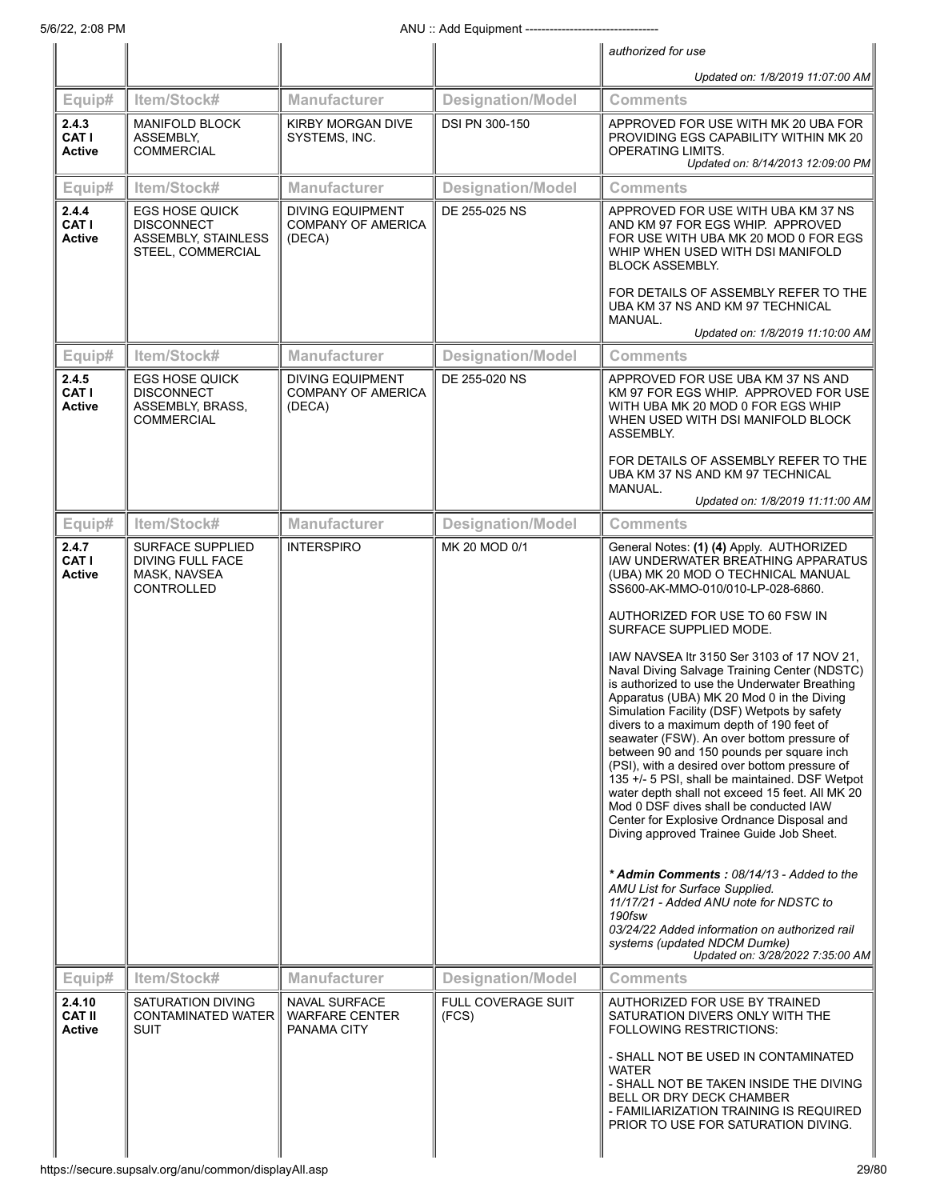| Equip# | Item/Stock# | Manufacturer | Designation/Model | Comments |
|---|---|---|---|---|
| | | | | *authorized for use*<br><br>*Updated on: 1/8/2019 11:07:00 AM* |
| **2.4.3**<br>**CAT I**<br>**Active** | MANIFOLD BLOCK ASSEMBLY, COMMERCIAL | KIRBY MORGAN DIVE SYSTEMS, INC. | DSI PN 300-150 | APPROVED FOR USE WITH MK 20 UBA FOR PROVIDING EGS CAPABILITY WITHIN MK 20 OPERATING LIMITS.<br>*Updated on: 8/14/2013 12:09:00 PM* |
| **2.4.4**<br>**CAT I**<br>**Active** | EGS HOSE QUICK DISCONNECT ASSEMBLY, STAINLESS STEEL, COMMERCIAL | DIVING EQUIPMENT COMPANY OF AMERICA (DECA) | DE 255-025 NS | APPROVED FOR USE WITH UBA KM 37 NS AND KM 97 FOR EGS WHIP. APPROVED FOR USE WITH UBA MK 20 MOD 0 FOR EGS WHIP WHEN USED WITH DSI MANIFOLD BLOCK ASSEMBLY.<br><br>FOR DETAILS OF ASSEMBLY REFER TO THE UBA KM 37 NS AND KM 97 TECHNICAL MANUAL.<br>*Updated on: 1/8/2019 11:10:00 AM* |
| **2.4.5**<br>**CAT I**<br>**Active** | EGS HOSE QUICK DISCONNECT ASSEMBLY, BRASS, COMMERCIAL | DIVING EQUIPMENT COMPANY OF AMERICA (DECA) | DE 255-020 NS | APPROVED FOR USE UBA KM 37 NS AND KM 97 FOR EGS WHIP. APPROVED FOR USE WITH UBA MK 20 MOD 0 FOR EGS WHIP WHEN USED WITH DSI MANIFOLD BLOCK ASSEMBLY.<br><br>FOR DETAILS OF ASSEMBLY REFER TO THE UBA KM 37 NS AND KM 97 TECHNICAL MANUAL.<br>*Updated on: 1/8/2019 11:11:00 AM* |
| **2.4.7**<br>**CAT I**<br>**Active** | SURFACE SUPPLIED DIVING FULL FACE MASK, NAVSEA CONTROLLED | INTERSPIRO | MK 20 MOD 0/1 | General Notes: **(1) (4)** Apply. AUTHORIZED IAW UNDERWATER BREATHING APPARATUS (UBA) MK 20 MOD O TECHNICAL MANUAL SS600-AK-MMO-010/010-LP-028-6860.<br><br>AUTHORIZED FOR USE TO 60 FSW IN SURFACE SUPPLIED MODE.<br><br>IAW NAVSEA ltr 3150 Ser 3103 of 17 NOV 21, Naval Diving Salvage Training Center (NDSTC) is authorized to use the Underwater Breathing Apparatus (UBA) MK 20 Mod 0 in the Diving Simulation Facility (DSF) Wetpots by safety divers to a maximum depth of 190 feet of seawater (FSW). An over bottom pressure of between 90 and 150 pounds per square inch (PSI), with a desired over bottom pressure of 135 +/- 5 PSI, shall be maintained. DSF Wetpot water depth shall not exceed 15 feet. All MK 20 Mod 0 DSF dives shall be conducted IAW Center for Explosive Ordnance Disposal and Diving approved Trainee Guide Job Sheet.<br><br>*** Admin Comments :** *08/14/13 - Added to the AMU List for Surface Supplied.*<br>*11/17/21 - Added ANU note for NDSTC to 190fsw*<br>*03/24/22 Added information on authorized rail systems (updated NDCM Dumke)*<br>*Updated on: 3/28/2022 7:35:00 AM* |
| **2.4.10**<br>**CAT II**<br>**Active** | SATURATION DIVING CONTAMINATED WATER SUIT | NAVAL SURFACE WARFARE CENTER PANAMA CITY | FULL COVERAGE SUIT (FCS) | AUTHORIZED FOR USE BY TRAINED SATURATION DIVERS ONLY WITH THE FOLLOWING RESTRICTIONS:<br><br>- SHALL NOT BE USED IN CONTAMINATED WATER<br>- SHALL NOT BE TAKEN INSIDE THE DIVING BELL OR DRY DECK CHAMBER<br>- FAMILIARIZATION TRAINING IS REQUIRED PRIOR TO USE FOR SATURATION DIVING. |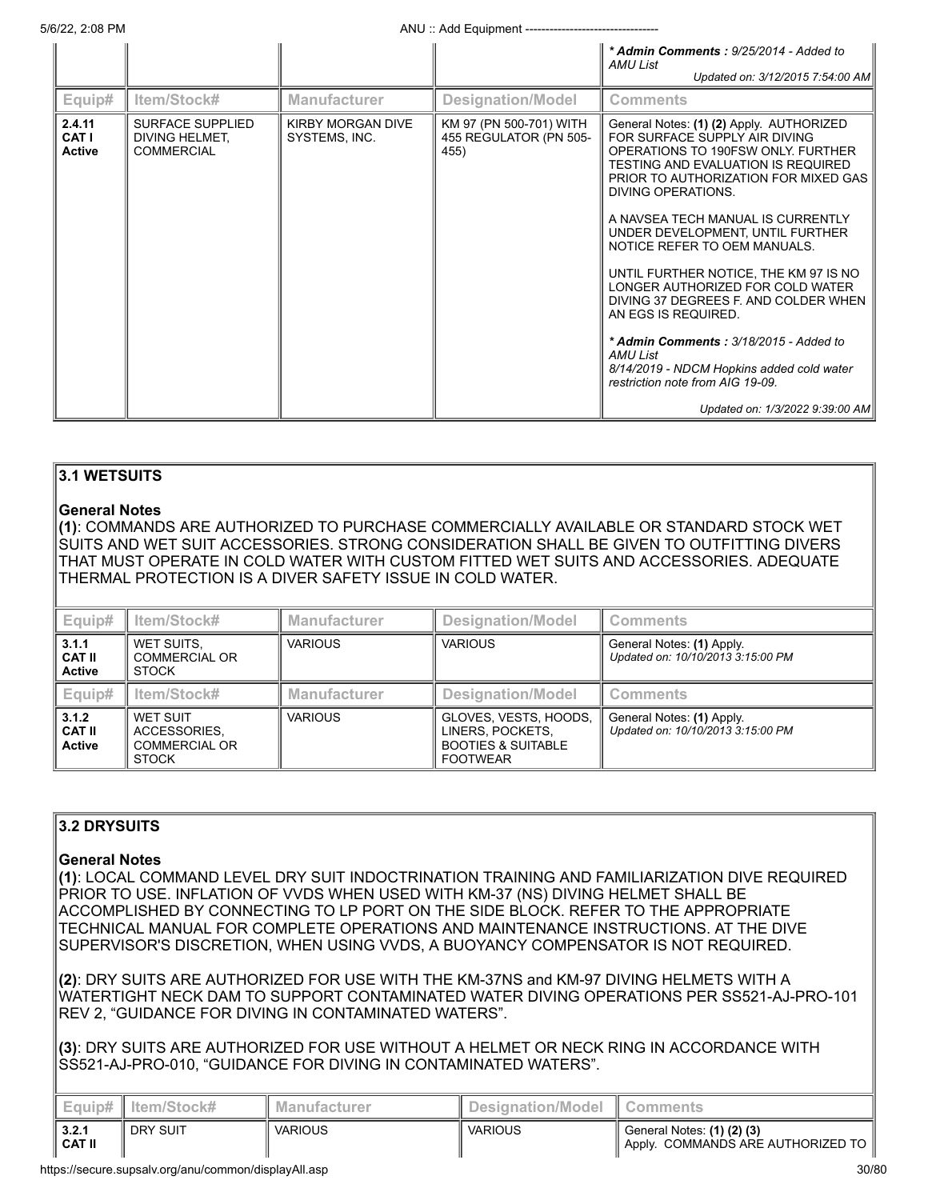| | | | | * **Admin Comments :** *9/25/2014 - Added to AMU List* *Updated on: 3/12/2015 7:54:00 AM* |
|---|---|---|---|---|
| **Equip#** | **Item/Stock#** | **Manufacturer** | **Designation/Model** | **Comments** |
| **2.4.11 CAT I Active** | SURFACE SUPPLIED DIVING HELMET, COMMERCIAL | KIRBY MORGAN DIVE SYSTEMS, INC. | KM 97 (PN 500-701) WITH 455 REGULATOR (PN 505-455) | General Notes: **(1) (2)** Apply. AUTHORIZED FOR SURFACE SUPPLY AIR DIVING OPERATIONS TO 190FSW ONLY. FURTHER TESTING AND EVALUATION IS REQUIRED PRIOR TO AUTHORIZATION FOR MIXED GAS DIVING OPERATIONS. A NAVSEA TECH MANUAL IS CURRENTLY UNDER DEVELOPMENT, UNTIL FURTHER NOTICE REFER TO OEM MANUALS. UNTIL FURTHER NOTICE, THE KM 97 IS NO LONGER AUTHORIZED FOR COLD WATER DIVING 37 DEGREES F. AND COLDER WHEN AN EGS IS REQUIRED. * **Admin Comments :** *3/18/2015 - Added to AMU List 8/14/2019 - NDCM Hopkins added cold water restriction note from AIG 19-09.* *Updated on: 1/3/2022 9:39:00 AM* |

## 3.1 WETSUITS

**General Notes**

**(1)**: COMMANDS ARE AUTHORIZED TO PURCHASE COMMERCIALLY AVAILABLE OR STANDARD STOCK WET SUITS AND WET SUIT ACCESSORIES. STRONG CONSIDERATION SHALL BE GIVEN TO OUTFITTING DIVERS THAT MUST OPERATE IN COLD WATER WITH CUSTOM FITTED WET SUITS AND ACCESSORIES. ADEQUATE THERMAL PROTECTION IS A DIVER SAFETY ISSUE IN COLD WATER.

| Equip# | Item/Stock# | Manufacturer | Designation/Model | Comments |
|---|---|---|---|---|
| **3.1.1 CAT II Active** | WET SUITS, COMMERCIAL OR STOCK | VARIOUS | VARIOUS | General Notes: **(1)** Apply. *Updated on: 10/10/2013 3:15:00 PM* |
| **Equip#** | **Item/Stock#** | **Manufacturer** | **Designation/Model** | **Comments** |
| **3.1.2 CAT II Active** | WET SUIT ACCESSORIES, COMMERCIAL OR STOCK | VARIOUS | GLOVES, VESTS, HOODS, LINERS, POCKETS, BOOTIES & SUITABLE FOOTWEAR | General Notes: **(1)** Apply. *Updated on: 10/10/2013 3:15:00 PM* |

## 3.2 DRYSUITS

**General Notes**

**(1)**: LOCAL COMMAND LEVEL DRY SUIT INDOCTRINATION TRAINING AND FAMILIARIZATION DIVE REQUIRED PRIOR TO USE. INFLATION OF VVDS WHEN USED WITH KM-37 (NS) DIVING HELMET SHALL BE ACCOMPLISHED BY CONNECTING TO LP PORT ON THE SIDE BLOCK. REFER TO THE APPROPRIATE TECHNICAL MANUAL FOR COMPLETE OPERATIONS AND MAINTENANCE INSTRUCTIONS. AT THE DIVE SUPERVISOR'S DISCRETION, WHEN USING VVDS, A BUOYANCY COMPENSATOR IS NOT REQUIRED.

**(2)**: DRY SUITS ARE AUTHORIZED FOR USE WITH THE KM-37NS and KM-97 DIVING HELMETS WITH A WATERTIGHT NECK DAM TO SUPPORT CONTAMINATED WATER DIVING OPERATIONS PER SS521-AJ-PRO-101 REV 2, "GUIDANCE FOR DIVING IN CONTAMINATED WATERS".

**(3)**: DRY SUITS ARE AUTHORIZED FOR USE WITHOUT A HELMET OR NECK RING IN ACCORDANCE WITH SS521-AJ-PRO-010, "GUIDANCE FOR DIVING IN CONTAMINATED WATERS".

| Equip# | Item/Stock# | Manufacturer | Designation/Model | Comments |
|---|---|---|---|---|
| **3.2.1 CAT II** | DRY SUIT | VARIOUS | VARIOUS | General Notes: **(1) (2) (3)** Apply. COMMANDS ARE AUTHORIZED TO |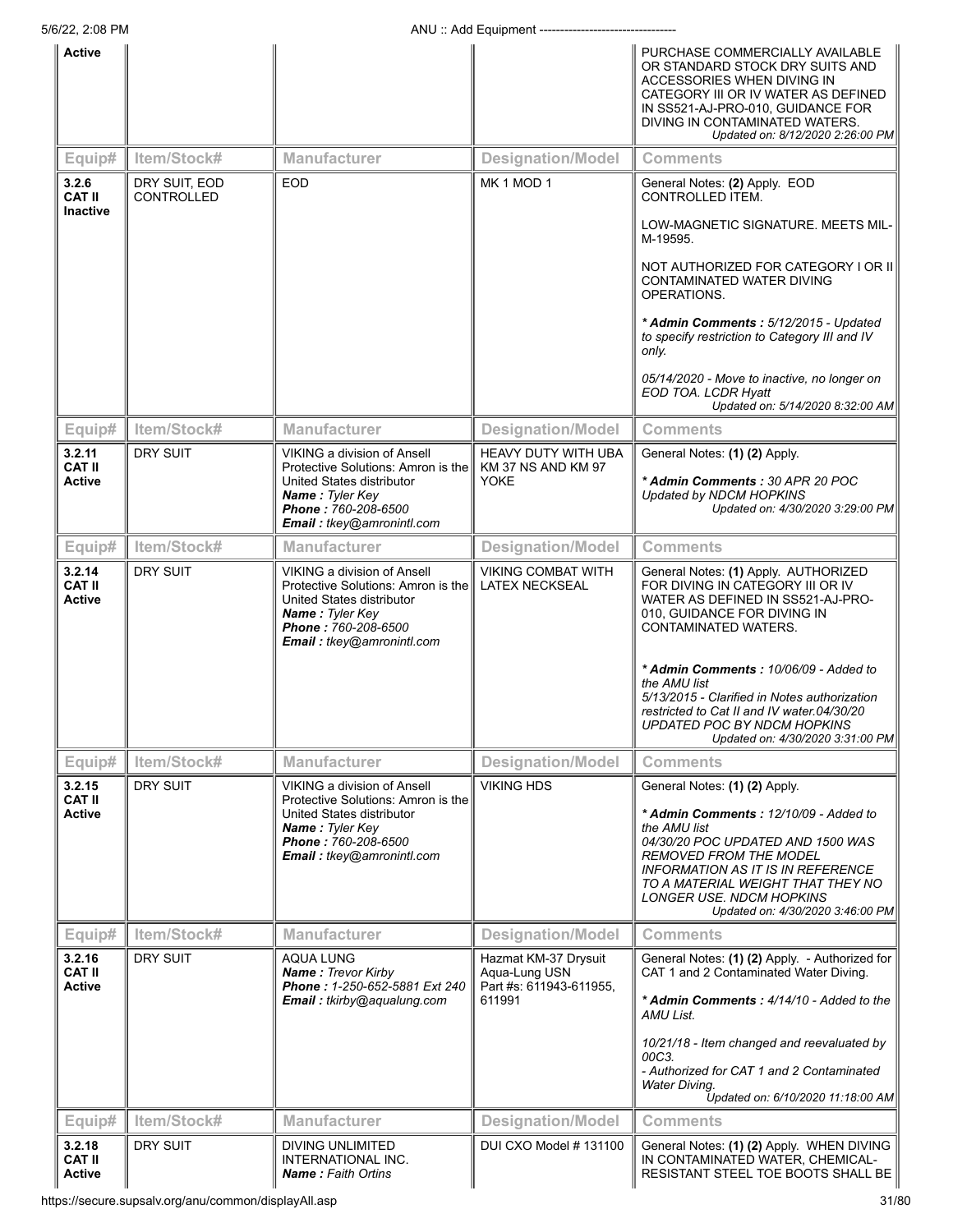| Equip# | Item/Stock# | Manufacturer | Designation/Model | Comments |
|---|---|---|---|---|
| Active | | | | PURCHASE COMMERCIALLY AVAILABLE OR STANDARD STOCK DRY SUITS AND ACCESSORIES WHEN DIVING IN CATEGORY III OR IV WATER AS DEFINED IN SS521-AJ-PRO-010, GUIDANCE FOR DIVING IN CONTAMINATED WATERS. *Updated on: 8/12/2020 2:26:00 PM* |
| **3.2.6 CAT II Inactive** | DRY SUIT, EOD CONTROLLED | EOD | MK 1 MOD 1 | General Notes: **(2)** Apply. EOD CONTROLLED ITEM.<br><br>LOW-MAGNETIC SIGNATURE. MEETS MIL-M-19595.<br><br>NOT AUTHORIZED FOR CATEGORY I OR II CONTAMINATED WATER DIVING OPERATIONS.<br><br>*** Admin Comments :** *5/12/2015 - Updated to specify restriction to Category III and IV only.*<br><br>*05/14/2020 - Move to inactive, no longer on EOD TOA. LCDR Hyatt*<br>*Updated on: 5/14/2020 8:32:00 AM* |
| **3.2.11 CAT II Active** | DRY SUIT | VIKING a division of Ansell Protective Solutions: Amron is the United States distributor<br>***Name :*** *Tyler Key*<br>***Phone :*** *760-208-6500*<br>***Email :*** *tkey@amronintl.com* | HEAVY DUTY WITH UBA KM 37 NS AND KM 97 YOKE | General Notes: **(1) (2)** Apply.<br><br>*** Admin Comments :** *30 APR 20 POC Updated by NDCM HOPKINS*<br>*Updated on: 4/30/2020 3:29:00 PM* |
| **3.2.14 CAT II Active** | DRY SUIT | VIKING a division of Ansell Protective Solutions: Amron is the United States distributor<br>***Name :*** *Tyler Key*<br>***Phone :*** *760-208-6500*<br>***Email :*** *tkey@amronintl.com* | VIKING COMBAT WITH LATEX NECKSEAL | General Notes: **(1)** Apply. AUTHORIZED FOR DIVING IN CATEGORY III OR IV WATER AS DEFINED IN SS521-AJ-PRO-010, GUIDANCE FOR DIVING IN CONTAMINATED WATERS.<br><br>*** Admin Comments :** *10/06/09 - Added to the AMU list*<br>*5/13/2015 - Clarified in Notes authorization restricted to Cat II and IV water.04/30/20 UPDATED POC BY NDCM HOPKINS*<br>*Updated on: 4/30/2020 3:31:00 PM* |
| **3.2.15 CAT II Active** | DRY SUIT | VIKING a division of Ansell Protective Solutions: Amron is the United States distributor<br>***Name :*** *Tyler Key*<br>***Phone :*** *760-208-6500*<br>***Email :*** *tkey@amronintl.com* | VIKING HDS | General Notes: **(1) (2)** Apply.<br><br>*** Admin Comments :** *12/10/09 - Added to the AMU list*<br>*04/30/20 POC UPDATED AND 1500 WAS REMOVED FROM THE MODEL INFORMATION AS IT IS IN REFERENCE TO A MATERIAL WEIGHT THAT THEY NO LONGER USE. NDCM HOPKINS*<br>*Updated on: 4/30/2020 3:46:00 PM* |
| **3.2.16 CAT II Active** | DRY SUIT | AQUA LUNG<br>***Name :*** *Trevor Kirby*<br>***Phone :*** *1-250-652-5881 Ext 240*<br>***Email :*** *tkirby@aqualung.com* | Hazmat KM-37 Drysuit Aqua-Lung USN Part #s: 611943-611955, 611991 | General Notes: **(1) (2)** Apply. - Authorized for CAT 1 and 2 Contaminated Water Diving.<br><br>*** Admin Comments :** *4/14/10 - Added to the AMU List.*<br><br>*10/21/18 - Item changed and reevaluated by 00C3.*<br>*- Authorized for CAT 1 and 2 Contaminated Water Diving.*<br>*Updated on: 6/10/2020 11:18:00 AM* |
| **3.2.18 CAT II Active** | DRY SUIT | DIVING UNLIMITED INTERNATIONAL INC.<br>***Name :*** *Faith Ortins* | DUI CXO Model # 131100 | General Notes: **(1) (2)** Apply. WHEN DIVING IN CONTAMINATED WATER, CHEMICAL-RESISTANT STEEL TOE BOOTS SHALL BE |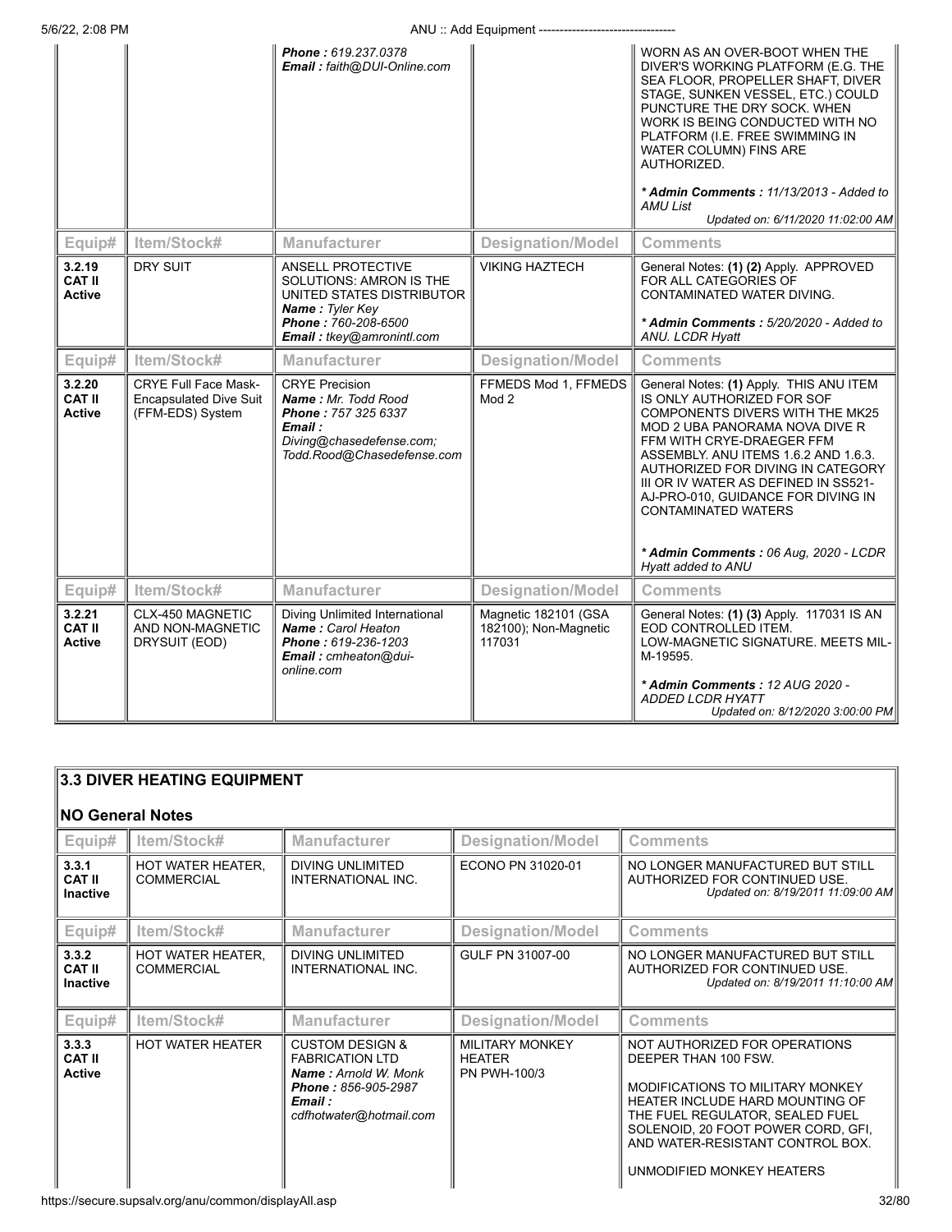| Equip# | Item/Stock# | Manufacturer | Designation/Model | Comments |
|---|---|---|---|---|
| | | ***Phone :*** *619.237.0378* ***Email :*** *faith@DUI-Online.com* | | WORN AS AN OVER-BOOT WHEN THE DIVER'S WORKING PLATFORM (E.G. THE SEA FLOOR, PROPELLER SHAFT, DIVER STAGE, SUNKEN VESSEL, ETC.) COULD PUNCTURE THE DRY SOCK. WHEN WORK IS BEING CONDUCTED WITH NO PLATFORM (I.E. FREE SWIMMING IN WATER COLUMN) FINS ARE AUTHORIZED. ***\* Admin Comments :*** *11/13/2013 - Added to AMU List* *Updated on: 6/11/2020 11:02:00 AM* |

| Equip# | Item/Stock# | Manufacturer | Designation/Model | Comments |
|---|---|---|---|---|
| **3.2.19 CAT II Active** | DRY SUIT | ANSELL PROTECTIVE SOLUTIONS: AMRON IS THE UNITED STATES DISTRIBUTOR ***Name :*** *Tyler Key* ***Phone :*** *760-208-6500* ***Email :*** *tkey@amronintl.com* | VIKING HAZTECH | General Notes: **(1) (2)** Apply. APPROVED FOR ALL CATEGORIES OF CONTAMINATED WATER DIVING. ***\* Admin Comments :*** *5/20/2020 - Added to ANU. LCDR Hyatt* |

| Equip# | Item/Stock# | Manufacturer | Designation/Model | Comments |
|---|---|---|---|---|
| **3.2.20 CAT II Active** | CRYE Full Face Mask-Encapsulated Dive Suit (FFM-EDS) System | CRYE Precision ***Name :*** *Mr. Todd Rood* ***Phone :*** *757 325 6337* ***Email :*** *Diving@chasedefense.com; Todd.Rood@Chasedefense.com* | FFMEDS Mod 1, FFMEDS Mod 2 | General Notes: **(1)** Apply. THIS ANU ITEM IS ONLY AUTHORIZED FOR SOF COMPONENTS DIVERS WITH THE MK25 MOD 2 UBA PANORAMA NOVA DIVE R FFM WITH CRYE-DRAEGER FFM ASSEMBLY. ANU ITEMS 1.6.2 AND 1.6.3. AUTHORIZED FOR DIVING IN CATEGORY III OR IV WATER AS DEFINED IN SS521-AJ-PRO-010, GUIDANCE FOR DIVING IN CONTAMINATED WATERS ***\* Admin Comments :*** *06 Aug, 2020 - LCDR Hyatt added to ANU* |

| Equip# | Item/Stock# | Manufacturer | Designation/Model | Comments |
|---|---|---|---|---|
| **3.2.21 CAT II Active** | CLX-450 MAGNETIC AND NON-MAGNETIC DRYSUIT (EOD) | Diving Unlimited International ***Name :*** *Carol Heaton* ***Phone :*** *619-236-1203* ***Email :*** *cmheaton@dui-online.com* | Magnetic 182101 (GSA 182100); Non-Magnetic 117031 | General Notes: **(1) (3)** Apply. 117031 IS AN EOD CONTROLLED ITEM. LOW-MAGNETIC SIGNATURE. MEETS MIL-M-19595. ***\* Admin Comments :*** *12 AUG 2020 - ADDED LCDR HYATT* *Updated on: 8/12/2020 3:00:00 PM* |

## 3.3 DIVER HEATING EQUIPMENT

**NO General Notes**

| Equip# | Item/Stock# | Manufacturer | Designation/Model | Comments |
|---|---|---|---|---|
| **3.3.1 CAT II Inactive** | HOT WATER HEATER, COMMERCIAL | DIVING UNLIMITED INTERNATIONAL INC. | ECONO PN 31020-01 | NO LONGER MANUFACTURED BUT STILL AUTHORIZED FOR CONTINUED USE. *Updated on: 8/19/2011 11:09:00 AM* |

| Equip# | Item/Stock# | Manufacturer | Designation/Model | Comments |
|---|---|---|---|---|
| **3.3.2 CAT II Inactive** | HOT WATER HEATER, COMMERCIAL | DIVING UNLIMITED INTERNATIONAL INC. | GULF PN 31007-00 | NO LONGER MANUFACTURED BUT STILL AUTHORIZED FOR CONTINUED USE. *Updated on: 8/19/2011 11:10:00 AM* |

| Equip# | Item/Stock# | Manufacturer | Designation/Model | Comments |
|---|---|---|---|---|
| **3.3.3 CAT II Active** | HOT WATER HEATER | CUSTOM DESIGN & FABRICATION LTD ***Name :*** *Arnold W. Monk* ***Phone :*** *856-905-2987* ***Email :*** *cdfhotwater@hotmail.com* | MILITARY MONKEY HEATER PN PWH-100/3 | NOT AUTHORIZED FOR OPERATIONS DEEPER THAN 100 FSW. MODIFICATIONS TO MILITARY MONKEY HEATER INCLUDE HARD MOUNTING OF THE FUEL REGULATOR, SEALED FUEL SOLENOID, 20 FOOT POWER CORD, GFI, AND WATER-RESISTANT CONTROL BOX. UNMODIFIED MONKEY HEATERS |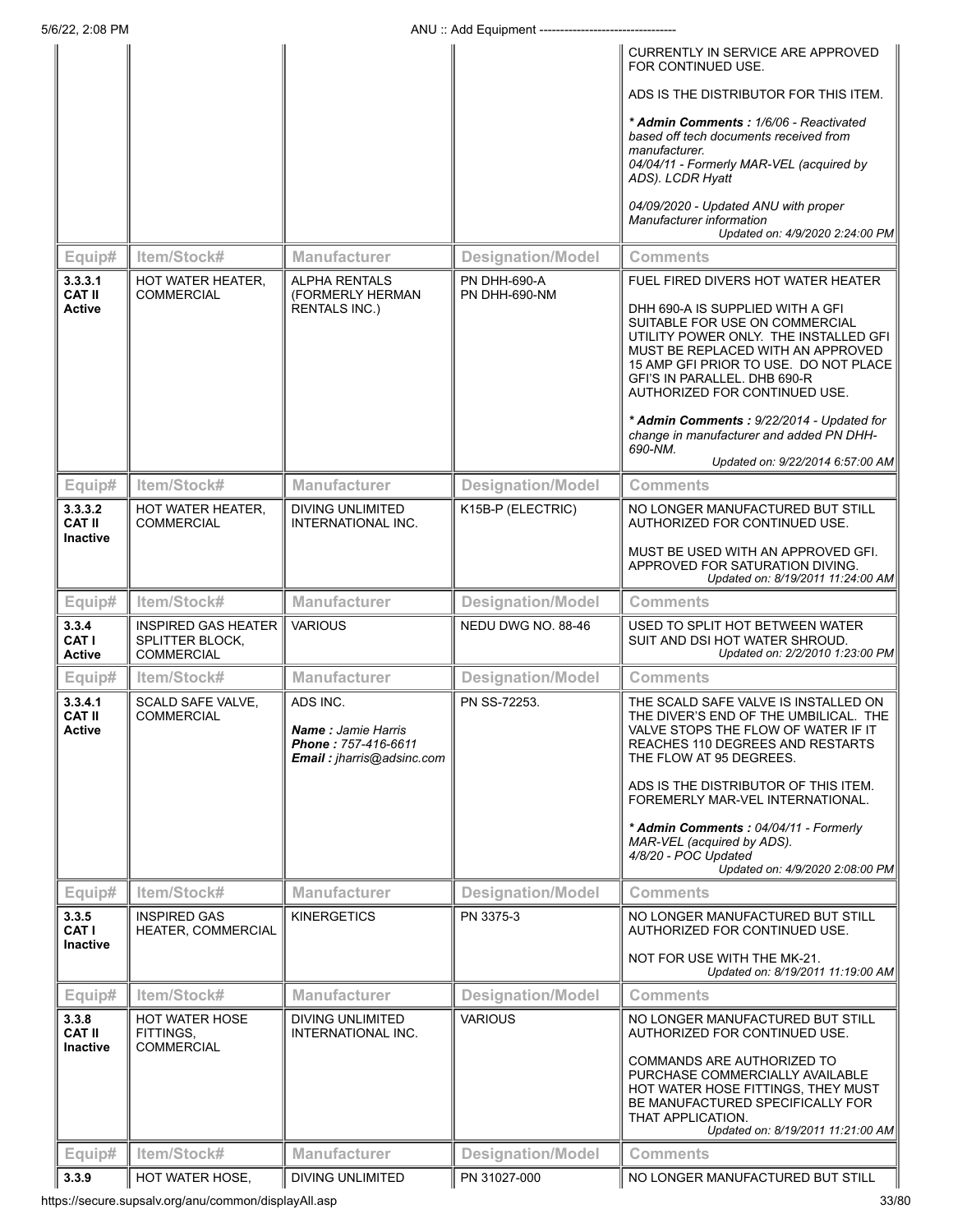| | | | | CURRENTLY IN SERVICE ARE APPROVED FOR CONTINUED USE.<br><br>ADS IS THE DISTRIBUTOR FOR THIS ITEM.<br><br>*** Admin Comments :** *1/6/06 - Reactivated based off tech documents received from manufacturer.<br>04/04/11 - Formerly MAR-VEL (acquired by ADS). LCDR Hyatt<br><br>04/09/2020 - Updated ANU with proper Manufacturer information*<br>*Updated on: 4/9/2020 2:24:00 PM* |
|---|---|---|---|---|
| **Equip#** | **Item/Stock#** | **Manufacturer** | **Designation/Model** | **Comments** |
| **3.3.3.1**<br>**CAT II**<br>**Active** | HOT WATER HEATER, COMMERCIAL | ALPHA RENTALS (FORMERLY HERMAN RENTALS INC.) | PN DHH-690-A<br>PN DHH-690-NM | FUEL FIRED DIVERS HOT WATER HEATER<br><br>DHH 690-A IS SUPPLIED WITH A GFI SUITABLE FOR USE ON COMMERCIAL UTILITY POWER ONLY. THE INSTALLED GFI MUST BE REPLACED WITH AN APPROVED 15 AMP GFI PRIOR TO USE. DO NOT PLACE GFI'S IN PARALLEL. DHB 690-R AUTHORIZED FOR CONTINUED USE.<br><br>*** Admin Comments :** *9/22/2014 - Updated for change in manufacturer and added PN DHH-690-NM.*<br>*Updated on: 9/22/2014 6:57:00 AM* |
| **Equip#** | **Item/Stock#** | **Manufacturer** | **Designation/Model** | **Comments** |
| **3.3.3.2**<br>**CAT II**<br>**Inactive** | HOT WATER HEATER, COMMERCIAL | DIVING UNLIMITED INTERNATIONAL INC. | K15B-P (ELECTRIC) | NO LONGER MANUFACTURED BUT STILL AUTHORIZED FOR CONTINUED USE.<br><br>MUST BE USED WITH AN APPROVED GFI. APPROVED FOR SATURATION DIVING.<br>*Updated on: 8/19/2011 11:24:00 AM* |
| **Equip#** | **Item/Stock#** | **Manufacturer** | **Designation/Model** | **Comments** |
| **3.3.4**<br>**CAT I**<br>**Active** | INSPIRED GAS HEATER SPLITTER BLOCK, COMMERCIAL | VARIOUS | NEDU DWG NO. 88-46 | USED TO SPLIT HOT BETWEEN WATER SUIT AND DSI HOT WATER SHROUD.<br>*Updated on: 2/2/2010 1:23:00 PM* |
| **Equip#** | **Item/Stock#** | **Manufacturer** | **Designation/Model** | **Comments** |
| **3.3.4.1**<br>**CAT II**<br>**Active** | SCALD SAFE VALVE, COMMERCIAL | ADS INC.<br><br>***Name :*** *Jamie Harris*<br>***Phone :*** *757-416-6611*<br>***Email :*** *jharris@adsinc.com* | PN SS-72253. | THE SCALD SAFE VALVE IS INSTALLED ON THE DIVER'S END OF THE UMBILICAL. THE VALVE STOPS THE FLOW OF WATER IF IT REACHES 110 DEGREES AND RESTARTS THE FLOW AT 95 DEGREES.<br><br>ADS IS THE DISTRIBUTOR OF THIS ITEM. FOREMERLY MAR-VEL INTERNATIONAL.<br><br>*** Admin Comments :** *04/04/11 - Formerly MAR-VEL (acquired by ADS).<br>4/8/20 - POC Updated*<br>*Updated on: 4/9/2020 2:08:00 PM* |
| **Equip#** | **Item/Stock#** | **Manufacturer** | **Designation/Model** | **Comments** |
| **3.3.5**<br>**CAT I**<br>**Inactive** | INSPIRED GAS HEATER, COMMERCIAL | KINERGETICS | PN 3375-3 | NO LONGER MANUFACTURED BUT STILL AUTHORIZED FOR CONTINUED USE.<br><br>NOT FOR USE WITH THE MK-21.<br>*Updated on: 8/19/2011 11:19:00 AM* |
| **Equip#** | **Item/Stock#** | **Manufacturer** | **Designation/Model** | **Comments** |
| **3.3.8**<br>**CAT II**<br>**Inactive** | HOT WATER HOSE FITTINGS, COMMERCIAL | DIVING UNLIMITED INTERNATIONAL INC. | VARIOUS | NO LONGER MANUFACTURED BUT STILL AUTHORIZED FOR CONTINUED USE.<br><br>COMMANDS ARE AUTHORIZED TO PURCHASE COMMERCIALLY AVAILABLE HOT WATER HOSE FITTINGS, THEY MUST BE MANUFACTURED SPECIFICALLY FOR THAT APPLICATION.<br>*Updated on: 8/19/2011 11:21:00 AM* |
| **Equip#** | **Item/Stock#** | **Manufacturer** | **Designation/Model** | **Comments** |
| **3.3.9** | HOT WATER HOSE, | DIVING UNLIMITED | PN 31027-000 | NO LONGER MANUFACTURED BUT STILL |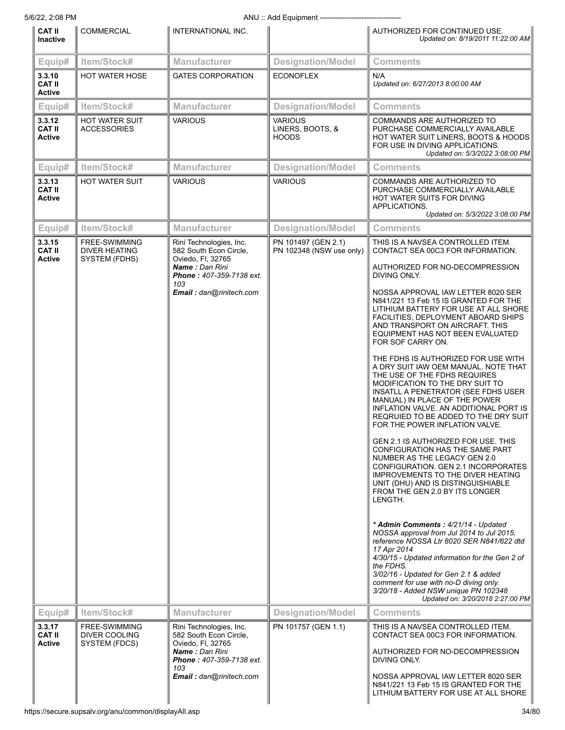| Equip# | Item/Stock# | Manufacturer | Designation/Model | Comments |
|---|---|---|---|---|
| **CAT II Inactive** | COMMERCIAL | INTERNATIONAL INC. | | AUTHORIZED FOR CONTINUED USE. *Updated on: 8/19/2011 11:22:00 AM* |

| Equip# | Item/Stock# | Manufacturer | Designation/Model | Comments |
|---|---|---|---|---|
| **3.3.10 CAT II Active** | HOT WATER HOSE | GATES CORPORATION | ECONOFLEX | N/A *Updated on: 6/27/2013 8:00:00 AM* |

| Equip# | Item/Stock# | Manufacturer | Designation/Model | Comments |
|---|---|---|---|---|
| **3.3.12 CAT II Active** | HOT WATER SUIT ACCESSORIES | VARIOUS | VARIOUS LINERS, BOOTS, & HOODS | COMMANDS ARE AUTHORIZED TO PURCHASE COMMERCIALLY AVAILABLE HOT WATER SUIT LINERS, BOOTS & HOODS FOR USE IN DIVING APPLICATIONS. *Updated on: 5/3/2022 3:08:00 PM* |

| Equip# | Item/Stock# | Manufacturer | Designation/Model | Comments |
|---|---|---|---|---|
| **3.3.13 CAT II Active** | HOT WATER SUIT | VARIOUS | VARIOUS | COMMANDS ARE AUTHORIZED TO PURCHASE COMMERCIALLY AVAILABLE HOT WATER SUITS FOR DIVING APPLICATIONS. *Updated on: 5/3/2022 3:08:00 PM* |

| Equip# | Item/Stock# | Manufacturer | Designation/Model | Comments |
|---|---|---|---|---|
| **3.3.15 CAT II Active** | FREE-SWIMMING DIVER HEATING SYSTEM (FDHS) | Rini Technologies, Inc. 582 South Econ Circle, Oviedo, Fl, 32765 ***Name :*** *Dan Rini* ***Phone :*** *407-359-7138 ext. 103* ***Email :*** *dan@rinitech.com* | PN 101497 (GEN 2.1) PN 102348 (NSW use only) | THIS IS A NAVSEA CONTROLLED ITEM. CONTACT SEA 00C3 FOR INFORMATION.<br><br>AUTHORIZED FOR NO-DECOMPRESSION DIVING ONLY.<br><br>NOSSA APPROVAL IAW LETTER 8020 SER N841/221 13 Feb 15 IS GRANTED FOR THE LITHIUM BATTERY FOR USE AT ALL SHORE FACILITIES, DEPLOYMENT ABOARD SHIPS AND TRANSPORT ON AIRCRAFT. THIS EQUIPMENT HAS NOT BEEN EVALUATED FOR SOF CARRY ON.<br><br>THE FDHS IS AUTHORIZED FOR USE WITH A DRY SUIT IAW OEM MANUAL. NOTE THAT THE USE OF THE FDHS REQUIRES MODIFICATION TO THE DRY SUIT TO INSATLL A PENETRATOR (SEE FDHS USER MANUAL) IN PLACE OF THE POWER INFLATION VALVE. AN ADDITIONAL PORT IS REQRUIED TO BE ADDED TO THE DRY SUIT FOR THE POWER INFLATION VALVE.<br><br>GEN 2.1 IS AUTHORIZED FOR USE. THIS CONFIGURATION HAS THE SAME PART NUMBER AS THE LEGACY GEN 2.0 CONFIGURATION. GEN 2.1 INCORPORATES IMPROVEMENTS TO THE DIVER HEATING UNIT (DHU) AND IS DISTINGUISHIABLE FROM THE GEN 2.0 BY ITS LONGER LENGTH.<br><br>*** Admin Comments :*** *4/21/14 - Updated NOSSA approval from Jul 2014 to Jul 2015, reference NOSSA Ltr 8020 SER N841/622 dtd 17 Apr 2014*<br>*4/30/15 - Updated information for the Gen 2 of the FDHS.*<br>*3/02/16 - Updated for Gen 2.1 & added comment for use with no-D diving only.*<br>*3/20/18 - Added NSW unique PN 102348*<br>*Updated on: 3/20/2018 2:27:00 PM* |

| Equip# | Item/Stock# | Manufacturer | Designation/Model | Comments |
|---|---|---|---|---|
| **3.3.17 CAT II Active** | FREE-SWIMMING DIVER COOLING SYSTEM (FDCS) | Rini Technologies, Inc. 582 South Econ Circle, Oviedo, Fl, 32765 ***Name :*** *Dan Rini* ***Phone :*** *407-359-7138 ext. 103* ***Email :*** *dan@rinitech.com* | PN 101757 (GEN 1.1) | THIS IS A NAVSEA CONTROLLED ITEM. CONTACT SEA 00C3 FOR INFORMATION.<br><br>AUTHORIZED FOR NO-DECOMPRESSION DIVING ONLY.<br><br>NOSSA APPROVAL IAW LETTER 8020 SER N841/221 13 Feb 15 IS GRANTED FOR THE LITHIUM BATTERY FOR USE AT ALL SHORE |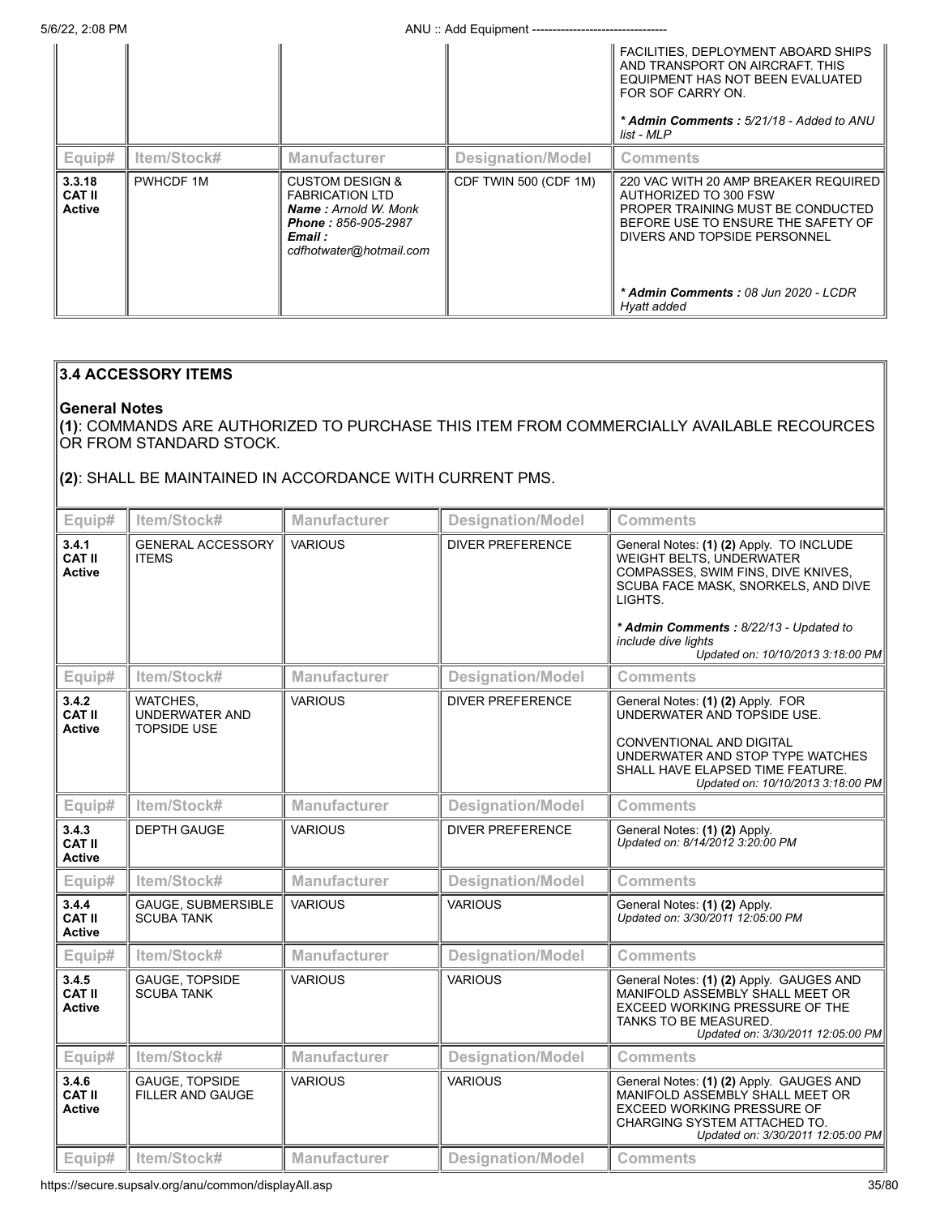| Equip# | Item/Stock# | Manufacturer | Designation/Model | Comments |
|---|---|---|---|---|
| | | | | FACILITIES, DEPLOYMENT ABOARD SHIPS AND TRANSPORT ON AIRCRAFT. THIS EQUIPMENT HAS NOT BEEN EVALUATED FOR SOF CARRY ON.<br><br>***Admin Comments :** 5/21/18 - Added to ANU list - MLP* |
| **3.3.18 CAT II Active** | PWHCDF 1M | CUSTOM DESIGN & FABRICATION LTD ***Name :** Arnold W. Monk* ***Phone :** 856-905-2987* ***Email :** cdfhotwater@hotmail.com* | CDF TWIN 500 (CDF 1M) | 220 VAC WITH 20 AMP BREAKER REQUIRED AUTHORIZED TO 300 FSW PROPER TRAINING MUST BE CONDUCTED BEFORE USE TO ENSURE THE SAFETY OF DIVERS AND TOPSIDE PERSONNEL<br><br>***Admin Comments :** 08 Jun 2020 - LCDR Hyatt added* |

## 3.4 ACCESSORY ITEMS

**General Notes**

**(1)**: COMMANDS ARE AUTHORIZED TO PURCHASE THIS ITEM FROM COMMERCIALLY AVAILABLE RECOURCES OR FROM STANDARD STOCK.

**(2)**: SHALL BE MAINTAINED IN ACCORDANCE WITH CURRENT PMS.

| Equip# | Item/Stock# | Manufacturer | Designation/Model | Comments |
|---|---|---|---|---|
| **3.4.1 CAT II Active** | GENERAL ACCESSORY ITEMS | VARIOUS | DIVER PREFERENCE | General Notes: **(1) (2)** Apply. TO INCLUDE WEIGHT BELTS, UNDERWATER COMPASSES, SWIM FINS, DIVE KNIVES, SCUBA FACE MASK, SNORKELS, AND DIVE LIGHTS.<br><br>***Admin Comments :** 8/22/13 - Updated to include dive lights*<br>*Updated on: 10/10/2013 3:18:00 PM* |
| **3.4.2 CAT II Active** | WATCHES, UNDERWATER AND TOPSIDE USE | VARIOUS | DIVER PREFERENCE | General Notes: **(1) (2)** Apply. FOR UNDERWATER AND TOPSIDE USE.<br><br>CONVENTIONAL AND DIGITAL UNDERWATER AND STOP TYPE WATCHES SHALL HAVE ELAPSED TIME FEATURE.<br>*Updated on: 10/10/2013 3:18:00 PM* |
| **3.4.3 CAT II Active** | DEPTH GAUGE | VARIOUS | DIVER PREFERENCE | General Notes: **(1) (2)** Apply.<br>*Updated on: 8/14/2012 3:20:00 PM* |
| **3.4.4 CAT II Active** | GAUGE, SUBMERSIBLE SCUBA TANK | VARIOUS | VARIOUS | General Notes: **(1) (2)** Apply.<br>*Updated on: 3/30/2011 12:05:00 PM* |
| **3.4.5 CAT II Active** | GAUGE, TOPSIDE SCUBA TANK | VARIOUS | VARIOUS | General Notes: **(1) (2)** Apply. GAUGES AND MANIFOLD ASSEMBLY SHALL MEET OR EXCEED WORKING PRESSURE OF THE TANKS TO BE MEASURED.<br>*Updated on: 3/30/2011 12:05:00 PM* |
| **3.4.6 CAT II Active** | GAUGE, TOPSIDE FILLER AND GAUGE | VARIOUS | VARIOUS | General Notes: **(1) (2)** Apply. GAUGES AND MANIFOLD ASSEMBLY SHALL MEET OR EXCEED WORKING PRESSURE OF CHARGING SYSTEM ATTACHED TO.<br>*Updated on: 3/30/2011 12:05:00 PM* |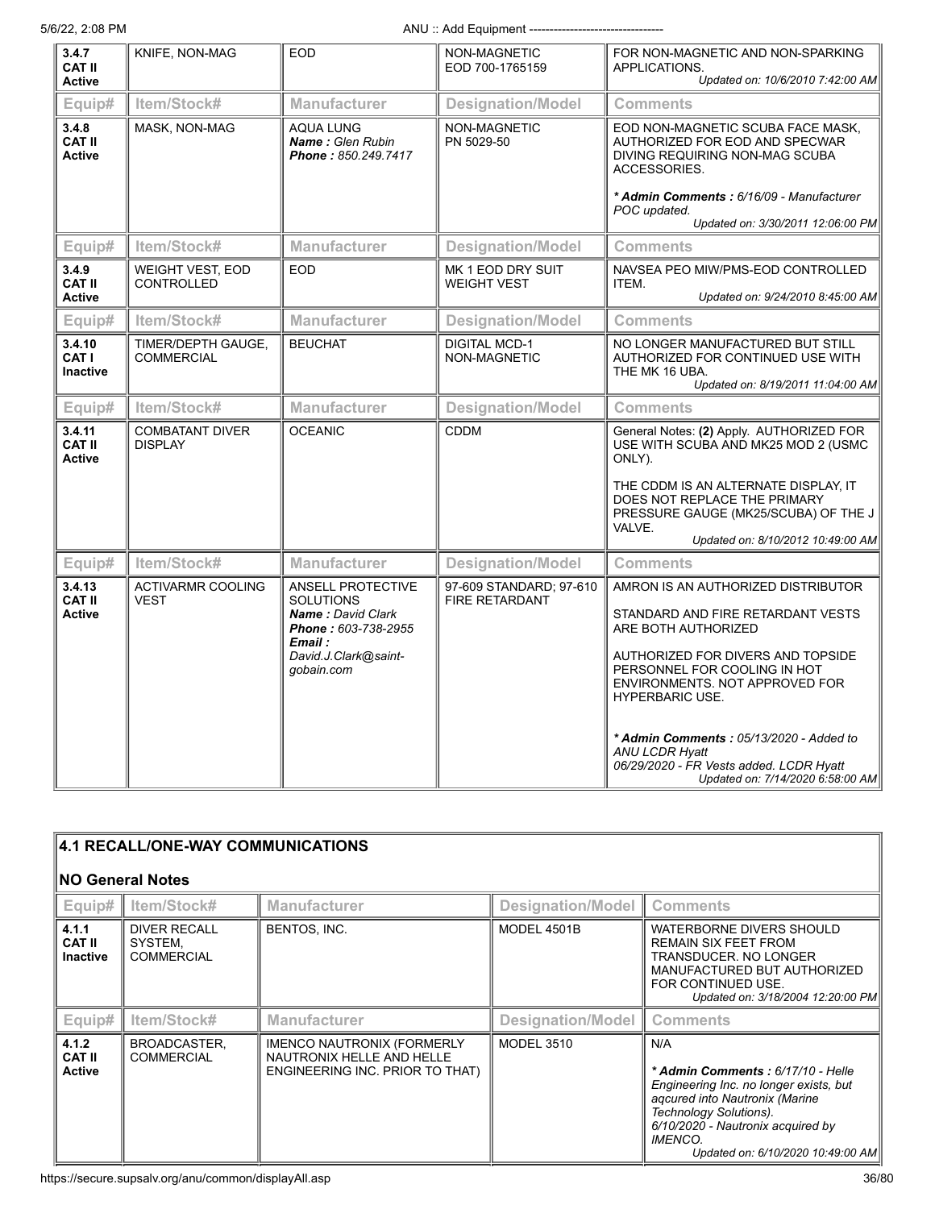| Equip# | Item/Stock# | Manufacturer | Designation/Model | Comments |
|---|---|---|---|---|
| **3.4.7 CAT II Active** | KNIFE, NON-MAG | EOD | NON-MAGNETIC EOD 700-1765159 | FOR NON-MAGNETIC AND NON-SPARKING APPLICATIONS. *Updated on: 10/6/2010 7:42:00 AM* |
| **3.4.8 CAT II Active** | MASK, NON-MAG | AQUA LUNG ***Name :*** *Glen Rubin* ***Phone :*** *850.249.7417* | NON-MAGNETIC PN 5029-50 | EOD NON-MAGNETIC SCUBA FACE MASK, AUTHORIZED FOR EOD AND SPECWAR DIVING REQUIRING NON-MAG SCUBA ACCESSORIES. ***\* Admin Comments :*** *6/16/09 - Manufacturer POC updated.* *Updated on: 3/30/2011 12:06:00 PM* |
| **3.4.9 CAT II Active** | WEIGHT VEST, EOD CONTROLLED | EOD | MK 1 EOD DRY SUIT WEIGHT VEST | NAVSEA PEO MIW/PMS-EOD CONTROLLED ITEM. *Updated on: 9/24/2010 8:45:00 AM* |
| **3.4.10 CAT I Inactive** | TIMER/DEPTH GAUGE, COMMERCIAL | BEUCHAT | DIGITAL MCD-1 NON-MAGNETIC | NO LONGER MANUFACTURED BUT STILL AUTHORIZED FOR CONTINUED USE WITH THE MK 16 UBA. *Updated on: 8/19/2011 11:04:00 AM* |
| **3.4.11 CAT II Active** | COMBATANT DIVER DISPLAY | OCEANIC | CDDM | General Notes: **(2)** Apply. AUTHORIZED FOR USE WITH SCUBA AND MK25 MOD 2 (USMC ONLY). THE CDDM IS AN ALTERNATE DISPLAY, IT DOES NOT REPLACE THE PRIMARY PRESSURE GAUGE (MK25/SCUBA) OF THE J VALVE. *Updated on: 8/10/2012 10:49:00 AM* |
| **3.4.13 CAT II Active** | ACTIVARMR COOLING VEST | ANSELL PROTECTIVE SOLUTIONS ***Name :*** *David Clark* ***Phone :*** *603-738-2955* ***Email :*** *David.J.Clark@saint-gobain.com* | 97-609 STANDARD; 97-610 FIRE RETARDANT | AMRON IS AN AUTHORIZED DISTRIBUTOR STANDARD AND FIRE RETARDANT VESTS ARE BOTH AUTHORIZED AUTHORIZED FOR DIVERS AND TOPSIDE PERSONNEL FOR COOLING IN HOT ENVIRONMENTS. NOT APPROVED FOR HYPERBARIC USE. ***\* Admin Comments :*** *05/13/2020 - Added to ANU LCDR Hyatt 06/29/2020 - FR Vests added. LCDR Hyatt* *Updated on: 7/14/2020 6:58:00 AM* |

## 4.1 RECALL/ONE-WAY COMMUNICATIONS

### NO General Notes

| Equip# | Item/Stock# | Manufacturer | Designation/Model | Comments |
|---|---|---|---|---|
| **4.1.1 CAT II Inactive** | DIVER RECALL SYSTEM, COMMERCIAL | BENTOS, INC. | MODEL 4501B | WATERBORNE DIVERS SHOULD REMAIN SIX FEET FROM TRANSDUCER. NO LONGER MANUFACTURED BUT AUTHORIZED FOR CONTINUED USE. *Updated on: 3/18/2004 12:20:00 PM* |
| **4.1.2 CAT II Active** | BROADCASTER, COMMERCIAL | IMENCO NAUTRONIX (FORMERLY NAUTRONIX HELLE AND HELLE ENGINEERING INC. PRIOR TO THAT) | MODEL 3510 | N/A ***\* Admin Comments :*** *6/17/10 - Helle Engineering Inc. no longer exists, but aqcured into Nautronix (Marine Technology Solutions). 6/10/2020 - Nautronix acquired by IMENCO.* *Updated on: 6/10/2020 10:49:00 AM* |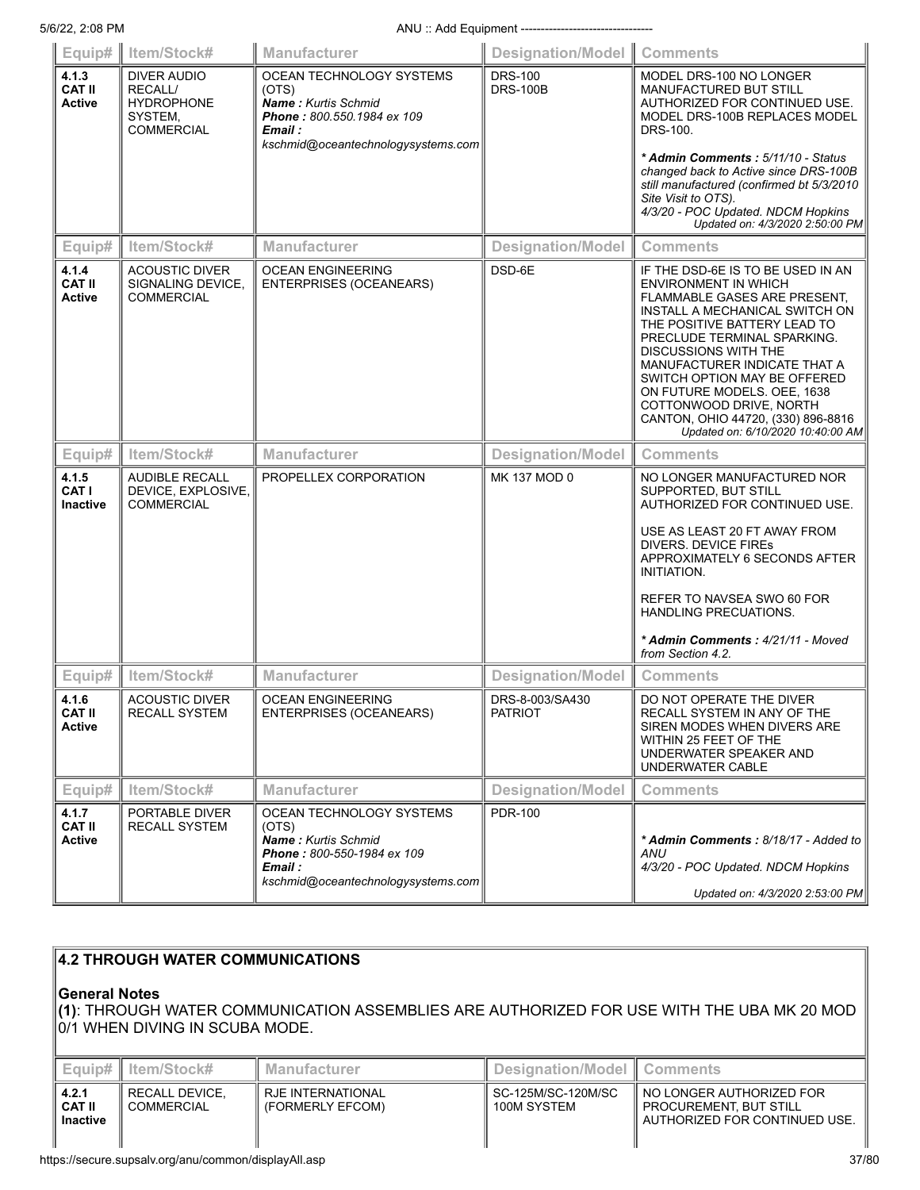| Equip# | Item/Stock# | Manufacturer | Designation/Model | Comments |
|---|---|---|---|---|
| **4.1.3 CAT II Active** | DIVER AUDIO RECALL/ HYDROPHONE SYSTEM, COMMERCIAL | OCEAN TECHNOLOGY SYSTEMS (OTS) ***Name :*** *Kurtis Schmid* ***Phone :*** *800.550.1984 ex 109* ***Email :*** *kschmid@oceantechnologysystems.com* | DRS-100 DRS-100B | MODEL DRS-100 NO LONGER MANUFACTURED BUT STILL AUTHORIZED FOR CONTINUED USE. MODEL DRS-100B REPLACES MODEL DRS-100. ***\* Admin Comments :*** *5/11/10 - Status changed back to Active since DRS-100B still manufactured (confirmed bt 5/3/2010 Site Visit to OTS). 4/3/20 - POC Updated. NDCM Hopkins* *Updated on: 4/3/2020 2:50:00 PM* |

| Equip# | Item/Stock# | Manufacturer | Designation/Model | Comments |
|---|---|---|---|---|
| **4.1.4 CAT II Active** | ACOUSTIC DIVER SIGNALING DEVICE, COMMERCIAL | OCEAN ENGINEERING ENTERPRISES (OCEANEARS) | DSD-6E | IF THE DSD-6E IS TO BE USED IN AN ENVIRONMENT IN WHICH FLAMMABLE GASES ARE PRESENT, INSTALL A MECHANICAL SWITCH ON THE POSITIVE BATTERY LEAD TO PRECLUDE TERMINAL SPARKING. DISCUSSIONS WITH THE MANUFACTURER INDICATE THAT A SWITCH OPTION MAY BE OFFERED ON FUTURE MODELS. OEE, 1638 COTTONWOOD DRIVE, NORTH CANTON, OHIO 44720, (330) 896-8816 *Updated on: 6/10/2020 10:40:00 AM* |

| Equip# | Item/Stock# | Manufacturer | Designation/Model | Comments |
|---|---|---|---|---|
| **4.1.5 CAT I Inactive** | AUDIBLE RECALL DEVICE, EXPLOSIVE, COMMERCIAL | PROPELLEX CORPORATION | MK 137 MOD 0 | NO LONGER MANUFACTURED NOR SUPPORTED, BUT STILL AUTHORIZED FOR CONTINUED USE. USE AS LEAST 20 FT AWAY FROM DIVERS. DEVICE FIREs APPROXIMATELY 6 SECONDS AFTER INITIATION. REFER TO NAVSEA SWO 60 FOR HANDLING PRECUATIONS. ***\* Admin Comments :*** *4/21/11 - Moved from Section 4.2.* |

| Equip# | Item/Stock# | Manufacturer | Designation/Model | Comments |
|---|---|---|---|---|
| **4.1.6 CAT II Active** | ACOUSTIC DIVER RECALL SYSTEM | OCEAN ENGINEERING ENTERPRISES (OCEANEARS) | DRS-8-003/SA430 PATRIOT | DO NOT OPERATE THE DIVER RECALL SYSTEM IN ANY OF THE SIREN MODES WHEN DIVERS ARE WITHIN 25 FEET OF THE UNDERWATER SPEAKER AND UNDERWATER CABLE |

| Equip# | Item/Stock# | Manufacturer | Designation/Model | Comments |
|---|---|---|---|---|
| **4.1.7 CAT II Active** | PORTABLE DIVER RECALL SYSTEM | OCEAN TECHNOLOGY SYSTEMS (OTS) ***Name :*** *Kurtis Schmid* ***Phone :*** *800-550-1984 ex 109* ***Email :*** *kschmid@oceantechnologysystems.com* | PDR-100 | ***\* Admin Comments :*** *8/18/17 - Added to ANU 4/3/20 - POC Updated. NDCM Hopkins* *Updated on: 4/3/2020 2:53:00 PM* |

## 4.2 THROUGH WATER COMMUNICATIONS

**General Notes**

**(1)**: THROUGH WATER COMMUNICATION ASSEMBLIES ARE AUTHORIZED FOR USE WITH THE UBA MK 20 MOD 0/1 WHEN DIVING IN SCUBA MODE.

| Equip# | Item/Stock# | Manufacturer | Designation/Model | Comments |
|---|---|---|---|---|
| **4.2.1 CAT II Inactive** | RECALL DEVICE, COMMERCIAL | RJE INTERNATIONAL (FORMERLY EFCOM) | SC-125M/SC-120M/SC 100M SYSTEM | NO LONGER AUTHORIZED FOR PROCUREMENT, BUT STILL AUTHORIZED FOR CONTINUED USE. |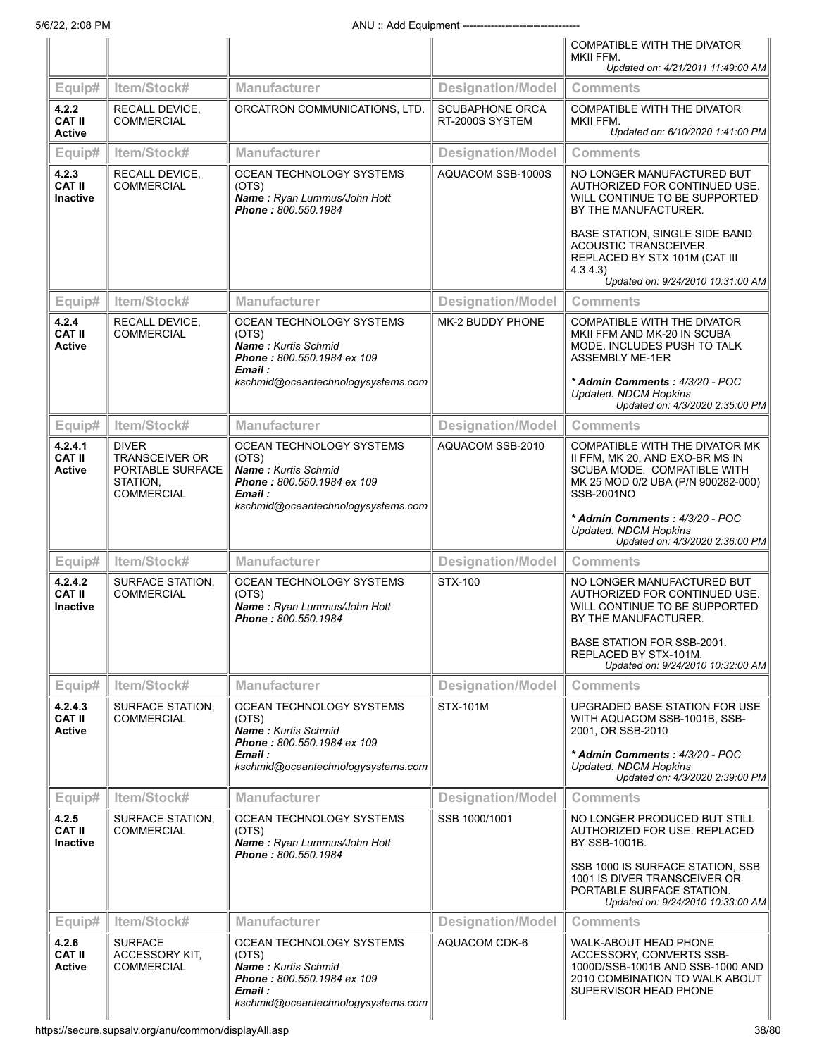| | | | | COMPATIBLE WITH THE DIVATOR MKII FFM. *Updated on: 4/21/2011 11:49:00 AM* |
|---|---|---|---|---|
| **Equip#** | **Item/Stock#** | **Manufacturer** | **Designation/Model** | **Comments** |
| **4.2.2 CAT II Active** | RECALL DEVICE, COMMERCIAL | ORCATRON COMMUNICATIONS, LTD. | SCUBAPHONE ORCA RT-2000S SYSTEM | COMPATIBLE WITH THE DIVATOR MKII FFM. *Updated on: 6/10/2020 1:41:00 PM* |
| **Equip#** | **Item/Stock#** | **Manufacturer** | **Designation/Model** | **Comments** |
| **4.2.3 CAT II Inactive** | RECALL DEVICE, COMMERCIAL | OCEAN TECHNOLOGY SYSTEMS (OTS) ***Name :*** *Ryan Lummus/John Hott* ***Phone :*** *800.550.1984* | AQUACOM SSB-1000S | NO LONGER MANUFACTURED BUT AUTHORIZED FOR CONTINUED USE. WILL CONTINUE TO BE SUPPORTED BY THE MANUFACTURER. BASE STATION, SINGLE SIDE BAND ACOUSTIC TRANSCEIVER. REPLACED BY STX 101M (CAT III 4.3.4.3) *Updated on: 9/24/2010 10:31:00 AM* |
| **Equip#** | **Item/Stock#** | **Manufacturer** | **Designation/Model** | **Comments** |
| **4.2.4 CAT II Active** | RECALL DEVICE, COMMERCIAL | OCEAN TECHNOLOGY SYSTEMS (OTS) ***Name :*** *Kurtis Schmid* ***Phone :*** *800.550.1984 ex 109* ***Email :*** *kschmid@oceantechnologysystems.com* | MK-2 BUDDY PHONE | COMPATIBLE WITH THE DIVATOR MKII FFM AND MK-20 IN SCUBA MODE. INCLUDES PUSH TO TALK ASSEMBLY ME-1ER ***\* Admin Comments :*** *4/3/20 - POC Updated. NDCM Hopkins* *Updated on: 4/3/2020 2:35:00 PM* |
| **Equip#** | **Item/Stock#** | **Manufacturer** | **Designation/Model** | **Comments** |
| **4.2.4.1 CAT II Active** | DIVER TRANSCEIVER OR PORTABLE SURFACE STATION, COMMERCIAL | OCEAN TECHNOLOGY SYSTEMS (OTS) ***Name :*** *Kurtis Schmid* ***Phone :*** *800.550.1984 ex 109* ***Email :*** *kschmid@oceantechnologysystems.com* | AQUACOM SSB-2010 | COMPATIBLE WITH THE DIVATOR MK II FFM, MK 20, AND EXO-BR MS IN SCUBA MODE. COMPATIBLE WITH MK 25 MOD 0/2 UBA (P/N 900282-000) SSB-2001NO ***\* Admin Comments :*** *4/3/20 - POC Updated. NDCM Hopkins* *Updated on: 4/3/2020 2:36:00 PM* |
| **Equip#** | **Item/Stock#** | **Manufacturer** | **Designation/Model** | **Comments** |
| **4.2.4.2 CAT II Inactive** | SURFACE STATION, COMMERCIAL | OCEAN TECHNOLOGY SYSTEMS (OTS) ***Name :*** *Ryan Lummus/John Hott* ***Phone :*** *800.550.1984* | STX-100 | NO LONGER MANUFACTURED BUT AUTHORIZED FOR CONTINUED USE. WILL CONTINUE TO BE SUPPORTED BY THE MANUFACTURER. BASE STATION FOR SSB-2001. REPLACED BY STX-101M. *Updated on: 9/24/2010 10:32:00 AM* |
| **Equip#** | **Item/Stock#** | **Manufacturer** | **Designation/Model** | **Comments** |
| **4.2.4.3 CAT II Active** | SURFACE STATION, COMMERCIAL | OCEAN TECHNOLOGY SYSTEMS (OTS) ***Name :*** *Kurtis Schmid* ***Phone :*** *800.550.1984 ex 109* ***Email :*** *kschmid@oceantechnologysystems.com* | STX-101M | UPGRADED BASE STATION FOR USE WITH AQUACOM SSB-1001B, SSB-2001, OR SSB-2010 ***\* Admin Comments :*** *4/3/20 - POC Updated. NDCM Hopkins* *Updated on: 4/3/2020 2:39:00 PM* |
| **Equip#** | **Item/Stock#** | **Manufacturer** | **Designation/Model** | **Comments** |
| **4.2.5 CAT II Inactive** | SURFACE STATION, COMMERCIAL | OCEAN TECHNOLOGY SYSTEMS (OTS) ***Name :*** *Ryan Lummus/John Hott* ***Phone :*** *800.550.1984* | SSB 1000/1001 | NO LONGER PRODUCED BUT STILL AUTHORIZED FOR USE. REPLACED BY SSB-1001B. SSB 1000 IS SURFACE STATION, SSB 1001 IS DIVER TRANSCEIVER OR PORTABLE SURFACE STATION. *Updated on: 9/24/2010 10:33:00 AM* |
| **Equip#** | **Item/Stock#** | **Manufacturer** | **Designation/Model** | **Comments** |
| **4.2.6 CAT II Active** | SURFACE ACCESSORY KIT, COMMERCIAL | OCEAN TECHNOLOGY SYSTEMS (OTS) ***Name :*** *Kurtis Schmid* ***Phone :*** *800.550.1984 ex 109* ***Email :*** *kschmid@oceantechnologysystems.com* | AQUACOM CDK-6 | WALK-ABOUT HEAD PHONE ACCESSORY, CONVERTS SSB-1000D/SSB-1001B AND SSB-1000 AND 2010 COMBINATION TO WALK ABOUT SUPERVISOR HEAD PHONE |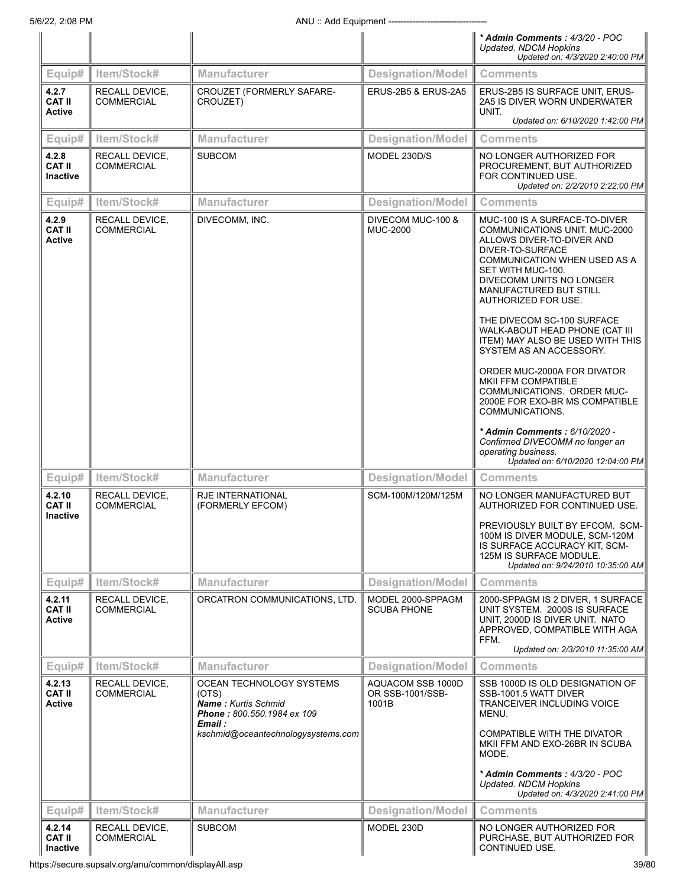| | | | | * **Admin Comments :** *4/3/20 - POC Updated. NDCM Hopkins* *Updated on: 4/3/2020 2:40:00 PM* |
|---|---|---|---|---|
| **Equip#** | **Item/Stock#** | **Manufacturer** | **Designation/Model** | **Comments** |
| **4.2.7 CAT II Active** | RECALL DEVICE, COMMERCIAL | CROUZET (FORMERLY SAFARE-CROUZET) | ERUS-2B5 & ERUS-2A5 | ERUS-2B5 IS SURFACE UNIT, ERUS-2A5 IS DIVER WORN UNDERWATER UNIT. *Updated on: 6/10/2020 1:42:00 PM* |
| **Equip#** | **Item/Stock#** | **Manufacturer** | **Designation/Model** | **Comments** |
| **4.2.8 CAT II Inactive** | RECALL DEVICE, COMMERCIAL | SUBCOM | MODEL 230D/S | NO LONGER AUTHORIZED FOR PROCUREMENT, BUT AUTHORIZED FOR CONTINUED USE. *Updated on: 2/2/2010 2:22:00 PM* |
| **Equip#** | **Item/Stock#** | **Manufacturer** | **Designation/Model** | **Comments** |
| **4.2.9 CAT II Active** | RECALL DEVICE, COMMERCIAL | DIVECOMM, INC. | DIVECOM MUC-100 & MUC-2000 | MUC-100 IS A SURFACE-TO-DIVER COMMUNICATIONS UNIT. MUC-2000 ALLOWS DIVER-TO-DIVER AND DIVER-TO-SURFACE COMMUNICATION WHEN USED AS A SET WITH MUC-100. DIVECOMM UNITS NO LONGER MANUFACTURED BUT STILL AUTHORIZED FOR USE.<br><br>THE DIVECOM SC-100 SURFACE WALK-ABOUT HEAD PHONE (CAT III ITEM) MAY ALSO BE USED WITH THIS SYSTEM AS AN ACCESSORY.<br><br>ORDER MUC-2000A FOR DIVATOR MKII FFM COMPATIBLE COMMUNICATIONS. ORDER MUC-2000E FOR EXO-BR MS COMPATIBLE COMMUNICATIONS.<br><br>* **Admin Comments :** *6/10/2020 - Confirmed DIVECOMM no longer an operating business.* *Updated on: 6/10/2020 12:04:00 PM* |
| **Equip#** | **Item/Stock#** | **Manufacturer** | **Designation/Model** | **Comments** |
| **4.2.10 CAT II Inactive** | RECALL DEVICE, COMMERCIAL | RJE INTERNATIONAL (FORMERLY EFCOM) | SCM-100M/120M/125M | NO LONGER MANUFACTURED BUT AUTHORIZED FOR CONTINUED USE.<br><br>PREVIOUSLY BUILT BY EFCOM. SCM-100M IS DIVER MODULE, SCM-120M IS SURFACE ACCURACY KIT, SCM-125M IS SURFACE MODULE. *Updated on: 9/24/2010 10:35:00 AM* |
| **Equip#** | **Item/Stock#** | **Manufacturer** | **Designation/Model** | **Comments** |
| **4.2.11 CAT II Active** | RECALL DEVICE, COMMERCIAL | ORCATRON COMMUNICATIONS, LTD. | MODEL 2000-SPPAGM SCUBA PHONE | 2000-SPPAGM IS 2 DIVER, 1 SURFACE UNIT SYSTEM. 2000S IS SURFACE UNIT, 2000D IS DIVER UNIT. NATO APPROVED, COMPATIBLE WITH AGA FFM. *Updated on: 2/3/2010 11:35:00 AM* |
| **Equip#** | **Item/Stock#** | **Manufacturer** | **Designation/Model** | **Comments** |
| **4.2.13 CAT II Active** | RECALL DEVICE, COMMERCIAL | OCEAN TECHNOLOGY SYSTEMS (OTS)<br>***Name :*** *Kurtis Schmid*<br>***Phone :*** *800.550.1984 ex 109*<br>***Email :*** *kschmid@oceantechnologysystems.com* | AQUACOM SSB 1000D OR SSB-1001/SSB-1001B | SSB 1000D IS OLD DESIGNATION OF SSB-1001.5 WATT DIVER TRANCEIVER INCLUDING VOICE MENU.<br><br>COMPATIBLE WITH THE DIVATOR MKII FFM AND EXO-26BR IN SCUBA MODE.<br><br>* **Admin Comments :** *4/3/20 - POC Updated. NDCM Hopkins* *Updated on: 4/3/2020 2:41:00 PM* |
| **Equip#** | **Item/Stock#** | **Manufacturer** | **Designation/Model** | **Comments** |
| **4.2.14 CAT II Inactive** | RECALL DEVICE, COMMERCIAL | SUBCOM | MODEL 230D | NO LONGER AUTHORIZED FOR PURCHASE, BUT AUTHORIZED FOR CONTINUED USE. |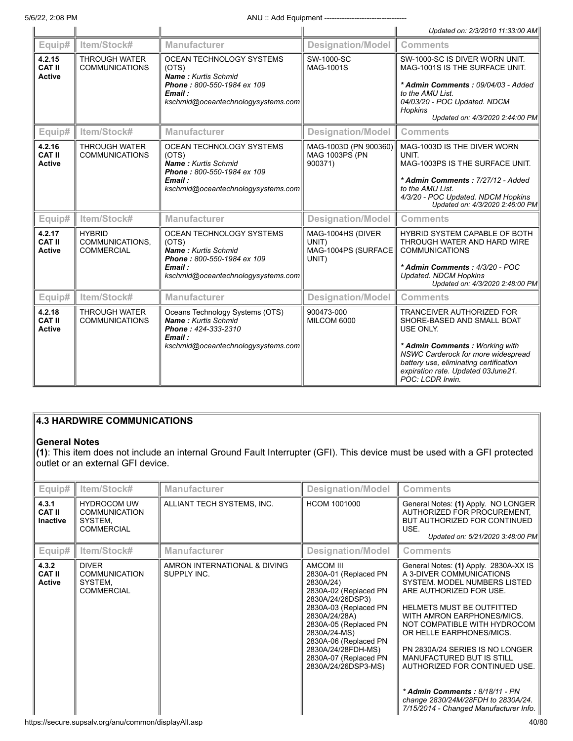| | | | | Updated on: 2/3/2010 11:33:00 AM |
|---|---|---|---|---|
| **Equip#** | **Item/Stock#** | **Manufacturer** | **Designation/Model** | **Comments** |
| **4.2.15 CAT II Active** | THROUGH WATER COMMUNICATIONS | OCEAN TECHNOLOGY SYSTEMS (OTS) ***Name :*** *Kurtis Schmid* ***Phone :*** *800-550-1984 ex 109* ***Email :*** *kschmid@oceantechnologysystems.com* | SW-1000-SC MAG-1001S | SW-1000-SC IS DIVER WORN UNIT. MAG-1001S IS THE SURFACE UNIT. ***\* Admin Comments :*** *09/04/03 - Added to the AMU List. 04/03/20 - POC Updated. NDCM Hopkins* *Updated on: 4/3/2020 2:44:00 PM* |
| **Equip#** | **Item/Stock#** | **Manufacturer** | **Designation/Model** | **Comments** |
| **4.2.16 CAT II Active** | THROUGH WATER COMMUNICATIONS | OCEAN TECHNOLOGY SYSTEMS (OTS) ***Name :*** *Kurtis Schmid* ***Phone :*** *800-550-1984 ex 109* ***Email :*** *kschmid@oceantechnologysystems.com* | MAG-1003D (PN 900360) MAG 1003PS (PN 900371) | MAG-1003D IS THE DIVER WORN UNIT. MAG-1003PS IS THE SURFACE UNIT. ***\* Admin Comments :*** *7/27/12 - Added to the AMU List. 4/3/20 - POC Updated. NDCM Hopkins* *Updated on: 4/3/2020 2:46:00 PM* |
| **Equip#** | **Item/Stock#** | **Manufacturer** | **Designation/Model** | **Comments** |
| **4.2.17 CAT II Active** | HYBRID COMMUNICATIONS, COMMERCIAL | OCEAN TECHNOLOGY SYSTEMS (OTS) ***Name :*** *Kurtis Schmid* ***Phone :*** *800-550-1984 ex 109* ***Email :*** *kschmid@oceantechnologysystems.com* | MAG-1004HS (DIVER UNIT) MAG-1004PS (SURFACE UNIT) | HYBRID SYSTEM CAPABLE OF BOTH THROUGH WATER AND HARD WIRE COMMUNICATIONS ***\* Admin Comments :*** *4/3/20 - POC Updated. NDCM Hopkins* *Updated on: 4/3/2020 2:48:00 PM* |
| **Equip#** | **Item/Stock#** | **Manufacturer** | **Designation/Model** | **Comments** |
| **4.2.18 CAT II Active** | THROUGH WATER COMMUNICATIONS | Oceans Technology Systems (OTS) ***Name :*** *Kurtis Schmid* ***Phone :*** *424-333-2310* ***Email :*** *kschmid@oceantechnologysystems.com* | 900473-000 MILCOM 6000 | TRANCEIVER AUTHORIZED FOR SHORE-BASED AND SMALL BOAT USE ONLY. ***\* Admin Comments :*** *Working with NSWC Carderock for more widespread battery use, eliminating certification expiration rate. Updated 03June21. POC: LCDR Irwin.* |

## 4.3 HARDWIRE COMMUNICATIONS

**General Notes**

**(1)**: This item does not include an internal Ground Fault Interrupter (GFI). This device must be used with a GFI protected outlet or an external GFI device.

| **Equip#** | **Item/Stock#** | **Manufacturer** | **Designation/Model** | **Comments** |
|---|---|---|---|---|
| **4.3.1 CAT II Inactive** | HYDROCOM UW COMMUNICATION SYSTEM, COMMERCIAL | ALLIANT TECH SYSTEMS, INC. | HCOM 1001000 | General Notes: **(1)** Apply. NO LONGER AUTHORIZED FOR PROCUREMENT, BUT AUTHORIZED FOR CONTINUED USE. *Updated on: 5/21/2020 3:48:00 PM* |
| **Equip#** | **Item/Stock#** | **Manufacturer** | **Designation/Model** | **Comments** |
| **4.3.2 CAT II Active** | DIVER COMMUNICATION SYSTEM, COMMERCIAL | AMRON INTERNATIONAL & DIVING SUPPLY INC. | AMCOM III 2830A-01 (Replaced PN 2830A/24) 2830A-02 (Replaced PN 2830A/24/26DSP3) 2830A-03 (Replaced PN 2830A/24/28A) 2830A-05 (Replaced PN 2830A/24-MS) 2830A-06 (Replaced PN 2830A/24/28FDH-MS) 2830A-07 (Replaced PN 2830A/24/26DSP3-MS) | General Notes: **(1)** Apply. 2830A-XX IS A 3-DIVER COMMUNICATIONS SYSTEM. MODEL NUMBERS LISTED ARE AUTHORIZED FOR USE. HELMETS MUST BE OUTFITTED WITH AMRON EARPHONES/MICS. NOT COMPATIBLE WITH HYDROCOM OR HELLE EARPHONES/MICS. PN 2830A/24 SERIES IS NO LONGER MANUFACTURED BUT IS STILL AUTHORIZED FOR CONTINUED USE. ***\* Admin Comments :*** *8/18/11 - PN change 2830/24M/28FDH to 2830A/24. 7/15/2014 - Changed Manufacturer Info.* |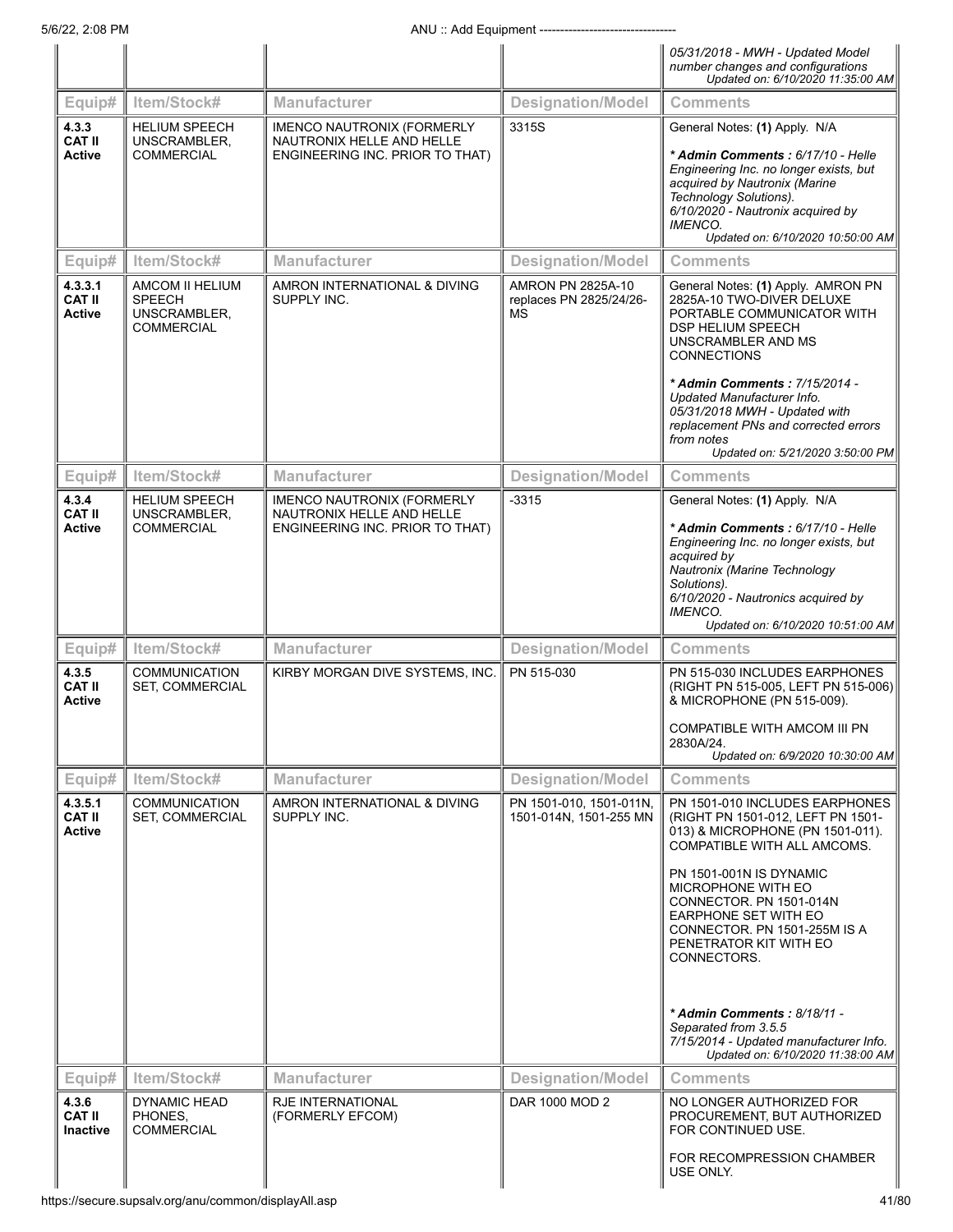| Equip# | Item/Stock# | Manufacturer | Designation/Model | Comments |
|---|---|---|---|---|
| | | | | *05/31/2018 - MWH - Updated Model number changes and configurations* *Updated on: 6/10/2020 11:35:00 AM* |
| **4.3.3 CAT II Active** | HELIUM SPEECH UNSCRAMBLER, COMMERCIAL | IMENCO NAUTRONIX (FORMERLY NAUTRONIX HELLE AND HELLE ENGINEERING INC. PRIOR TO THAT) | 3315S | General Notes: **(1)** Apply. N/A<br><br>*** Admin Comments :** *6/17/10 - Helle Engineering Inc. no longer exists, but acquired by Nautronix (Marine Technology Solutions). 6/10/2020 - Nautronix acquired by IMENCO.* *Updated on: 6/10/2020 10:50:00 AM* |
| **4.3.3.1 CAT II Active** | AMCOM II HELIUM SPEECH UNSCRAMBLER, COMMERCIAL | AMRON INTERNATIONAL & DIVING SUPPLY INC. | AMRON PN 2825A-10 replaces PN 2825/24/26-MS | General Notes: **(1)** Apply. AMRON PN 2825A-10 TWO-DIVER DELUXE PORTABLE COMMUNICATOR WITH DSP HELIUM SPEECH UNSCRAMBLER AND MS CONNECTIONS<br><br>*** Admin Comments :** *7/15/2014 - Updated Manufacturer Info. 05/31/2018 MWH - Updated with replacement PNs and corrected errors from notes* *Updated on: 5/21/2020 3:50:00 PM* |
| **4.3.4 CAT II Active** | HELIUM SPEECH UNSCRAMBLER, COMMERCIAL | IMENCO NAUTRONIX (FORMERLY NAUTRONIX HELLE AND HELLE ENGINEERING INC. PRIOR TO THAT) | -3315 | General Notes: **(1)** Apply. N/A<br><br>*** Admin Comments :** *6/17/10 - Helle Engineering Inc. no longer exists, but acquired by Nautronix (Marine Technology Solutions). 6/10/2020 - Nautronics acquired by IMENCO.* *Updated on: 6/10/2020 10:51:00 AM* |
| **4.3.5 CAT II Active** | COMMUNICATION SET, COMMERCIAL | KIRBY MORGAN DIVE SYSTEMS, INC. | PN 515-030 | PN 515-030 INCLUDES EARPHONES (RIGHT PN 515-005, LEFT PN 515-006) & MICROPHONE (PN 515-009).<br><br>COMPATIBLE WITH AMCOM III PN 2830A/24. *Updated on: 6/9/2020 10:30:00 AM* |
| **4.3.5.1 CAT II Active** | COMMUNICATION SET, COMMERCIAL | AMRON INTERNATIONAL & DIVING SUPPLY INC. | PN 1501-010, 1501-011N, 1501-014N, 1501-255 MN | PN 1501-010 INCLUDES EARPHONES (RIGHT PN 1501-012, LEFT PN 1501-013) & MICROPHONE (PN 1501-011). COMPATIBLE WITH ALL AMCOMS.<br><br>PN 1501-001N IS DYNAMIC MICROPHONE WITH EO CONNECTOR. PN 1501-014N EARPHONE SET WITH EO CONNECTOR. PN 1501-255M IS A PENETRATOR KIT WITH EO CONNECTORS.<br><br>*** Admin Comments :** *8/18/11 - Separated from 3.5.5 7/15/2014 - Updated manufacturer Info.* *Updated on: 6/10/2020 11:38:00 AM* |
| **4.3.6 CAT II Inactive** | DYNAMIC HEAD PHONES, COMMERCIAL | RJE INTERNATIONAL (FORMERLY EFCOM) | DAR 1000 MOD 2 | NO LONGER AUTHORIZED FOR PROCUREMENT, BUT AUTHORIZED FOR CONTINUED USE.<br><br>FOR RECOMPRESSION CHAMBER USE ONLY. |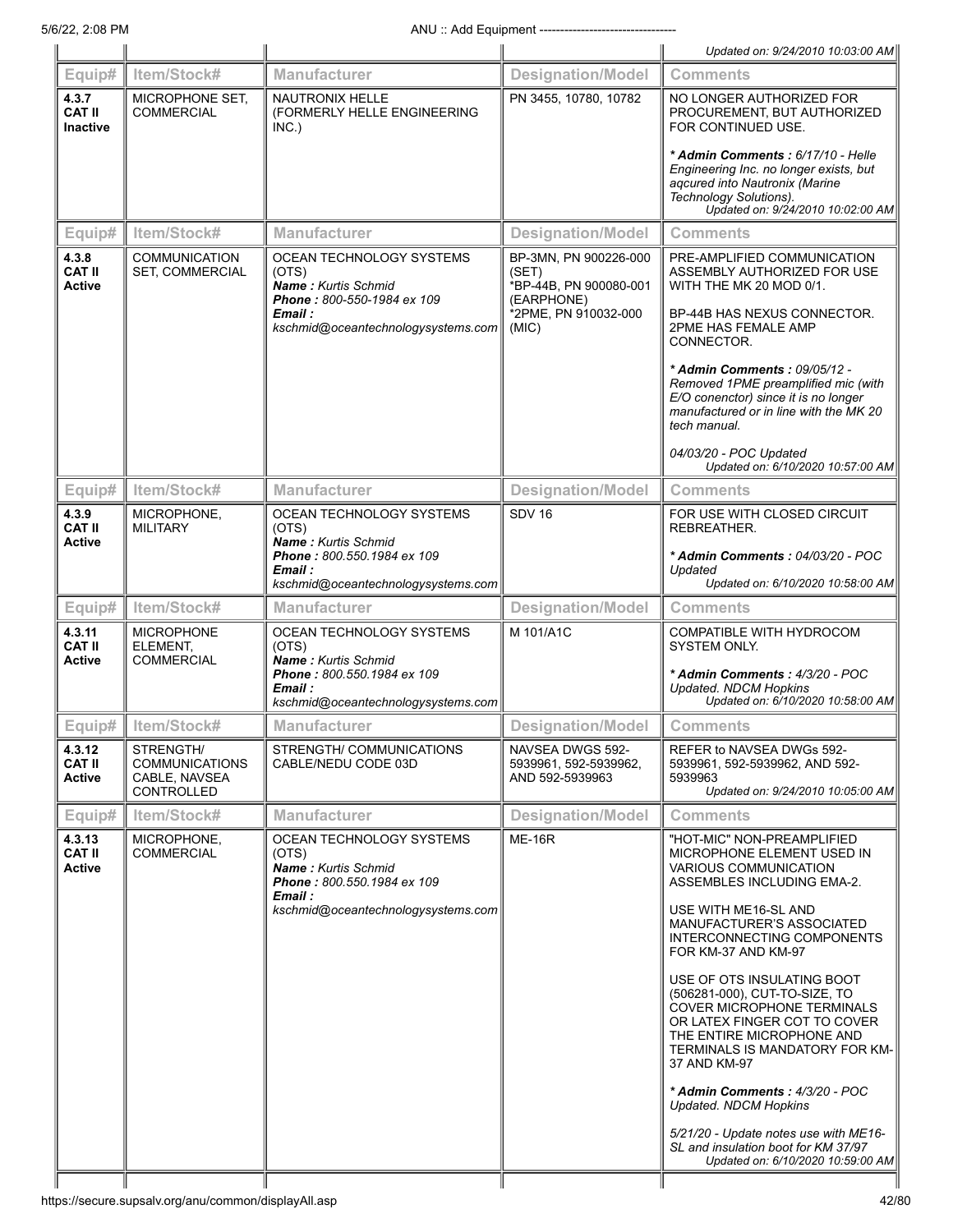| | | | | Updated on: 9/24/2010 10:03:00 AM |
|---|---|---|---|---|
| **Equip#** | **Item/Stock#** | **Manufacturer** | **Designation/Model** | **Comments** |
| **4.3.7 CAT II Inactive** | MICROPHONE SET, COMMERCIAL | NAUTRONIX HELLE (FORMERLY HELLE ENGINEERING INC.) | PN 3455, 10780, 10782 | NO LONGER AUTHORIZED FOR PROCUREMENT, BUT AUTHORIZED FOR CONTINUED USE.<br><br>*\* **Admin Comments :** 6/17/10 - Helle Engineering Inc. no longer exists, but aqcured into Nautronix (Marine Technology Solutions).*<br>*Updated on: 9/24/2010 10:02:00 AM* |
| **Equip#** | **Item/Stock#** | **Manufacturer** | **Designation/Model** | **Comments** |
| **4.3.8 CAT II Active** | COMMUNICATION SET, COMMERCIAL | OCEAN TECHNOLOGY SYSTEMS (OTS)<br>***Name :*** *Kurtis Schmid*<br>***Phone :*** *800-550-1984 ex 109*<br>***Email :*** *kschmid@oceantechnologysystems.com* | BP-3MN, PN 900226-000 (SET)<br>*BP-44B, PN 900080-001 (EARPHONE)<br>*2PME, PN 910032-000 (MIC) | PRE-AMPLIFIED COMMUNICATION ASSEMBLY AUTHORIZED FOR USE WITH THE MK 20 MOD 0/1.<br><br>BP-44B HAS NEXUS CONNECTOR. 2PME HAS FEMALE AMP CONNECTOR.<br><br>*\* **Admin Comments :** 09/05/12 - Removed 1PME preamplified mic (with E/O conenctor) since it is no longer manufactured or in line with the MK 20 tech manual.*<br><br>*04/03/20 - POC Updated*<br>*Updated on: 6/10/2020 10:57:00 AM* |
| **Equip#** | **Item/Stock#** | **Manufacturer** | **Designation/Model** | **Comments** |
| **4.3.9 CAT II Active** | MICROPHONE, MILITARY | OCEAN TECHNOLOGY SYSTEMS (OTS)<br>***Name :*** *Kurtis Schmid*<br>***Phone :*** *800.550.1984 ex 109*<br>***Email :*** *kschmid@oceantechnologysystems.com* | SDV 16 | FOR USE WITH CLOSED CIRCUIT REBREATHER.<br><br>*\* **Admin Comments :** 04/03/20 - POC Updated*<br>*Updated on: 6/10/2020 10:58:00 AM* |
| **Equip#** | **Item/Stock#** | **Manufacturer** | **Designation/Model** | **Comments** |
| **4.3.11 CAT II Active** | MICROPHONE ELEMENT, COMMERCIAL | OCEAN TECHNOLOGY SYSTEMS (OTS)<br>***Name :*** *Kurtis Schmid*<br>***Phone :*** *800.550.1984 ex 109*<br>***Email :*** *kschmid@oceantechnologysystems.com* | M 101/A1C | COMPATIBLE WITH HYDROCOM SYSTEM ONLY.<br><br>*\* **Admin Comments :** 4/3/20 - POC Updated. NDCM Hopkins*<br>*Updated on: 6/10/2020 10:58:00 AM* |
| **Equip#** | **Item/Stock#** | **Manufacturer** | **Designation/Model** | **Comments** |
| **4.3.12 CAT II Active** | STRENGTH/ COMMUNICATIONS CABLE, NAVSEA CONTROLLED | STRENGTH/ COMMUNICATIONS CABLE/NEDU CODE 03D | NAVSEA DWGS 592-5939961, 592-5939962, AND 592-5939963 | REFER to NAVSEA DWGs 592-5939961, 592-5939962, AND 592-5939963<br>*Updated on: 9/24/2010 10:05:00 AM* |
| **Equip#** | **Item/Stock#** | **Manufacturer** | **Designation/Model** | **Comments** |
| **4.3.13 CAT II Active** | MICROPHONE, COMMERCIAL | OCEAN TECHNOLOGY SYSTEMS (OTS)<br>***Name :*** *Kurtis Schmid*<br>***Phone :*** *800.550.1984 ex 109*<br>***Email :*** *kschmid@oceantechnologysystems.com* | ME-16R | "HOT-MIC" NON-PREAMPLIFIED MICROPHONE ELEMENT USED IN VARIOUS COMMUNICATION ASSEMBLES INCLUDING EMA-2.<br><br>USE WITH ME16-SL AND MANUFACTURER'S ASSOCIATED INTERCONNECTING COMPONENTS FOR KM-37 AND KM-97<br><br>USE OF OTS INSULATING BOOT (506281-000), CUT-TO-SIZE, TO COVER MICROPHONE TERMINALS OR LATEX FINGER COT TO COVER THE ENTIRE MICROPHONE AND TERMINALS IS MANDATORY FOR KM-37 AND KM-97<br><br>*\* **Admin Comments :** 4/3/20 - POC Updated. NDCM Hopkins*<br><br>*5/21/20 - Update notes use with ME16-SL and insulation boot for KM 37/97*<br>*Updated on: 6/10/2020 10:59:00 AM* |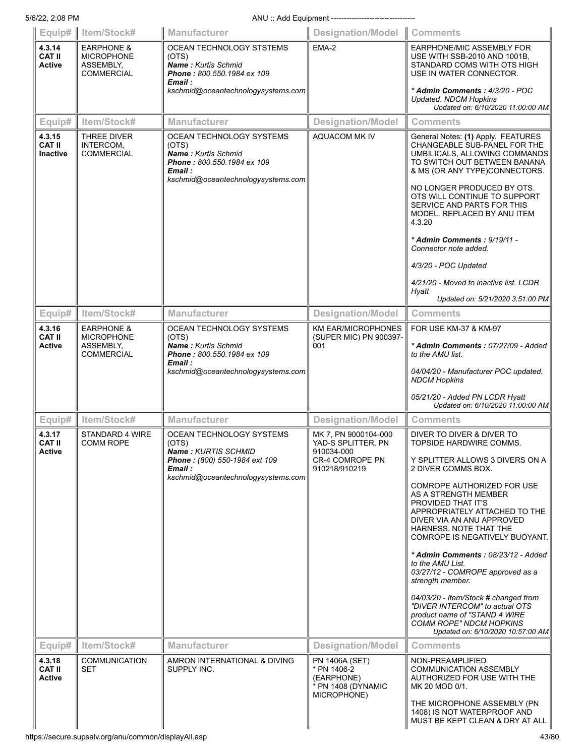| Equip# | Item/Stock# | Manufacturer | Designation/Model | Comments |
|---|---|---|---|---|
| **4.3.14 CAT II Active** | EARPHONE & MICROPHONE ASSEMBLY, COMMERCIAL | OCEAN TECHNOLOGY STSTEMS (OTS)<br>***Name :*** *Kurtis Schmid*<br>***Phone :*** *800.550.1984 ex 109*<br>***Email :*** *kschmid@oceantechnologysystems.com* | EMA-2 | EARPHONE/MIC ASSEMBLY FOR USE WITH SSB-2010 AND 1001B, STANDARD COMS WITH OTS HIGH USE IN WATER CONNECTOR.<br><br>*** Admin Comments :*** *4/3/20 - POC Updated. NDCM Hopkins*<br>*Updated on: 6/10/2020 11:00:00 AM* |
| **Equip#** | **Item/Stock#** | **Manufacturer** | **Designation/Model** | **Comments** |
| **4.3.15 CAT II Inactive** | THREE DIVER INTERCOM, COMMERCIAL | OCEAN TECHNOLOGY SYSTEMS (OTS)<br>***Name :*** *Kurtis Schmid*<br>***Phone :*** *800.550.1984 ex 109*<br>***Email :*** *kschmid@oceantechnologysystems.com* | AQUACOM MK IV | General Notes: **(1)** Apply. FEATURES CHANGEABLE SUB-PANEL FOR THE UMBILICALS, ALLOWING COMMANDS TO SWITCH OUT BETWEEN BANANA & MS (OR ANY TYPE)CONNECTORS.<br><br>NO LONGER PRODUCED BY OTS. OTS WILL CONTINUE TO SUPPORT SERVICE AND PARTS FOR THIS MODEL. REPLACED BY ANU ITEM 4.3.20<br><br>*** Admin Comments :*** *9/19/11 - Connector note added.*<br><br>*4/3/20 - POC Updated*<br><br>*4/21/20 - Moved to inactive list. LCDR Hyatt*<br>*Updated on: 5/21/2020 3:51:00 PM* |
| **Equip#** | **Item/Stock#** | **Manufacturer** | **Designation/Model** | **Comments** |
| **4.3.16 CAT II Active** | EARPHONE & MICROPHONE ASSEMBLY, COMMERCIAL | OCEAN TECHNOLOGY SYSTEMS (OTS)<br>***Name :*** *Kurtis Schmid*<br>***Phone :*** *800.550.1984 ex 109*<br>***Email :*** *kschmid@oceantechnologysystems.com* | KM EAR/MICROPHONES (SUPER MIC) PN 900397-001 | FOR USE KM-37 & KM-97<br><br>*** Admin Comments :*** *07/27/09 - Added to the AMU list.*<br><br>*04/04/20 - Manufacturer POC updated. NDCM Hopkins*<br><br>*05/21/20 - Added PN LCDR Hyatt*<br>*Updated on: 6/10/2020 11:00:00 AM* |
| **Equip#** | **Item/Stock#** | **Manufacturer** | **Designation/Model** | **Comments** |
| **4.3.17 CAT II Active** | STANDARD 4 WIRE COMM ROPE | OCEAN TECHNOLOGY SYSTEMS (OTS)<br>***Name :*** *KURTIS SCHMID*<br>***Phone :*** *(800) 550-1984 ext 109*<br>***Email :*** *kschmid@oceantechnologysystems.com* | MK 7, PN 9000104-000<br>YAD-S SPLITTER, PN 910034-000<br>CR-4 COMROPE PN 910218/910219 | DIVER TO DIVER & DIVER TO TOPSIDE HARDWIRE COMMS.<br><br>Y SPLITTER ALLOWS 3 DIVERS ON A 2 DIVER COMMS BOX.<br><br>COMROPE AUTHORIZED FOR USE AS A STRENGTH MEMBER PROVIDED THAT IT'S APPROPRIATELY ATTACHED TO THE DIVER VIA AN ANU APPROVED HARNESS. NOTE THAT THE COMROPE IS NEGATIVELY BUOYANT.<br><br>*** Admin Comments :*** *08/23/12 - Added to the AMU List.*<br>*03/27/12 - COMROPE approved as a strength member.*<br><br>*04/03/20 - Item/Stock # changed from "DIVER INTERCOM" to actual OTS product name of "STAND 4 WIRE COMM ROPE" NDCM HOPKINS*<br>*Updated on: 6/10/2020 10:57:00 AM* |
| **Equip#** | **Item/Stock#** | **Manufacturer** | **Designation/Model** | **Comments** |
| **4.3.18 CAT II Active** | COMMUNICATION SET | AMRON INTERNATIONAL & DIVING SUPPLY INC. | PN 1406A (SET)<br>* PN 1406-2 (EARPHONE)<br>* PN 1408 (DYNAMIC MICROPHONE) | NON-PREAMPLIFIED COMMUNICATION ASSEMBLY AUTHORIZED FOR USE WITH THE MK 20 MOD 0/1.<br><br>THE MICROPHONE ASSEMBLY (PN 1408) IS NOT WATERPROOF AND MUST BE KEPT CLEAN & DRY AT ALL |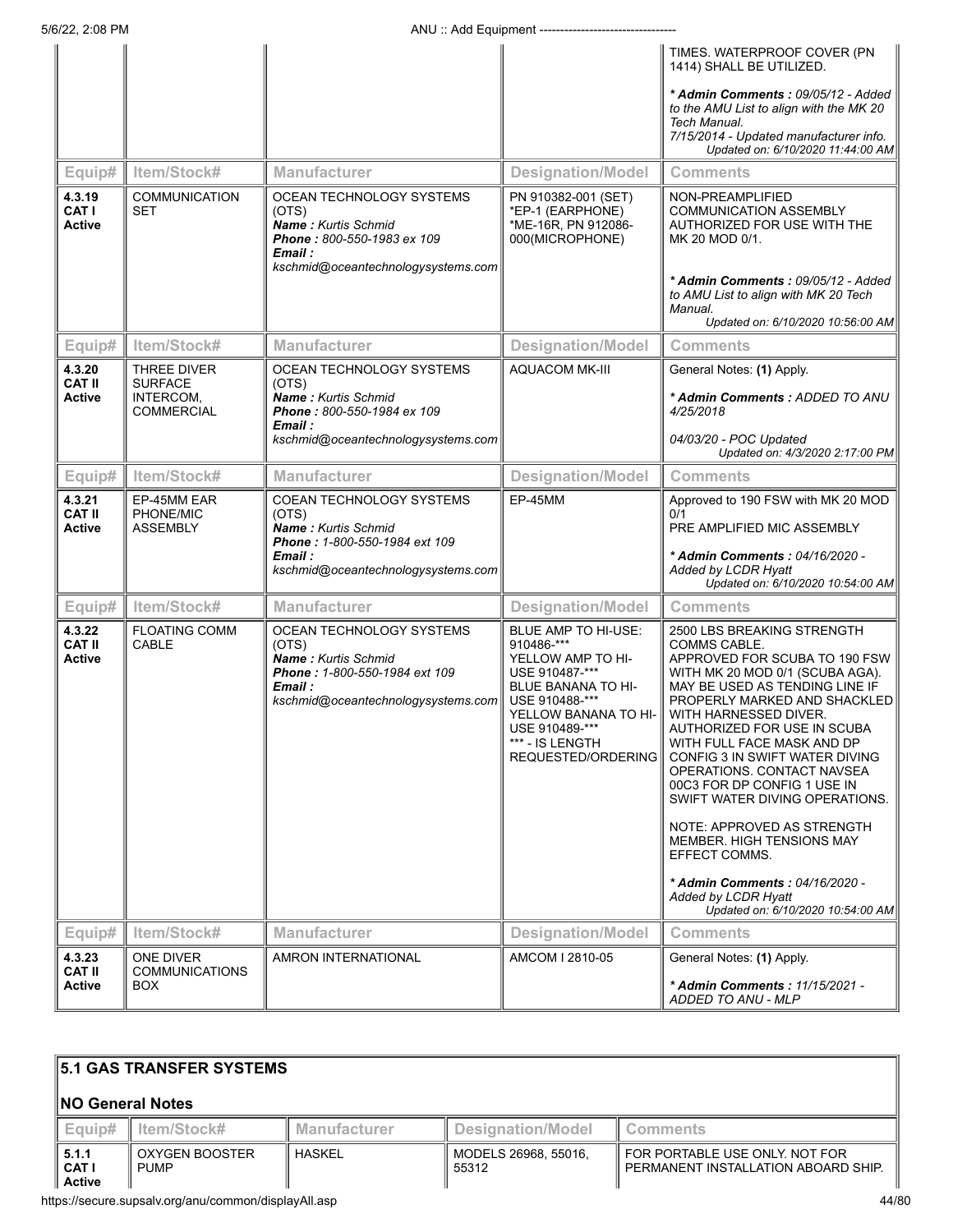| Equip# | Item/Stock# | Manufacturer | Designation/Model | Comments |
|---|---|---|---|---|
| | | | | TIMES. WATERPROOF COVER (PN 1414) SHALL BE UTILIZED.<br><br>*\* Admin Comments : 09/05/12 - Added to the AMU List to align with the MK 20 Tech Manual.<br>7/15/2014 - Updated manufacturer info.<br>Updated on: 6/10/2020 11:44:00 AM* |
| **4.3.19**<br>**CAT I**<br>**Active** | COMMUNICATION SET | OCEAN TECHNOLOGY SYSTEMS (OTS)<br>***Name :** Kurtis Schmid*<br>***Phone :** 800-550-1983 ex 109*<br>***Email :*** *kschmid@oceantechnologysystems.com* | PN 910382-001 (SET)<br>*EP-1 (EARPHONE)<br>*ME-16R, PN 912086-000(MICROPHONE) | NON-PREAMPLIFIED COMMUNICATION ASSEMBLY AUTHORIZED FOR USE WITH THE MK 20 MOD 0/1.<br><br>*\* Admin Comments : 09/05/12 - Added to AMU List to align with MK 20 Tech Manual.<br>Updated on: 6/10/2020 10:56:00 AM* |
| **4.3.20**<br>**CAT II**<br>**Active** | THREE DIVER SURFACE INTERCOM, COMMERCIAL | OCEAN TECHNOLOGY SYSTEMS (OTS)<br>***Name :** Kurtis Schmid*<br>***Phone :** 800-550-1984 ex 109*<br>***Email :*** *kschmid@oceantechnologysystems.com* | AQUACOM MK-III | General Notes: **(1)** Apply.<br><br>*\* Admin Comments : ADDED TO ANU 4/25/2018<br><br>04/03/20 - POC Updated<br>Updated on: 4/3/2020 2:17:00 PM* |
| **4.3.21**<br>**CAT II**<br>**Active** | EP-45MM EAR PHONE/MIC ASSEMBLY | COEAN TECHNOLOGY SYSTEMS (OTS)<br>***Name :** Kurtis Schmid*<br>***Phone :** 1-800-550-1984 ext 109*<br>***Email :*** *kschmid@oceantechnologysystems.com* | EP-45MM | Approved to 190 FSW with MK 20 MOD 0/1<br>PRE AMPLIFIED MIC ASSEMBLY<br><br>*\* Admin Comments : 04/16/2020 - Added by LCDR Hyatt<br>Updated on: 6/10/2020 10:54:00 AM* |
| **4.3.22**<br>**CAT II**<br>**Active** | FLOATING COMM CABLE | OCEAN TECHNOLOGY SYSTEMS (OTS)<br>***Name :** Kurtis Schmid*<br>***Phone :** 1-800-550-1984 ext 109*<br>***Email :*** *kschmid@oceantechnologysystems.com* | BLUE AMP TO HI-USE: 910486-***<br>YELLOW AMP TO HI-USE 910487-***<br>BLUE BANANA TO HI-USE 910488-***<br>YELLOW BANANA TO HI-USE 910489-***<br>*** - IS LENGTH REQUESTED/ORDERING | 2500 LBS BREAKING STRENGTH COMMS CABLE.<br>APPROVED FOR SCUBA TO 190 FSW WITH MK 20 MOD 0/1 (SCUBA AGA). MAY BE USED AS TENDING LINE IF PROPERLY MARKED AND SHACKLED WITH HARNESSED DIVER. AUTHORIZED FOR USE IN SCUBA WITH FULL FACE MASK AND DP CONFIG 3 IN SWIFT WATER DIVING OPERATIONS. CONTACT NAVSEA 00C3 FOR DP CONFIG 1 USE IN SWIFT WATER DIVING OPERATIONS.<br><br>NOTE: APPROVED AS STRENGTH MEMBER. HIGH TENSIONS MAY EFFECT COMMS.<br><br>*\* Admin Comments : 04/16/2020 - Added by LCDR Hyatt<br>Updated on: 6/10/2020 10:54:00 AM* |
| **4.3.23**<br>**CAT II**<br>**Active** | ONE DIVER COMMUNICATIONS BOX | AMRON INTERNATIONAL | AMCOM I 2810-05 | General Notes: **(1)** Apply.<br><br>*\* Admin Comments : 11/15/2021 - ADDED TO ANU - MLP* |

## 5.1 GAS TRANSFER SYSTEMS

**NO General Notes**

| Equip# | Item/Stock# | Manufacturer | Designation/Model | Comments |
|---|---|---|---|---|
| **5.1.1**<br>**CAT I**<br>**Active** | OXYGEN BOOSTER PUMP | HASKEL | MODELS 26968, 55016, 55312 | FOR PORTABLE USE ONLY. NOT FOR PERMANENT INSTALLATION ABOARD SHIP. |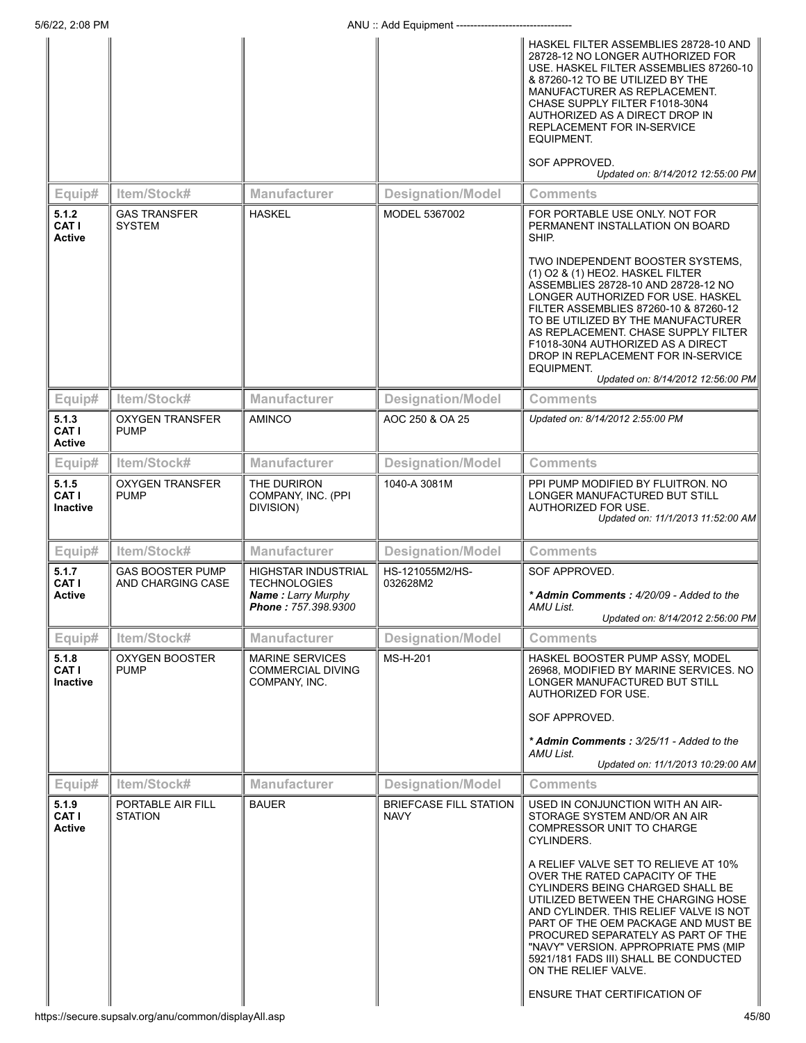| Equip# | Item/Stock# | Manufacturer | Designation/Model | Comments |
|---|---|---|---|---|
| | | | | HASKEL FILTER ASSEMBLIES 28728-10 AND 28728-12 NO LONGER AUTHORIZED FOR USE. HASKEL FILTER ASSEMBLIES 87260-10 & 87260-12 TO BE UTILIZED BY THE MANUFACTURER AS REPLACEMENT. CHASE SUPPLY FILTER F1018-30N4 AUTHORIZED AS A DIRECT DROP IN REPLACEMENT FOR IN-SERVICE EQUIPMENT.<br><br>SOF APPROVED.<br>*Updated on: 8/14/2012 12:55:00 PM* |
| **5.1.2 CAT I Active** | GAS TRANSFER SYSTEM | HASKEL | MODEL 5367002 | FOR PORTABLE USE ONLY. NOT FOR PERMANENT INSTALLATION ON BOARD SHIP.<br><br>TWO INDEPENDENT BOOSTER SYSTEMS, (1) O2 & (1) HEO2. HASKEL FILTER ASSEMBLIES 28728-10 AND 28728-12 NO LONGER AUTHORIZED FOR USE. HASKEL FILTER ASSEMBLIES 87260-10 & 87260-12 TO BE UTILIZED BY THE MANUFACTURER AS REPLACEMENT. CHASE SUPPLY FILTER F1018-30N4 AUTHORIZED AS A DIRECT DROP IN REPLACEMENT FOR IN-SERVICE EQUIPMENT.<br>*Updated on: 8/14/2012 12:56:00 PM* |
| **5.1.3 CAT I Active** | OXYGEN TRANSFER PUMP | AMINCO | AOC 250 & OA 25 | *Updated on: 8/14/2012 2:55:00 PM* |
| **5.1.5 CAT I Inactive** | OXYGEN TRANSFER PUMP | THE DURIRON COMPANY, INC. (PPI DIVISION) | 1040-A 3081M | PPI PUMP MODIFIED BY FLUITRON. NO LONGER MANUFACTURED BUT STILL AUTHORIZED FOR USE.<br>*Updated on: 11/1/2013 11:52:00 AM* |
| **5.1.7 CAT I Active** | GAS BOOSTER PUMP AND CHARGING CASE | HIGHSTAR INDUSTRIAL TECHNOLOGIES<br>***Name :*** *Larry Murphy*<br>***Phone :*** *757.398.9300* | HS-121055M2/HS-032628M2 | SOF APPROVED.<br><br>***\* Admin Comments :*** *4/20/09 - Added to the AMU List.*<br>*Updated on: 8/14/2012 2:56:00 PM* |
| **5.1.8 CAT I Inactive** | OXYGEN BOOSTER PUMP | MARINE SERVICES COMMERCIAL DIVING COMPANY, INC. | MS-H-201 | HASKEL BOOSTER PUMP ASSY, MODEL 26968, MODIFIED BY MARINE SERVICES. NO LONGER MANUFACTURED BUT STILL AUTHORIZED FOR USE.<br><br>SOF APPROVED.<br><br>***\* Admin Comments :*** *3/25/11 - Added to the AMU List.*<br>*Updated on: 11/1/2013 10:29:00 AM* |
| **5.1.9 CAT I Active** | PORTABLE AIR FILL STATION | BAUER | BRIEFCASE FILL STATION NAVY | USED IN CONJUNCTION WITH AN AIR-STORAGE SYSTEM AND/OR AN AIR COMPRESSOR UNIT TO CHARGE CYLINDERS.<br><br>A RELIEF VALVE SET TO RELIEVE AT 10% OVER THE RATED CAPACITY OF THE CYLINDERS BEING CHARGED SHALL BE UTILIZED BETWEEN THE CHARGING HOSE AND CYLINDER. THIS RELIEF VALVE IS NOT PART OF THE OEM PACKAGE AND MUST BE PROCURED SEPARATELY AS PART OF THE "NAVY" VERSION. APPROPRIATE PMS (MIP 5921/181 FADS III) SHALL BE CONDUCTED ON THE RELIEF VALVE.<br><br>ENSURE THAT CERTIFICATION OF |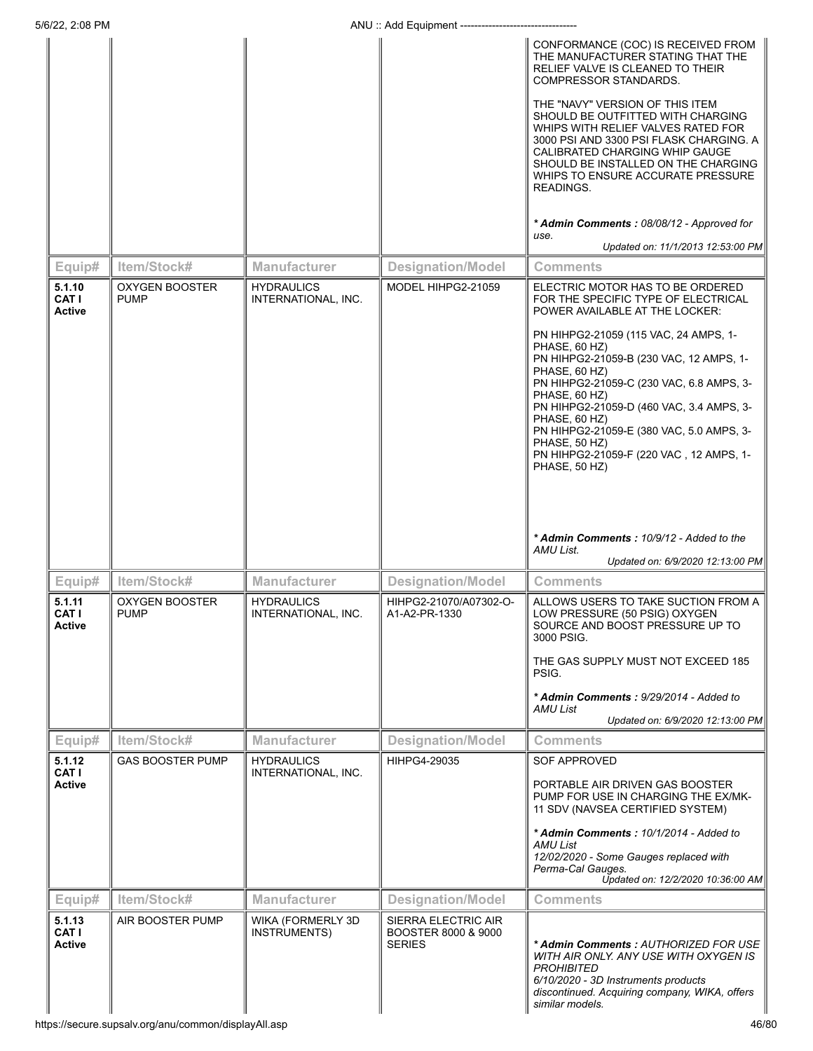| Equip# | Item/Stock# | Manufacturer | Designation/Model | Comments |
|---|---|---|---|---|
| | | | | CONFORMANCE (COC) IS RECEIVED FROM THE MANUFACTURER STATING THAT THE RELIEF VALVE IS CLEANED TO THEIR COMPRESSOR STANDARDS.<br><br>THE "NAVY" VERSION OF THIS ITEM SHOULD BE OUTFITTED WITH CHARGING WHIPS WITH RELIEF VALVES RATED FOR 3000 PSI AND 3300 PSI FLASK CHARGING. A CALIBRATED CHARGING WHIP GAUGE SHOULD BE INSTALLED ON THE CHARGING WHIPS TO ENSURE ACCURATE PRESSURE READINGS.<br><br>*** Admin Comments :** *08/08/12 - Approved for use.*<br>*Updated on: 11/1/2013 12:53:00 PM* |

| Equip# | Item/Stock# | Manufacturer | Designation/Model | Comments |
|---|---|---|---|---|
| **5.1.10 CAT I Active** | OXYGEN BOOSTER PUMP | HYDRAULICS INTERNATIONAL, INC. | MODEL HIHPG2-21059 | ELECTRIC MOTOR HAS TO BE ORDERED FOR THE SPECIFIC TYPE OF ELECTRICAL POWER AVAILABLE AT THE LOCKER:<br><br>PN HIHPG2-21059 (115 VAC, 24 AMPS, 1-PHASE, 60 HZ)<br>PN HIHPG2-21059-B (230 VAC, 12 AMPS, 1-PHASE, 60 HZ)<br>PN HIHPG2-21059-C (230 VAC, 6.8 AMPS, 3-PHASE, 60 HZ)<br>PN HIHPG2-21059-D (460 VAC, 3.4 AMPS, 3-PHASE, 60 HZ)<br>PN HIHPG2-21059-E (380 VAC, 5.0 AMPS, 3-PHASE, 50 HZ)<br>PN HIHPG2-21059-F (220 VAC , 12 AMPS, 1-PHASE, 50 HZ)<br><br>*** Admin Comments :** *10/9/12 - Added to the AMU List.*<br>*Updated on: 6/9/2020 12:13:00 PM* |

| Equip# | Item/Stock# | Manufacturer | Designation/Model | Comments |
|---|---|---|---|---|
| **5.1.11 CAT I Active** | OXYGEN BOOSTER PUMP | HYDRAULICS INTERNATIONAL, INC. | HIHPG2-21070/A07302-O-A1-A2-PR-1330 | ALLOWS USERS TO TAKE SUCTION FROM A LOW PRESSURE (50 PSIG) OXYGEN SOURCE AND BOOST PRESSURE UP TO 3000 PSIG.<br><br>THE GAS SUPPLY MUST NOT EXCEED 185 PSIG.<br><br>*** Admin Comments :** *9/29/2014 - Added to AMU List*<br>*Updated on: 6/9/2020 12:13:00 PM* |

| Equip# | Item/Stock# | Manufacturer | Designation/Model | Comments |
|---|---|---|---|---|
| **5.1.12 CAT I Active** | GAS BOOSTER PUMP | HYDRAULICS INTERNATIONAL, INC. | HIHPG4-29035 | SOF APPROVED<br><br>PORTABLE AIR DRIVEN GAS BOOSTER PUMP FOR USE IN CHARGING THE EX/MK-11 SDV (NAVSEA CERTIFIED SYSTEM)<br><br>*** Admin Comments :** *10/1/2014 - Added to AMU List*<br>*12/02/2020 - Some Gauges replaced with Perma-Cal Gauges.*<br>*Updated on: 12/2/2020 10:36:00 AM* |

| Equip# | Item/Stock# | Manufacturer | Designation/Model | Comments |
|---|---|---|---|---|
| **5.1.13 CAT I Active** | AIR BOOSTER PUMP | WIKA (FORMERLY 3D INSTRUMENTS) | SIERRA ELECTRIC AIR BOOSTER 8000 & 9000 SERIES | *** Admin Comments :** *AUTHORIZED FOR USE WITH AIR ONLY. ANY USE WITH OXYGEN IS PROHIBITED*<br>*6/10/2020 - 3D Instruments products discontinued. Acquiring company, WIKA, offers similar models.* |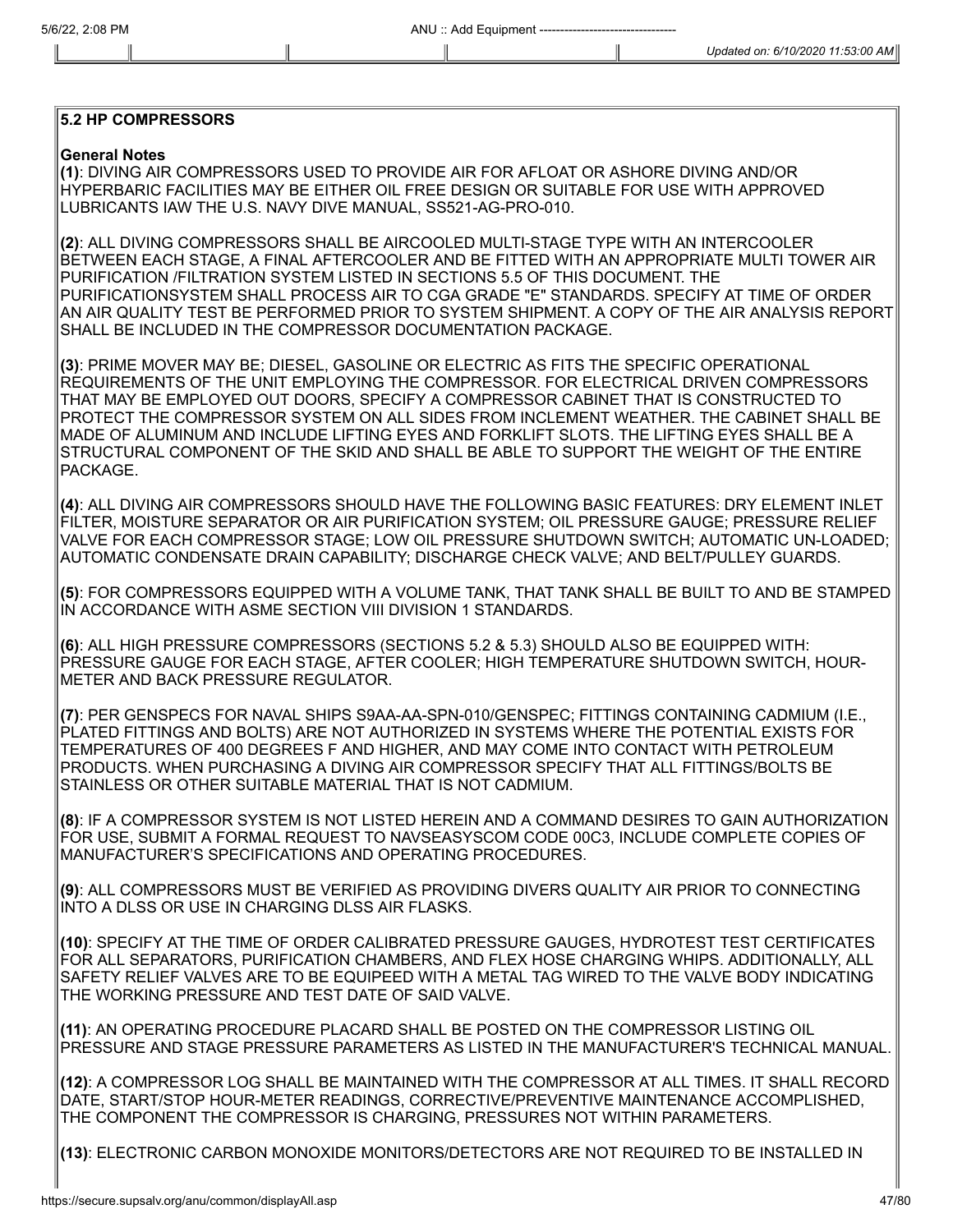## 5.2 HP COMPRESSORS

**General Notes**

**(1)**: DIVING AIR COMPRESSORS USED TO PROVIDE AIR FOR AFLOAT OR ASHORE DIVING AND/OR HYPERBARIC FACILITIES MAY BE EITHER OIL FREE DESIGN OR SUITABLE FOR USE WITH APPROVED LUBRICANTS IAW THE U.S. NAVY DIVE MANUAL, SS521-AG-PRO-010.

**(2)**: ALL DIVING COMPRESSORS SHALL BE AIRCOOLED MULTI-STAGE TYPE WITH AN INTERCOOLER BETWEEN EACH STAGE, A FINAL AFTERCOOLER AND BE FITTED WITH AN APPROPRIATE MULTI TOWER AIR PURIFICATION /FILTRATION SYSTEM LISTED IN SECTIONS 5.5 OF THIS DOCUMENT. THE PURIFICATIONSYSTEM SHALL PROCESS AIR TO CGA GRADE "E" STANDARDS. SPECIFY AT TIME OF ORDER AN AIR QUALITY TEST BE PERFORMED PRIOR TO SYSTEM SHIPMENT. A COPY OF THE AIR ANALYSIS REPORT SHALL BE INCLUDED IN THE COMPRESSOR DOCUMENTATION PACKAGE.

**(3)**: PRIME MOVER MAY BE; DIESEL, GASOLINE OR ELECTRIC AS FITS THE SPECIFIC OPERATIONAL REQUIREMENTS OF THE UNIT EMPLOYING THE COMPRESSOR. FOR ELECTRICAL DRIVEN COMPRESSORS THAT MAY BE EMPLOYED OUT DOORS, SPECIFY A COMPRESSOR CABINET THAT IS CONSTRUCTED TO PROTECT THE COMPRESSOR SYSTEM ON ALL SIDES FROM INCLEMENT WEATHER. THE CABINET SHALL BE MADE OF ALUMINUM AND INCLUDE LIFTING EYES AND FORKLIFT SLOTS. THE LIFTING EYES SHALL BE A STRUCTURAL COMPONENT OF THE SKID AND SHALL BE ABLE TO SUPPORT THE WEIGHT OF THE ENTIRE PACKAGE.

**(4)**: ALL DIVING AIR COMPRESSORS SHOULD HAVE THE FOLLOWING BASIC FEATURES: DRY ELEMENT INLET FILTER, MOISTURE SEPARATOR OR AIR PURIFICATION SYSTEM; OIL PRESSURE GAUGE; PRESSURE RELIEF VALVE FOR EACH COMPRESSOR STAGE; LOW OIL PRESSURE SHUTDOWN SWITCH; AUTOMATIC UN-LOADED; AUTOMATIC CONDENSATE DRAIN CAPABILITY; DISCHARGE CHECK VALVE; AND BELT/PULLEY GUARDS.

**(5)**: FOR COMPRESSORS EQUIPPED WITH A VOLUME TANK, THAT TANK SHALL BE BUILT TO AND BE STAMPED IN ACCORDANCE WITH ASME SECTION VIII DIVISION 1 STANDARDS.

**(6)**: ALL HIGH PRESSURE COMPRESSORS (SECTIONS 5.2 & 5.3) SHOULD ALSO BE EQUIPPED WITH: PRESSURE GAUGE FOR EACH STAGE, AFTER COOLER; HIGH TEMPERATURE SHUTDOWN SWITCH, HOUR-METER AND BACK PRESSURE REGULATOR.

**(7)**: PER GENSPECS FOR NAVAL SHIPS S9AA-AA-SPN-010/GENSPEC; FITTINGS CONTAINING CADMIUM (I.E., PLATED FITTINGS AND BOLTS) ARE NOT AUTHORIZED IN SYSTEMS WHERE THE POTENTIAL EXISTS FOR TEMPERATURES OF 400 DEGREES F AND HIGHER, AND MAY COME INTO CONTACT WITH PETROLEUM PRODUCTS. WHEN PURCHASING A DIVING AIR COMPRESSOR SPECIFY THAT ALL FITTINGS/BOLTS BE STAINLESS OR OTHER SUITABLE MATERIAL THAT IS NOT CADMIUM.

**(8)**: IF A COMPRESSOR SYSTEM IS NOT LISTED HEREIN AND A COMMAND DESIRES TO GAIN AUTHORIZATION FOR USE, SUBMIT A FORMAL REQUEST TO NAVSEASYSCOM CODE 00C3, INCLUDE COMPLETE COPIES OF MANUFACTURER'S SPECIFICATIONS AND OPERATING PROCEDURES.

**(9)**: ALL COMPRESSORS MUST BE VERIFIED AS PROVIDING DIVERS QUALITY AIR PRIOR TO CONNECTING INTO A DLSS OR USE IN CHARGING DLSS AIR FLASKS.

**(10)**: SPECIFY AT THE TIME OF ORDER CALIBRATED PRESSURE GAUGES, HYDROTEST TEST CERTIFICATES FOR ALL SEPARATORS, PURIFICATION CHAMBERS, AND FLEX HOSE CHARGING WHIPS. ADDITIONALLY, ALL SAFETY RELIEF VALVES ARE TO BE EQUIPEED WITH A METAL TAG WIRED TO THE VALVE BODY INDICATING THE WORKING PRESSURE AND TEST DATE OF SAID VALVE.

**(11)**: AN OPERATING PROCEDURE PLACARD SHALL BE POSTED ON THE COMPRESSOR LISTING OIL PRESSURE AND STAGE PRESSURE PARAMETERS AS LISTED IN THE MANUFACTURER'S TECHNICAL MANUAL.

**(12)**: A COMPRESSOR LOG SHALL BE MAINTAINED WITH THE COMPRESSOR AT ALL TIMES. IT SHALL RECORD DATE, START/STOP HOUR-METER READINGS, CORRECTIVE/PREVENTIVE MAINTENANCE ACCOMPLISHED, THE COMPONENT THE COMPRESSOR IS CHARGING, PRESSURES NOT WITHIN PARAMETERS.

**(13)**: ELECTRONIC CARBON MONOXIDE MONITORS/DETECTORS ARE NOT REQUIRED TO BE INSTALLED IN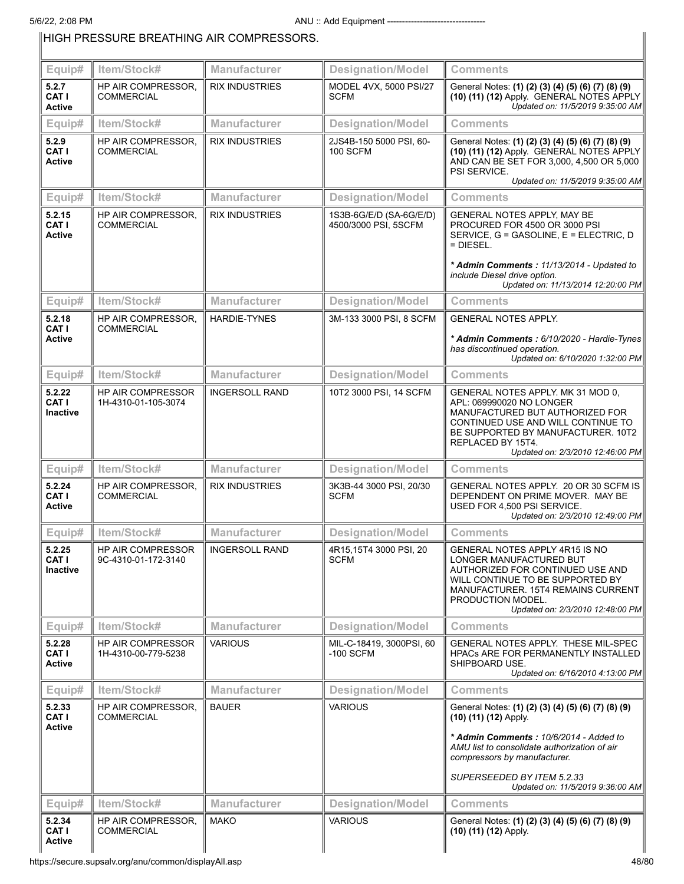HIGH PRESSURE BREATHING AIR COMPRESSORS.

| Equip# | Item/Stock# | Manufacturer | Designation/Model | Comments |
|---|---|---|---|---|
| 5.2.7 CAT I Active | HP AIR COMPRESSOR, COMMERCIAL | RIX INDUSTRIES | MODEL 4VX, 5000 PSI/27 SCFM | General Notes: **(1) (2) (3) (4) (5) (6) (7) (8) (9) (10) (11) (12)** Apply. GENERAL NOTES APPLY *Updated on: 11/5/2019 9:35:00 AM* |
| 5.2.9 CAT I Active | HP AIR COMPRESSOR, COMMERCIAL | RIX INDUSTRIES | 2JS4B-150 5000 PSI, 60-100 SCFM | General Notes: **(1) (2) (3) (4) (5) (6) (7) (8) (9) (10) (11) (12)** Apply. GENERAL NOTES APPLY AND CAN BE SET FOR 3,000, 4,500 OR 5,000 PSI SERVICE. *Updated on: 11/5/2019 9:35:00 AM* |
| 5.2.15 CAT I Active | HP AIR COMPRESSOR, COMMERCIAL | RIX INDUSTRIES | 1S3B-6G/E/D (SA-6G/E/D) 4500/3000 PSI, 5SCFM | GENERAL NOTES APPLY, MAY BE PROCURED FOR 4500 OR 3000 PSI SERVICE, G = GASOLINE, E = ELECTRIC, D = DIESEL. *\* **Admin Comments :** 11/13/2014 - Updated to include Diesel drive option.* *Updated on: 11/13/2014 12:20:00 PM* |
| 5.2.18 CAT I Active | HP AIR COMPRESSOR, COMMERCIAL | HARDIE-TYNES | 3M-133 3000 PSI, 8 SCFM | GENERAL NOTES APPLY. *\* **Admin Comments :** 6/10/2020 - Hardie-Tynes has discontinued operation.* *Updated on: 6/10/2020 1:32:00 PM* |
| 5.2.22 CAT I Inactive | HP AIR COMPRESSOR 1H-4310-01-105-3074 | INGERSOLL RAND | 10T2 3000 PSI, 14 SCFM | GENERAL NOTES APPLY. MK 31 MOD 0, APL: 069990020 NO LONGER MANUFACTURED BUT AUTHORIZED FOR CONTINUED USE AND WILL CONTINUE TO BE SUPPORTED BY MANUFACTURER. 10T2 REPLACED BY 15T4. *Updated on: 2/3/2010 12:46:00 PM* |
| 5.2.24 CAT I Active | HP AIR COMPRESSOR, COMMERCIAL | RIX INDUSTRIES | 3K3B-44 3000 PSI, 20/30 SCFM | GENERAL NOTES APPLY. 20 OR 30 SCFM IS DEPENDENT ON PRIME MOVER. MAY BE USED FOR 4,500 PSI SERVICE. *Updated on: 2/3/2010 12:49:00 PM* |
| 5.2.25 CAT I Inactive | HP AIR COMPRESSOR 9C-4310-01-172-3140 | INGERSOLL RAND | 4R15,15T4 3000 PSI, 20 SCFM | GENERAL NOTES APPLY 4R15 IS NO LONGER MANUFACTURED BUT AUTHORIZED FOR CONTINUED USE AND WILL CONTINUE TO BE SUPPORTED BY MANUFACTURER. 15T4 REMAINS CURRENT PRODUCTION MODEL. *Updated on: 2/3/2010 12:48:00 PM* |
| 5.2.28 CAT I Active | HP AIR COMPRESSOR 1H-4310-00-779-5238 | VARIOUS | MIL-C-18419, 3000PSI, 60 -100 SCFM | GENERAL NOTES APPLY. THESE MIL-SPEC HPACs ARE FOR PERMANENTLY INSTALLED SHIPBOARD USE. *Updated on: 6/16/2010 4:13:00 PM* |
| 5.2.33 CAT I Active | HP AIR COMPRESSOR, COMMERCIAL | BAUER | VARIOUS | General Notes: **(1) (2) (3) (4) (5) (6) (7) (8) (9) (10) (11) (12)** Apply. *\* **Admin Comments :** 10/6/2014 - Added to AMU list to consolidate authorization of air compressors by manufacturer.* *SUPERSEEDED BY ITEM 5.2.33* *Updated on: 11/5/2019 9:36:00 AM* |
| 5.2.34 CAT I Active | HP AIR COMPRESSOR, COMMERCIAL | MAKO | VARIOUS | General Notes: **(1) (2) (3) (4) (5) (6) (7) (8) (9) (10) (11) (12)** Apply. |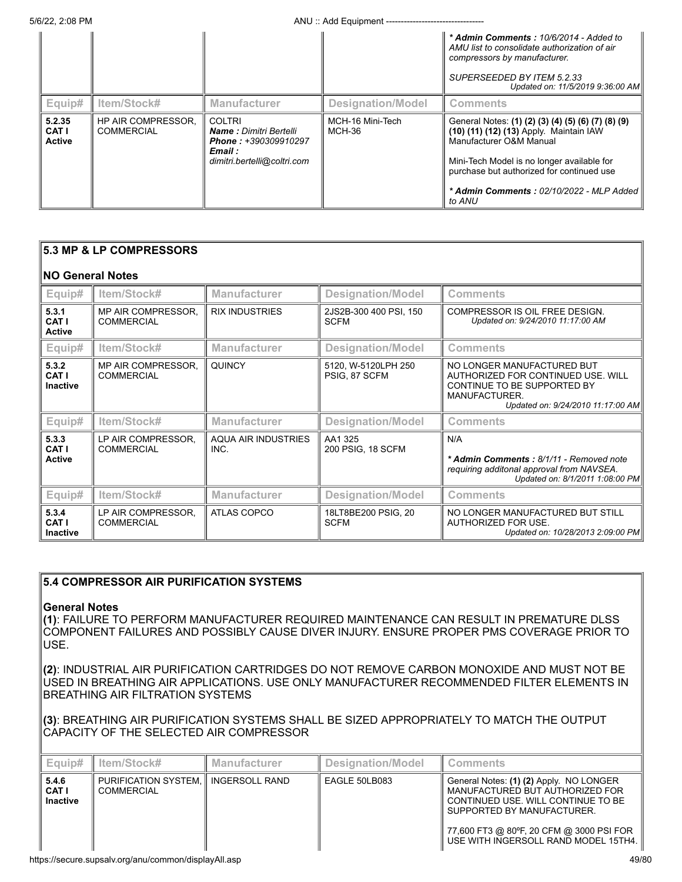| | | | | * **Admin Comments :** 10/6/2014 - Added to AMU list to consolidate authorization of air compressors by manufacturer.<br><br>SUPERSEEDED BY ITEM 5.2.33<br>Updated on: 11/5/2019 9:36:00 AM |
|---|---|---|---|---|
| **Equip#** | **Item/Stock#** | **Manufacturer** | **Designation/Model** | **Comments** |
| **5.2.35 CAT I Active** | HP AIR COMPRESSOR, COMMERCIAL | COLTRI<br>***Name :*** *Dimitri Bertelli*<br>***Phone :*** *+390309910297*<br>***Email :*** *dimitri.bertelli@coltri.com* | MCH-16 Mini-Tech MCH-36 | General Notes: **(1) (2) (3) (4) (5) (6) (7) (8) (9) (10) (11) (12) (13)** Apply. Maintain IAW Manufacturer O&M Manual<br><br>Mini-Tech Model is no longer available for purchase but authorized for continued use<br><br>* **Admin Comments :** 02/10/2022 - MLP Added to ANU |

## 5.3 MP & LP COMPRESSORS

**NO General Notes**

| Equip# | Item/Stock# | Manufacturer | Designation/Model | Comments |
|---|---|---|---|---|
| **5.3.1 CAT I Active** | MP AIR COMPRESSOR, COMMERCIAL | RIX INDUSTRIES | 2JS2B-300 400 PSI, 150 SCFM | COMPRESSOR IS OIL FREE DESIGN.<br>Updated on: 9/24/2010 11:17:00 AM |
| **Equip#** | **Item/Stock#** | **Manufacturer** | **Designation/Model** | **Comments** |
| **5.3.2 CAT I Inactive** | MP AIR COMPRESSOR, COMMERCIAL | QUINCY | 5120, W-5120LPH 250 PSIG, 87 SCFM | NO LONGER MANUFACTURED BUT AUTHORIZED FOR CONTINUED USE. WILL CONTINUE TO BE SUPPORTED BY MANUFACTURER.<br>Updated on: 9/24/2010 11:17:00 AM |
| **Equip#** | **Item/Stock#** | **Manufacturer** | **Designation/Model** | **Comments** |
| **5.3.3 CAT I Active** | LP AIR COMPRESSOR, COMMERCIAL | AQUA AIR INDUSTRIES INC. | AA1 325<br>200 PSIG, 18 SCFM | N/A<br><br>* **Admin Comments :** *8/1/11 - Removed note requiring additonal approval from NAVSEA.*<br>Updated on: 8/1/2011 1:08:00 PM |
| **Equip#** | **Item/Stock#** | **Manufacturer** | **Designation/Model** | **Comments** |
| **5.3.4 CAT I Inactive** | LP AIR COMPRESSOR, COMMERCIAL | ATLAS COPCO | 18LT8BE200 PSIG, 20 SCFM | NO LONGER MANUFACTURED BUT STILL AUTHORIZED FOR USE.<br>Updated on: 10/28/2013 2:09:00 PM |

## 5.4 COMPRESSOR AIR PURIFICATION SYSTEMS

**General Notes**

**(1)**: FAILURE TO PERFORM MANUFACTURER REQUIRED MAINTENANCE CAN RESULT IN PREMATURE DLSS COMPONENT FAILURES AND POSSIBLY CAUSE DIVER INJURY. ENSURE PROPER PMS COVERAGE PRIOR TO USE.

**(2)**: INDUSTRIAL AIR PURIFICATION CARTRIDGES DO NOT REMOVE CARBON MONOXIDE AND MUST NOT BE USED IN BREATHING AIR APPLICATIONS. USE ONLY MANUFACTURER RECOMMENDED FILTER ELEMENTS IN BREATHING AIR FILTRATION SYSTEMS

**(3)**: BREATHING AIR PURIFICATION SYSTEMS SHALL BE SIZED APPROPRIATELY TO MATCH THE OUTPUT CAPACITY OF THE SELECTED AIR COMPRESSOR

| Equip# | Item/Stock# | Manufacturer | Designation/Model | Comments |
|---|---|---|---|---|
| **5.4.6 CAT I Inactive** | PURIFICATION SYSTEM, COMMERCIAL | INGERSOLL RAND | EAGLE 50LB083 | General Notes: **(1) (2)** Apply. NO LONGER MANUFACTURED BUT AUTHORIZED FOR CONTINUED USE. WILL CONTINUE TO BE SUPPORTED BY MANUFACTURER.<br><br>77,600 FT3 @ 80ºF, 20 CFM @ 3000 PSI FOR USE WITH INGERSOLL RAND MODEL 15TH4. |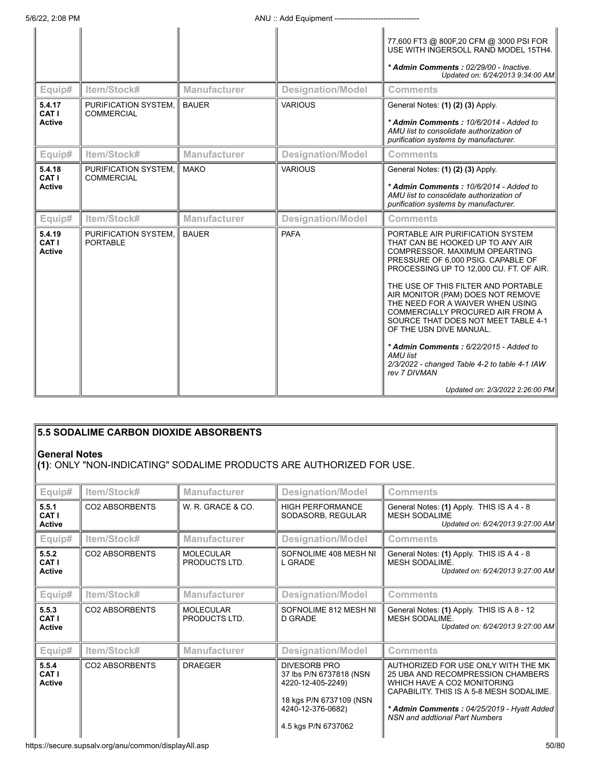| Equip# | Item/Stock# | Manufacturer | Designation/Model | Comments |
|---|---|---|---|---|
| | | | | 77,600 FT3 @ 800F,20 CFM @ 3000 PSI FOR USE WITH INGERSOLL RAND MODEL 15TH4.<br><br>*** Admin Comments :** *02/29/00 - Inactive.*<br>*Updated on: 6/24/2013 9:34:00 AM* |
| **5.4.17 CAT I Active** | PURIFICATION SYSTEM, COMMERCIAL | BAUER | VARIOUS | General Notes: **(1) (2) (3)** Apply.<br><br>*** Admin Comments :** *10/6/2014 - Added to AMU list to consolidate authorization of purification systems by manufacturer.* |
| **5.4.18 CAT I Active** | PURIFICATION SYSTEM, COMMERCIAL | MAKO | VARIOUS | General Notes: **(1) (2) (3)** Apply.<br><br>*** Admin Comments :** *10/6/2014 - Added to AMU list to consolidate authorization of purification systems by manufacturer.* |
| **5.4.19 CAT I Active** | PURIFICATION SYSTEM, PORTABLE | BAUER | PAFA | PORTABLE AIR PURIFICATION SYSTEM THAT CAN BE HOOKED UP TO ANY AIR COMPRESSOR. MAXIMUM OPEARTING PRESSURE OF 6,000 PSIG. CAPABLE OF PROCESSING UP TO 12,000 CU. FT. OF AIR.<br><br>THE USE OF THIS FILTER AND PORTABLE AIR MONITOR (PAM) DOES NOT REMOVE THE NEED FOR A WAIVER WHEN USING COMMERCIALLY PROCURED AIR FROM A SOURCE THAT DOES NOT MEET TABLE 4-1 OF THE USN DIVE MANUAL.<br><br>*** Admin Comments :** *6/22/2015 - Added to AMU list*<br>*2/3/2022 - changed Table 4-2 to table 4-1 IAW rev 7 DIVMAN*<br><br>*Updated on: 2/3/2022 2:26:00 PM* |

## 5.5 SODALIME CARBON DIOXIDE ABSORBENTS

**General Notes**

**(1)**: ONLY "NON-INDICATING" SODALIME PRODUCTS ARE AUTHORIZED FOR USE.

| Equip# | Item/Stock# | Manufacturer | Designation/Model | Comments |
|---|---|---|---|---|
| **5.5.1 CAT I Active** | CO2 ABSORBENTS | W. R. GRACE & CO. | HIGH PERFORMANCE SODASORB, REGULAR | General Notes: **(1)** Apply. THIS IS A 4 - 8 MESH SODALIME<br>*Updated on: 6/24/2013 9:27:00 AM* |
| **5.5.2 CAT I Active** | CO2 ABSORBENTS | MOLECULAR PRODUCTS LTD. | SOFNOLIME 408 MESH NI L GRADE | General Notes: **(1)** Apply. THIS IS A 4 - 8 MESH SODALIME.<br>*Updated on: 6/24/2013 9:27:00 AM* |
| **5.5.3 CAT I Active** | CO2 ABSORBENTS | MOLECULAR PRODUCTS LTD. | SOFNOLIME 812 MESH NI D GRADE | General Notes: **(1)** Apply. THIS IS A 8 - 12 MESH SODALIME.<br>*Updated on: 6/24/2013 9:27:00 AM* |
| **5.5.4 CAT I Active** | CO2 ABSORBENTS | DRAEGER | DIVESORB PRO<br>37 lbs P/N 6737818 (NSN 4220-12-405-2249)<br><br>18 kgs P/N 6737109 (NSN 4240-12-376-0682)<br><br>4.5 kgs P/N 6737062 | AUTHORIZED FOR USE ONLY WITH THE MK 25 UBA AND RECOMPRESSION CHAMBERS WHICH HAVE A CO2 MONITORING CAPABILITY. THIS IS A 5-8 MESH SODALIME.<br><br>*** Admin Comments :** *04/25/2019 - Hyatt Added NSN and addtional Part Numbers* |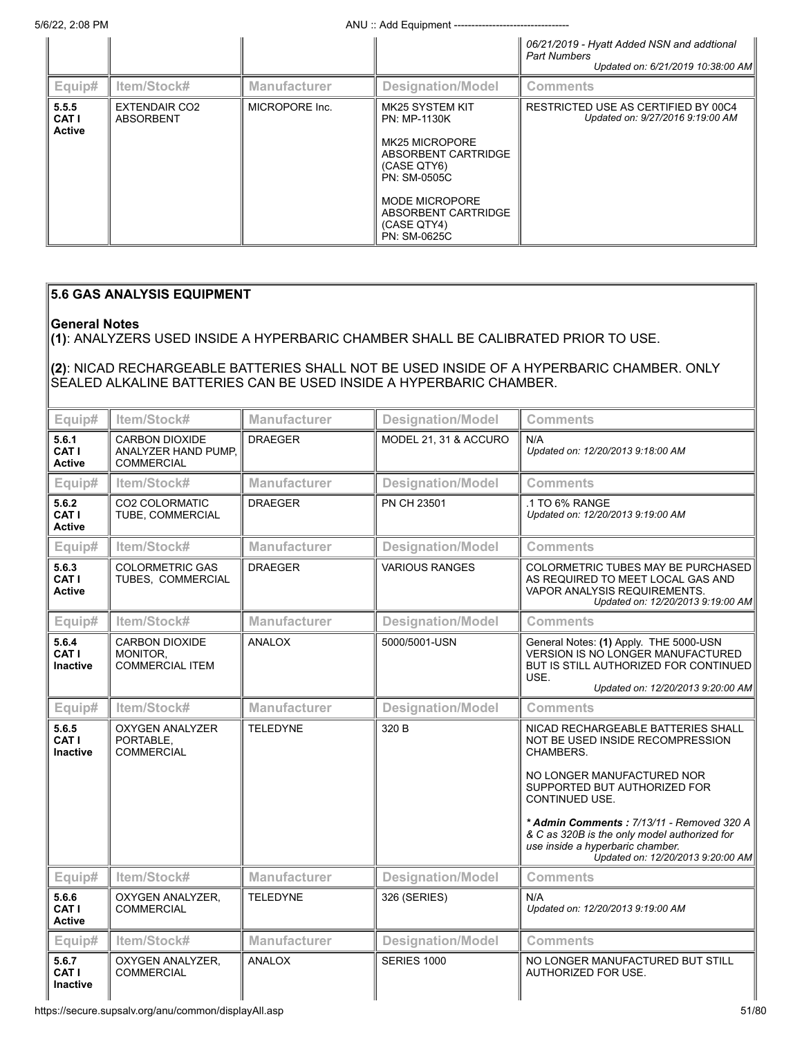| Equip# | Item/Stock# | Manufacturer | Designation/Model | Comments |
|---|---|---|---|---|
| | | | | *06/21/2019 - Hyatt Added NSN and addtional Part Numbers* *Updated on: 6/21/2019 10:38:00 AM* |
| **5.5.5** **CAT I** **Active** | EXTENDAIR $CO_2$ ABSORBENT | MICROPORE Inc. | MK25 SYSTEM KIT PN: MP-1130K<br><br>MK25 MICROPORE ABSORBENT CARTRIDGE (CASE QTY6) PN: SM-0505C<br><br>MODE MICROPORE ABSORBENT CARTRIDGE (CASE QTY4) PN: SM-0625C | RESTRICTED USE AS CERTIFIED BY 00C4 *Updated on: 9/27/2016 9:19:00 AM* |

## 5.6 GAS ANALYSIS EQUIPMENT

**General Notes**

**(1)**: ANALYZERS USED INSIDE A HYPERBARIC CHAMBER SHALL BE CALIBRATED PRIOR TO USE.

**(2)**: NICAD RECHARGEABLE BATTERIES SHALL NOT BE USED INSIDE OF A HYPERBARIC CHAMBER. ONLY SEALED ALKALINE BATTERIES CAN BE USED INSIDE A HYPERBARIC CHAMBER.

| Equip# | Item/Stock# | Manufacturer | Designation/Model | Comments |
|---|---|---|---|---|
| **5.6.1** **CAT I** **Active** | CARBON DIOXIDE ANALYZER HAND PUMP, COMMERCIAL | DRAEGER | MODEL 21, 31 & ACCURO | N/A *Updated on: 12/20/2013 9:18:00 AM* |
| **5.6.2** **CAT I** **Active** | $CO_2$ COLORMATIC TUBE, COMMERCIAL | DRAEGER | PN CH 23501 | .1 TO 6% RANGE *Updated on: 12/20/2013 9:19:00 AM* |
| **5.6.3** **CAT I** **Active** | COLORMETRIC GAS TUBES, COMMERCIAL | DRAEGER | VARIOUS RANGES | COLORMETRIC TUBES MAY BE PURCHASED AS REQUIRED TO MEET LOCAL GAS AND VAPOR ANALYSIS REQUIREMENTS. *Updated on: 12/20/2013 9:19:00 AM* |
| **5.6.4** **CAT I** **Inactive** | CARBON DIOXIDE MONITOR, COMMERCIAL ITEM | ANALOX | 5000/5001-USN | General Notes: **(1)** Apply. THE 5000-USN VERSION IS NO LONGER MANUFACTURED BUT IS STILL AUTHORIZED FOR CONTINUED USE. *Updated on: 12/20/2013 9:20:00 AM* |
| **5.6.5** **CAT I** **Inactive** | OXYGEN ANALYZER PORTABLE, COMMERCIAL | TELEDYNE | 320 B | NICAD RECHARGEABLE BATTERIES SHALL NOT BE USED INSIDE RECOMPRESSION CHAMBERS.<br><br>NO LONGER MANUFACTURED NOR SUPPORTED BUT AUTHORIZED FOR CONTINUED USE.<br><br>***Admin Comments :** 7/13/11 - Removed 320 A & C as 320B is the only model authorized for use inside a hyperbaric chamber.* *Updated on: 12/20/2013 9:20:00 AM* |
| **5.6.6** **CAT I** **Active** | OXYGEN ANALYZER, COMMERCIAL | TELEDYNE | 326 (SERIES) | N/A *Updated on: 12/20/2013 9:19:00 AM* |
| **5.6.7** **CAT I** **Inactive** | OXYGEN ANALYZER, COMMERCIAL | ANALOX | SERIES 1000 | NO LONGER MANUFACTURED BUT STILL AUTHORIZED FOR USE. |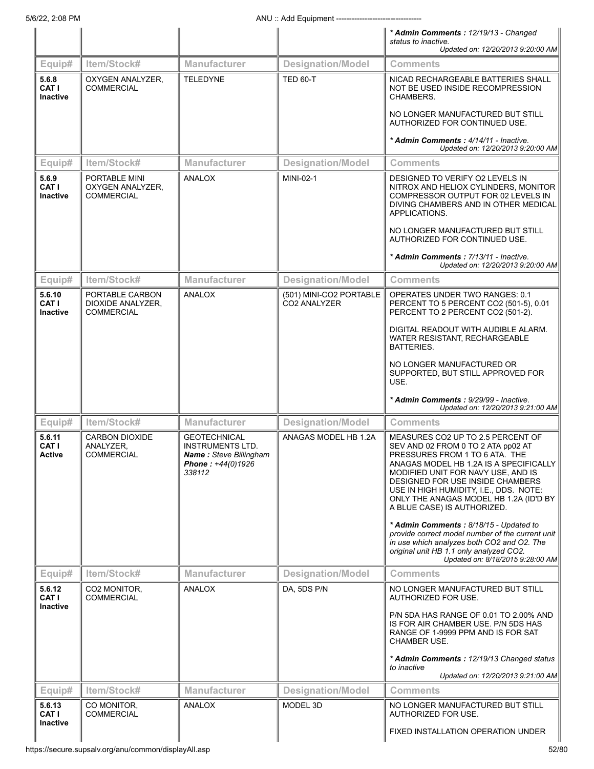| | | | | *** Admin Comments :** *12/19/13 - Changed status to inactive.* *Updated on: 12/20/2013 9:20:00 AM* |
|---|---|---|---|---|
| **Equip#** | **Item/Stock#** | **Manufacturer** | **Designation/Model** | **Comments** |
| **5.6.8 CAT I Inactive** | OXYGEN ANALYZER, COMMERCIAL | TELEDYNE | TED 60-T | NICAD RECHARGEABLE BATTERIES SHALL NOT BE USED INSIDE RECOMPRESSION CHAMBERS.<br><br>NO LONGER MANUFACTURED BUT STILL AUTHORIZED FOR CONTINUED USE.<br><br>*** Admin Comments :** *4/14/11 - Inactive.* *Updated on: 12/20/2013 9:20:00 AM* |
| **Equip#** | **Item/Stock#** | **Manufacturer** | **Designation/Model** | **Comments** |
| **5.6.9 CAT I Inactive** | PORTABLE MINI OXYGEN ANALYZER, COMMERCIAL | ANALOX | MINI-02-1 | DESIGNED TO VERIFY O2 LEVELS IN NITROX AND HELIOX CYLINDERS, MONITOR COMPRESSOR OUTPUT FOR 02 LEVELS IN DIVING CHAMBERS AND IN OTHER MEDICAL APPLICATIONS.<br><br>NO LONGER MANUFACTURED BUT STILL AUTHORIZED FOR CONTINUED USE.<br><br>*** Admin Comments :** *7/13/11 - Inactive.* *Updated on: 12/20/2013 9:20:00 AM* |
| **Equip#** | **Item/Stock#** | **Manufacturer** | **Designation/Model** | **Comments** |
| **5.6.10 CAT I Inactive** | PORTABLE CARBON DIOXIDE ANALYZER, COMMERCIAL | ANALOX | (501) MINI-CO2 PORTABLE CO2 ANALYZER | OPERATES UNDER TWO RANGES: 0.1 PERCENT TO 5 PERCENT CO2 (501-5), 0.01 PERCENT TO 2 PERCENT CO2 (501-2).<br><br>DIGITAL READOUT WITH AUDIBLE ALARM. WATER RESISTANT, RECHARGEABLE BATTERIES.<br><br>NO LONGER MANUFACTURED OR SUPPORTED, BUT STILL APPROVED FOR USE.<br><br>*** Admin Comments :** *9/29/99 - Inactive.* *Updated on: 12/20/2013 9:21:00 AM* |
| **Equip#** | **Item/Stock#** | **Manufacturer** | **Designation/Model** | **Comments** |
| **5.6.11 CAT I Active** | CARBON DIOXIDE ANALYZER, COMMERCIAL | GEOTECHNICAL INSTRUMENTS LTD.<br>***Name :** Steve Billingham*<br>***Phone :** +44(0)1926 338112* | ANAGAS MODEL HB 1.2A | MEASURES CO2 UP TO 2.5 PERCENT OF SEV AND 02 FROM 0 TO 2 ATA pp02 AT PRESSURES FROM 1 TO 6 ATA. THE ANAGAS MODEL HB 1.2A IS A SPECIFICALLY MODIFIED UNIT FOR NAVY USE, AND IS DESIGNED FOR USE INSIDE CHAMBERS USE IN HIGH HUMIDITY, I.E., DDS. NOTE: ONLY THE ANAGAS MODEL HB 1.2A (ID'D BY A BLUE CASE) IS AUTHORIZED.<br><br>*** Admin Comments :** *8/18/15 - Updated to provide correct model number of the current unit in use which analyzes both CO2 and O2. The original unit HB 1.1 only analyzed CO2.* *Updated on: 8/18/2015 9:28:00 AM* |
| **Equip#** | **Item/Stock#** | **Manufacturer** | **Designation/Model** | **Comments** |
| **5.6.12 CAT I Inactive** | CO2 MONITOR, COMMERCIAL | ANALOX | DA, 5DS P/N | NO LONGER MANUFACTURED BUT STILL AUTHORIZED FOR USE.<br><br>P/N 5DA HAS RANGE OF 0.01 TO 2.00% AND IS FOR AIR CHAMBER USE. P/N 5DS HAS RANGE OF 1-9999 PPM AND IS FOR SAT CHAMBER USE.<br><br>*** Admin Comments :** *12/19/13 Changed status to inactive* *Updated on: 12/20/2013 9:21:00 AM* |
| **Equip#** | **Item/Stock#** | **Manufacturer** | **Designation/Model** | **Comments** |
| **5.6.13 CAT I Inactive** | CO MONITOR, COMMERCIAL | ANALOX | MODEL 3D | NO LONGER MANUFACTURED BUT STILL AUTHORIZED FOR USE.<br><br>FIXED INSTALLATION OPERATION UNDER |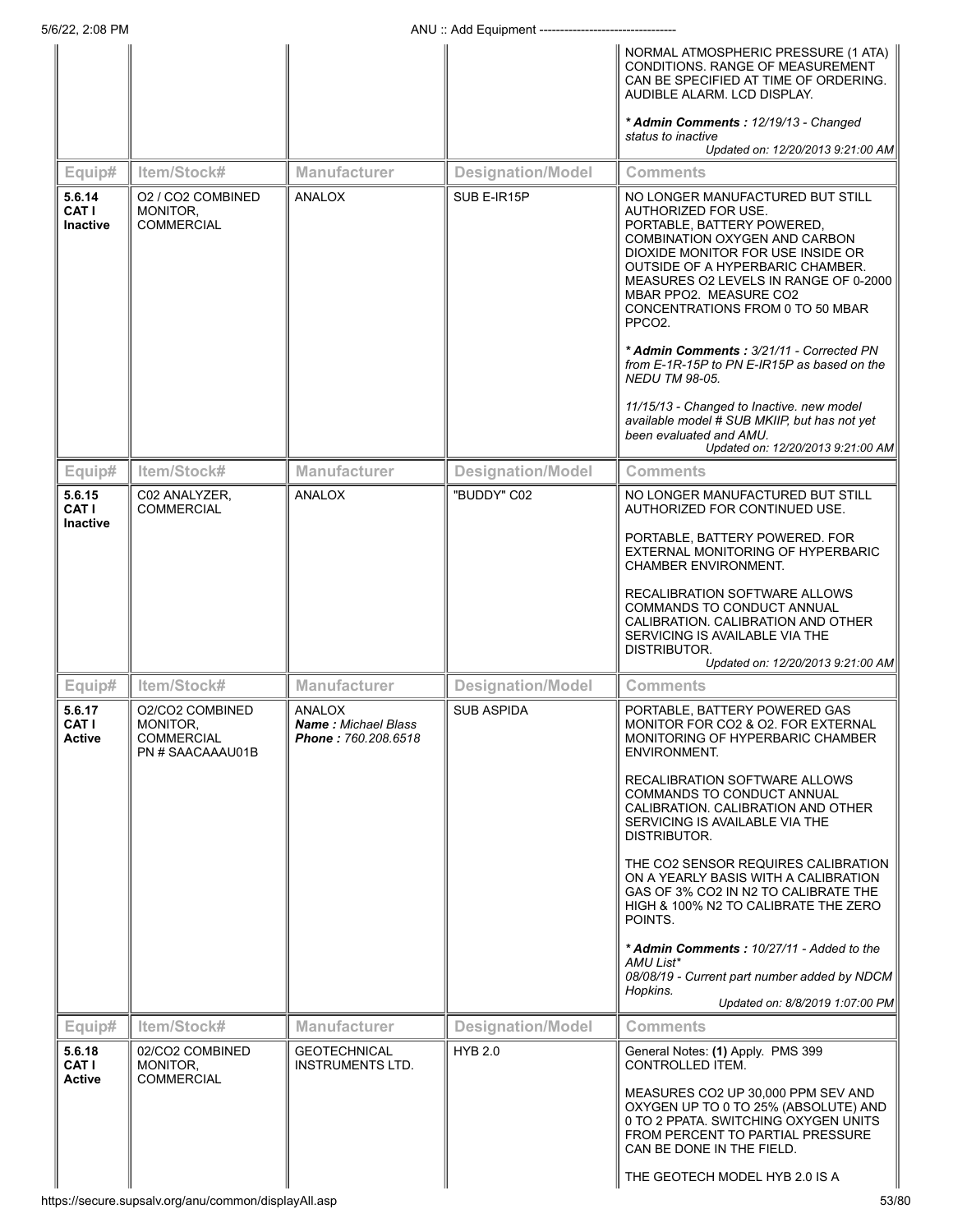| Equip# | Item/Stock# | Manufacturer | Designation/Model | Comments |
|---|---|---|---|---|
| | | | | NORMAL ATMOSPHERIC PRESSURE (1 ATA) CONDITIONS. RANGE OF MEASUREMENT CAN BE SPECIFIED AT TIME OF ORDERING. AUDIBLE ALARM. LCD DISPLAY.<br><br>*** Admin Comments :** *12/19/13 - Changed status to inactive*<br>*Updated on: 12/20/2013 9:21:00 AM* |

| Equip# | Item/Stock# | Manufacturer | Designation/Model | Comments |
|---|---|---|---|---|
| **5.6.14 CAT I Inactive** | O2 / CO2 COMBINED MONITOR, COMMERCIAL | ANALOX | SUB E-IR15P | NO LONGER MANUFACTURED BUT STILL AUTHORIZED FOR USE.<br>PORTABLE, BATTERY POWERED, COMBINATION OXYGEN AND CARBON DIOXIDE MONITOR FOR USE INSIDE OR OUTSIDE OF A HYPERBARIC CHAMBER. MEASURES O2 LEVELS IN RANGE OF 0-2000 MBAR PPO2. MEASURE CO2 CONCENTRATIONS FROM 0 TO 50 MBAR PPCO2.<br><br>*** Admin Comments :** *3/21/11 - Corrected PN from E-1R-15P to PN E-IR15P as based on the NEDU TM 98-05.*<br><br>*11/15/13 - Changed to Inactive. new model available model # SUB MKIIP, but has not yet been evaluated and AMU.*<br>*Updated on: 12/20/2013 9:21:00 AM* |

| Equip# | Item/Stock# | Manufacturer | Designation/Model | Comments |
|---|---|---|---|---|
| **5.6.15 CAT I Inactive** | C02 ANALYZER, COMMERCIAL | ANALOX | "BUDDY" C02 | NO LONGER MANUFACTURED BUT STILL AUTHORIZED FOR CONTINUED USE.<br><br>PORTABLE, BATTERY POWERED. FOR EXTERNAL MONITORING OF HYPERBARIC CHAMBER ENVIRONMENT.<br><br>RECALIBRATION SOFTWARE ALLOWS COMMANDS TO CONDUCT ANNUAL CALIBRATION. CALIBRATION AND OTHER SERVICING IS AVAILABLE VIA THE DISTRIBUTOR.<br>*Updated on: 12/20/2013 9:21:00 AM* |

| Equip# | Item/Stock# | Manufacturer | Designation/Model | Comments |
|---|---|---|---|---|
| **5.6.17 CAT I Active** | O2/CO2 COMBINED MONITOR, COMMERCIAL PN # SAACAAAU01B | ANALOX<br>***Name :*** *Michael Blass*<br>***Phone :*** *760.208.6518* | SUB ASPIDA | PORTABLE, BATTERY POWERED GAS MONITOR FOR CO2 & O2. FOR EXTERNAL MONITORING OF HYPERBARIC CHAMBER ENVIRONMENT.<br><br>RECALIBRATION SOFTWARE ALLOWS COMMANDS TO CONDUCT ANNUAL CALIBRATION. CALIBRATION AND OTHER SERVICING IS AVAILABLE VIA THE DISTRIBUTOR.<br><br>THE CO2 SENSOR REQUIRES CALIBRATION ON A YEARLY BASIS WITH A CALIBRATION GAS OF 3% CO2 IN N2 TO CALIBRATE THE HIGH & 100% N2 TO CALIBRATE THE ZERO POINTS.<br><br>*** Admin Comments :** *10/27/11 - Added to the AMU List**<br>*08/08/19 - Current part number added by NDCM Hopkins.*<br>*Updated on: 8/8/2019 1:07:00 PM* |

| Equip# | Item/Stock# | Manufacturer | Designation/Model | Comments |
|---|---|---|---|---|
| **5.6.18 CAT I Active** | 02/CO2 COMBINED MONITOR, COMMERCIAL | GEOTECHNICAL INSTRUMENTS LTD. | HYB 2.0 | General Notes: **(1)** Apply. PMS 399 CONTROLLED ITEM.<br><br>MEASURES CO2 UP 30,000 PPM SEV AND OXYGEN UP TO 0 TO 25% (ABSOLUTE) AND 0 TO 2 PPATA. SWITCHING OXYGEN UNITS FROM PERCENT TO PARTIAL PRESSURE CAN BE DONE IN THE FIELD.<br><br>THE GEOTECH MODEL HYB 2.0 IS A |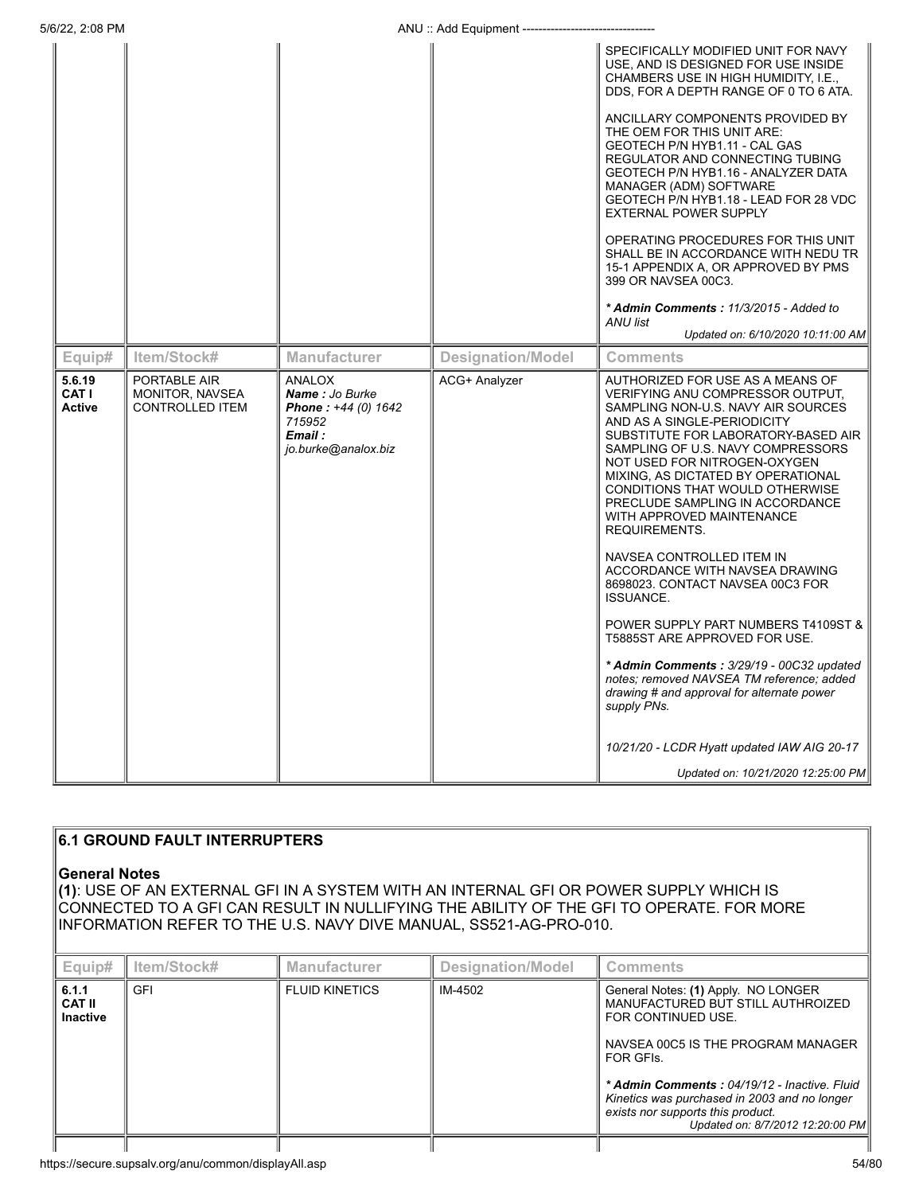| Equip# | Item/Stock# | Manufacturer | Designation/Model | Comments |
|---|---|---|---|---|
| | | | | SPECIFICALLY MODIFIED UNIT FOR NAVY USE, AND IS DESIGNED FOR USE INSIDE CHAMBERS USE IN HIGH HUMIDITY, I.E., DDS, FOR A DEPTH RANGE OF 0 TO 6 ATA.<br><br>ANCILLARY COMPONENTS PROVIDED BY THE OEM FOR THIS UNIT ARE:<br>GEOTECH P/N HYB1.11 - CAL GAS REGULATOR AND CONNECTING TUBING<br>GEOTECH P/N HYB1.16 - ANALYZER DATA MANAGER (ADM) SOFTWARE<br>GEOTECH P/N HYB1.18 - LEAD FOR 28 VDC EXTERNAL POWER SUPPLY<br><br>OPERATING PROCEDURES FOR THIS UNIT SHALL BE IN ACCORDANCE WITH NEDU TR 15-1 APPENDIX A, OR APPROVED BY PMS 399 OR NAVSEA 00C3.<br><br>***Admin Comments :** 11/3/2015 - Added to ANU list*<br>*Updated on: 6/10/2020 10:11:00 AM* |
| **5.6.19**<br>**CAT I**<br>**Active** | PORTABLE AIR MONITOR, NAVSEA CONTROLLED ITEM | ANALOX<br>***Name :** Jo Burke*<br>***Phone :** +44 (0) 1642 715952*<br>***Email :** jo.burke@analox.biz* | ACG+ Analyzer | AUTHORIZED FOR USE AS A MEANS OF VERIFYING ANU COMPRESSOR OUTPUT, SAMPLING NON-U.S. NAVY AIR SOURCES AND AS A SINGLE-PERIODICITY SUBSTITUTE FOR LABORATORY-BASED AIR SAMPLING OF U.S. NAVY COMPRESSORS NOT USED FOR NITROGEN-OXYGEN MIXING, AS DICTATED BY OPERATIONAL CONDITIONS THAT WOULD OTHERWISE PRECLUDE SAMPLING IN ACCORDANCE WITH APPROVED MAINTENANCE REQUIREMENTS.<br><br>NAVSEA CONTROLLED ITEM IN ACCORDANCE WITH NAVSEA DRAWING 8698023. CONTACT NAVSEA 00C3 FOR ISSUANCE.<br><br>POWER SUPPLY PART NUMBERS T4109ST & T5885ST ARE APPROVED FOR USE.<br><br>***Admin Comments :** 3/29/19 - 00C32 updated notes; removed NAVSEA TM reference; added drawing # and approval for alternate power supply PNs.*<br><br>*10/21/20 - LCDR Hyatt updated IAW AIG 20-17*<br><br>*Updated on: 10/21/2020 12:25:00 PM* |

## 6.1 GROUND FAULT INTERRUPTERS

**General Notes**

**(1)**: USE OF AN EXTERNAL GFI IN A SYSTEM WITH AN INTERNAL GFI OR POWER SUPPLY WHICH IS CONNECTED TO A GFI CAN RESULT IN NULLIFYING THE ABILITY OF THE GFI TO OPERATE. FOR MORE INFORMATION REFER TO THE U.S. NAVY DIVE MANUAL, SS521-AG-PRO-010.

| Equip# | Item/Stock# | Manufacturer | Designation/Model | Comments |
|---|---|---|---|---|
| **6.1.1**<br>**CAT II**<br>**Inactive** | GFI | FLUID KINETICS | IM-4502 | General Notes: **(1)** Apply. NO LONGER MANUFACTURED BUT STILL AUTHROIZED FOR CONTINUED USE.<br><br>NAVSEA 00C5 IS THE PROGRAM MANAGER FOR GFIs.<br><br>***Admin Comments :** 04/19/12 - Inactive. Fluid Kinetics was purchased in 2003 and no longer exists nor supports this product.*<br>*Updated on: 8/7/2012 12:20:00 PM* |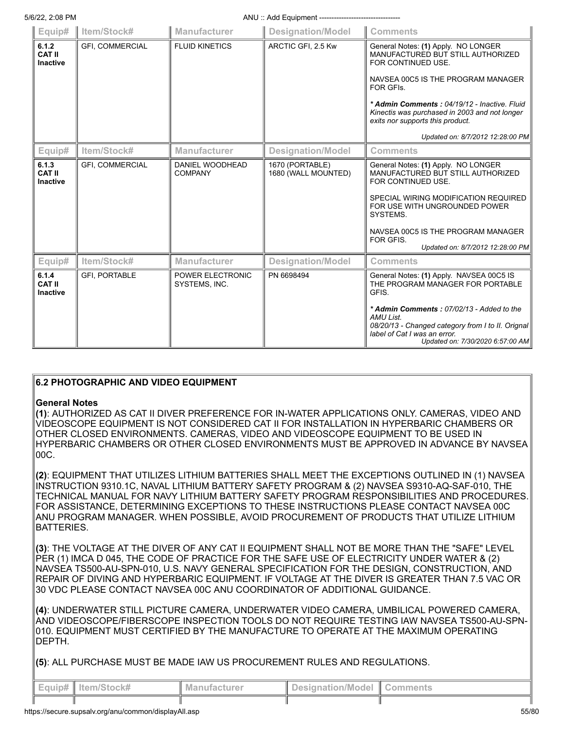| Equip# | Item/Stock# | Manufacturer | Designation/Model | Comments |
|---|---|---|---|---|
| **6.1.2 CAT II Inactive** | GFI, COMMERCIAL | FLUID KINETICS | ARCTIC GFI, 2.5 Kw | General Notes: **(1)** Apply. NO LONGER MANUFACTURED BUT STILL AUTHORIZED FOR CONTINUED USE. <br><br> NAVSEA 00C5 IS THE PROGRAM MANAGER FOR GFIs. <br><br> ***\* Admin Comments :*** *04/19/12 - Inactive. Fluid Kinectis was purchased in 2003 and not longer exits nor supports this product.* <br><br> *Updated on: 8/7/2012 12:28:00 PM* |

| Equip# | Item/Stock# | Manufacturer | Designation/Model | Comments |
|---|---|---|---|---|
| **6.1.3 CAT II Inactive** | GFI, COMMERCIAL | DANIEL WOODHEAD COMPANY | 1670 (PORTABLE) <br> 1680 (WALL MOUNTED) | General Notes: **(1)** Apply. NO LONGER MANUFACTURED BUT STILL AUTHORIZED FOR CONTINUED USE. <br><br> SPECIAL WIRING MODIFICATION REQUIRED FOR USE WITH UNGROUNDED POWER SYSTEMS. <br><br> NAVSEA 00C5 IS THE PROGRAM MANAGER FOR GFIS. <br> *Updated on: 8/7/2012 12:28:00 PM* |

| Equip# | Item/Stock# | Manufacturer | Designation/Model | Comments |
|---|---|---|---|---|
| **6.1.4 CAT II Inactive** | GFI, PORTABLE | POWER ELECTRONIC SYSTEMS, INC. | PN 6698494 | General Notes: **(1)** Apply. NAVSEA 00C5 IS THE PROGRAM MANAGER FOR PORTABLE GFIS. <br><br> ***\* Admin Comments :*** *07/02/13 - Added to the AMU List.* <br> *08/20/13 - Changed category from I to II. Orignal label of Cat I was an error.* <br> *Updated on: 7/30/2020 6:57:00 AM* |

## 6.2 PHOTOGRAPHIC AND VIDEO EQUIPMENT

**General Notes**

**(1)**: AUTHORIZED AS CAT II DIVER PREFERENCE FOR IN-WATER APPLICATIONS ONLY. CAMERAS, VIDEO AND VIDEOSCOPE EQUIPMENT IS NOT CONSIDERED CAT II FOR INSTALLATION IN HYPERBARIC CHAMBERS OR OTHER CLOSED ENVIRONMENTS. CAMERAS, VIDEO AND VIDEOSCOPE EQUIPMENT TO BE USED IN HYPERBARIC CHAMBERS OR OTHER CLOSED ENVIRONMENTS MUST BE APPROVED IN ADVANCE BY NAVSEA 00C.

**(2)**: EQUIPMENT THAT UTILIZES LITHIUM BATTERIES SHALL MEET THE EXCEPTIONS OUTLINED IN (1) NAVSEA INSTRUCTION 9310.1C, NAVAL LITHIUM BATTERY SAFETY PROGRAM & (2) NAVSEA S9310-AQ-SAF-010, THE TECHNICAL MANUAL FOR NAVY LITHIUM BATTERY SAFETY PROGRAM RESPONSIBILITIES AND PROCEDURES. FOR ASSISTANCE, DETERMINING EXCEPTIONS TO THESE INSTRUCTIONS PLEASE CONTACT NAVSEA 00C ANU PROGRAM MANAGER. WHEN POSSIBLE, AVOID PROCUREMENT OF PRODUCTS THAT UTILIZE LITHIUM BATTERIES.

**(3)**: THE VOLTAGE AT THE DIVER OF ANY CAT II EQUIPMENT SHALL NOT BE MORE THAN THE "SAFE" LEVEL PER (1) IMCA D 045, THE CODE OF PRACTICE FOR THE SAFE USE OF ELECTRICITY UNDER WATER & (2) NAVSEA TS500-AU-SPN-010, U.S. NAVY GENERAL SPECIFICATION FOR THE DESIGN, CONSTRUCTION, AND REPAIR OF DIVING AND HYPERBARIC EQUIPMENT. IF VOLTAGE AT THE DIVER IS GREATER THAN 7.5 VAC OR 30 VDC PLEASE CONTACT NAVSEA 00C ANU COORDINATOR OF ADDITIONAL GUIDANCE.

**(4)**: UNDERWATER STILL PICTURE CAMERA, UNDERWATER VIDEO CAMERA, UMBILICAL POWERED CAMERA, AND VIDEOSCOPE/FIBERSCOPE INSPECTION TOOLS DO NOT REQUIRE TESTING IAW NAVSEA TS500-AU-SPN-010. EQUIPMENT MUST CERTIFIED BY THE MANUFACTURE TO OPERATE AT THE MAXIMUM OPERATING DEPTH.

**(5)**: ALL PURCHASE MUST BE MADE IAW US PROCUREMENT RULES AND REGULATIONS.

| Equip# | Item/Stock# | Manufacturer | Designation/Model | Comments |
|---|---|---|---|---|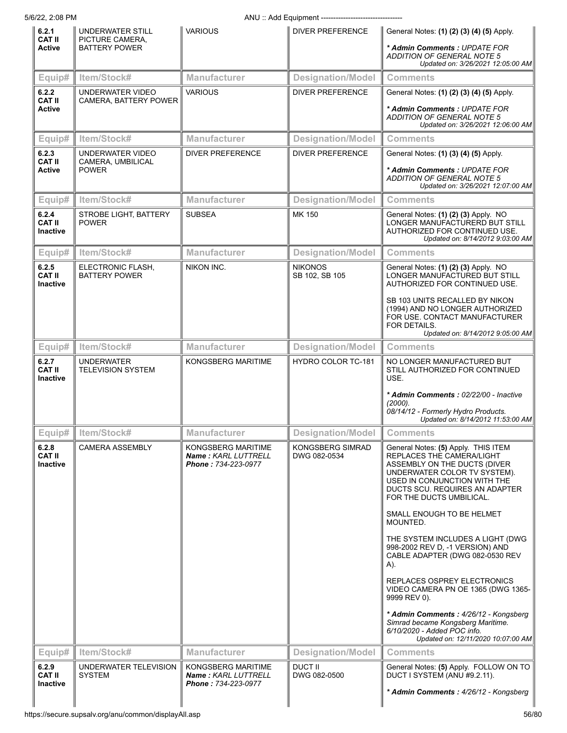| Equip# | Item/Stock# | Manufacturer | Designation/Model | Comments |
|---|---|---|---|---|
| **6.2.1 CAT II Active** | UNDERWATER STILL PICTURE CAMERA, BATTERY POWER | VARIOUS | DIVER PREFERENCE | General Notes: **(1) (2) (3) (4) (5)** Apply. ***\* Admin Comments :** UPDATE FOR ADDITION OF GENERAL NOTE 5* *Updated on: 3/26/2021 12:05:00 AM* |
| **6.2.2 CAT II Active** | UNDERWATER VIDEO CAMERA, BATTERY POWER | VARIOUS | DIVER PREFERENCE | General Notes: **(1) (2) (3) (4) (5)** Apply. ***\* Admin Comments :** UPDATE FOR ADDITION OF GENERAL NOTE 5* *Updated on: 3/26/2021 12:06:00 AM* |
| **6.2.3 CAT II Active** | UNDERWATER VIDEO CAMERA, UMBILICAL POWER | DIVER PREFERENCE | DIVER PREFERENCE | General Notes: **(1) (3) (4) (5)** Apply. ***\* Admin Comments :** UPDATE FOR ADDITION OF GENERAL NOTE 5* *Updated on: 3/26/2021 12:07:00 AM* |
| **6.2.4 CAT II Inactive** | STROBE LIGHT, BATTERY POWER | SUBSEA | MK 150 | General Notes: **(1) (2) (3)** Apply. NO LONGER MANUFACTURERD BUT STILL AUTHORIZED FOR CONTINUED USE. *Updated on: 8/14/2012 9:03:00 AM* |
| **6.2.5 CAT II Inactive** | ELECTRONIC FLASH, BATTERY POWER | NIKON INC. | NIKONOS SB 102, SB 105 | General Notes: **(1) (2) (3)** Apply. NO LONGER MANUFACTURED BUT STILL AUTHORIZED FOR CONTINUED USE. SB 103 UNITS RECALLED BY NIKON (1994) AND NO LONGER AUTHORIZED FOR USE. CONTACT MANUFACTURER FOR DETAILS. *Updated on: 8/14/2012 9:05:00 AM* |
| **6.2.7 CAT II Inactive** | UNDERWATER TELEVISION SYSTEM | KONGSBERG MARITIME | HYDRO COLOR TC-181 | NO LONGER MANUFACTURED BUT STILL AUTHORIZED FOR CONTINUED USE. ***\* Admin Comments :** 02/22/00 - Inactive (2000). 08/14/12 - Formerly Hydro Products.* *Updated on: 8/14/2012 11:53:00 AM* |
| **6.2.8 CAT II Inactive** | CAMERA ASSEMBLY | KONGSBERG MARITIME ***Name :** KARL LUTTRELL* ***Phone :** 734-223-0977* | KONGSBERG SIMRAD DWG 082-0534 | General Notes: **(5)** Apply. THIS ITEM REPLACES THE CAMERA/LIGHT ASSEMBLY ON THE DUCTS (DIVER UNDERWATER COLOR TV SYSTEM). USED IN CONJUNCTION WITH THE DUCTS SCU. REQUIRES AN ADAPTER FOR THE DUCTS UMBILICAL. SMALL ENOUGH TO BE HELMET MOUNTED. THE SYSTEM INCLUDES A LIGHT (DWG 998-2002 REV D, -1 VERSION) AND CABLE ADAPTER (DWG 082-0530 REV A). REPLACES OSPREY ELECTRONICS VIDEO CAMERA PN OE 1365 (DWG 1365-9999 REV 0). ***\* Admin Comments :** 4/26/12 - Kongsberg Simrad became Kongsberg Maritime. 6/10/2020 - Added POC info.* *Updated on: 12/11/2020 10:07:00 AM* |
| **6.2.9 CAT II Inactive** | UNDERWATER TELEVISION SYSTEM | KONGSBERG MARITIME ***Name :** KARL LUTTRELL* ***Phone :** 734-223-0977* | DUCT II DWG 082-0500 | General Notes: **(5)** Apply. FOLLOW ON TO DUCT I SYSTEM (ANU #9.2.11). ***\* Admin Comments :** 4/26/12 - Kongsberg* |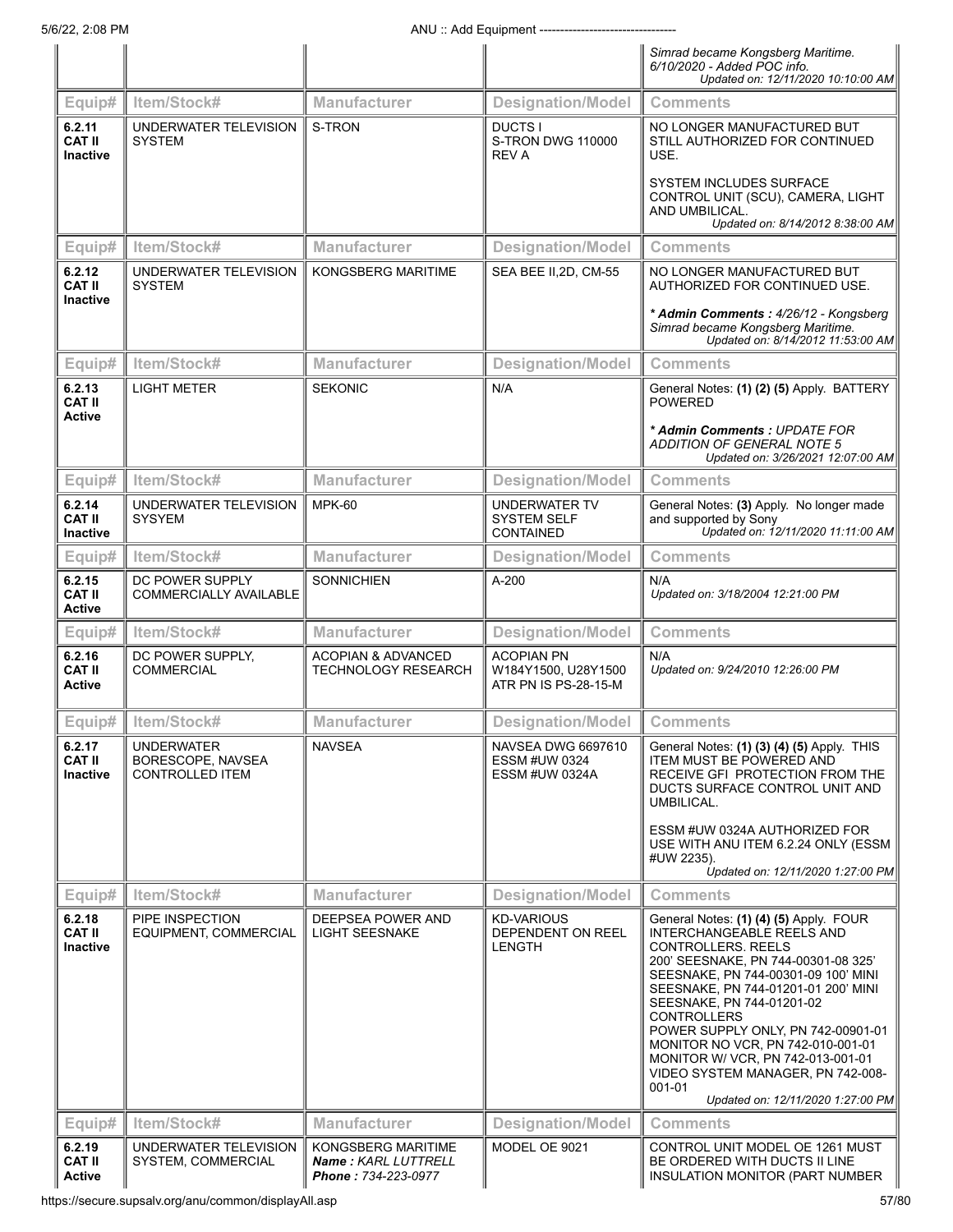| | | | | |
|---|---|---|---|---|
| | | | | Simrad became Kongsberg Maritime. 6/10/2020 - Added POC info. *Updated on: 12/11/2020 10:10:00 AM* |

| Equip# | Item/Stock# | Manufacturer | Designation/Model | Comments |
|---|---|---|---|---|
| **6.2.11 CAT II Inactive** | UNDERWATER TELEVISION SYSTEM | S-TRON | DUCTS I S-TRON DWG 110000 REV A | NO LONGER MANUFACTURED BUT STILL AUTHORIZED FOR CONTINUED USE.<br><br>SYSTEM INCLUDES SURFACE CONTROL UNIT (SCU), CAMERA, LIGHT AND UMBILICAL. *Updated on: 8/14/2012 8:38:00 AM* |

| Equip# | Item/Stock# | Manufacturer | Designation/Model | Comments |
|---|---|---|---|---|
| **6.2.12 CAT II Inactive** | UNDERWATER TELEVISION SYSTEM | KONGSBERG MARITIME | SEA BEE II,2D, CM-55 | NO LONGER MANUFACTURED BUT AUTHORIZED FOR CONTINUED USE.<br><br>***Admin Comments :** 4/26/12 - Kongsberg Simrad became Kongsberg Maritime.* *Updated on: 8/14/2012 11:53:00 AM* |

| Equip# | Item/Stock# | Manufacturer | Designation/Model | Comments |
|---|---|---|---|---|
| **6.2.13 CAT II Active** | LIGHT METER | SEKONIC | N/A | General Notes: **(1) (2) (5)** Apply. BATTERY POWERED<br><br>***Admin Comments :** UPDATE FOR ADDITION OF GENERAL NOTE 5* *Updated on: 3/26/2021 12:07:00 AM* |

| Equip# | Item/Stock# | Manufacturer | Designation/Model | Comments |
|---|---|---|---|---|
| **6.2.14 CAT II Inactive** | UNDERWATER TELEVISION SYSYEM | MPK-60 | UNDERWATER TV SYSTEM SELF CONTAINED | General Notes: **(3)** Apply. No longer made and supported by Sony *Updated on: 12/11/2020 11:11:00 AM* |

| Equip# | Item/Stock# | Manufacturer | Designation/Model | Comments |
|---|---|---|---|---|
| **6.2.15 CAT II Active** | DC POWER SUPPLY COMMERCIALLY AVAILABLE | SONNICHIEN | A-200 | N/A *Updated on: 3/18/2004 12:21:00 PM* |

| Equip# | Item/Stock# | Manufacturer | Designation/Model | Comments |
|---|---|---|---|---|
| **6.2.16 CAT II Active** | DC POWER SUPPLY, COMMERCIAL | ACOPIAN & ADVANCED TECHNOLOGY RESEARCH | ACOPIAN PN W184Y1500, U28Y1500 ATR PN IS PS-28-15-M | N/A *Updated on: 9/24/2010 12:26:00 PM* |

| Equip# | Item/Stock# | Manufacturer | Designation/Model | Comments |
|---|---|---|---|---|
| **6.2.17 CAT II Inactive** | UNDERWATER BORESCOPE, NAVSEA CONTROLLED ITEM | NAVSEA | NAVSEA DWG 6697610 ESSM #UW 0324 ESSM #UW 0324A | General Notes: **(1) (3) (4) (5)** Apply. THIS ITEM MUST BE POWERED AND RECEIVE GFI PROTECTION FROM THE DUCTS SURFACE CONTROL UNIT AND UMBILICAL.<br><br>ESSM #UW 0324A AUTHORIZED FOR USE WITH ANU ITEM 6.2.24 ONLY (ESSM #UW 2235). *Updated on: 12/11/2020 1:27:00 PM* |

| Equip# | Item/Stock# | Manufacturer | Designation/Model | Comments |
|---|---|---|---|---|
| **6.2.18 CAT II Inactive** | PIPE INSPECTION EQUIPMENT, COMMERCIAL | DEEPSEA POWER AND LIGHT SEESNAKE | KD-VARIOUS DEPENDENT ON REEL LENGTH | General Notes: **(1) (4) (5)** Apply. FOUR INTERCHANGEABLE REELS AND CONTROLLERS. REELS 200' SEESNAKE, PN 744-00301-08 325' SEESNAKE, PN 744-00301-09 100' MINI SEESNAKE, PN 744-01201-01 200' MINI SEESNAKE, PN 744-01201-02 CONTROLLERS POWER SUPPLY ONLY, PN 742-00901-01 MONITOR NO VCR, PN 742-010-001-01 MONITOR W/ VCR, PN 742-013-001-01 VIDEO SYSTEM MANAGER, PN 742-008-001-01 *Updated on: 12/11/2020 1:27:00 PM* |

| Equip# | Item/Stock# | Manufacturer | Designation/Model | Comments |
|---|---|---|---|---|
| **6.2.19 CAT II Active** | UNDERWATER TELEVISION SYSTEM, COMMERCIAL | KONGSBERG MARITIME ***Name :** KARL LUTTRELL* ***Phone :** 734-223-0977* | MODEL OE 9021 | CONTROL UNIT MODEL OE 1261 MUST BE ORDERED WITH DUCTS II LINE INSULATION MONITOR (PART NUMBER |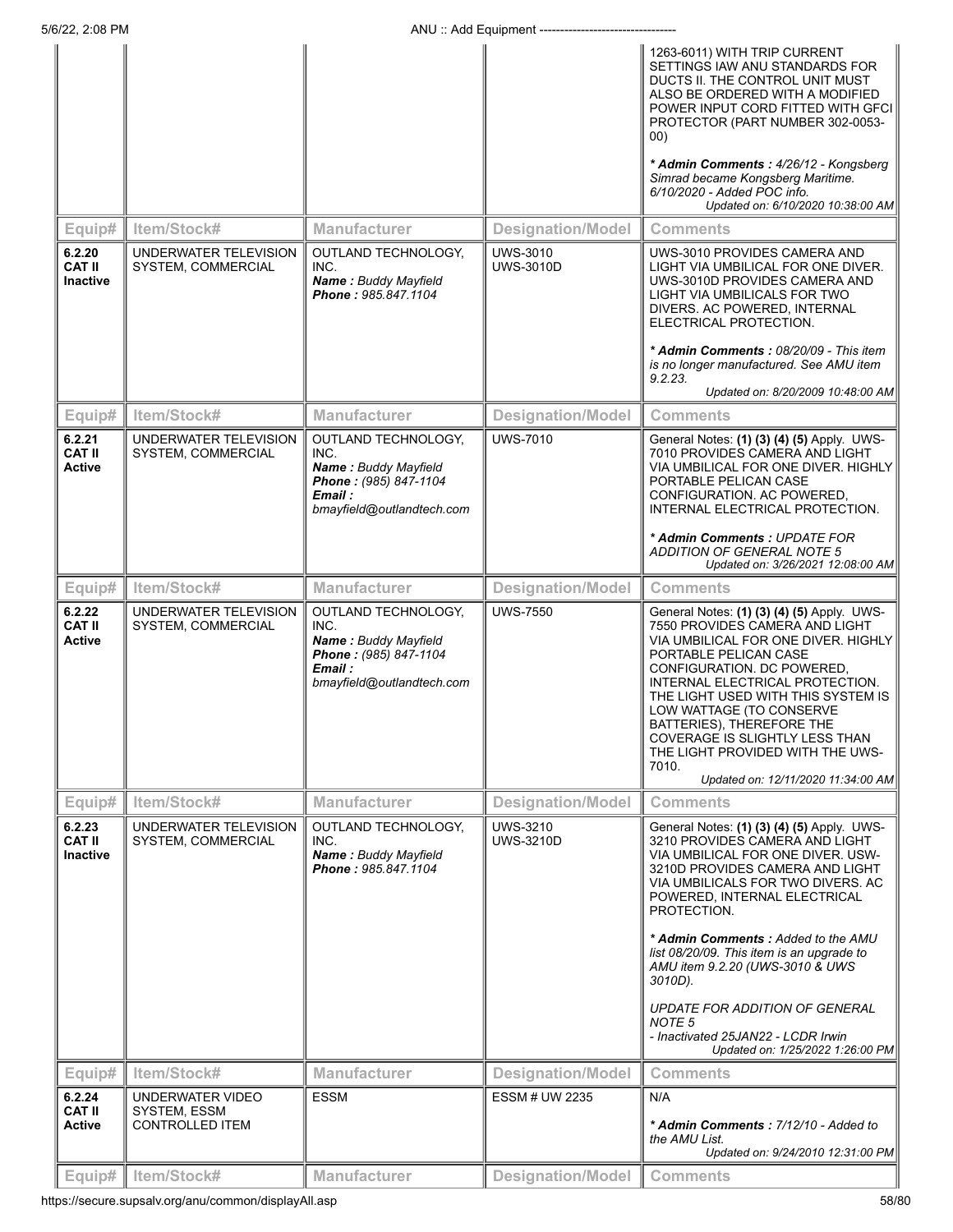| Equip# | Item/Stock# | Manufacturer | Designation/Model | Comments |
|---|---|---|---|---|
| | | | | 1263-6011) WITH TRIP CURRENT SETTINGS IAW ANU STANDARDS FOR DUCTS II. THE CONTROL UNIT MUST ALSO BE ORDERED WITH A MODIFIED POWER INPUT CORD FITTED WITH GFCI PROTECTOR (PART NUMBER 302-0053-00)<br><br>*\* **Admin Comments :** 4/26/12 - Kongsberg Simrad became Kongsberg Maritime. 6/10/2020 - Added POC info.*<br>*Updated on: 6/10/2020 10:38:00 AM* |
| **6.2.20 CAT II Inactive** | UNDERWATER TELEVISION SYSTEM, COMMERCIAL | OUTLAND TECHNOLOGY, INC.<br>***Name :*** *Buddy Mayfield*<br>***Phone :*** *985.847.1104* | UWS-3010<br>UWS-3010D | UWS-3010 PROVIDES CAMERA AND LIGHT VIA UMBILICAL FOR ONE DIVER. UWS-3010D PROVIDES CAMERA AND LIGHT VIA UMBILICALS FOR TWO DIVERS. AC POWERED, INTERNAL ELECTRICAL PROTECTION.<br><br>*\* **Admin Comments :** 08/20/09 - This item is no longer manufactured. See AMU item 9.2.23.*<br>*Updated on: 8/20/2009 10:48:00 AM* |
| **6.2.21 CAT II Active** | UNDERWATER TELEVISION SYSTEM, COMMERCIAL | OUTLAND TECHNOLOGY, INC.<br>***Name :*** *Buddy Mayfield*<br>***Phone :*** *(985) 847-1104*<br>***Email :*** *bmayfield@outlandtech.com* | UWS-7010 | General Notes: **(1) (3) (4) (5)** Apply. UWS-7010 PROVIDES CAMERA AND LIGHT VIA UMBILICAL FOR ONE DIVER. HIGHLY PORTABLE PELICAN CASE CONFIGURATION. AC POWERED, INTERNAL ELECTRICAL PROTECTION.<br><br>*\* **Admin Comments :** UPDATE FOR ADDITION OF GENERAL NOTE 5*<br>*Updated on: 3/26/2021 12:08:00 AM* |
| **6.2.22 CAT II Active** | UNDERWATER TELEVISION SYSTEM, COMMERCIAL | OUTLAND TECHNOLOGY, INC.<br>***Name :*** *Buddy Mayfield*<br>***Phone :*** *(985) 847-1104*<br>***Email :*** *bmayfield@outlandtech.com* | UWS-7550 | General Notes: **(1) (3) (4) (5)** Apply. UWS-7550 PROVIDES CAMERA AND LIGHT VIA UMBILICAL FOR ONE DIVER. HIGHLY PORTABLE PELICAN CASE CONFIGURATION. DC POWERED, INTERNAL ELECTRICAL PROTECTION. THE LIGHT USED WITH THIS SYSTEM IS LOW WATTAGE (TO CONSERVE BATTERIES), THEREFORE THE COVERAGE IS SLIGHTLY LESS THAN THE LIGHT PROVIDED WITH THE UWS-7010.<br>*Updated on: 12/11/2020 11:34:00 AM* |
| **6.2.23 CAT II Inactive** | UNDERWATER TELEVISION SYSTEM, COMMERCIAL | OUTLAND TECHNOLOGY, INC.<br>***Name :*** *Buddy Mayfield*<br>***Phone :*** *985.847.1104* | UWS-3210<br>UWS-3210D | General Notes: **(1) (3) (4) (5)** Apply. UWS-3210 PROVIDES CAMERA AND LIGHT VIA UMBILICAL FOR ONE DIVER. USW-3210D PROVIDES CAMERA AND LIGHT VIA UMBILICALS FOR TWO DIVERS. AC POWERED, INTERNAL ELECTRICAL PROTECTION.<br><br>*\* **Admin Comments :** Added to the AMU list 08/20/09. This item is an upgrade to AMU item 9.2.20 (UWS-3010 & UWS 3010D).*<br><br>*UPDATE FOR ADDITION OF GENERAL NOTE 5*<br>*- Inactivated 25JAN22 - LCDR Irwin*<br>*Updated on: 1/25/2022 1:26:00 PM* |
| **6.2.24 CAT II Active** | UNDERWATER VIDEO SYSTEM, ESSM CONTROLLED ITEM | ESSM | ESSM # UW 2235 | N/A<br><br>*\* **Admin Comments :** 7/12/10 - Added to the AMU List.*<br>*Updated on: 9/24/2010 12:31:00 PM* |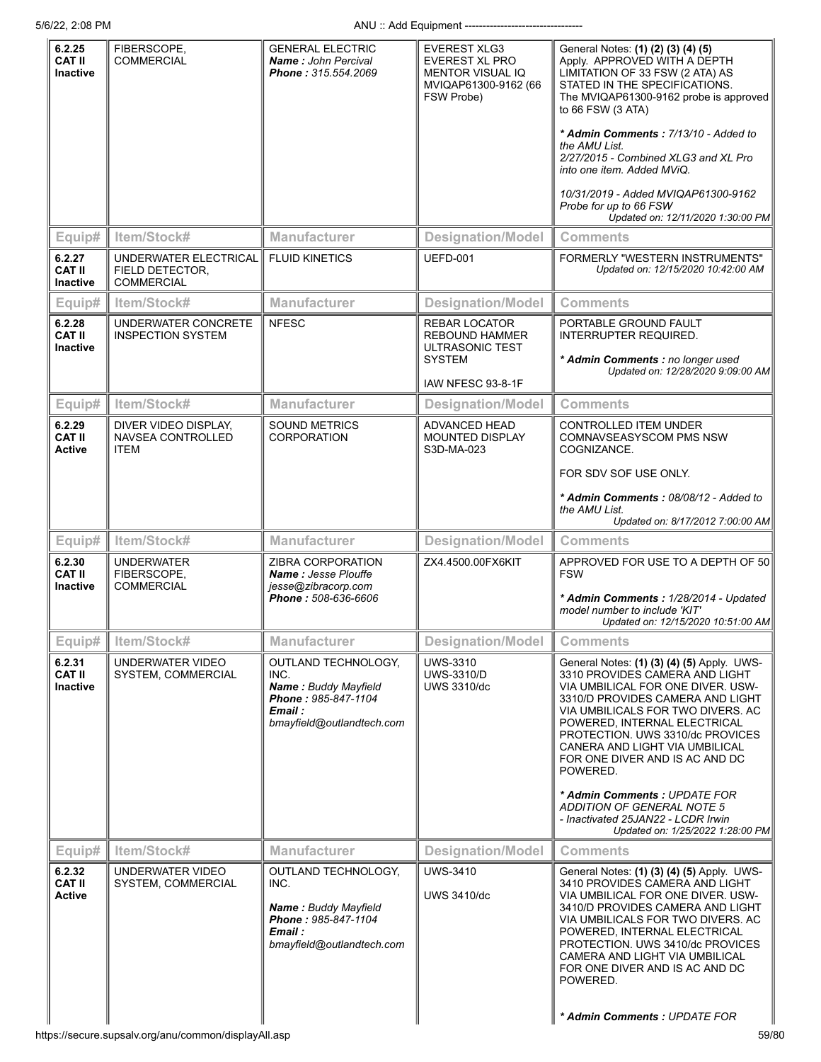| Equip# | Item/Stock# | Manufacturer | Designation/Model | Comments |
|---|---|---|---|---|
| **6.2.25** **CAT II** **Inactive** | FIBERSCOPE, COMMERCIAL | GENERAL ELECTRIC *Name : John Percival* *Phone : 315.554.2069* | EVEREST XLG3 EVEREST XL PRO MENTOR VISUAL IQ MVIQAP61300-9162 (66 FSW Probe) | General Notes: **(1) (2) (3) (4) (5)** Apply. APPROVED WITH A DEPTH LIMITATION OF 33 FSW (2 ATA) AS STATED IN THE SPECIFICATIONS. The MVIQAP61300-9162 probe is approved to 66 FSW (3 ATA) ***\* Admin Comments :*** *7/13/10 - Added to the AMU List. 2/27/2015 - Combined XLG3 and XL Pro into one item. Added MViQ. 10/31/2019 - Added MVIQAP61300-9162 Probe for up to 66 FSW* *Updated on: 12/11/2020 1:30:00 PM* |
| **Equip#** | **Item/Stock#** | **Manufacturer** | **Designation/Model** | **Comments** |
| **6.2.27** **CAT II** **Inactive** | UNDERWATER ELECTRICAL FIELD DETECTOR, COMMERCIAL | FLUID KINETICS | UEFD-001 | FORMERLY "WESTERN INSTRUMENTS" *Updated on: 12/15/2020 10:42:00 AM* |
| **Equip#** | **Item/Stock#** | **Manufacturer** | **Designation/Model** | **Comments** |
| **6.2.28** **CAT II** **Inactive** | UNDERWATER CONCRETE INSPECTION SYSTEM | NFESC | REBAR LOCATOR REBOUND HAMMER ULTRASONIC TEST SYSTEM IAW NFESC 93-8-1F | PORTABLE GROUND FAULT INTERRUPTER REQUIRED. ***\* Admin Comments :*** *no longer used* *Updated on: 12/28/2020 9:09:00 AM* |
| **Equip#** | **Item/Stock#** | **Manufacturer** | **Designation/Model** | **Comments** |
| **6.2.29** **CAT II** **Active** | DIVER VIDEO DISPLAY, NAVSEA CONTROLLED ITEM | SOUND METRICS CORPORATION | ADVANCED HEAD MOUNTED DISPLAY S3D-MA-023 | CONTROLLED ITEM UNDER COMNAVSEASYSCOM PMS NSW COGNIZANCE. FOR SDV SOF USE ONLY. ***\* Admin Comments :*** *08/08/12 - Added to the AMU List.* *Updated on: 8/17/2012 7:00:00 AM* |
| **Equip#** | **Item/Stock#** | **Manufacturer** | **Designation/Model** | **Comments** |
| **6.2.30** **CAT II** **Inactive** | UNDERWATER FIBERSCOPE, COMMERCIAL | ZIBRA CORPORATION *Name : Jesse Plouffe* *jesse@zibracorp.com* *Phone : 508-636-6606* | ZX4.4500.00FX6KIT | APPROVED FOR USE TO A DEPTH OF 50 FSW ***\* Admin Comments :*** *1/28/2014 - Updated model number to include 'KIT'* *Updated on: 12/15/2020 10:51:00 AM* |
| **Equip#** | **Item/Stock#** | **Manufacturer** | **Designation/Model** | **Comments** |
| **6.2.31** **CAT II** **Inactive** | UNDERWATER VIDEO SYSTEM, COMMERCIAL | OUTLAND TECHNOLOGY, INC. *Name : Buddy Mayfield* *Phone : 985-847-1104* *Email : bmayfield@outlandtech.com* | UWS-3310 UWS-3310/D UWS 3310/dc | General Notes: **(1) (3) (4) (5)** Apply. UWS-3310 PROVIDES CAMERA AND LIGHT VIA UMBILICAL FOR ONE DIVER. USW-3310/D PROVIDES CAMERA AND LIGHT VIA UMBILICALS FOR TWO DIVERS. AC POWERED, INTERNAL ELECTRICAL PROTECTION. UWS 3310/dc PROVICES CANERA AND LIGHT VIA UMBILICAL FOR ONE DIVER AND IS AC AND DC POWERED. ***\* Admin Comments :*** *UPDATE FOR ADDITION OF GENERAL NOTE 5 - Inactivated 25JAN22 - LCDR Irwin* *Updated on: 1/25/2022 1:28:00 PM* |
| **Equip#** | **Item/Stock#** | **Manufacturer** | **Designation/Model** | **Comments** |
| **6.2.32** **CAT II** **Active** | UNDERWATER VIDEO SYSTEM, COMMERCIAL | OUTLAND TECHNOLOGY, INC. *Name : Buddy Mayfield* *Phone : 985-847-1104* *Email : bmayfield@outlandtech.com* | UWS-3410 UWS 3410/dc | General Notes: **(1) (3) (4) (5)** Apply. UWS-3410 PROVIDES CAMERA AND LIGHT VIA UMBILICAL FOR ONE DIVER. USW-3410/D PROVIDES CAMERA AND LIGHT VIA UMBILICALS FOR TWO DIVERS. AC POWERED, INTERNAL ELECTRICAL PROTECTION. UWS 3410/dc PROVICES CAMERA AND LIGHT VIA UMBILICAL FOR ONE DIVER AND IS AC AND DC POWERED. ***\* Admin Comments :*** *UPDATE FOR* |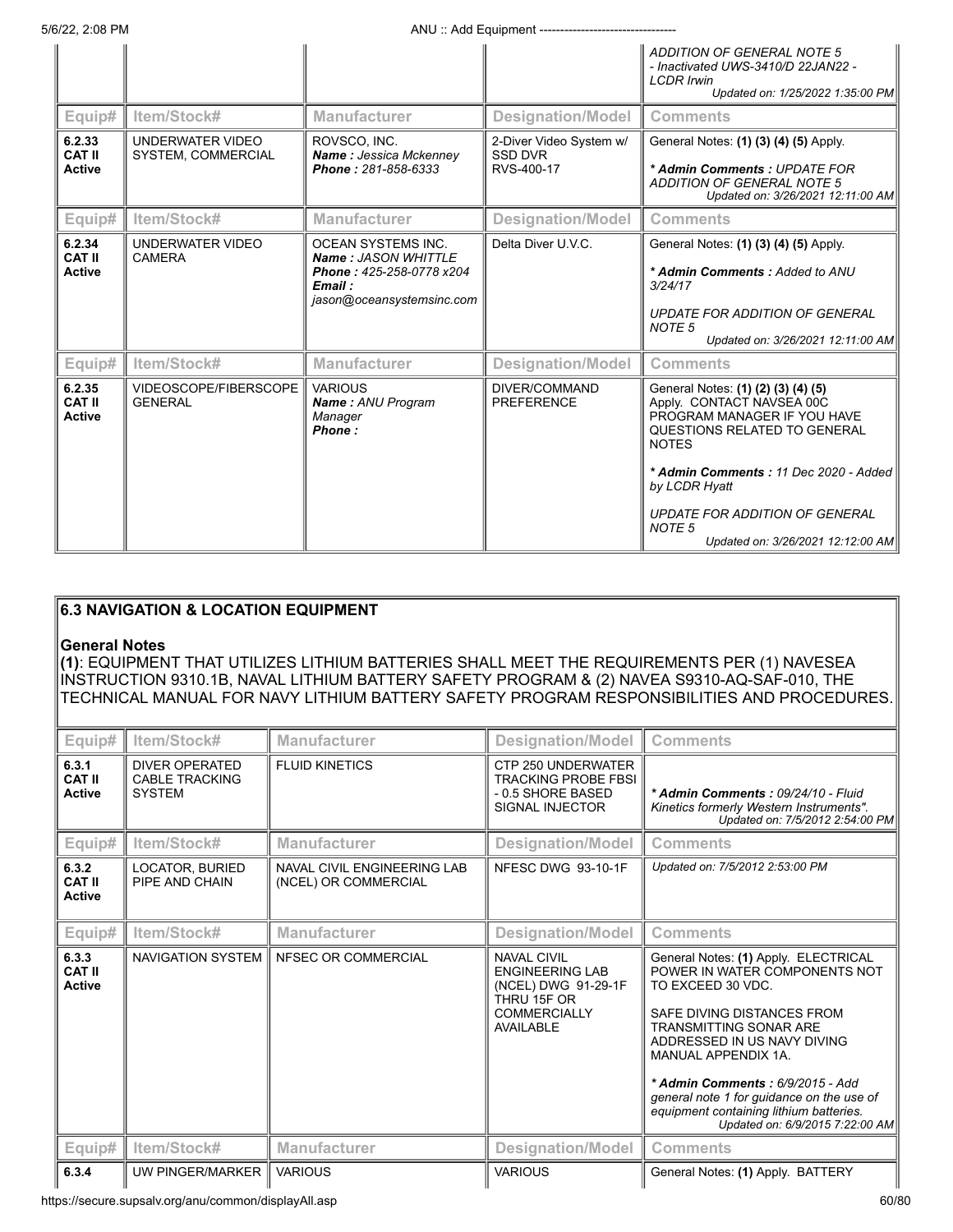| | | | | ADDITION OF GENERAL NOTE 5 - Inactivated UWS-3410/D 22JAN22 - LCDR Irwin<br>*Updated on: 1/25/2022 1:35:00 PM* |
|---|---|---|---|---|
| **Equip#** | **Item/Stock#** | **Manufacturer** | **Designation/Model** | **Comments** |
| **6.2.33 CAT II Active** | UNDERWATER VIDEO SYSTEM, COMMERCIAL | ROVSCO, INC.<br>***Name :** Jessica Mckenney*<br>***Phone :** 281-858-6333* | 2-Diver Video System w/ SSD DVR RVS-400-17 | General Notes: **(1) (3) (4) (5)** Apply.<br>*** Admin Comments :** UPDATE FOR ADDITION OF GENERAL NOTE 5*<br>*Updated on: 3/26/2021 12:11:00 AM* |
| **Equip#** | **Item/Stock#** | **Manufacturer** | **Designation/Model** | **Comments** |
| **6.2.34 CAT II Active** | UNDERWATER VIDEO CAMERA | OCEAN SYSTEMS INC.<br>***Name :** JASON WHITTLE*<br>***Phone :** 425-258-0778 x204*<br>***Email :** jason@oceansystemsinc.com* | Delta Diver U.V.C. | General Notes: **(1) (3) (4) (5)** Apply.<br>*** Admin Comments :** Added to ANU 3/24/17*<br>*UPDATE FOR ADDITION OF GENERAL NOTE 5*<br>*Updated on: 3/26/2021 12:11:00 AM* |
| **Equip#** | **Item/Stock#** | **Manufacturer** | **Designation/Model** | **Comments** |
| **6.2.35 CAT II Active** | VIDEOSCOPE/FIBERSCOPE GENERAL | VARIOUS<br>***Name :** ANU Program Manager*<br>***Phone :*** | DIVER/COMMAND PREFERENCE | General Notes: **(1) (2) (3) (4) (5)** Apply. CONTACT NAVSEA 00C PROGRAM MANAGER IF YOU HAVE QUESTIONS RELATED TO GENERAL NOTES<br>*** Admin Comments :** 11 Dec 2020 - Added by LCDR Hyatt*<br>*UPDATE FOR ADDITION OF GENERAL NOTE 5*<br>*Updated on: 3/26/2021 12:12:00 AM* |

## 6.3 NAVIGATION & LOCATION EQUIPMENT

**General Notes**

**(1)**: EQUIPMENT THAT UTILIZES LITHIUM BATTERIES SHALL MEET THE REQUIREMENTS PER (1) NAVESEA INSTRUCTION 9310.1B, NAVAL LITHIUM BATTERY SAFETY PROGRAM & (2) NAVEA S9310-AQ-SAF-010, THE TECHNICAL MANUAL FOR NAVY LITHIUM BATTERY SAFETY PROGRAM RESPONSIBILITIES AND PROCEDURES.

| **Equip#** | **Item/Stock#** | **Manufacturer** | **Designation/Model** | **Comments** |
|---|---|---|---|---|
| **6.3.1 CAT II Active** | DIVER OPERATED CABLE TRACKING SYSTEM | FLUID KINETICS | CTP 250 UNDERWATER TRACKING PROBE FBSI - 0.5 SHORE BASED SIGNAL INJECTOR | *** Admin Comments :** 09/24/10 - Fluid Kinetics formerly Western Instruments".*<br>*Updated on: 7/5/2012 2:54:00 PM* |
| **Equip#** | **Item/Stock#** | **Manufacturer** | **Designation/Model** | **Comments** |
| **6.3.2 CAT II Active** | LOCATOR, BURIED PIPE AND CHAIN | NAVAL CIVIL ENGINEERING LAB (NCEL) OR COMMERCIAL | NFESC DWG 93-10-1F | *Updated on: 7/5/2012 2:53:00 PM* |
| **Equip#** | **Item/Stock#** | **Manufacturer** | **Designation/Model** | **Comments** |
| **6.3.3 CAT II Active** | NAVIGATION SYSTEM | NFSEC OR COMMERCIAL | NAVAL CIVIL ENGINEERING LAB (NCEL) DWG 91-29-1F THRU 15F OR COMMERCIALLY AVAILABLE | General Notes: **(1)** Apply. ELECTRICAL POWER IN WATER COMPONENTS NOT TO EXCEED 30 VDC.<br>SAFE DIVING DISTANCES FROM TRANSMITTING SONAR ARE ADDRESSED IN US NAVY DIVING MANUAL APPENDIX 1A.<br>*** Admin Comments :** 6/9/2015 - Add general note 1 for guidance on the use of equipment containing lithium batteries.*<br>*Updated on: 6/9/2015 7:22:00 AM* |
| **Equip#** | **Item/Stock#** | **Manufacturer** | **Designation/Model** | **Comments** |
| **6.3.4** | UW PINGER/MARKER | VARIOUS | VARIOUS | General Notes: **(1)** Apply. BATTERY |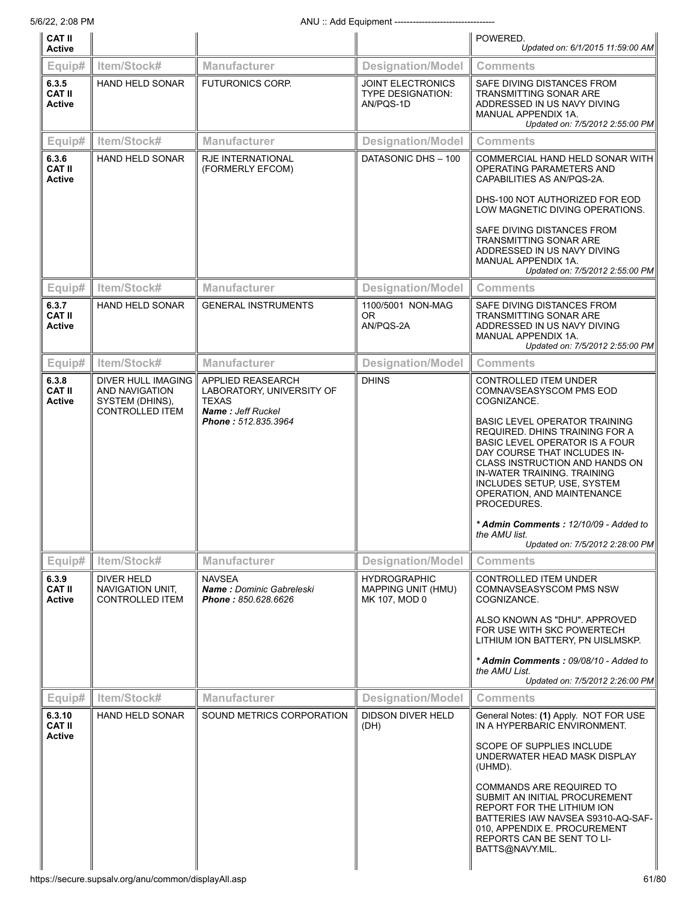| Equip# | Item/Stock# | Manufacturer | Designation/Model | Comments |
| --- | --- | --- | --- | --- |
| CAT II Active | | | | POWERED. *Updated on: 6/1/2015 11:59:00 AM* |
| 6.3.5 CAT II Active | HAND HELD SONAR | FUTURONICS CORP. | JOINT ELECTRONICS TYPE DESIGNATION: AN/PQS-1D | SAFE DIVING DISTANCES FROM TRANSMITTING SONAR ARE ADDRESSED IN US NAVY DIVING MANUAL APPENDIX 1A. *Updated on: 7/5/2012 2:55:00 PM* |
| 6.3.6 CAT II Active | HAND HELD SONAR | RJE INTERNATIONAL (FORMERLY EFCOM) | DATASONIC DHS – 100 | COMMERCIAL HAND HELD SONAR WITH OPERATING PARAMETERS AND CAPABILITIES AS AN/PQS-2A.<br><br>DHS-100 NOT AUTHORIZED FOR EOD LOW MAGNETIC DIVING OPERATIONS.<br><br>SAFE DIVING DISTANCES FROM TRANSMITTING SONAR ARE ADDRESSED IN US NAVY DIVING MANUAL APPENDIX 1A. *Updated on: 7/5/2012 2:55:00 PM* |
| 6.3.7 CAT II Active | HAND HELD SONAR | GENERAL INSTRUMENTS | 1100/5001 NON-MAG OR AN/PQS-2A | SAFE DIVING DISTANCES FROM TRANSMITTING SONAR ARE ADDRESSED IN US NAVY DIVING MANUAL APPENDIX 1A. *Updated on: 7/5/2012 2:55:00 PM* |
| 6.3.8 CAT II Active | DIVER HULL IMAGING AND NAVIGATION SYSTEM (DHINS), CONTROLLED ITEM | APPLIED REASEARCH LABORATORY, UNIVERSITY OF TEXAS<br>***Name :** Jeff Ruckel*<br>***Phone :** 512.835.3964* | DHINS | CONTROLLED ITEM UNDER COMNAVSEASYSCOM PMS EOD COGNIZANCE.<br><br>BASIC LEVEL OPERATOR TRAINING REQUIRED. DHINS TRAINING FOR A BASIC LEVEL OPERATOR IS A FOUR DAY COURSE THAT INCLUDES IN-CLASS INSTRUCTION AND HANDS ON IN-WATER TRAINING. TRAINING INCLUDES SETUP, USE, SYSTEM OPERATION, AND MAINTENANCE PROCEDURES.<br><br>***\* Admin Comments :** 12/10/09 - Added to the AMU list.*<br>*Updated on: 7/5/2012 2:28:00 PM* |
| 6.3.9 CAT II Active | DIVER HELD NAVIGATION UNIT, CONTROLLED ITEM | NAVSEA<br>***Name :** Dominic Gabreleski*<br>***Phone :** 850.628.6626* | HYDROGRAPHIC MAPPING UNIT (HMU) MK 107, MOD 0 | CONTROLLED ITEM UNDER COMNAVSEASYSCOM PMS NSW COGNIZANCE.<br><br>ALSO KNOWN AS "DHU". APPROVED FOR USE WITH SKC POWERTECH LITHIUM ION BATTERY, PN UISLMSKP.<br><br>***\* Admin Comments :** 09/08/10 - Added to the AMU List.*<br>*Updated on: 7/5/2012 2:26:00 PM* |
| 6.3.10 CAT II Active | HAND HELD SONAR | SOUND METRICS CORPORATION | DIDSON DIVER HELD (DH) | General Notes: **(1)** Apply. NOT FOR USE IN A HYPERBARIC ENVIRONMENT.<br><br>SCOPE OF SUPPLIES INCLUDE UNDERWATER HEAD MASK DISPLAY (UHMD).<br><br>COMMANDS ARE REQUIRED TO SUBMIT AN INITIAL PROCUREMENT REPORT FOR THE LITHIUM ION BATTERIES IAW NAVSEA S9310-AQ-SAF-010, APPENDIX E. PROCUREMENT REPORTS CAN BE SENT TO LI-BATTS@NAVY.MIL. |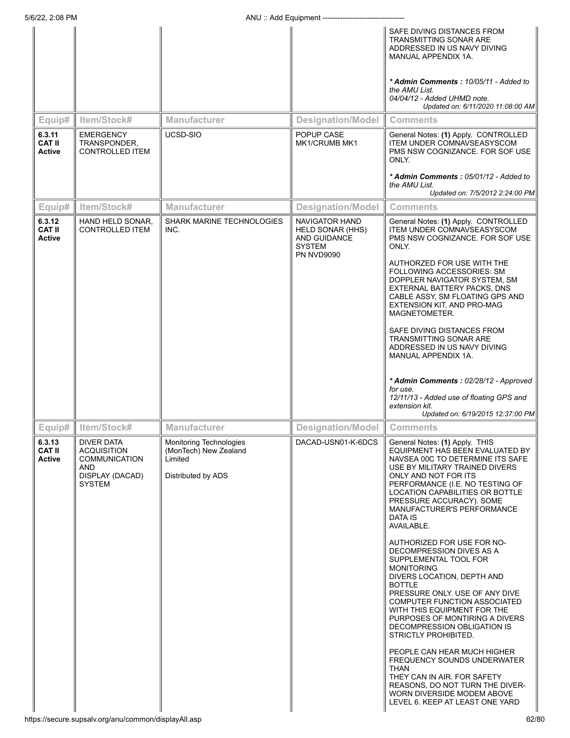| Equip# | Item/Stock# | Manufacturer | Designation/Model | Comments |
|---|---|---|---|---|
| | | | | SAFE DIVING DISTANCES FROM TRANSMITTING SONAR ARE ADDRESSED IN US NAVY DIVING MANUAL APPENDIX 1A.<br><br>***Admin Comments :** 10/05/11 - Added to the AMU List.*<br>*04/04/12 - Added UHMD note.*<br>*Updated on: 6/11/2020 11:08:00 AM* |

| Equip# | Item/Stock# | Manufacturer | Designation/Model | Comments |
|---|---|---|---|---|
| **6.3.11 CAT II Active** | EMERGENCY TRANSPONDER, CONTROLLED ITEM | UCSD-SIO | POPUP CASE MK1/CRUMB MK1 | General Notes: **(1)** Apply. CONTROLLED ITEM UNDER COMNAVSEASYSCOM PMS NSW COGNIZANCE. FOR SOF USE ONLY.<br><br>***Admin Comments :** 05/01/12 - Added to the AMU List.*<br>*Updated on: 7/5/2012 2:24:00 PM* |

| Equip# | Item/Stock# | Manufacturer | Designation/Model | Comments |
|---|---|---|---|---|
| **6.3.12 CAT II Active** | HAND HELD SONAR, CONTROLLED ITEM | SHARK MARINE TECHNOLOGIES INC. | NAVIGATOR HAND HELD SONAR (HHS) AND GUIDANCE SYSTEM PN NVD9090 | General Notes: **(1)** Apply. CONTROLLED ITEM UNDER COMNAVSEASYSCOM PMS NSW COGNIZANCE. FOR SOF USE ONLY.<br><br>AUTHORZED FOR USE WITH THE FOLLOWING ACCESSORIES: SM DOPPLER NAVIGATOR SYSTEM, SM EXTERNAL BATTERY PACKS, DNS CABLE ASSY, SM FLOATING GPS AND EXTENSION KIT, AND PRO-MAG MAGNETOMETER.<br><br>SAFE DIVING DISTANCES FROM TRANSMITTING SONAR ARE ADDRESSED IN US NAVY DIVING MANUAL APPENDIX 1A.<br><br>***Admin Comments :** 02/28/12 - Approved for use.*<br>*12/11/13 - Added use of floating GPS and extension kit.*<br>*Updated on: 6/19/2015 12:37:00 PM* |

| Equip# | Item/Stock# | Manufacturer | Designation/Model | Comments |
|---|---|---|---|---|
| **6.3.13 CAT II Active** | DIVER DATA ACQUISITION COMMUNICATION AND DISPLAY (DACAD) SYSTEM | Monitoring Technologies (MonTech) New Zealand Limited<br><br>Distributed by ADS | DACAD-USN01-K-6DCS | General Notes: **(1)** Apply. THIS EQUIPMENT HAS BEEN EVALUATED BY NAVSEA 00C TO DETERMINE ITS SAFE USE BY MILITARY TRAINED DIVERS ONLY AND NOT FOR ITS PERFORMANCE (I.E. NO TESTING OF LOCATION CAPABILITIES OR BOTTLE PRESSURE ACCURACY). SOME MANUFACTURER'S PERFORMANCE DATA IS AVAILABLE.<br><br>AUTHORIZED FOR USE FOR NO-DECOMPRESSION DIVES AS A SUPPLEMENTAL TOOL FOR MONITORING DIVERS LOCATION, DEPTH AND BOTTLE PRESSURE ONLY. USE OF ANY DIVE COMPUTER FUNCTION ASSOCIATED WITH THIS EQUIPMENT FOR THE PURPOSES OF MONTIRING A DIVERS DECOMPRESSION OBLIGATION IS STRICTLY PROHIBITED.<br><br>PEOPLE CAN HEAR MUCH HIGHER FREQUENCY SOUNDS UNDERWATER THAN THEY CAN IN AIR. FOR SAFETY REASONS, DO NOT TURN THE DIVER-WORN DIVERSIDE MODEM ABOVE LEVEL 6. KEEP AT LEAST ONE YARD |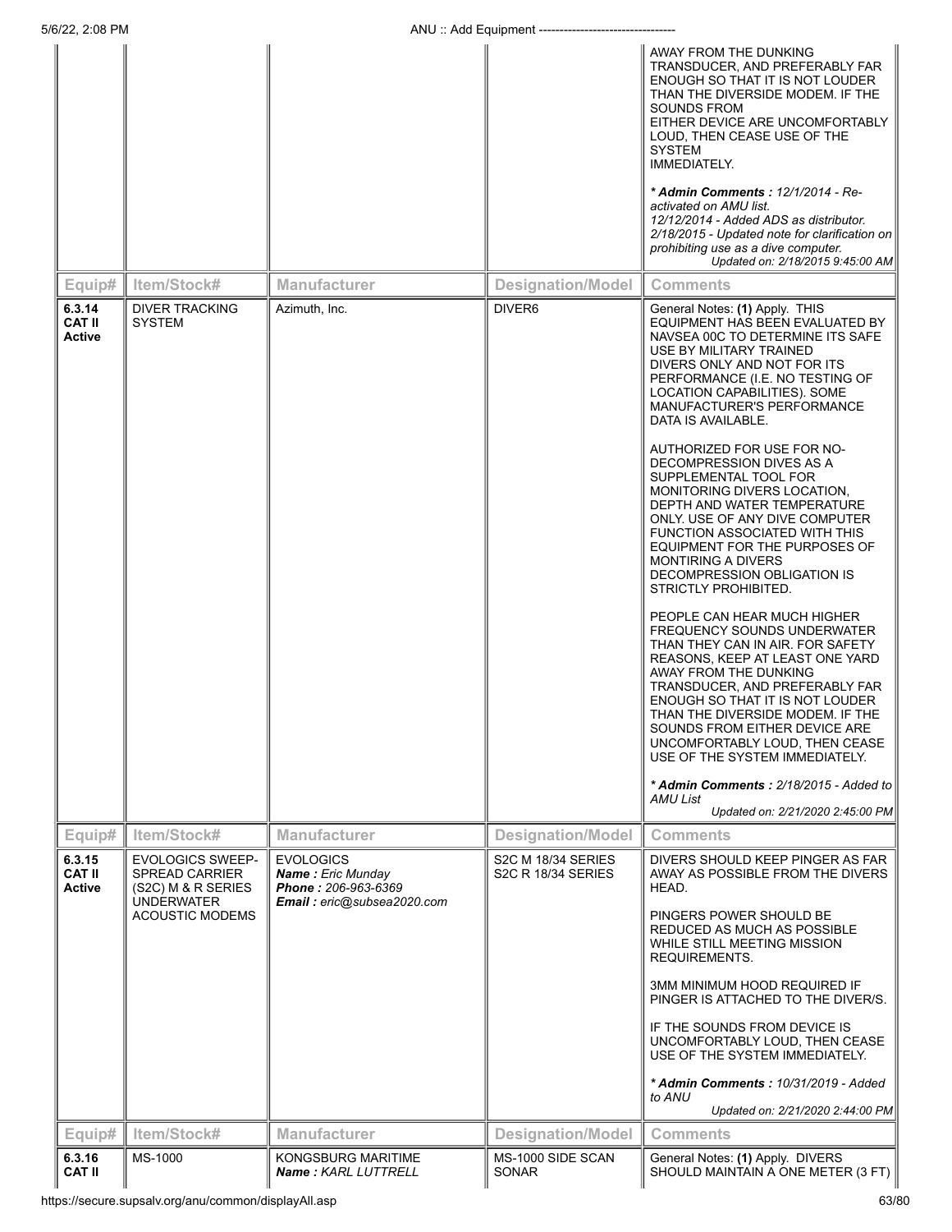| Equip# | Item/Stock# | Manufacturer | Designation/Model | Comments |
|---|---|---|---|---|
| | | | | AWAY FROM THE DUNKING TRANSDUCER, AND PREFERABLY FAR ENOUGH SO THAT IT IS NOT LOUDER THAN THE DIVERSIDE MODEM. IF THE SOUNDS FROM EITHER DEVICE ARE UNCOMFORTABLY LOUD, THEN CEASE USE OF THE SYSTEM IMMEDIATELY. <br><br> ***Admin Comments :** 12/1/2014 - Re-activated on AMU list. 12/12/2014 - Added ADS as distributor. 2/18/2015 - Updated note for clarification on prohibiting use as a dive computer.* <br> *Updated on: 2/18/2015 9:45:00 AM* |

| Equip# | Item/Stock# | Manufacturer | Designation/Model | Comments |
|---|---|---|---|---|
| **6.3.14 CAT II Active** | DIVER TRACKING SYSTEM | Azimuth, Inc. | DIVER6 | General Notes: **(1)** Apply. THIS EQUIPMENT HAS BEEN EVALUATED BY NAVSEA 00C TO DETERMINE ITS SAFE USE BY MILITARY TRAINED DIVERS ONLY AND NOT FOR ITS PERFORMANCE (I.E. NO TESTING OF LOCATION CAPABILITIES). SOME MANUFACTURER'S PERFORMANCE DATA IS AVAILABLE. <br><br> AUTHORIZED FOR USE FOR NO-DECOMPRESSION DIVES AS A SUPPLEMENTAL TOOL FOR MONITORING DIVERS LOCATION, DEPTH AND WATER TEMPERATURE ONLY. USE OF ANY DIVE COMPUTER FUNCTION ASSOCIATED WITH THIS EQUIPMENT FOR THE PURPOSES OF MONTIRING A DIVERS DECOMPRESSION OBLIGATION IS STRICTLY PROHIBITED. <br><br> PEOPLE CAN HEAR MUCH HIGHER FREQUENCY SOUNDS UNDERWATER THAN THEY CAN IN AIR. FOR SAFETY REASONS, KEEP AT LEAST ONE YARD AWAY FROM THE DUNKING TRANSDUCER, AND PREFERABLY FAR ENOUGH SO THAT IT IS NOT LOUDER THAN THE DIVERSIDE MODEM. IF THE SOUNDS FROM EITHER DEVICE ARE UNCOMFORTABLY LOUD, THEN CEASE USE OF THE SYSTEM IMMEDIATELY. <br><br> ***Admin Comments :** 2/18/2015 - Added to AMU List* <br> *Updated on: 2/21/2020 2:45:00 PM* |

| Equip# | Item/Stock# | Manufacturer | Designation/Model | Comments |
|---|---|---|---|---|
| **6.3.15 CAT II Active** | EVOLOGICS SWEEP-SPREAD CARRIER (S2C) M & R SERIES UNDERWATER ACOUSTIC MODEMS | EVOLOGICS <br> ***Name :** Eric Munday* <br> ***Phone :** 206-963-6369* <br> ***Email :** eric@subsea2020.com* | S2C M 18/34 SERIES <br> S2C R 18/34 SERIES | DIVERS SHOULD KEEP PINGER AS FAR AWAY AS POSSIBLE FROM THE DIVERS HEAD. <br><br> PINGERS POWER SHOULD BE REDUCED AS MUCH AS POSSIBLE WHILE STILL MEETING MISSION REQUIREMENTS. <br><br> 3MM MINIMUM HOOD REQUIRED IF PINGER IS ATTACHED TO THE DIVER/S. <br><br> IF THE SOUNDS FROM DEVICE IS UNCOMFORTABLY LOUD, THEN CEASE USE OF THE SYSTEM IMMEDIATELY. <br><br> ***Admin Comments :** 10/31/2019 - Added to ANU* <br> *Updated on: 2/21/2020 2:44:00 PM* |

| Equip# | Item/Stock# | Manufacturer | Designation/Model | Comments |
|---|---|---|---|---|
| **6.3.16 CAT II** | MS-1000 | KONGSBURG MARITIME <br> ***Name :** KARL LUTTRELL* | MS-1000 SIDE SCAN SONAR | General Notes: **(1)** Apply. DIVERS SHOULD MAINTAIN A ONE METER (3 FT) |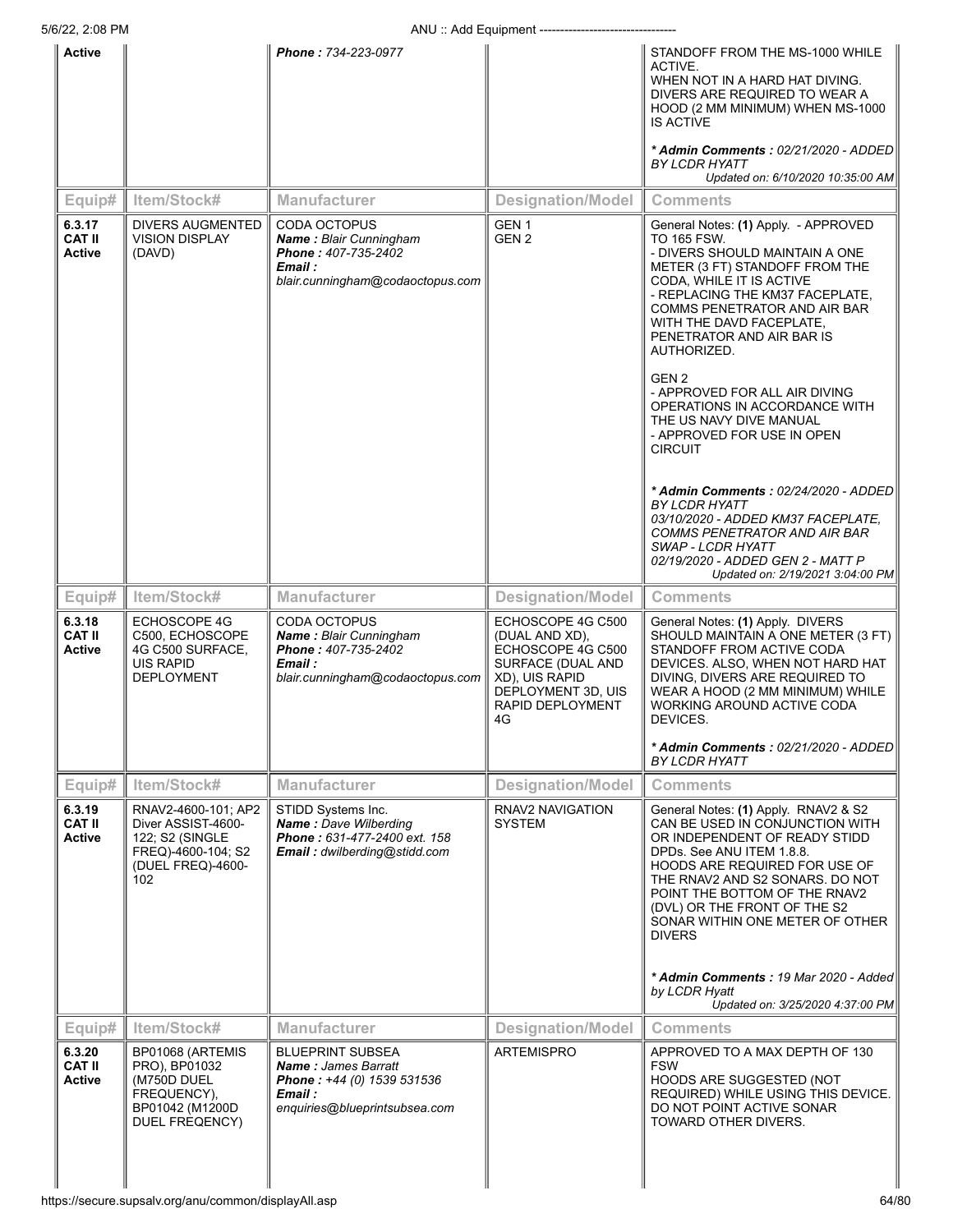| Equip# | Item/Stock# | Manufacturer | Designation/Model | Comments |
|---|---|---|---|---|
| Active | | **Phone :** 734-223-0977 | | STANDOFF FROM THE MS-1000 WHILE ACTIVE.<br>WHEN NOT IN A HARD HAT DIVING. DIVERS ARE REQUIRED TO WEAR A HOOD (2 MM MINIMUM) WHEN MS-1000 IS ACTIVE<br><br>***Admin Comments :** 02/21/2020 - ADDED BY LCDR HYATT*<br>*Updated on: 6/10/2020 10:35:00 AM* |

| Equip# | Item/Stock# | Manufacturer | Designation/Model | Comments |
|---|---|---|---|---|
| **6.3.17 CAT II Active** | DIVERS AUGMENTED VISION DISPLAY (DAVD) | CODA OCTOPUS<br>***Name :** Blair Cunningham*<br>***Phone :** 407-735-2402*<br>***Email :** blair.cunningham@codaoctopus.com* | GEN 1<br>GEN 2 | General Notes: **(1)** Apply. - APPROVED TO 165 FSW.<br>- DIVERS SHOULD MAINTAIN A ONE METER (3 FT) STANDOFF FROM THE CODA, WHILE IT IS ACTIVE<br>- REPLACING THE KM37 FACEPLATE, COMMS PENETRATOR AND AIR BAR WITH THE DAVD FACEPLATE, PENETRATOR AND AIR BAR IS AUTHORIZED.<br><br>GEN 2<br>- APPROVED FOR ALL AIR DIVING OPERATIONS IN ACCORDANCE WITH THE US NAVY DIVE MANUAL<br>- APPROVED FOR USE IN OPEN CIRCUIT<br><br>***Admin Comments :** 02/24/2020 - ADDED BY LCDR HYATT*<br>*03/10/2020 - ADDED KM37 FACEPLATE, COMMS PENETRATOR AND AIR BAR SWAP - LCDR HYATT*<br>*02/19/2020 - ADDED GEN 2 - MATT P*<br>*Updated on: 2/19/2021 3:04:00 PM* |

| Equip# | Item/Stock# | Manufacturer | Designation/Model | Comments |
|---|---|---|---|---|
| **6.3.18 CAT II Active** | ECHOSCOPE 4G C500, ECHOSCOPE 4G C500 SURFACE, UIS RAPID DEPLOYMENT | CODA OCTOPUS<br>***Name :** Blair Cunningham*<br>***Phone :** 407-735-2402*<br>***Email :** blair.cunningham@codaoctopus.com* | ECHOSCOPE 4G C500 (DUAL AND XD), ECHOSCOPE 4G C500 SURFACE (DUAL AND XD), UIS RAPID DEPLOYMENT 3D, UIS RAPID DEPLOYMENT 4G | General Notes: **(1)** Apply. DIVERS SHOULD MAINTAIN A ONE METER (3 FT) STANDOFF FROM ACTIVE CODA DEVICES. ALSO, WHEN NOT HARD HAT DIVING, DIVERS ARE REQUIRED TO WEAR A HOOD (2 MM MINIMUM) WHILE WORKING AROUND ACTIVE CODA DEVICES.<br><br>***Admin Comments :** 02/21/2020 - ADDED BY LCDR HYATT* |

| Equip# | Item/Stock# | Manufacturer | Designation/Model | Comments |
|---|---|---|---|---|
| **6.3.19 CAT II Active** | RNAV2-4600-101; AP2 Diver ASSIST-4600-122; S2 (SINGLE FREQ)-4600-104; S2 (DUEL FREQ)-4600-102 | STIDD Systems Inc.<br>***Name :** Dave Wilberding*<br>***Phone :** 631-477-2400 ext. 158*<br>***Email :** dwilberding@stidd.com* | RNAV2 NAVIGATION SYSTEM | General Notes: **(1)** Apply. RNAV2 & S2 CAN BE USED IN CONJUNCTION WITH OR INDEPENDENT OF READY STIDD DPDs. See ANU ITEM 1.8.8.<br>HOODS ARE REQUIRED FOR USE OF THE RNAV2 AND S2 SONARS. DO NOT POINT THE BOTTOM OF THE RNAV2 (DVL) OR THE FRONT OF THE S2 SONAR WITHIN ONE METER OF OTHER DIVERS<br><br>***Admin Comments :** 19 Mar 2020 - Added by LCDR Hyatt*<br>*Updated on: 3/25/2020 4:37:00 PM* |

| Equip# | Item/Stock# | Manufacturer | Designation/Model | Comments |
|---|---|---|---|---|
| **6.3.20 CAT II Active** | BP01068 (ARTEMIS PRO), BP01032 (M750D DUEL FREQUENCY), BP01042 (M1200D DUEL FREQENCY) | BLUEPRINT SUBSEA<br>***Name :** James Barratt*<br>***Phone :** +44 (0) 1539 531536*<br>***Email :** enquiries@blueprintsubsea.com* | ARTEMISPRO | APPROVED TO A MAX DEPTH OF 130 FSW<br>HOODS ARE SUGGESTED (NOT REQUIRED) WHILE USING THIS DEVICE. DO NOT POINT ACTIVE SONAR TOWARD OTHER DIVERS. |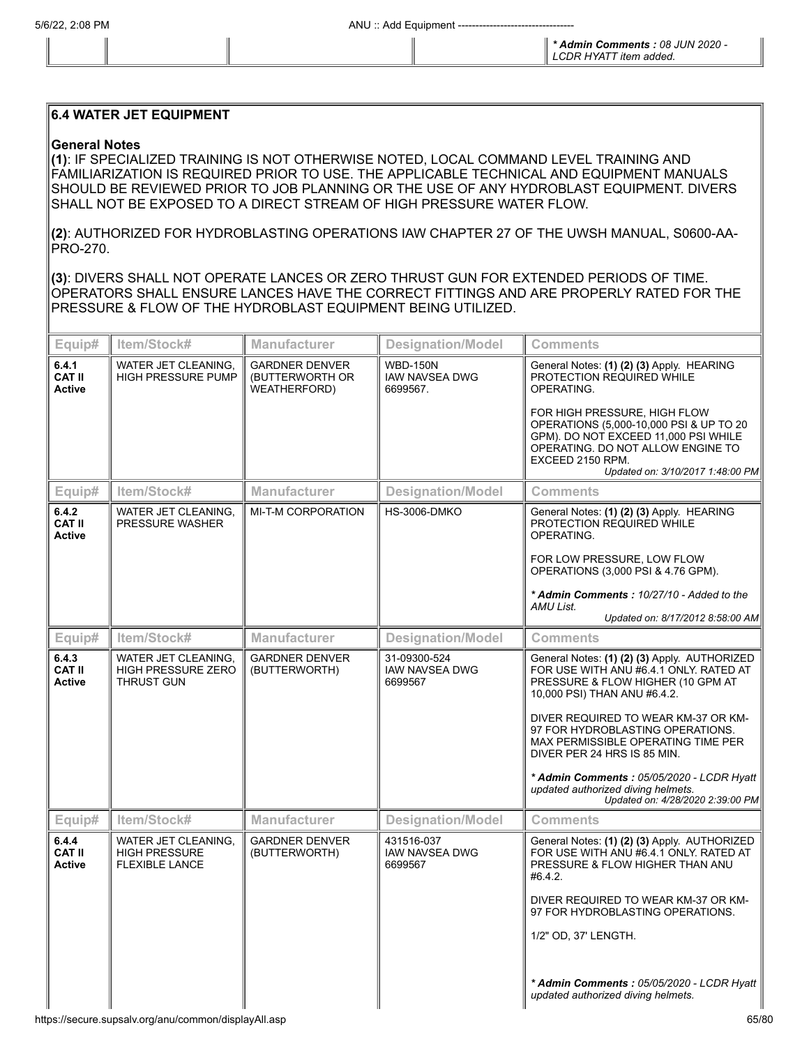| | | | | * **Admin Comments :** *08 JUN 2020 - LCDR HYATT item added.* |
|---|---|---|---|---|

## 6.4 WATER JET EQUIPMENT

**General Notes**

**(1)**: IF SPECIALIZED TRAINING IS NOT OTHERWISE NOTED, LOCAL COMMAND LEVEL TRAINING AND FAMILIARIZATION IS REQUIRED PRIOR TO USE. THE APPLICABLE TECHNICAL AND EQUIPMENT MANUALS SHOULD BE REVIEWED PRIOR TO JOB PLANNING OR THE USE OF ANY HYDROBLAST EQUIPMENT. DIVERS SHALL NOT BE EXPOSED TO A DIRECT STREAM OF HIGH PRESSURE WATER FLOW.

**(2)**: AUTHORIZED FOR HYDROBLASTING OPERATIONS IAW CHAPTER 27 OF THE UWSH MANUAL, S0600-AA-PRO-270.

**(3)**: DIVERS SHALL NOT OPERATE LANCES OR ZERO THRUST GUN FOR EXTENDED PERIODS OF TIME. OPERATORS SHALL ENSURE LANCES HAVE THE CORRECT FITTINGS AND ARE PROPERLY RATED FOR THE PRESSURE & FLOW OF THE HYDROBLAST EQUIPMENT BEING UTILIZED.

| Equip# | Item/Stock# | Manufacturer | Designation/Model | Comments |
|---|---|---|---|---|
| **6.4.1 CAT II Active** | WATER JET CLEANING, HIGH PRESSURE PUMP | GARDNER DENVER (BUTTERWORTH OR WEATHERFORD) | WBD-150N IAW NAVSEA DWG 6699567. | General Notes: **(1) (2) (3)** Apply. HEARING PROTECTION REQUIRED WHILE OPERATING.<br><br>FOR HIGH PRESSURE, HIGH FLOW OPERATIONS (5,000-10,000 PSI & UP TO 20 GPM). DO NOT EXCEED 11,000 PSI WHILE OPERATING. DO NOT ALLOW ENGINE TO EXCEED 2150 RPM.<br>*Updated on: 3/10/2017 1:48:00 PM* |
| **6.4.2 CAT II Active** | WATER JET CLEANING, PRESSURE WASHER | MI-T-M CORPORATION | HS-3006-DMKO | General Notes: **(1) (2) (3)** Apply. HEARING PROTECTION REQUIRED WHILE OPERATING.<br><br>FOR LOW PRESSURE, LOW FLOW OPERATIONS (3,000 PSI & 4.76 GPM).<br><br>* **Admin Comments :** *10/27/10 - Added to the AMU List.*<br>*Updated on: 8/17/2012 8:58:00 AM* |
| **6.4.3 CAT II Active** | WATER JET CLEANING, HIGH PRESSURE ZERO THRUST GUN | GARDNER DENVER (BUTTERWORTH) | 31-09300-524 IAW NAVSEA DWG 6699567 | General Notes: **(1) (2) (3)** Apply. AUTHORIZED FOR USE WITH ANU #6.4.1 ONLY. RATED AT PRESSURE & FLOW HIGHER (10 GPM AT 10,000 PSI) THAN ANU #6.4.2.<br><br>DIVER REQUIRED TO WEAR KM-37 OR KM-97 FOR HYDROBLASTING OPERATIONS. MAX PERMISSIBLE OPERATING TIME PER DIVER PER 24 HRS IS 85 MIN.<br><br>* **Admin Comments :** *05/05/2020 - LCDR Hyatt updated authorized diving helmets.*<br>*Updated on: 4/28/2020 2:39:00 PM* |
| **6.4.4 CAT II Active** | WATER JET CLEANING, HIGH PRESSURE FLEXIBLE LANCE | GARDNER DENVER (BUTTERWORTH) | 431516-037 IAW NAVSEA DWG 6699567 | General Notes: **(1) (2) (3)** Apply. AUTHORIZED FOR USE WITH ANU #6.4.1 ONLY. RATED AT PRESSURE & FLOW HIGHER THAN ANU #6.4.2.<br><br>DIVER REQUIRED TO WEAR KM-37 OR KM-97 FOR HYDROBLASTING OPERATIONS.<br><br>1/2" OD, 37' LENGTH.<br><br>* **Admin Comments :** *05/05/2020 - LCDR Hyatt updated authorized diving helmets.* |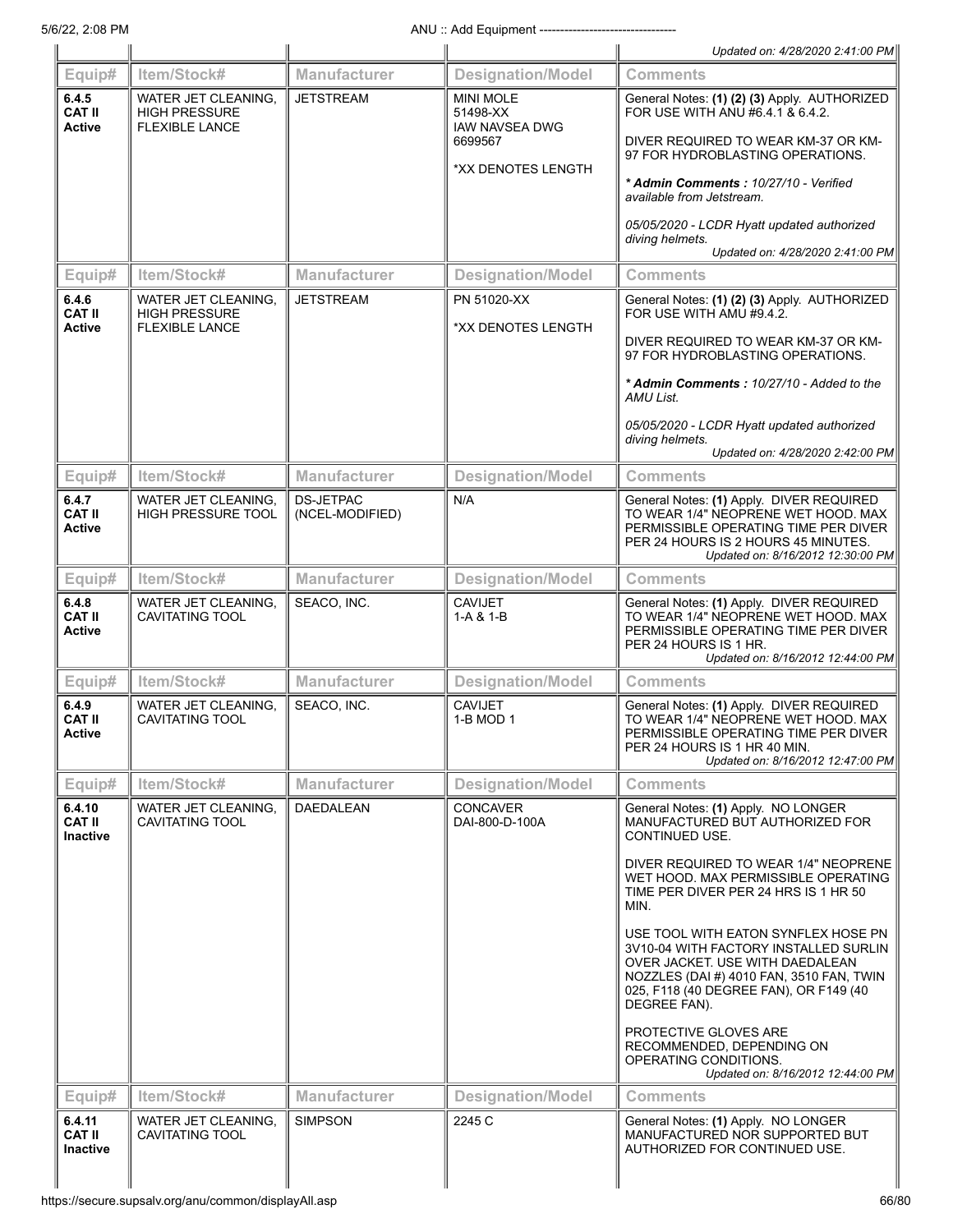| | | | | Updated on: 4/28/2020 2:41:00 PM |
|---|---|---|---|---|

| Equip# | Item/Stock# | Manufacturer | Designation/Model | Comments |
|---|---|---|---|---|
| **6.4.5 CAT II Active** | WATER JET CLEANING, HIGH PRESSURE FLEXIBLE LANCE | JETSTREAM | MINI MOLE 51498-XX IAW NAVSEA DWG 6699567<br><br>*XX DENOTES LENGTH | General Notes: **(1) (2) (3)** Apply. AUTHORIZED FOR USE WITH ANU #6.4.1 & 6.4.2.<br><br>DIVER REQUIRED TO WEAR KM-37 OR KM-97 FOR HYDROBLASTING OPERATIONS.<br><br>***\* Admin Comments :** 10/27/10 - Verified available from Jetstream.*<br><br>*05/05/2020 - LCDR Hyatt updated authorized diving helmets.*<br>*Updated on: 4/28/2020 2:41:00 PM* |

| Equip# | Item/Stock# | Manufacturer | Designation/Model | Comments |
|---|---|---|---|---|
| **6.4.6 CAT II Active** | WATER JET CLEANING, HIGH PRESSURE FLEXIBLE LANCE | JETSTREAM | PN 51020-XX<br><br>*XX DENOTES LENGTH | General Notes: **(1) (2) (3)** Apply. AUTHORIZED FOR USE WITH AMU #9.4.2.<br><br>DIVER REQUIRED TO WEAR KM-37 OR KM-97 FOR HYDROBLASTING OPERATIONS.<br><br>***\* Admin Comments :** 10/27/10 - Added to the AMU List.*<br><br>*05/05/2020 - LCDR Hyatt updated authorized diving helmets.*<br>*Updated on: 4/28/2020 2:42:00 PM* |

| Equip# | Item/Stock# | Manufacturer | Designation/Model | Comments |
|---|---|---|---|---|
| **6.4.7 CAT II Active** | WATER JET CLEANING, HIGH PRESSURE TOOL | DS-JETPAC (NCEL-MODIFIED) | N/A | General Notes: **(1)** Apply. DIVER REQUIRED TO WEAR 1/4" NEOPRENE WET HOOD. MAX PERMISSIBLE OPERATING TIME PER DIVER PER 24 HOURS IS 2 HOURS 45 MINUTES.<br>*Updated on: 8/16/2012 12:30:00 PM* |

| Equip# | Item/Stock# | Manufacturer | Designation/Model | Comments |
|---|---|---|---|---|
| **6.4.8 CAT II Active** | WATER JET CLEANING, CAVITATING TOOL | SEACO, INC. | CAVIJET 1-A & 1-B | General Notes: **(1)** Apply. DIVER REQUIRED TO WEAR 1/4" NEOPRENE WET HOOD. MAX PERMISSIBLE OPERATING TIME PER DIVER PER 24 HOURS IS 1 HR.<br>*Updated on: 8/16/2012 12:44:00 PM* |

| Equip# | Item/Stock# | Manufacturer | Designation/Model | Comments |
|---|---|---|---|---|
| **6.4.9 CAT II Active** | WATER JET CLEANING, CAVITATING TOOL | SEACO, INC. | CAVIJET 1-B MOD 1 | General Notes: **(1)** Apply. DIVER REQUIRED TO WEAR 1/4" NEOPRENE WET HOOD. MAX PERMISSIBLE OPERATING TIME PER DIVER PER 24 HOURS IS 1 HR 40 MIN.<br>*Updated on: 8/16/2012 12:47:00 PM* |

| Equip# | Item/Stock# | Manufacturer | Designation/Model | Comments |
|---|---|---|---|---|
| **6.4.10 CAT II Inactive** | WATER JET CLEANING, CAVITATING TOOL | DAEDALEAN | CONCAVER DAI-800-D-100A | General Notes: **(1)** Apply. NO LONGER MANUFACTURED BUT AUTHORIZED FOR CONTINUED USE.<br><br>DIVER REQUIRED TO WEAR 1/4" NEOPRENE WET HOOD. MAX PERMISSIBLE OPERATING TIME PER DIVER PER 24 HRS IS 1 HR 50 MIN.<br><br>USE TOOL WITH EATON SYNFLEX HOSE PN 3V10-04 WITH FACTORY INSTALLED SURLIN OVER JACKET. USE WITH DAEDALEAN NOZZLES (DAI #) 4010 FAN, 3510 FAN, TWIN 025, F118 (40 DEGREE FAN), OR F149 (40 DEGREE FAN).<br><br>PROTECTIVE GLOVES ARE RECOMMENDED, DEPENDING ON OPERATING CONDITIONS.<br>*Updated on: 8/16/2012 12:44:00 PM* |

| Equip# | Item/Stock# | Manufacturer | Designation/Model | Comments |
|---|---|---|---|---|
| **6.4.11 CAT II Inactive** | WATER JET CLEANING, CAVITATING TOOL | SIMPSON | 2245 C | General Notes: **(1)** Apply. NO LONGER MANUFACTURED NOR SUPPORTED BUT AUTHORIZED FOR CONTINUED USE. |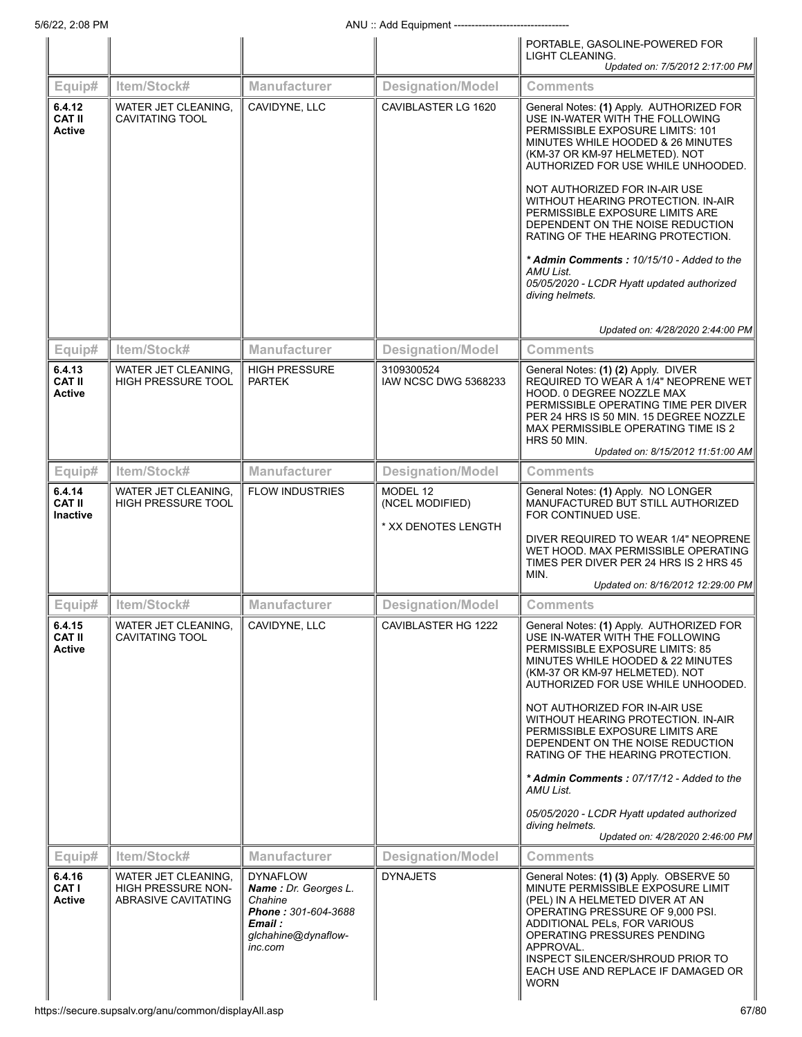| | | | | PORTABLE, GASOLINE-POWERED FOR LIGHT CLEANING. *Updated on: 7/5/2012 2:17:00 PM* |
|---|---|---|---|---|

| Equip# | Item/Stock# | Manufacturer | Designation/Model | Comments |
|---|---|---|---|---|
| **6.4.12 CAT II Active** | WATER JET CLEANING, CAVITATING TOOL | CAVIDYNE, LLC | CAVIBLASTER LG 1620 | General Notes: **(1)** Apply. AUTHORIZED FOR USE IN-WATER WITH THE FOLLOWING PERMISSIBLE EXPOSURE LIMITS: 101 MINUTES WHILE HOODED & 26 MINUTES (KM-37 OR KM-97 HELMETED). NOT AUTHORIZED FOR USE WHILE UNHOODED.<br><br>NOT AUTHORIZED FOR IN-AIR USE WITHOUT HEARING PROTECTION. IN-AIR PERMISSIBLE EXPOSURE LIMITS ARE DEPENDENT ON THE NOISE REDUCTION RATING OF THE HEARING PROTECTION.<br><br>***\* Admin Comments :*** *10/15/10 - Added to the AMU List.*<br>*05/05/2020 - LCDR Hyatt updated authorized diving helmets.*<br><br>*Updated on: 4/28/2020 2:44:00 PM* |

| Equip# | Item/Stock# | Manufacturer | Designation/Model | Comments |
|---|---|---|---|---|
| **6.4.13 CAT II Active** | WATER JET CLEANING, HIGH PRESSURE TOOL | HIGH PRESSURE PARTEK | 3109300524<br>IAW NCSC DWG 5368233 | General Notes: **(1) (2)** Apply. DIVER REQUIRED TO WEAR A 1/4" NEOPRENE WET HOOD. 0 DEGREE NOZZLE MAX PERMISSIBLE OPERATING TIME PER DIVER PER 24 HRS IS 50 MIN. 15 DEGREE NOZZLE MAX PERMISSIBLE OPERATING TIME IS 2 HRS 50 MIN.<br>*Updated on: 8/15/2012 11:51:00 AM* |

| Equip# | Item/Stock# | Manufacturer | Designation/Model | Comments |
|---|---|---|---|---|
| **6.4.14 CAT II Inactive** | WATER JET CLEANING, HIGH PRESSURE TOOL | FLOW INDUSTRIES | MODEL 12<br>(NCEL MODIFIED)<br><br>* XX DENOTES LENGTH | General Notes: **(1)** Apply. NO LONGER MANUFACTURED BUT STILL AUTHORIZED FOR CONTINUED USE.<br><br>DIVER REQUIRED TO WEAR 1/4" NEOPRENE WET HOOD. MAX PERMISSIBLE OPERATING TIMES PER DIVER PER 24 HRS IS 2 HRS 45 MIN.<br>*Updated on: 8/16/2012 12:29:00 PM* |

| Equip# | Item/Stock# | Manufacturer | Designation/Model | Comments |
|---|---|---|---|---|
| **6.4.15 CAT II Active** | WATER JET CLEANING, CAVITATING TOOL | CAVIDYNE, LLC | CAVIBLASTER HG 1222 | General Notes: **(1)** Apply. AUTHORIZED FOR USE IN-WATER WITH THE FOLLOWING PERMISSIBLE EXPOSURE LIMITS: 85 MINUTES WHILE HOODED & 22 MINUTES (KM-37 OR KM-97 HELMETED). NOT AUTHORIZED FOR USE WHILE UNHOODED.<br><br>NOT AUTHORIZED FOR IN-AIR USE WITHOUT HEARING PROTECTION. IN-AIR PERMISSIBLE EXPOSURE LIMITS ARE DEPENDENT ON THE NOISE REDUCTION RATING OF THE HEARING PROTECTION.<br><br>***\* Admin Comments :*** *07/17/12 - Added to the AMU List.*<br><br>*05/05/2020 - LCDR Hyatt updated authorized diving helmets.*<br>*Updated on: 4/28/2020 2:46:00 PM* |

| Equip# | Item/Stock# | Manufacturer | Designation/Model | Comments |
|---|---|---|---|---|
| **6.4.16 CAT I Active** | WATER JET CLEANING, HIGH PRESSURE NON-ABRASIVE CAVITATING | DYNAFLOW<br>***Name :*** *Dr. Georges L. Chahine*<br>***Phone :*** *301-604-3688*<br>***Email :*** *glchahine@dynaflow-inc.com* | DYNAJETS | General Notes: **(1) (3)** Apply. OBSERVE 50 MINUTE PERMISSIBLE EXPOSURE LIMIT (PEL) IN A HELMETED DIVER AT AN OPERATING PRESSURE OF 9,000 PSI. ADDITIONAL PELs, FOR VARIOUS OPERATING PRESSURES PENDING APPROVAL.<br>INSPECT SILENCER/SHROUD PRIOR TO EACH USE AND REPLACE IF DAMAGED OR WORN |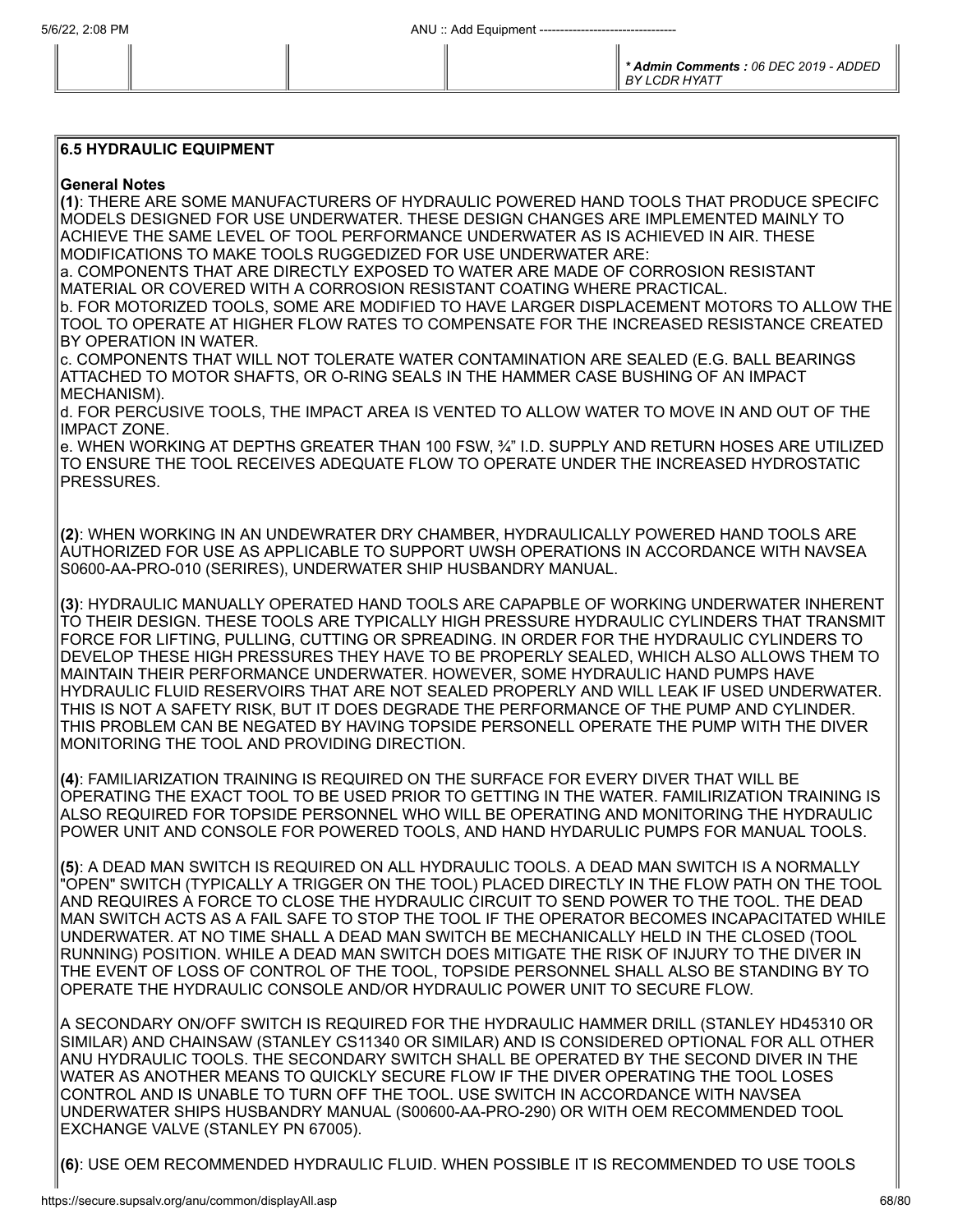| | | | | *** Admin Comments :** *06 DEC 2019 - ADDED BY LCDR HYATT* |
|---|---|---|---|---|

**6.5 HYDRAULIC EQUIPMENT**

**General Notes**

**(1)**: THERE ARE SOME MANUFACTURERS OF HYDRAULIC POWERED HAND TOOLS THAT PRODUCE SPECIFC MODELS DESIGNED FOR USE UNDERWATER. THESE DESIGN CHANGES ARE IMPLEMENTED MAINLY TO ACHIEVE THE SAME LEVEL OF TOOL PERFORMANCE UNDERWATER AS IS ACHIEVED IN AIR. THESE MODIFICATIONS TO MAKE TOOLS RUGGEDIZED FOR USE UNDERWATER ARE:
a. COMPONENTS THAT ARE DIRECTLY EXPOSED TO WATER ARE MADE OF CORROSION RESISTANT MATERIAL OR COVERED WITH A CORROSION RESISTANT COATING WHERE PRACTICAL.
b. FOR MOTORIZED TOOLS, SOME ARE MODIFIED TO HAVE LARGER DISPLACEMENT MOTORS TO ALLOW THE TOOL TO OPERATE AT HIGHER FLOW RATES TO COMPENSATE FOR THE INCREASED RESISTANCE CREATED BY OPERATION IN WATER.
c. COMPONENTS THAT WILL NOT TOLERATE WATER CONTAMINATION ARE SEALED (E.G. BALL BEARINGS ATTACHED TO MOTOR SHAFTS, OR O-RING SEALS IN THE HAMMER CASE BUSHING OF AN IMPACT MECHANISM).
d. FOR PERCUSIVE TOOLS, THE IMPACT AREA IS VENTED TO ALLOW WATER TO MOVE IN AND OUT OF THE IMPACT ZONE.
e. WHEN WORKING AT DEPTHS GREATER THAN 100 FSW, ¾" I.D. SUPPLY AND RETURN HOSES ARE UTILIZED TO ENSURE THE TOOL RECEIVES ADEQUATE FLOW TO OPERATE UNDER THE INCREASED HYDROSTATIC PRESSURES.

**(2)**: WHEN WORKING IN AN UNDEWRATER DRY CHAMBER, HYDRAULICALLY POWERED HAND TOOLS ARE AUTHORIZED FOR USE AS APPLICABLE TO SUPPORT UWSH OPERATIONS IN ACCORDANCE WITH NAVSEA S0600-AA-PRO-010 (SERIRES), UNDERWATER SHIP HUSBANDRY MANUAL.

**(3)**: HYDRAULIC MANUALLY OPERATED HAND TOOLS ARE CAPAPBLE OF WORKING UNDERWATER INHERENT TO THEIR DESIGN. THESE TOOLS ARE TYPICALLY HIGH PRESSURE HYDRAULIC CYLINDERS THAT TRANSMIT FORCE FOR LIFTING, PULLING, CUTTING OR SPREADING. IN ORDER FOR THE HYDRAULIC CYLINDERS TO DEVELOP THESE HIGH PRESSURES THEY HAVE TO BE PROPERLY SEALED, WHICH ALSO ALLOWS THEM TO MAINTAIN THEIR PERFORMANCE UNDERWATER. HOWEVER, SOME HYDRAULIC HAND PUMPS HAVE HYDRAULIC FLUID RESERVOIRS THAT ARE NOT SEALED PROPERLY AND WILL LEAK IF USED UNDERWATER. THIS IS NOT A SAFETY RISK, BUT IT DOES DEGRADE THE PERFORMANCE OF THE PUMP AND CYLINDER. THIS PROBLEM CAN BE NEGATED BY HAVING TOPSIDE PERSONELL OPERATE THE PUMP WITH THE DIVER MONITORING THE TOOL AND PROVIDING DIRECTION.

**(4)**: FAMILIARIZATION TRAINING IS REQUIRED ON THE SURFACE FOR EVERY DIVER THAT WILL BE OPERATING THE EXACT TOOL TO BE USED PRIOR TO GETTING IN THE WATER. FAMILIRIZATION TRAINING IS ALSO REQUIRED FOR TOPSIDE PERSONNEL WHO WILL BE OPERATING AND MONITORING THE HYDRAULIC POWER UNIT AND CONSOLE FOR POWERED TOOLS, AND HAND HYDARULIC PUMPS FOR MANUAL TOOLS.

**(5)**: A DEAD MAN SWITCH IS REQUIRED ON ALL HYDRAULIC TOOLS. A DEAD MAN SWITCH IS A NORMALLY "OPEN" SWITCH (TYPICALLY A TRIGGER ON THE TOOL) PLACED DIRECTLY IN THE FLOW PATH ON THE TOOL AND REQUIRES A FORCE TO CLOSE THE HYDRAULIC CIRCUIT TO SEND POWER TO THE TOOL. THE DEAD MAN SWITCH ACTS AS A FAIL SAFE TO STOP THE TOOL IF THE OPERATOR BECOMES INCAPACITATED WHILE UNDERWATER. AT NO TIME SHALL A DEAD MAN SWITCH BE MECHANICALLY HELD IN THE CLOSED (TOOL RUNNING) POSITION. WHILE A DEAD MAN SWITCH DOES MITIGATE THE RISK OF INJURY TO THE DIVER IN THE EVENT OF LOSS OF CONTROL OF THE TOOL, TOPSIDE PERSONNEL SHALL ALSO BE STANDING BY TO OPERATE THE HYDRAULIC CONSOLE AND/OR HYDRAULIC POWER UNIT TO SECURE FLOW.

A SECONDARY ON/OFF SWITCH IS REQUIRED FOR THE HYDRAULIC HAMMER DRILL (STANLEY HD45310 OR SIMILAR) AND CHAINSAW (STANLEY CS11340 OR SIMILAR) AND IS CONSIDERED OPTIONAL FOR ALL OTHER ANU HYDRAULIC TOOLS. THE SECONDARY SWITCH SHALL BE OPERATED BY THE SECOND DIVER IN THE WATER AS ANOTHER MEANS TO QUICKLY SECURE FLOW IF THE DIVER OPERATING THE TOOL LOSES CONTROL AND IS UNABLE TO TURN OFF THE TOOL. USE SWITCH IN ACCORDANCE WITH NAVSEA UNDERWATER SHIPS HUSBANDRY MANUAL (S00600-AA-PRO-290) OR WITH OEM RECOMMENDED TOOL EXCHANGE VALVE (STANLEY PN 67005).

**(6)**: USE OEM RECOMMENDED HYDRAULIC FLUID. WHEN POSSIBLE IT IS RECOMMENDED TO USE TOOLS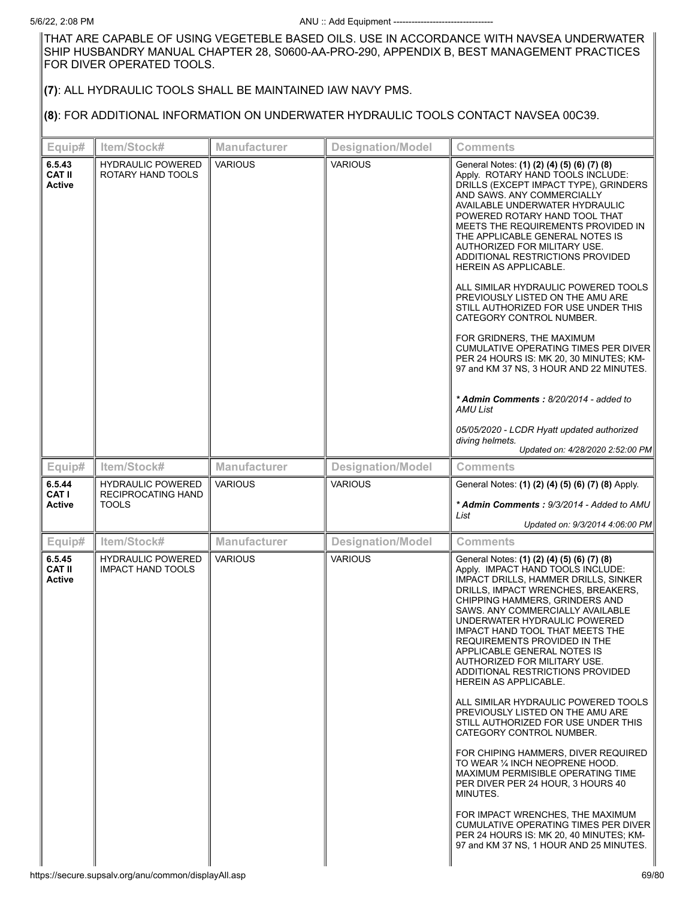THAT ARE CAPABLE OF USING VEGETEBLE BASED OILS. USE IN ACCORDANCE WITH NAVSEA UNDERWATER SHIP HUSBANDRY MANUAL CHAPTER 28, S0600-AA-PRO-290, APPENDIX B, BEST MANAGEMENT PRACTICES FOR DIVER OPERATED TOOLS.

**(7)**: ALL HYDRAULIC TOOLS SHALL BE MAINTAINED IAW NAVY PMS.

**(8)**: FOR ADDITIONAL INFORMATION ON UNDERWATER HYDRAULIC TOOLS CONTACT NAVSEA 00C39.

| Equip# | Item/Stock# | Manufacturer | Designation/Model | Comments |
|---|---|---|---|---|
| **6.5.43 CAT II Active** | HYDRAULIC POWERED ROTARY HAND TOOLS | VARIOUS | VARIOUS | General Notes: **(1) (2) (4) (5) (6) (7) (8)** Apply. ROTARY HAND TOOLS INCLUDE: DRILLS (EXCEPT IMPACT TYPE), GRINDERS AND SAWS. ANY COMMERCIALLY AVAILABLE UNDERWATER HYDRAULIC POWERED ROTARY HAND TOOL THAT MEETS THE REQUIREMENTS PROVIDED IN THE APPLICABLE GENERAL NOTES IS AUTHORIZED FOR MILITARY USE. ADDITIONAL RESTRICTIONS PROVIDED HEREIN AS APPLICABLE.<br><br>ALL SIMILAR HYDRAULIC POWERED TOOLS PREVIOUSLY LISTED ON THE AMU ARE STILL AUTHORIZED FOR USE UNDER THIS CATEGORY CONTROL NUMBER.<br><br>FOR GRIDNERS, THE MAXIMUM CUMULATIVE OPERATING TIMES PER DIVER PER 24 HOURS IS: MK 20, 30 MINUTES; KM-97 and KM 37 NS, 3 HOUR AND 22 MINUTES.<br><br>***\* Admin Comments :*** *8/20/2014 - added to AMU List*<br><br>*05/05/2020 - LCDR Hyatt updated authorized diving helmets.*<br>*Updated on: 4/28/2020 2:52:00 PM* |
| **6.5.44 CAT I Active** | HYDRAULIC POWERED RECIPROCATING HAND TOOLS | VARIOUS | VARIOUS | General Notes: **(1) (2) (4) (5) (6) (7) (8)** Apply.<br><br>***\* Admin Comments :*** *9/3/2014 - Added to AMU List*<br>*Updated on: 9/3/2014 4:06:00 PM* |
| **6.5.45 CAT II Active** | HYDRAULIC POWERED IMPACT HAND TOOLS | VARIOUS | VARIOUS | General Notes: **(1) (2) (4) (5) (6) (7) (8)** Apply. IMPACT HAND TOOLS INCLUDE: IMPACT DRILLS, HAMMER DRILLS, SINKER DRILLS, IMPACT WRENCHES, BREAKERS, CHIPPING HAMMERS, GRINDERS AND SAWS. ANY COMMERCIALLY AVAILABLE UNDERWATER HYDRAULIC POWERED IMPACT HAND TOOL THAT MEETS THE REQUIREMENTS PROVIDED IN THE APPLICABLE GENERAL NOTES IS AUTHORIZED FOR MILITARY USE. ADDITIONAL RESTRICTIONS PROVIDED HEREIN AS APPLICABLE.<br><br>ALL SIMILAR HYDRAULIC POWERED TOOLS PREVIOUSLY LISTED ON THE AMU ARE STILL AUTHORIZED FOR USE UNDER THIS CATEGORY CONTROL NUMBER.<br><br>FOR CHIPING HAMMERS, DIVER REQUIRED TO WEAR ¼ INCH NEOPRENE HOOD. MAXIMUM PERMISIBLE OPERATING TIME PER DIVER PER 24 HOUR, 3 HOURS 40 MINUTES.<br><br>FOR IMPACT WRENCHES, THE MAXIMUM CUMULATIVE OPERATING TIMES PER DIVER PER 24 HOURS IS: MK 20, 40 MINUTES; KM-97 and KM 37 NS, 1 HOUR AND 25 MINUTES. |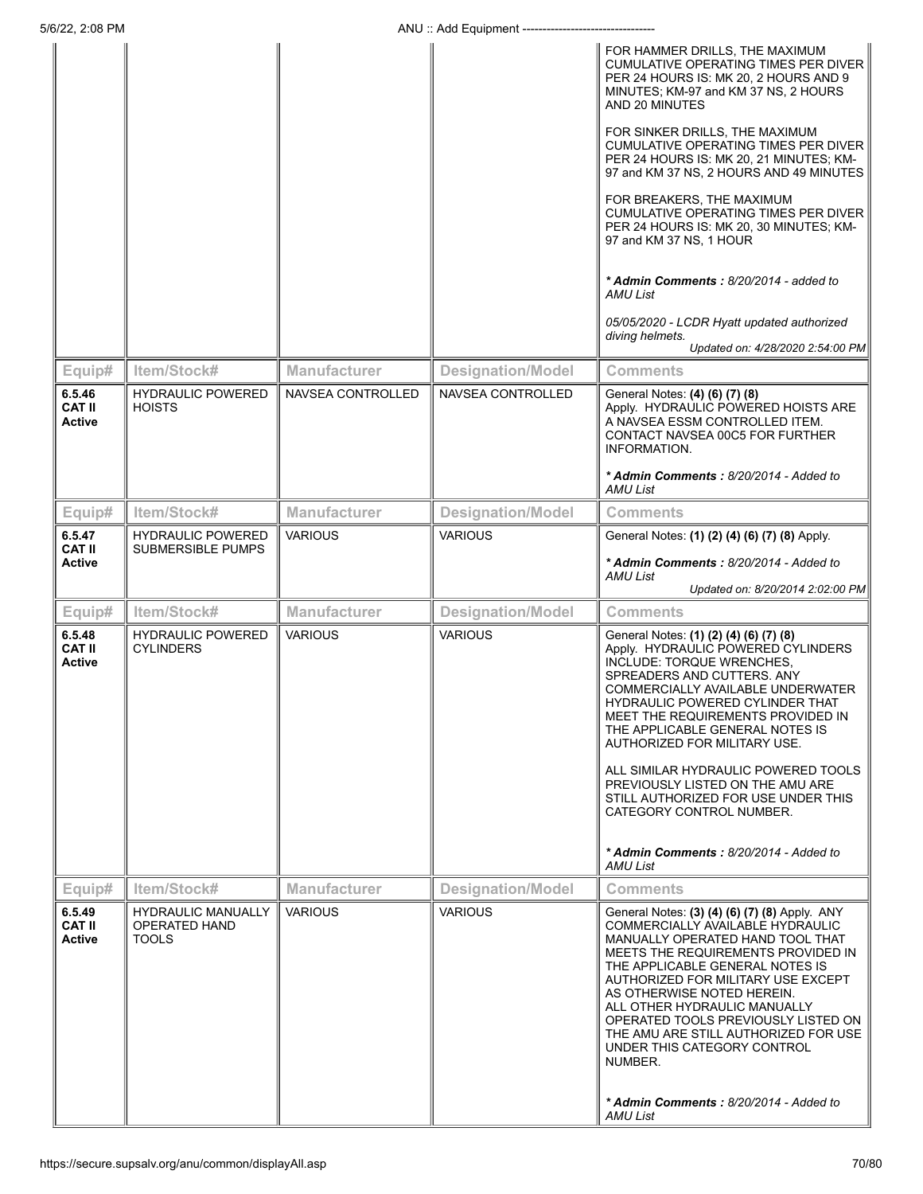| Equip# | Item/Stock# | Manufacturer | Designation/Model | Comments |
|---|---|---|---|---|
| | | | | FOR HAMMER DRILLS, THE MAXIMUM CUMULATIVE OPERATING TIMES PER DIVER PER 24 HOURS IS: MK 20, 2 HOURS AND 9 MINUTES; KM-97 and KM 37 NS, 2 HOURS AND 20 MINUTES<br><br>FOR SINKER DRILLS, THE MAXIMUM CUMULATIVE OPERATING TIMES PER DIVER PER 24 HOURS IS: MK 20, 21 MINUTES; KM-97 and KM 37 NS, 2 HOURS AND 49 MINUTES<br><br>FOR BREAKERS, THE MAXIMUM CUMULATIVE OPERATING TIMES PER DIVER PER 24 HOURS IS: MK 20, 30 MINUTES; KM-97 and KM 37 NS, 1 HOUR<br><br>*** Admin Comments :** *8/20/2014 - added to AMU List*<br><br>*05/05/2020 - LCDR Hyatt updated authorized diving helmets.*<br>*Updated on: 4/28/2020 2:54:00 PM* |
| **6.5.46 CAT II Active** | HYDRAULIC POWERED HOISTS | NAVSEA CONTROLLED | NAVSEA CONTROLLED | General Notes: **(4) (6) (7) (8)** Apply. HYDRAULIC POWERED HOISTS ARE A NAVSEA ESSM CONTROLLED ITEM. CONTACT NAVSEA 00C5 FOR FURTHER INFORMATION.<br><br>*** Admin Comments :** *8/20/2014 - Added to AMU List* |
| **6.5.47 CAT II Active** | HYDRAULIC POWERED SUBMERSIBLE PUMPS | VARIOUS | VARIOUS | General Notes: **(1) (2) (4) (6) (7) (8)** Apply.<br><br>*** Admin Comments :** *8/20/2014 - Added to AMU List*<br>*Updated on: 8/20/2014 2:02:00 PM* |
| **6.5.48 CAT II Active** | HYDRAULIC POWERED CYLINDERS | VARIOUS | VARIOUS | General Notes: **(1) (2) (4) (6) (7) (8)** Apply. HYDRAULIC POWERED CYLINDERS INCLUDE: TORQUE WRENCHES, SPREADERS AND CUTTERS. ANY COMMERCIALLY AVAILABLE UNDERWATER HYDRAULIC POWERED CYLINDER THAT MEET THE REQUIREMENTS PROVIDED IN THE APPLICABLE GENERAL NOTES IS AUTHORIZED FOR MILITARY USE.<br><br>ALL SIMILAR HYDRAULIC POWERED TOOLS PREVIOUSLY LISTED ON THE AMU ARE STILL AUTHORIZED FOR USE UNDER THIS CATEGORY CONTROL NUMBER.<br><br>*** Admin Comments :** *8/20/2014 - Added to AMU List* |
| **6.5.49 CAT II Active** | HYDRAULIC MANUALLY OPERATED HAND TOOLS | VARIOUS | VARIOUS | General Notes: **(3) (4) (6) (7) (8)** Apply. ANY COMMERCIALLY AVAILABLE HYDRAULIC MANUALLY OPERATED HAND TOOL THAT MEETS THE REQUIREMENTS PROVIDED IN THE APPLICABLE GENERAL NOTES IS AUTHORIZED FOR MILITARY USE EXCEPT AS OTHERWISE NOTED HEREIN.<br>ALL OTHER HYDRAULIC MANUALLY OPERATED TOOLS PREVIOUSLY LISTED ON THE AMU ARE STILL AUTHORIZED FOR USE UNDER THIS CATEGORY CONTROL NUMBER.<br><br>*** Admin Comments :** *8/20/2014 - Added to AMU List* |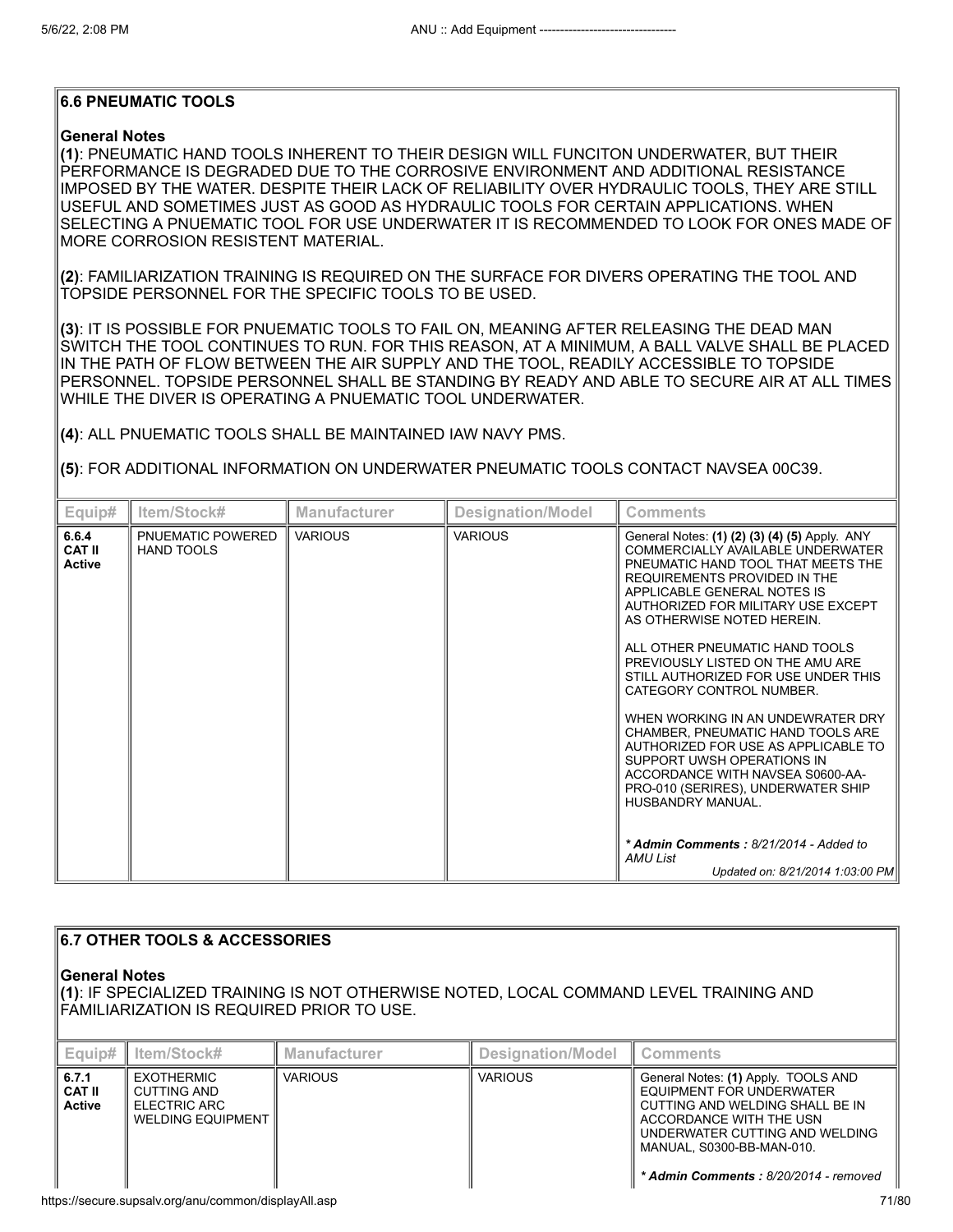## 6.6 PNEUMATIC TOOLS

**General Notes**

**(1)**: PNEUMATIC HAND TOOLS INHERENT TO THEIR DESIGN WILL FUNCITON UNDERWATER, BUT THEIR PERFORMANCE IS DEGRADED DUE TO THE CORROSIVE ENVIRONMENT AND ADDITIONAL RESISTANCE IMPOSED BY THE WATER. DESPITE THEIR LACK OF RELIABILITY OVER HYDRAULIC TOOLS, THEY ARE STILL USEFUL AND SOMETIMES JUST AS GOOD AS HYDRAULIC TOOLS FOR CERTAIN APPLICATIONS. WHEN SELECTING A PNUEMATIC TOOL FOR USE UNDERWATER IT IS RECOMMENDED TO LOOK FOR ONES MADE OF MORE CORROSION RESISTENT MATERIAL.

**(2)**: FAMILIARIZATION TRAINING IS REQUIRED ON THE SURFACE FOR DIVERS OPERATING THE TOOL AND TOPSIDE PERSONNEL FOR THE SPECIFIC TOOLS TO BE USED.

**(3)**: IT IS POSSIBLE FOR PNUEMATIC TOOLS TO FAIL ON, MEANING AFTER RELEASING THE DEAD MAN SWITCH THE TOOL CONTINUES TO RUN. FOR THIS REASON, AT A MINIMUM, A BALL VALVE SHALL BE PLACED IN THE PATH OF FLOW BETWEEN THE AIR SUPPLY AND THE TOOL, READILY ACCESSIBLE TO TOPSIDE PERSONNEL. TOPSIDE PERSONNEL SHALL BE STANDING BY READY AND ABLE TO SECURE AIR AT ALL TIMES WHILE THE DIVER IS OPERATING A PNUEMATIC TOOL UNDERWATER.

**(4)**: ALL PNUEMATIC TOOLS SHALL BE MAINTAINED IAW NAVY PMS.

**(5)**: FOR ADDITIONAL INFORMATION ON UNDERWATER PNEUMATIC TOOLS CONTACT NAVSEA 00C39.

| Equip# | Item/Stock# | Manufacturer | Designation/Model | Comments |
|---|---|---|---|---|
| **6.6.4 CAT II Active** | PNUEMATIC POWERED HAND TOOLS | VARIOUS | VARIOUS | General Notes: **(1) (2) (3) (4) (5)** Apply. ANY COMMERCIALLY AVAILABLE UNDERWATER PNEUMATIC HAND TOOL THAT MEETS THE REQUIREMENTS PROVIDED IN THE APPLICABLE GENERAL NOTES IS AUTHORIZED FOR MILITARY USE EXCEPT AS OTHERWISE NOTED HEREIN.<br><br>ALL OTHER PNEUMATIC HAND TOOLS PREVIOUSLY LISTED ON THE AMU ARE STILL AUTHORIZED FOR USE UNDER THIS CATEGORY CONTROL NUMBER.<br><br>WHEN WORKING IN AN UNDEWRATER DRY CHAMBER, PNEUMATIC HAND TOOLS ARE AUTHORIZED FOR USE AS APPLICABLE TO SUPPORT UWSH OPERATIONS IN ACCORDANCE WITH NAVSEA S0600-AA-PRO-010 (SERIRES), UNDERWATER SHIP HUSBANDRY MANUAL.<br><br>*** Admin Comments :** *8/21/2014 - Added to AMU List*<br>*Updated on: 8/21/2014 1:03:00 PM* |

## 6.7 OTHER TOOLS & ACCESSORIES

**General Notes**

**(1)**: IF SPECIALIZED TRAINING IS NOT OTHERWISE NOTED, LOCAL COMMAND LEVEL TRAINING AND FAMILIARIZATION IS REQUIRED PRIOR TO USE.

| Equip# | Item/Stock# | Manufacturer | Designation/Model | Comments |
|---|---|---|---|---|
| **6.7.1 CAT II Active** | EXOTHERMIC CUTTING AND ELECTRIC ARC WELDING EQUIPMENT | VARIOUS | VARIOUS | General Notes: **(1)** Apply. TOOLS AND EQUIPMENT FOR UNDERWATER CUTTING AND WELDING SHALL BE IN ACCORDANCE WITH THE USN UNDERWATER CUTTING AND WELDING MANUAL, S0300-BB-MAN-010.<br><br>*** Admin Comments :** *8/20/2014 - removed* |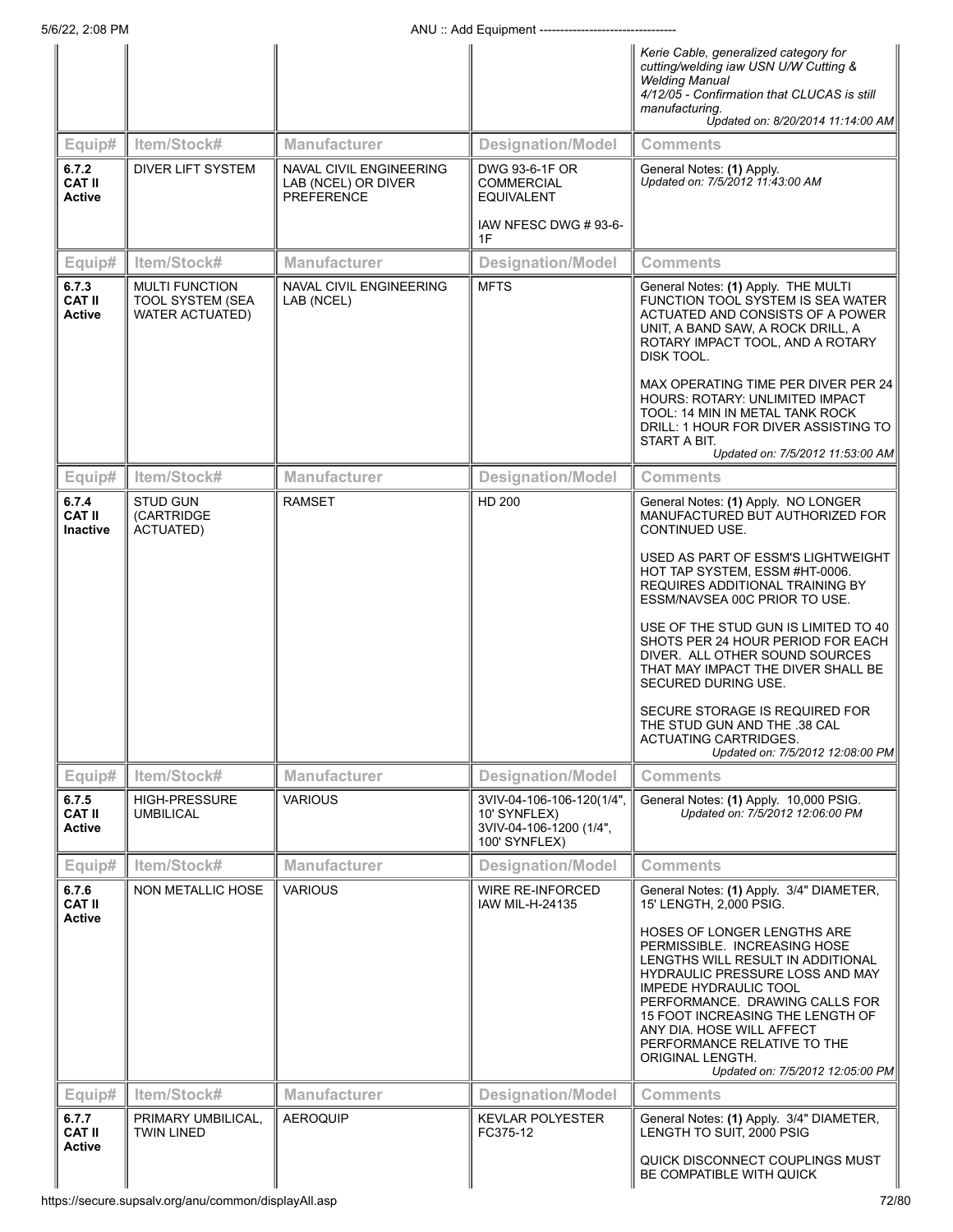| Equip# | Item/Stock# | Manufacturer | Designation/Model | Comments |
|---|---|---|---|---|
| | | | | *Kerie Cable, generalized category for cutting/welding iaw USN U/W Cutting & Welding Manual*<br>*4/12/05 - Confirmation that CLUCAS is still manufacturing.*<br>*Updated on: 8/20/2014 11:14:00 AM* |
| **6.7.2**<br>**CAT II**<br>**Active** | DIVER LIFT SYSTEM | NAVAL CIVIL ENGINEERING LAB (NCEL) OR DIVER PREFERENCE | DWG 93-6-1F OR COMMERCIAL EQUIVALENT<br><br>IAW NFESC DWG # 93-6-1F | General Notes: **(1)** Apply.<br>*Updated on: 7/5/2012 11:43:00 AM* |
| **6.7.3**<br>**CAT II**<br>**Active** | MULTI FUNCTION TOOL SYSTEM (SEA WATER ACTUATED) | NAVAL CIVIL ENGINEERING LAB (NCEL) | MFTS | General Notes: **(1)** Apply. THE MULTI FUNCTION TOOL SYSTEM IS SEA WATER ACTUATED AND CONSISTS OF A POWER UNIT, A BAND SAW, A ROCK DRILL, A ROTARY IMPACT TOOL, AND A ROTARY DISK TOOL.<br><br>MAX OPERATING TIME PER DIVER PER 24 HOURS: ROTARY: UNLIMITED IMPACT TOOL: 14 MIN IN METAL TANK ROCK DRILL: 1 HOUR FOR DIVER ASSISTING TO START A BIT.<br>*Updated on: 7/5/2012 11:53:00 AM* |
| **6.7.4**<br>**CAT II**<br>**Inactive** | STUD GUN (CARTRIDGE ACTUATED) | RAMSET | HD 200 | General Notes: **(1)** Apply. NO LONGER MANUFACTURED BUT AUTHORIZED FOR CONTINUED USE.<br><br>USED AS PART OF ESSM'S LIGHTWEIGHT HOT TAP SYSTEM, ESSM #HT-0006. REQUIRES ADDITIONAL TRAINING BY ESSM/NAVSEA 00C PRIOR TO USE.<br><br>USE OF THE STUD GUN IS LIMITED TO 40 SHOTS PER 24 HOUR PERIOD FOR EACH DIVER. ALL OTHER SOUND SOURCES THAT MAY IMPACT THE DIVER SHALL BE SECURED DURING USE.<br><br>SECURE STORAGE IS REQUIRED FOR THE STUD GUN AND THE .38 CAL ACTUATING CARTRIDGES.<br>*Updated on: 7/5/2012 12:08:00 PM* |
| **6.7.5**<br>**CAT II**<br>**Active** | HIGH-PRESSURE UMBILICAL | VARIOUS | 3VIV-04-106-106-120(1/4", 10' SYNFLEX)<br>3VIV-04-106-1200 (1/4", 100' SYNFLEX) | General Notes: **(1)** Apply. 10,000 PSIG.<br>*Updated on: 7/5/2012 12:06:00 PM* |
| **6.7.6**<br>**CAT II**<br>**Active** | NON METALLIC HOSE | VARIOUS | WIRE RE-INFORCED IAW MIL-H-24135 | General Notes: **(1)** Apply. 3/4" DIAMETER, 15' LENGTH, 2,000 PSIG.<br><br>HOSES OF LONGER LENGTHS ARE PERMISSIBLE. INCREASING HOSE LENGTHS WILL RESULT IN ADDITIONAL HYDRAULIC PRESSURE LOSS AND MAY IMPEDE HYDRAULIC TOOL PERFORMANCE. DRAWING CALLS FOR 15 FOOT INCREASING THE LENGTH OF ANY DIA. HOSE WILL AFFECT PERFORMANCE RELATIVE TO THE ORIGINAL LENGTH.<br>*Updated on: 7/5/2012 12:05:00 PM* |
| **6.7.7**<br>**CAT II**<br>**Active** | PRIMARY UMBILICAL, TWIN LINED | AEROQUIP | KEVLAR POLYESTER FC375-12 | General Notes: **(1)** Apply. 3/4" DIAMETER, LENGTH TO SUIT, 2000 PSIG<br><br>QUICK DISCONNECT COUPLINGS MUST BE COMPATIBLE WITH QUICK |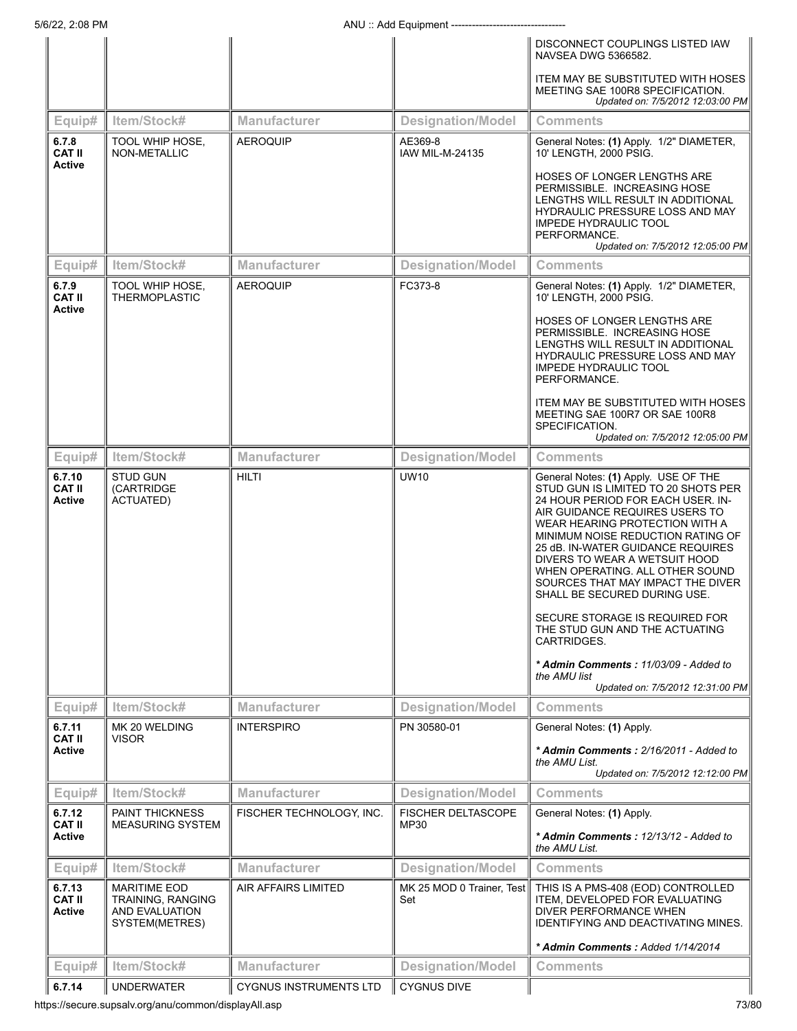| Equip# | Item/Stock# | Manufacturer | Designation/Model | Comments |
|---|---|---|---|---|
| | | | | DISCONNECT COUPLINGS LISTED IAW NAVSEA DWG 5366582.<br><br>ITEM MAY BE SUBSTITUTED WITH HOSES MEETING SAE 100R8 SPECIFICATION.<br>*Updated on: 7/5/2012 12:03:00 PM* |

| Equip# | Item/Stock# | Manufacturer | Designation/Model | Comments |
|---|---|---|---|---|
| **6.7.8**<br>**CAT II**<br>**Active** | TOOL WHIP HOSE, NON-METALLIC | AEROQUIP | AE369-8<br>IAW MIL-M-24135 | General Notes: **(1)** Apply. 1/2" DIAMETER, 10' LENGTH, 2000 PSIG.<br><br>HOSES OF LONGER LENGTHS ARE PERMISSIBLE. INCREASING HOSE LENGTHS WILL RESULT IN ADDITIONAL HYDRAULIC PRESSURE LOSS AND MAY IMPEDE HYDRAULIC TOOL PERFORMANCE.<br>*Updated on: 7/5/2012 12:05:00 PM* |

| Equip# | Item/Stock# | Manufacturer | Designation/Model | Comments |
|---|---|---|---|---|
| **6.7.9**<br>**CAT II**<br>**Active** | TOOL WHIP HOSE, THERMOPLASTIC | AEROQUIP | FC373-8 | General Notes: **(1)** Apply. 1/2" DIAMETER, 10' LENGTH, 2000 PSIG.<br><br>HOSES OF LONGER LENGTHS ARE PERMISSIBLE. INCREASING HOSE LENGTHS WILL RESULT IN ADDITIONAL HYDRAULIC PRESSURE LOSS AND MAY IMPEDE HYDRAULIC TOOL PERFORMANCE.<br><br>ITEM MAY BE SUBSTITUTED WITH HOSES MEETING SAE 100R7 OR SAE 100R8 SPECIFICATION.<br>*Updated on: 7/5/2012 12:05:00 PM* |

| Equip# | Item/Stock# | Manufacturer | Designation/Model | Comments |
|---|---|---|---|---|
| **6.7.10**<br>**CAT II**<br>**Active** | STUD GUN (CARTRIDGE ACTUATED) | HILTI | UW10 | General Notes: **(1)** Apply. USE OF THE STUD GUN IS LIMITED TO 20 SHOTS PER 24 HOUR PERIOD FOR EACH USER. IN-AIR GUIDANCE REQUIRES USERS TO WEAR HEARING PROTECTION WITH A MINIMUM NOISE REDUCTION RATING OF 25 dB. IN-WATER GUIDANCE REQUIRES DIVERS TO WEAR A WETSUIT HOOD WHEN OPERATING. ALL OTHER SOUND SOURCES THAT MAY IMPACT THE DIVER SHALL BE SECURED DURING USE.<br><br>SECURE STORAGE IS REQUIRED FOR THE STUD GUN AND THE ACTUATING CARTRIDGES.<br><br>*** Admin Comments :** *11/03/09 - Added to the AMU list*<br>*Updated on: 7/5/2012 12:31:00 PM* |

| Equip# | Item/Stock# | Manufacturer | Designation/Model | Comments |
|---|---|---|---|---|
| **6.7.11**<br>**CAT II**<br>**Active** | MK 20 WELDING VISOR | INTERSPIRO | PN 30580-01 | General Notes: **(1)** Apply.<br><br>*** Admin Comments :** *2/16/2011 - Added to the AMU List.*<br>*Updated on: 7/5/2012 12:12:00 PM* |

| Equip# | Item/Stock# | Manufacturer | Designation/Model | Comments |
|---|---|---|---|---|
| **6.7.12**<br>**CAT II**<br>**Active** | PAINT THICKNESS MEASURING SYSTEM | FISCHER TECHNOLOGY, INC. | FISCHER DELTASCOPE MP30 | General Notes: **(1)** Apply.<br><br>*** Admin Comments :** *12/13/12 - Added to the AMU List.* |

| Equip# | Item/Stock# | Manufacturer | Designation/Model | Comments |
|---|---|---|---|---|
| **6.7.13**<br>**CAT II**<br>**Active** | MARITIME EOD TRAINING, RANGING AND EVALUATION SYSTEM(METRES) | AIR AFFAIRS LIMITED | MK 25 MOD 0 Trainer, Test Set | THIS IS A PMS-408 (EOD) CONTROLLED ITEM, DEVELOPED FOR EVALUATING DIVER PERFORMANCE WHEN IDENTIFYING AND DEACTIVATING MINES.<br><br>*** Admin Comments :** *Added 1/14/2014* |

| Equip# | Item/Stock# | Manufacturer | Designation/Model | Comments |
|---|---|---|---|---|
| **6.7.14** | UNDERWATER | CYGNUS INSTRUMENTS LTD | CYGNUS DIVE | |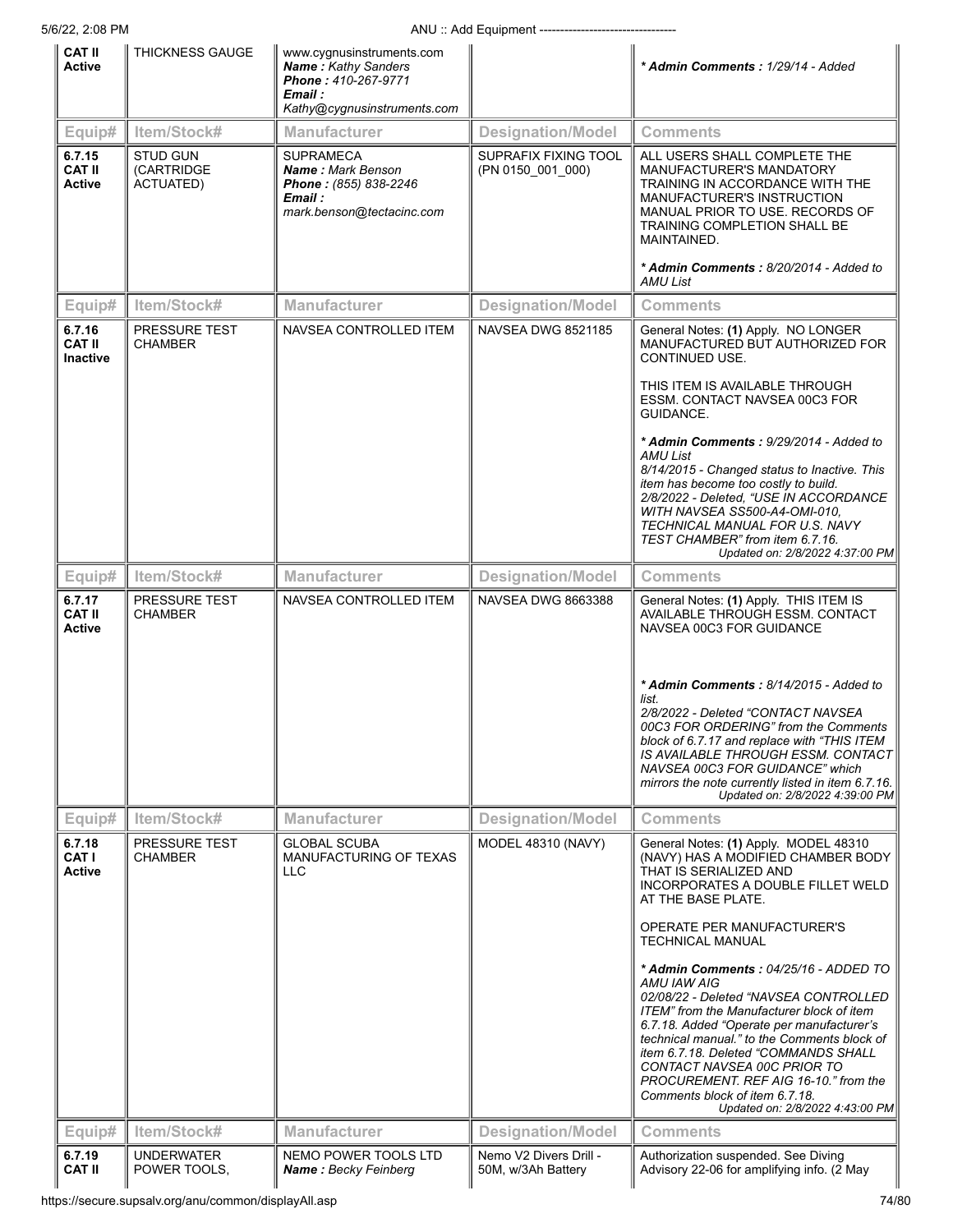| Equip# | Item/Stock# | Manufacturer | Designation/Model | Comments |
|---|---|---|---|---|
| **CAT II** **Active** | THICKNESS GAUGE | www.cygnusinstruments.com *Name : Kathy Sanders* *Phone : 410-267-9771* *Email :* *Kathy@cygnusinstruments.com* | | *** Admin Comments :** *1/29/14 - Added* |
| **Equip#** | **Item/Stock#** | **Manufacturer** | **Designation/Model** | **Comments** |
| **6.7.15** **CAT II** **Active** | STUD GUN (CARTRIDGE ACTUATED) | SUPRAMECA *Name : Mark Benson* *Phone : (855) 838-2246* *Email :* *mark.benson@tectacinc.com* | SUPRAFIX FIXING TOOL (PN 0150_001_000) | ALL USERS SHALL COMPLETE THE MANUFACTURER'S MANDATORY TRAINING IN ACCORDANCE WITH THE MANUFACTURER'S INSTRUCTION MANUAL PRIOR TO USE. RECORDS OF TRAINING COMPLETION SHALL BE MAINTAINED.<br><br>*** Admin Comments :** *8/20/2014 - Added to AMU List* |
| **Equip#** | **Item/Stock#** | **Manufacturer** | **Designation/Model** | **Comments** |
| **6.7.16** **CAT II** **Inactive** | PRESSURE TEST CHAMBER | NAVSEA CONTROLLED ITEM | NAVSEA DWG 8521185 | General Notes: **(1)** Apply. NO LONGER MANUFACTURED BUT AUTHORIZED FOR CONTINUED USE.<br><br>THIS ITEM IS AVAILABLE THROUGH ESSM. CONTACT NAVSEA 00C3 FOR GUIDANCE.<br><br>*** Admin Comments :** *9/29/2014 - Added to AMU List* *8/14/2015 - Changed status to Inactive. This item has become too costly to build.* *2/8/2022 - Deleted, "USE IN ACCORDANCE WITH NAVSEA SS500-A4-OMI-010, TECHNICAL MANUAL FOR U.S. NAVY TEST CHAMBER" from item 6.7.16.* *Updated on: 2/8/2022 4:37:00 PM* |
| **Equip#** | **Item/Stock#** | **Manufacturer** | **Designation/Model** | **Comments** |
| **6.7.17** **CAT II** **Active** | PRESSURE TEST CHAMBER | NAVSEA CONTROLLED ITEM | NAVSEA DWG 8663388 | General Notes: **(1)** Apply. THIS ITEM IS AVAILABLE THROUGH ESSM. CONTACT NAVSEA 00C3 FOR GUIDANCE<br><br>*** Admin Comments :** *8/14/2015 - Added to list.* *2/8/2022 - Deleted "CONTACT NAVSEA 00C3 FOR ORDERING" from the Comments block of 6.7.17 and replace with "THIS ITEM IS AVAILABLE THROUGH ESSM. CONTACT NAVSEA 00C3 FOR GUIDANCE" which mirrors the note currently listed in item 6.7.16.* *Updated on: 2/8/2022 4:39:00 PM* |
| **Equip#** | **Item/Stock#** | **Manufacturer** | **Designation/Model** | **Comments** |
| **6.7.18** **CAT I** **Active** | PRESSURE TEST CHAMBER | GLOBAL SCUBA MANUFACTURING OF TEXAS LLC | MODEL 48310 (NAVY) | General Notes: **(1)** Apply. MODEL 48310 (NAVY) HAS A MODIFIED CHAMBER BODY THAT IS SERIALIZED AND INCORPORATES A DOUBLE FILLET WELD AT THE BASE PLATE.<br><br>OPERATE PER MANUFACTURER'S TECHNICAL MANUAL<br><br>*** Admin Comments :** *04/25/16 - ADDED TO AMU IAW AIG* *02/08/22 - Deleted "NAVSEA CONTROLLED ITEM" from the Manufacturer block of item 6.7.18. Added "Operate per manufacturer's technical manual." to the Comments block of item 6.7.18. Deleted "COMMANDS SHALL CONTACT NAVSEA 00C PRIOR TO PROCUREMENT. REF AIG 16-10." from the Comments block of item 6.7.18.* *Updated on: 2/8/2022 4:43:00 PM* |
| **Equip#** | **Item/Stock#** | **Manufacturer** | **Designation/Model** | **Comments** |
| **6.7.19** **CAT II** | UNDERWATER POWER TOOLS, | NEMO POWER TOOLS LTD *Name : Becky Feinberg* | Nemo V2 Divers Drill - 50M, w/3Ah Battery | Authorization suspended. See Diving Advisory 22-06 for amplifying info. (2 May |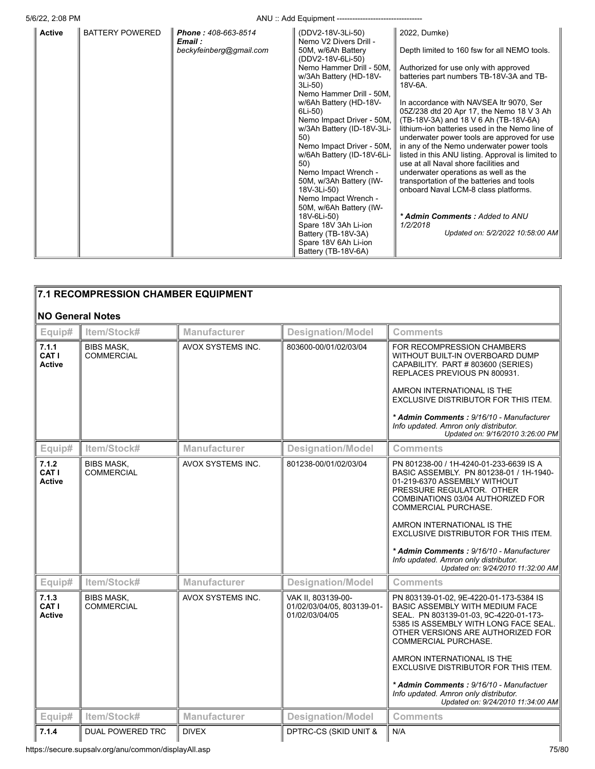| Active | BATTERY POWERED | ***Phone :*** *408-663-8514* ***Email :*** *beckyfeinberg@gmail.com* | (DDV2-18V-3Li-50) Nemo V2 Divers Drill - 50M, w/6Ah Battery (DDV2-18V-6Li-50) Nemo Hammer Drill - 50M, w/3Ah Battery (HD-18V-3Li-50) Nemo Hammer Drill - 50M, w/6Ah Battery (HD-18V-6Li-50) Nemo Impact Driver - 50M, w/3Ah Battery (ID-18V-3Li-50) Nemo Impact Driver - 50M, w/6Ah Battery (ID-18V-6Li-50) Nemo Impact Wrench - 50M, w/3Ah Battery (IW-18V-3Li-50) Nemo Impact Wrench - 50M, w/6Ah Battery (IW-18V-6Li-50) Spare 18V 3Ah Li-ion Battery (TB-18V-3A) Spare 18V 6Ah Li-ion Battery (TB-18V-6A) | 2022, Dumke)<br><br>Depth limited to 160 fsw for all NEMO tools.<br><br>Authorized for use only with approved batteries part numbers TB-18V-3A and TB-18V-6A.<br><br>In accordance with NAVSEA ltr 9070, Ser 05Z/238 dtd 20 Apr 17, the Nemo 18 V 3 Ah (TB-18V-3A) and 18 V 6 Ah (TB-18V-6A) lithium-ion batteries used in the Nemo line of underwater power tools are approved for use in any of the Nemo underwater power tools listed in this ANU listing. Approval is limited to use at all Naval shore facilities and underwater operations as well as the transportation of the batteries and tools onboard Naval LCM-8 class platforms.<br><br>***\* Admin Comments :*** *Added to ANU 1/2/2018*<br>*Updated on: 5/2/2022 10:58:00 AM* |
|---|---|---|---|---|

## 7.1 RECOMPRESSION CHAMBER EQUIPMENT

**NO General Notes**

| Equip# | Item/Stock# | Manufacturer | Designation/Model | Comments |
|---|---|---|---|---|
| **7.1.1 CAT I Active** | BIBS MASK, COMMERCIAL | AVOX SYSTEMS INC. | 803600-00/01/02/03/04 | FOR RECOMPRESSION CHAMBERS WITHOUT BUILT-IN OVERBOARD DUMP CAPABILITY. PART # 803600 (SERIES) REPLACES PREVIOUS PN 800931.<br><br>AMRON INTERNATIONAL IS THE EXCLUSIVE DISTRIBUTOR FOR THIS ITEM.<br><br>***\* Admin Comments :*** *9/16/10 - Manufacturer Info updated. Amron only distributor.*<br>*Updated on: 9/16/2010 3:26:00 PM* |
| **Equip#** | **Item/Stock#** | **Manufacturer** | **Designation/Model** | **Comments** |
| **7.1.2 CAT I Active** | BIBS MASK, COMMERCIAL | AVOX SYSTEMS INC. | 801238-00/01/02/03/04 | PN 801238-00 / 1H-4240-01-233-6639 IS A BASIC ASSEMBLY. PN 801238-01 / 1H-1940-01-219-6370 ASSEMBLY WITHOUT PRESSURE REGULATOR. OTHER COMBINATIONS 03/04 AUTHORIZED FOR COMMERCIAL PURCHASE.<br><br>AMRON INTERNATIONAL IS THE EXCLUSIVE DISTRIBUTOR FOR THIS ITEM.<br><br>***\* Admin Comments :*** *9/16/10 - Manufacturer Info updated. Amron only distributor.*<br>*Updated on: 9/24/2010 11:32:00 AM* |
| **Equip#** | **Item/Stock#** | **Manufacturer** | **Designation/Model** | **Comments** |
| **7.1.3 CAT I Active** | BIBS MASK, COMMERCIAL | AVOX SYSTEMS INC. | VAK II, 803139-00-01/02/03/04/05, 803139-01-01/02/03/04/05 | PN 803139-01-02, 9E-4220-01-173-5384 IS BASIC ASSEMBLY WITH MEDIUM FACE SEAL. PN 803139-01-03, 9C-4220-01-173-5385 IS ASSEMBLY WITH LONG FACE SEAL. OTHER VERSIONS ARE AUTHORIZED FOR COMMERCIAL PURCHASE.<br><br>AMRON INTERNATIONAL IS THE EXCLUSIVE DISTRIBUTOR FOR THIS ITEM.<br><br>***\* Admin Comments :*** *9/16/10 - Manufactuer Info updated. Amron only distributor.*<br>*Updated on: 9/24/2010 11:34:00 AM* |
| **Equip#** | **Item/Stock#** | **Manufacturer** | **Designation/Model** | **Comments** |
| **7.1.4** | DUAL POWERED TRC | DIVEX | DPTRC-CS (SKID UNIT & | N/A |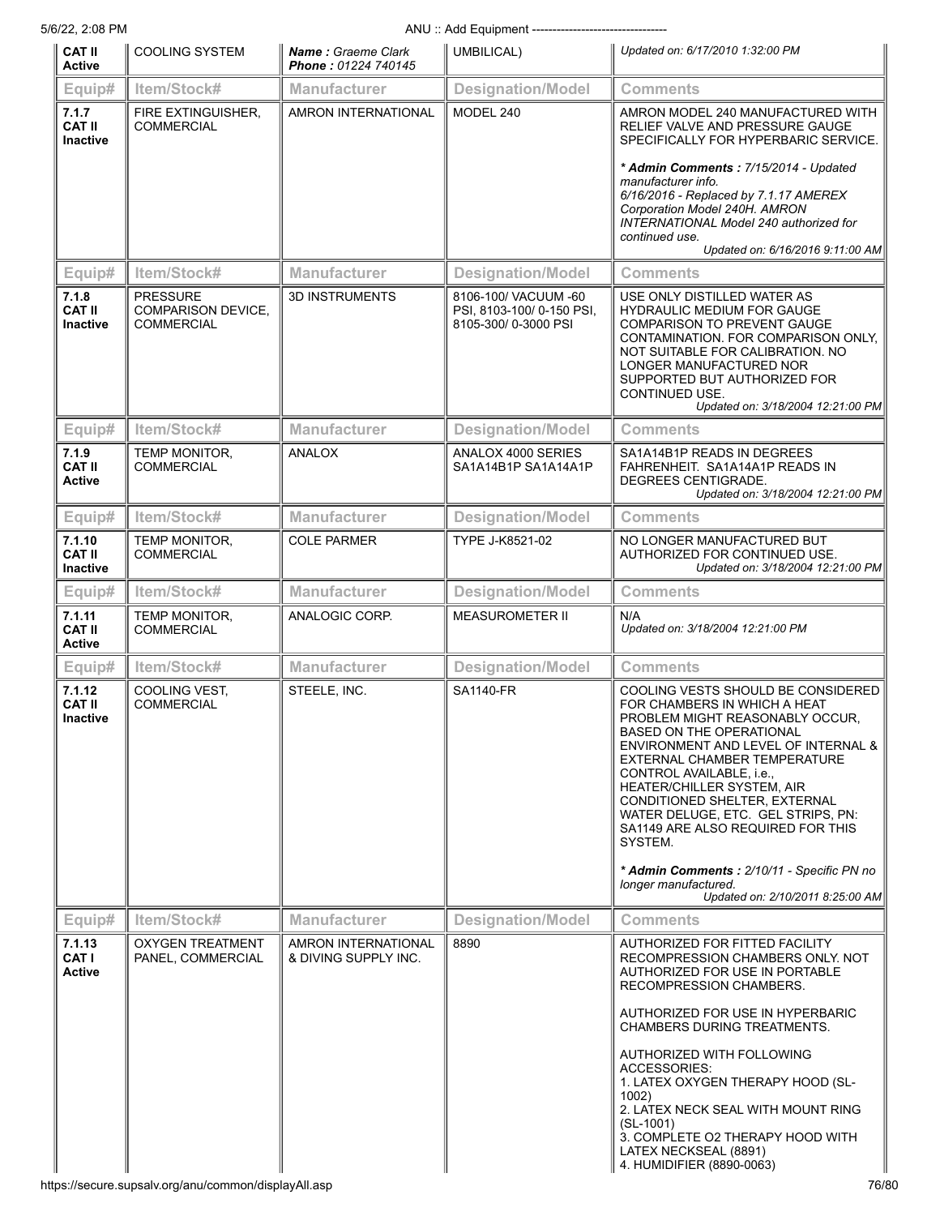| CAT II Active | COOLING SYSTEM | ***Name :** Graeme Clark* ***Phone :** 01224 740145* | UMBILICAL) | *Updated on: 6/17/2010 1:32:00 PM* |
|---|---|---|---|---|
| **Equip#** | **Item/Stock#** | **Manufacturer** | **Designation/Model** | **Comments** |
| **7.1.7 CAT II Inactive** | FIRE EXTINGUISHER, COMMERCIAL | AMRON INTERNATIONAL | MODEL 240 | AMRON MODEL 240 MANUFACTURED WITH RELIEF VALVE AND PRESSURE GAUGE SPECIFICALLY FOR HYPERBARIC SERVICE. ***\* Admin Comments :** 7/15/2014 - Updated manufacturer info. 6/16/2016 - Replaced by 7.1.17 AMEREX Corporation Model 240H. AMRON INTERNATIONAL Model 240 authorized for continued use.* *Updated on: 6/16/2016 9:11:00 AM* |
| **Equip#** | **Item/Stock#** | **Manufacturer** | **Designation/Model** | **Comments** |
| **7.1.8 CAT II Inactive** | PRESSURE COMPARISON DEVICE, COMMERCIAL | 3D INSTRUMENTS | 8106-100/ VACUUM -60 PSI, 8103-100/ 0-150 PSI, 8105-300/ 0-3000 PSI | USE ONLY DISTILLED WATER AS HYDRAULIC MEDIUM FOR GAUGE COMPARISON TO PREVENT GAUGE CONTAMINATION. FOR COMPARISON ONLY, NOT SUITABLE FOR CALIBRATION. NO LONGER MANUFACTURED NOR SUPPORTED BUT AUTHORIZED FOR CONTINUED USE. *Updated on: 3/18/2004 12:21:00 PM* |
| **Equip#** | **Item/Stock#** | **Manufacturer** | **Designation/Model** | **Comments** |
| **7.1.9 CAT II Active** | TEMP MONITOR, COMMERCIAL | ANALOX | ANALOX 4000 SERIES SA1A14B1P SA1A14A1P | SA1A14B1P READS IN DEGREES FAHRENHEIT. SA1A14A1P READS IN DEGREES CENTIGRADE. *Updated on: 3/18/2004 12:21:00 PM* |
| **Equip#** | **Item/Stock#** | **Manufacturer** | **Designation/Model** | **Comments** |
| **7.1.10 CAT II Inactive** | TEMP MONITOR, COMMERCIAL | COLE PARMER | TYPE J-K8521-02 | NO LONGER MANUFACTURED BUT AUTHORIZED FOR CONTINUED USE. *Updated on: 3/18/2004 12:21:00 PM* |
| **Equip#** | **Item/Stock#** | **Manufacturer** | **Designation/Model** | **Comments** |
| **7.1.11 CAT II Active** | TEMP MONITOR, COMMERCIAL | ANALOGIC CORP. | MEASUROMETER II | N/A *Updated on: 3/18/2004 12:21:00 PM* |
| **Equip#** | **Item/Stock#** | **Manufacturer** | **Designation/Model** | **Comments** |
| **7.1.12 CAT II Inactive** | COOLING VEST, COMMERCIAL | STEELE, INC. | SA1140-FR | COOLING VESTS SHOULD BE CONSIDERED FOR CHAMBERS IN WHICH A HEAT PROBLEM MIGHT REASONABLY OCCUR, BASED ON THE OPERATIONAL ENVIRONMENT AND LEVEL OF INTERNAL & EXTERNAL CHAMBER TEMPERATURE CONTROL AVAILABLE, i.e., HEATER/CHILLER SYSTEM, AIR CONDITIONED SHELTER, EXTERNAL WATER DELUGE, ETC. GEL STRIPS, PN: SA1149 ARE ALSO REQUIRED FOR THIS SYSTEM. ***\* Admin Comments :** 2/10/11 - Specific PN no longer manufactured.* *Updated on: 2/10/2011 8:25:00 AM* |
| **Equip#** | **Item/Stock#** | **Manufacturer** | **Designation/Model** | **Comments** |
| **7.1.13 CAT I Active** | OXYGEN TREATMENT PANEL, COMMERCIAL | AMRON INTERNATIONAL & DIVING SUPPLY INC. | 8890 | AUTHORIZED FOR FITTED FACILITY RECOMPRESSION CHAMBERS ONLY. NOT AUTHORIZED FOR USE IN PORTABLE RECOMPRESSION CHAMBERS. AUTHORIZED FOR USE IN HYPERBARIC CHAMBERS DURING TREATMENTS. AUTHORIZED WITH FOLLOWING ACCESSORIES: 1. LATEX OXYGEN THERAPY HOOD (SL-1002) 2. LATEX NECK SEAL WITH MOUNT RING (SL-1001) 3. COMPLETE O2 THERAPY HOOD WITH LATEX NECKSEAL (8891) 4. HUMIDIFIER (8890-0063) |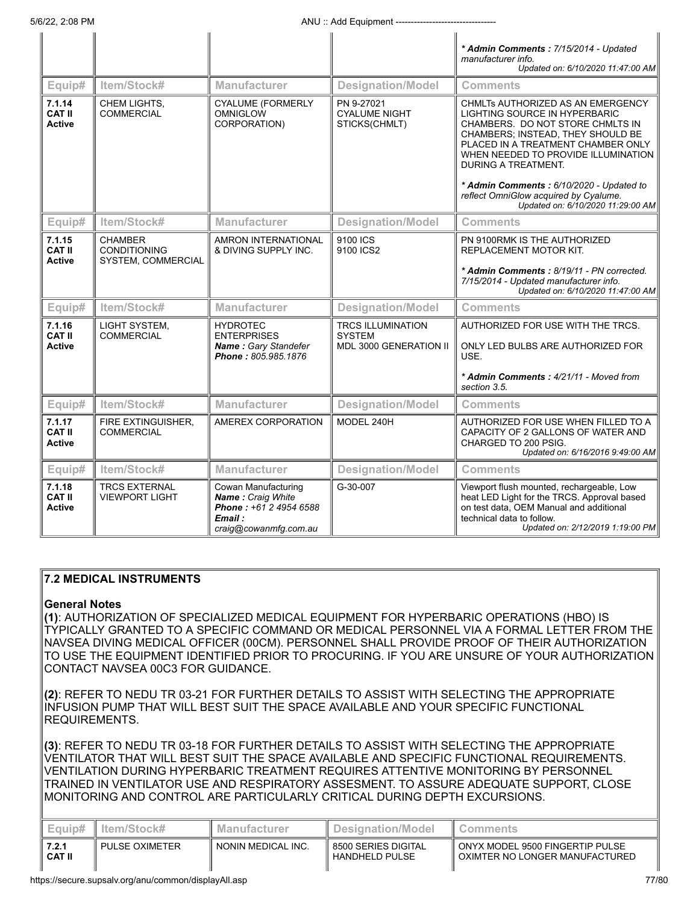| Equip# | Item/Stock# | Manufacturer | Designation/Model | Comments |
|---|---|---|---|---|
| | | | | *** Admin Comments :** *7/15/2014 - Updated manufacturer info.* *Updated on: 6/10/2020 11:47:00 AM* |
| **7.1.14 CAT II Active** | CHEM LIGHTS, COMMERCIAL | CYALUME (FORMERLY OMNIGLOW CORPORATION) | PN 9-27021 CYALUME NIGHT STICKS(CHMLT) | CHMLTs AUTHORIZED AS AN EMERGENCY LIGHTING SOURCE IN HYPERBARIC CHAMBERS. DO NOT STORE CHMLTS IN CHAMBERS; INSTEAD, THEY SHOULD BE PLACED IN A TREATMENT CHAMBER ONLY WHEN NEEDED TO PROVIDE ILLUMINATION DURING A TREATMENT. *** Admin Comments :** *6/10/2020 - Updated to reflect OmniGlow acquired by Cyalume.* *Updated on: 6/10/2020 11:29:00 AM* |
| **7.1.15 CAT II Active** | CHAMBER CONDITIONING SYSTEM, COMMERCIAL | AMRON INTERNATIONAL & DIVING SUPPLY INC. | 9100 ICS 9100 ICS2 | PN 9100RMK IS THE AUTHORIZED REPLACEMENT MOTOR KIT. *** Admin Comments :** *8/19/11 - PN corrected. 7/15/2014 - Updated manufacturer info.* *Updated on: 6/10/2020 11:47:00 AM* |
| **7.1.16 CAT II Active** | LIGHT SYSTEM, COMMERCIAL | HYDROTEC ENTERPRISES **Name :** *Gary Standefer* **Phone :** *805.985.1876* | TRCS ILLUMINATION SYSTEM MDL 3000 GENERATION II | AUTHORIZED FOR USE WITH THE TRCS. ONLY LED BULBS ARE AUTHORIZED FOR USE. *** Admin Comments :** *4/21/11 - Moved from section 3.5.* |
| **7.1.17 CAT II Active** | FIRE EXTINGUISHER, COMMERCIAL | AMEREX CORPORATION | MODEL 240H | AUTHORIZED FOR USE WHEN FILLED TO A CAPACITY OF 2 GALLONS OF WATER AND CHARGED TO 200 PSIG. *Updated on: 6/16/2016 9:49:00 AM* |
| **7.1.18 CAT II Active** | TRCS EXTERNAL VIEWPORT LIGHT | Cowan Manufacturing **Name :** *Craig White* **Phone :** *+61 2 4954 6588* **Email :** *craig@cowanmfg.com.au* | G-30-007 | Viewport flush mounted, rechargeable, Low heat LED Light for the TRCS. Approval based on test data, OEM Manual and additional technical data to follow. *Updated on: 2/12/2019 1:19:00 PM* |

## 7.2 MEDICAL INSTRUMENTS

**General Notes**

**(1)**: AUTHORIZATION OF SPECIALIZED MEDICAL EQUIPMENT FOR HYPERBARIC OPERATIONS (HBO) IS TYPICALLY GRANTED TO A SPECIFIC COMMAND OR MEDICAL PERSONNEL VIA A FORMAL LETTER FROM THE NAVSEA DIVING MEDICAL OFFICER (00CM). PERSONNEL SHALL PROVIDE PROOF OF THEIR AUTHORIZATION TO USE THE EQUIPMENT IDENTIFIED PRIOR TO PROCURING. IF YOU ARE UNSURE OF YOUR AUTHORIZATION CONTACT NAVSEA 00C3 FOR GUIDANCE.

**(2)**: REFER TO NEDU TR 03-21 FOR FURTHER DETAILS TO ASSIST WITH SELECTING THE APPROPRIATE INFUSION PUMP THAT WILL BEST SUIT THE SPACE AVAILABLE AND YOUR SPECIFIC FUNCTIONAL REQUIREMENTS.

**(3)**: REFER TO NEDU TR 03-18 FOR FURTHER DETAILS TO ASSIST WITH SELECTING THE APPROPRIATE VENTILATOR THAT WILL BEST SUIT THE SPACE AVAILABLE AND SPECIFIC FUNCTIONAL REQUIREMENTS. VENTILATION DURING HYPERBARIC TREATMENT REQUIRES ATTENTIVE MONITORING BY PERSONNEL TRAINED IN VENTILATOR USE AND RESPIRATORY ASSESMENT. TO ASSURE ADEQUATE SUPPORT, CLOSE MONITORING AND CONTROL ARE PARTICULARLY CRITICAL DURING DEPTH EXCURSIONS.

| Equip# | Item/Stock# | Manufacturer | Designation/Model | Comments |
|---|---|---|---|---|
| **7.2.1 CAT II** | PULSE OXIMETER | NONIN MEDICAL INC. | 8500 SERIES DIGITAL HANDHELD PULSE | ONYX MODEL 9500 FINGERTIP PULSE OXIMTER NO LONGER MANUFACTURED |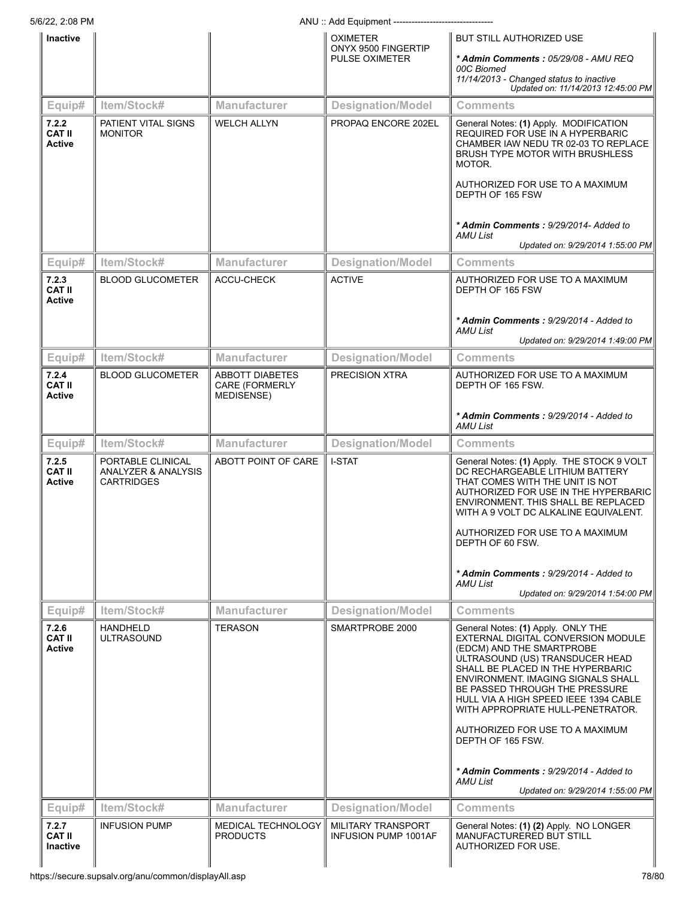| Equip# | Item/Stock# | Manufacturer | Designation/Model | Comments |
|---|---|---|---|---|
| Inactive | | | OXIMETER ONYX 9500 FINGERTIP PULSE OXIMETER | BUT STILL AUTHORIZED USE<br><br>***Admin Comments :** 05/29/08 - AMU REQ 00C Biomed<br>11/14/2013 - Changed status to inactive*<br>*Updated on: 11/14/2013 12:45:00 PM* |
| **7.2.2 CAT II Active** | PATIENT VITAL SIGNS MONITOR | WELCH ALLYN | PROPAQ ENCORE 202EL | General Notes: **(1)** Apply. MODIFICATION REQUIRED FOR USE IN A HYPERBARIC CHAMBER IAW NEDU TR 02-03 TO REPLACE BRUSH TYPE MOTOR WITH BRUSHLESS MOTOR.<br><br>AUTHORIZED FOR USE TO A MAXIMUM DEPTH OF 165 FSW<br><br>***Admin Comments :** 9/29/2014- Added to AMU List*<br>*Updated on: 9/29/2014 1:55:00 PM* |
| **7.2.3 CAT II Active** | BLOOD GLUCOMETER | ACCU-CHECK | ACTIVE | AUTHORIZED FOR USE TO A MAXIMUM DEPTH OF 165 FSW<br><br>***Admin Comments :** 9/29/2014 - Added to AMU List*<br>*Updated on: 9/29/2014 1:49:00 PM* |
| **7.2.4 CAT II Active** | BLOOD GLUCOMETER | ABBOTT DIABETES CARE (FORMERLY MEDISENSE) | PRECISION XTRA | AUTHORIZED FOR USE TO A MAXIMUM DEPTH OF 165 FSW.<br><br>***Admin Comments :** 9/29/2014 - Added to AMU List* |
| **7.2.5 CAT II Active** | PORTABLE CLINICAL ANALYZER & ANALYSIS CARTRIDGES | ABOTT POINT OF CARE | I-STAT | General Notes: **(1)** Apply. THE STOCK 9 VOLT DC RECHARGEABLE LITHIUM BATTERY THAT COMES WITH THE UNIT IS NOT AUTHORIZED FOR USE IN THE HYPERBARIC ENVIRONMENT. THIS SHALL BE REPLACED WITH A 9 VOLT DC ALKALINE EQUIVALENT.<br><br>AUTHORIZED FOR USE TO A MAXIMUM DEPTH OF 60 FSW.<br><br>***Admin Comments :** 9/29/2014 - Added to AMU List*<br>*Updated on: 9/29/2014 1:54:00 PM* |
| **7.2.6 CAT II Active** | HANDHELD ULTRASOUND | TERASON | SMARTPROBE 2000 | General Notes: **(1)** Apply. ONLY THE EXTERNAL DIGITAL CONVERSION MODULE (EDCM) AND THE SMARTPROBE ULTRASOUND (US) TRANSDUCER HEAD SHALL BE PLACED IN THE HYPERBARIC ENVIRONMENT. IMAGING SIGNALS SHALL BE PASSED THROUGH THE PRESSURE HULL VIA A HIGH SPEED IEEE 1394 CABLE WITH APPROPRIATE HULL-PENETRATOR.<br><br>AUTHORIZED FOR USE TO A MAXIMUM DEPTH OF 165 FSW.<br><br>***Admin Comments :** 9/29/2014 - Added to AMU List*<br>*Updated on: 9/29/2014 1:55:00 PM* |
| **7.2.7 CAT II Inactive** | INFUSION PUMP | MEDICAL TECHNOLOGY PRODUCTS | MILITARY TRANSPORT INFUSION PUMP 1001AF | General Notes: **(1) (2)** Apply. NO LONGER MANUFACTURERED BUT STILL AUTHORIZED FOR USE. |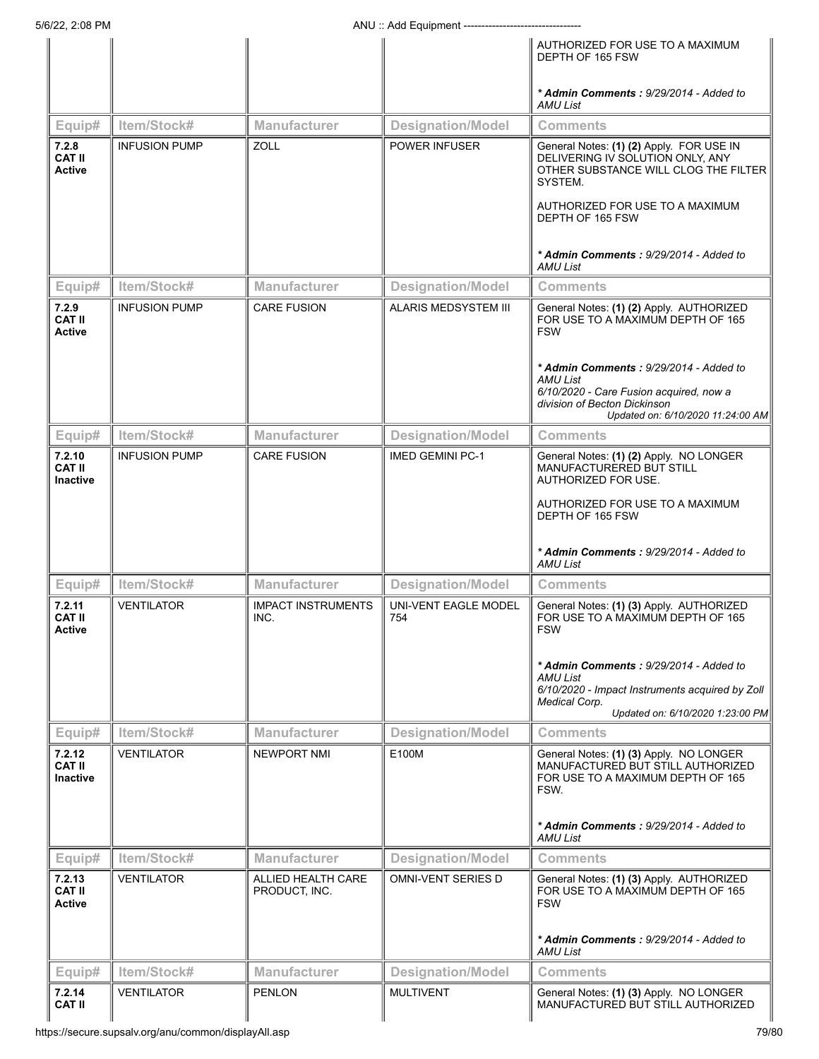| Equip# | Item/Stock# | Manufacturer | Designation/Model | Comments |
|---|---|---|---|---|
| | | | | AUTHORIZED FOR USE TO A MAXIMUM DEPTH OF 165 FSW<br><br>***Admin Comments :** 9/29/2014 - Added to AMU List* |
| **7.2.8 CAT II Active** | INFUSION PUMP | ZOLL | POWER INFUSER | General Notes: **(1) (2)** Apply. FOR USE IN DELIVERING IV SOLUTION ONLY, ANY OTHER SUBSTANCE WILL CLOG THE FILTER SYSTEM.<br><br>AUTHORIZED FOR USE TO A MAXIMUM DEPTH OF 165 FSW<br><br>***Admin Comments :** 9/29/2014 - Added to AMU List* |
| **7.2.9 CAT II Active** | INFUSION PUMP | CARE FUSION | ALARIS MEDSYSTEM III | General Notes: **(1) (2)** Apply. AUTHORIZED FOR USE TO A MAXIMUM DEPTH OF 165 FSW<br><br>***Admin Comments :** 9/29/2014 - Added to AMU List<br>6/10/2020 - Care Fusion acquired, now a division of Becton Dickinson<br>Updated on: 6/10/2020 11:24:00 AM* |
| **7.2.10 CAT II Inactive** | INFUSION PUMP | CARE FUSION | IMED GEMINI PC-1 | General Notes: **(1) (2)** Apply. NO LONGER MANUFACTURERED BUT STILL AUTHORIZED FOR USE.<br><br>AUTHORIZED FOR USE TO A MAXIMUM DEPTH OF 165 FSW<br><br>***Admin Comments :** 9/29/2014 - Added to AMU List* |
| **7.2.11 CAT II Active** | VENTILATOR | IMPACT INSTRUMENTS INC. | UNI-VENT EAGLE MODEL 754 | General Notes: **(1) (3)** Apply. AUTHORIZED FOR USE TO A MAXIMUM DEPTH OF 165 FSW<br><br>***Admin Comments :** 9/29/2014 - Added to AMU List<br>6/10/2020 - Impact Instruments acquired by Zoll Medical Corp.<br>Updated on: 6/10/2020 1:23:00 PM* |
| **7.2.12 CAT II Inactive** | VENTILATOR | NEWPORT NMI | E100M | General Notes: **(1) (3)** Apply. NO LONGER MANUFACTURED BUT STILL AUTHORIZED FOR USE TO A MAXIMUM DEPTH OF 165 FSW.<br><br>***Admin Comments :** 9/29/2014 - Added to AMU List* |
| **7.2.13 CAT II Active** | VENTILATOR | ALLIED HEALTH CARE PRODUCT, INC. | OMNI-VENT SERIES D | General Notes: **(1) (3)** Apply. AUTHORIZED FOR USE TO A MAXIMUM DEPTH OF 165 FSW<br><br>***Admin Comments :** 9/29/2014 - Added to AMU List* |
| **7.2.14 CAT II** | VENTILATOR | PENLON | MULTIVENT | General Notes: **(1) (3)** Apply. NO LONGER MANUFACTURED BUT STILL AUTHORIZED |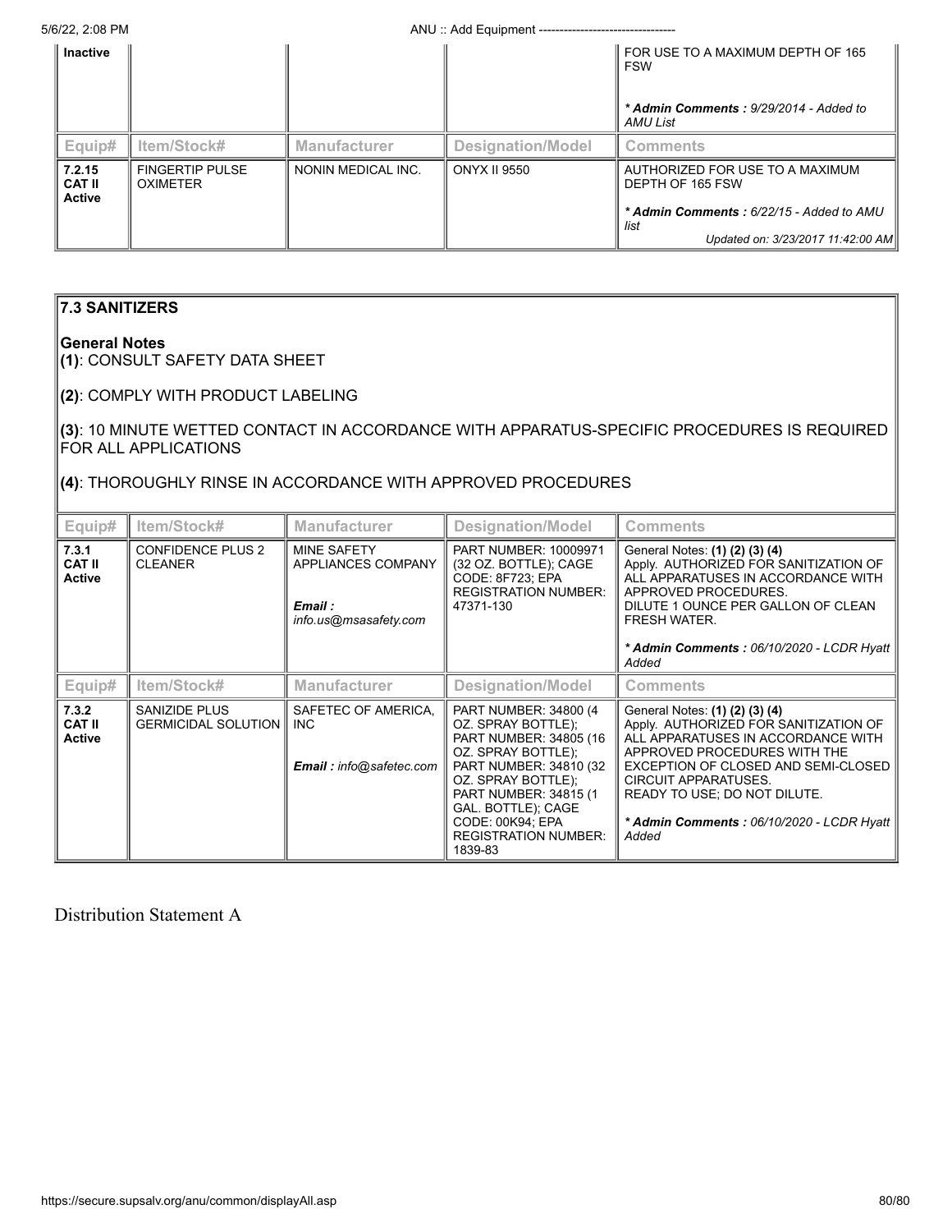| | | | | |
|---|---|---|---|---|
| Inactive | | | | FOR USE TO A MAXIMUM DEPTH OF 165 FSW<br><br>*** Admin Comments :** *9/29/2014 - Added to AMU List* |

| Equip# | Item/Stock# | Manufacturer | Designation/Model | Comments |
|---|---|---|---|---|
| **7.2.15 CAT II Active** | FINGERTIP PULSE OXIMETER | NONIN MEDICAL INC. | ONYX II 9550 | AUTHORIZED FOR USE TO A MAXIMUM DEPTH OF 165 FSW<br><br>*** Admin Comments :** *6/22/15 - Added to AMU list*<br>*Updated on: 3/23/2017 11:42:00 AM* |

## 7.3 SANITIZERS

**General Notes**

**(1)**: CONSULT SAFETY DATA SHEET

**(2)**: COMPLY WITH PRODUCT LABELING

**(3)**: 10 MINUTE WETTED CONTACT IN ACCORDANCE WITH APPARATUS-SPECIFIC PROCEDURES IS REQUIRED FOR ALL APPLICATIONS

**(4)**: THOROUGHLY RINSE IN ACCORDANCE WITH APPROVED PROCEDURES

| Equip# | Item/Stock# | Manufacturer | Designation/Model | Comments |
|---|---|---|---|---|
| **7.3.1 CAT II Active** | CONFIDENCE PLUS 2 CLEANER | MINE SAFETY APPLIANCES COMPANY<br><br>***Email :*** *info.us@msasafety.com* | PART NUMBER: 10009971 (32 OZ. BOTTLE); CAGE CODE: 8F723; EPA REGISTRATION NUMBER: 47371-130 | General Notes: **(1) (2) (3) (4)**<br>Apply. AUTHORIZED FOR SANITIZATION OF ALL APPARATUSES IN ACCORDANCE WITH APPROVED PROCEDURES.<br>DILUTE 1 OUNCE PER GALLON OF CLEAN FRESH WATER.<br><br>*** Admin Comments :** *06/10/2020 - LCDR Hyatt Added* |

| Equip# | Item/Stock# | Manufacturer | Designation/Model | Comments |
|---|---|---|---|---|
| **7.3.2 CAT II Active** | SANIZIDE PLUS GERMICIDAL SOLUTION | SAFETEC OF AMERICA, INC<br><br>***Email :*** *info@safetec.com* | PART NUMBER: 34800 (4 OZ. SPRAY BOTTLE); PART NUMBER: 34805 (16 OZ. SPRAY BOTTLE); PART NUMBER: 34810 (32 OZ. SPRAY BOTTLE); PART NUMBER: 34815 (1 GAL. BOTTLE); CAGE CODE: 00K94; EPA REGISTRATION NUMBER: 1839-83 | General Notes: **(1) (2) (3) (4)**<br>Apply. AUTHORIZED FOR SANITIZATION OF ALL APPARATUSES IN ACCORDANCE WITH APPROVED PROCEDURES WITH THE EXCEPTION OF CLOSED AND SEMI-CLOSED CIRCUIT APPARATUSES.<br>READY TO USE; DO NOT DILUTE.<br><br>*** Admin Comments :** *06/10/2020 - LCDR Hyatt Added* |

Distribution Statement A